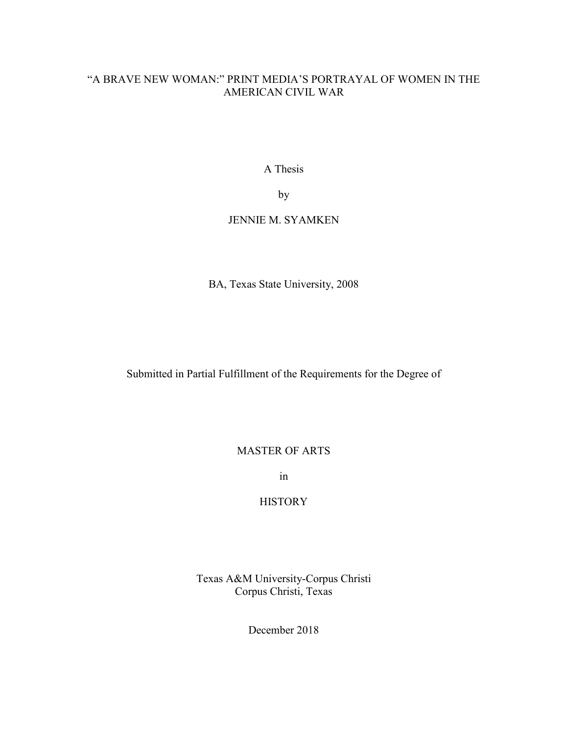# "A BRAVE NEW WOMAN:" PRINT MEDIA'S PORTRAYAL OF WOMEN IN THE AMERICAN CIVIL WAR

A Thesis

by

JENNIE M. SYAMKEN

BA, Texas State University, 2008

Submitted in Partial Fulfillment of the Requirements for the Degree of

MASTER OF ARTS

in

HISTORY

Texas A&M University-Corpus Christi
Corpus Christi, Texas

December 2018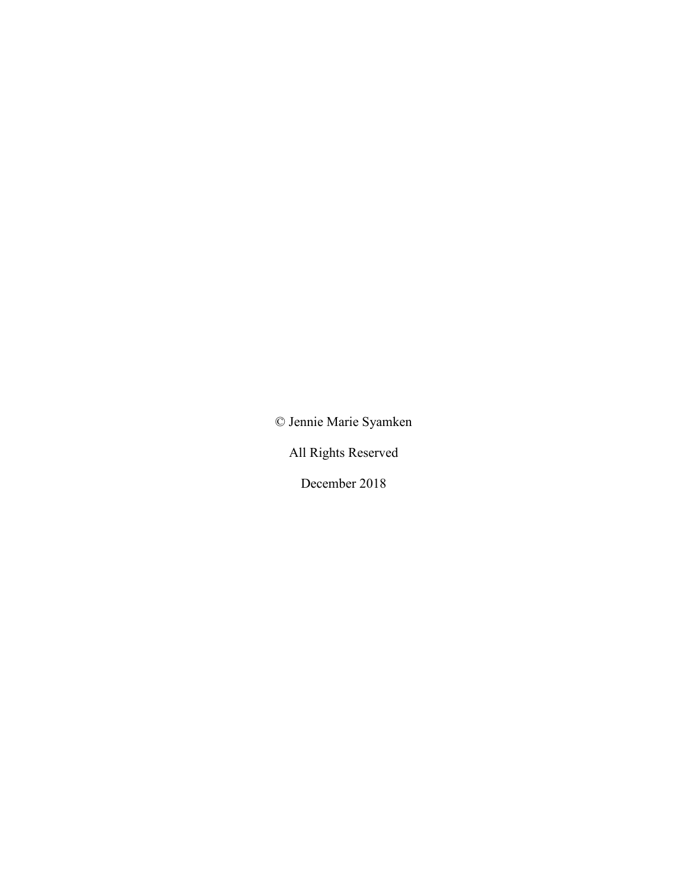© Jennie Marie Syamken

All Rights Reserved

December 2018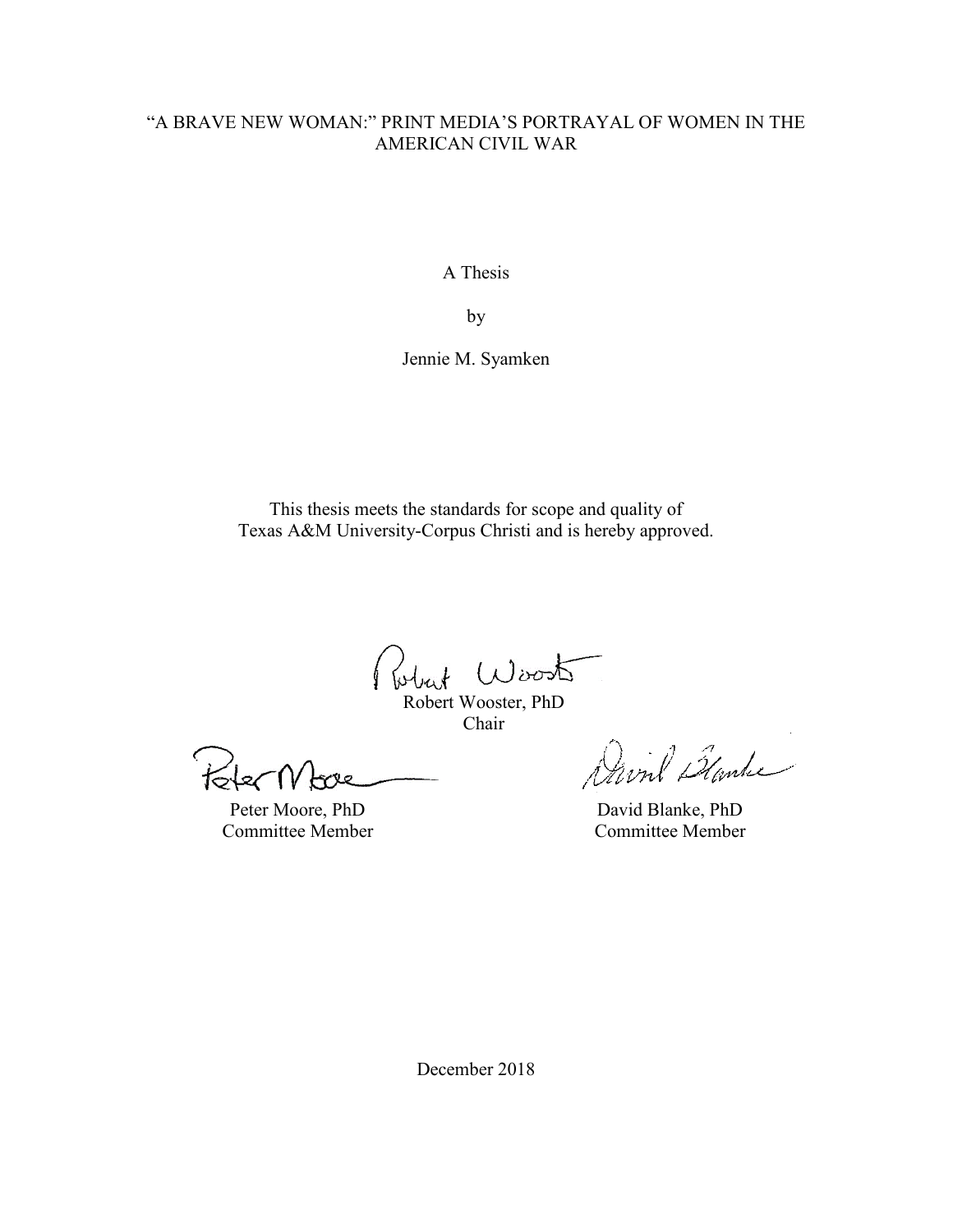"A BRAVE NEW WOMAN:" PRINT MEDIA'S PORTRAYAL OF WOMEN IN THE AMERICAN CIVIL WAR

A Thesis

by

Jennie M. Syamken

This thesis meets the standards for scope and quality of
Texas A&M University-Corpus Christi and is hereby approved.

Robert Wooster, PhD
Chair

Peter Moore, PhD
Committee Member

David Blanke, PhD
Committee Member

December 2018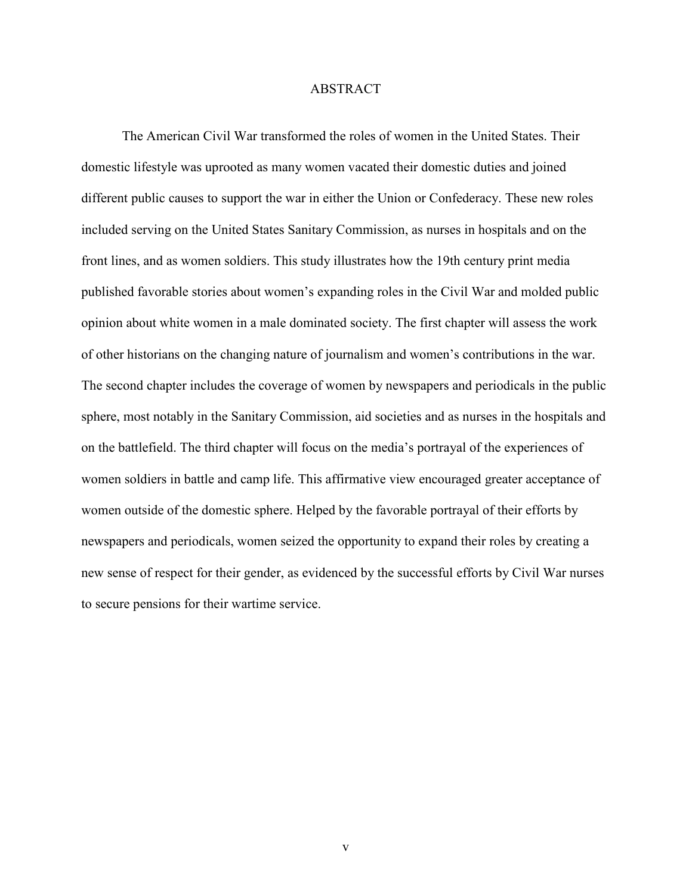# ABSTRACT

The American Civil War transformed the roles of women in the United States. Their domestic lifestyle was uprooted as many women vacated their domestic duties and joined different public causes to support the war in either the Union or Confederacy. These new roles included serving on the United States Sanitary Commission, as nurses in hospitals and on the front lines, and as women soldiers. This study illustrates how the 19th century print media published favorable stories about women's expanding roles in the Civil War and molded public opinion about white women in a male dominated society. The first chapter will assess the work of other historians on the changing nature of journalism and women's contributions in the war. The second chapter includes the coverage of women by newspapers and periodicals in the public sphere, most notably in the Sanitary Commission, aid societies and as nurses in the hospitals and on the battlefield. The third chapter will focus on the media's portrayal of the experiences of women soldiers in battle and camp life. This affirmative view encouraged greater acceptance of women outside of the domestic sphere. Helped by the favorable portrayal of their efforts by newspapers and periodicals, women seized the opportunity to expand their roles by creating a new sense of respect for their gender, as evidenced by the successful efforts by Civil War nurses to secure pensions for their wartime service.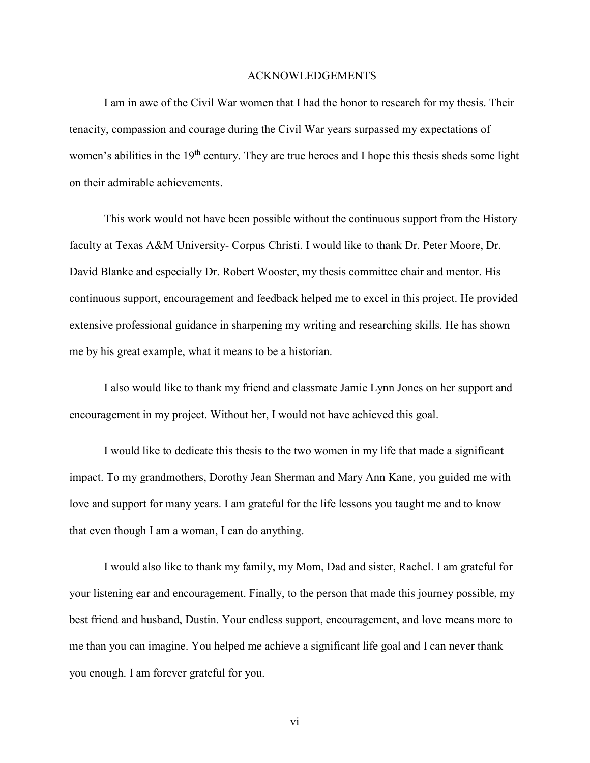# ACKNOWLEDGEMENTS

I am in awe of the Civil War women that I had the honor to research for my thesis. Their tenacity, compassion and courage during the Civil War years surpassed my expectations of women's abilities in the 19th century. They are true heroes and I hope this thesis sheds some light on their admirable achievements.

This work would not have been possible without the continuous support from the History faculty at Texas A&M University- Corpus Christi. I would like to thank Dr. Peter Moore, Dr. David Blanke and especially Dr. Robert Wooster, my thesis committee chair and mentor. His continuous support, encouragement and feedback helped me to excel in this project. He provided extensive professional guidance in sharpening my writing and researching skills. He has shown me by his great example, what it means to be a historian.

I also would like to thank my friend and classmate Jamie Lynn Jones on her support and encouragement in my project. Without her, I would not have achieved this goal.

I would like to dedicate this thesis to the two women in my life that made a significant impact. To my grandmothers, Dorothy Jean Sherman and Mary Ann Kane, you guided me with love and support for many years. I am grateful for the life lessons you taught me and to know that even though I am a woman, I can do anything.

I would also like to thank my family, my Mom, Dad and sister, Rachel. I am grateful for your listening ear and encouragement. Finally, to the person that made this journey possible, my best friend and husband, Dustin. Your endless support, encouragement, and love means more to me than you can imagine. You helped me achieve a significant life goal and I can never thank you enough. I am forever grateful for you.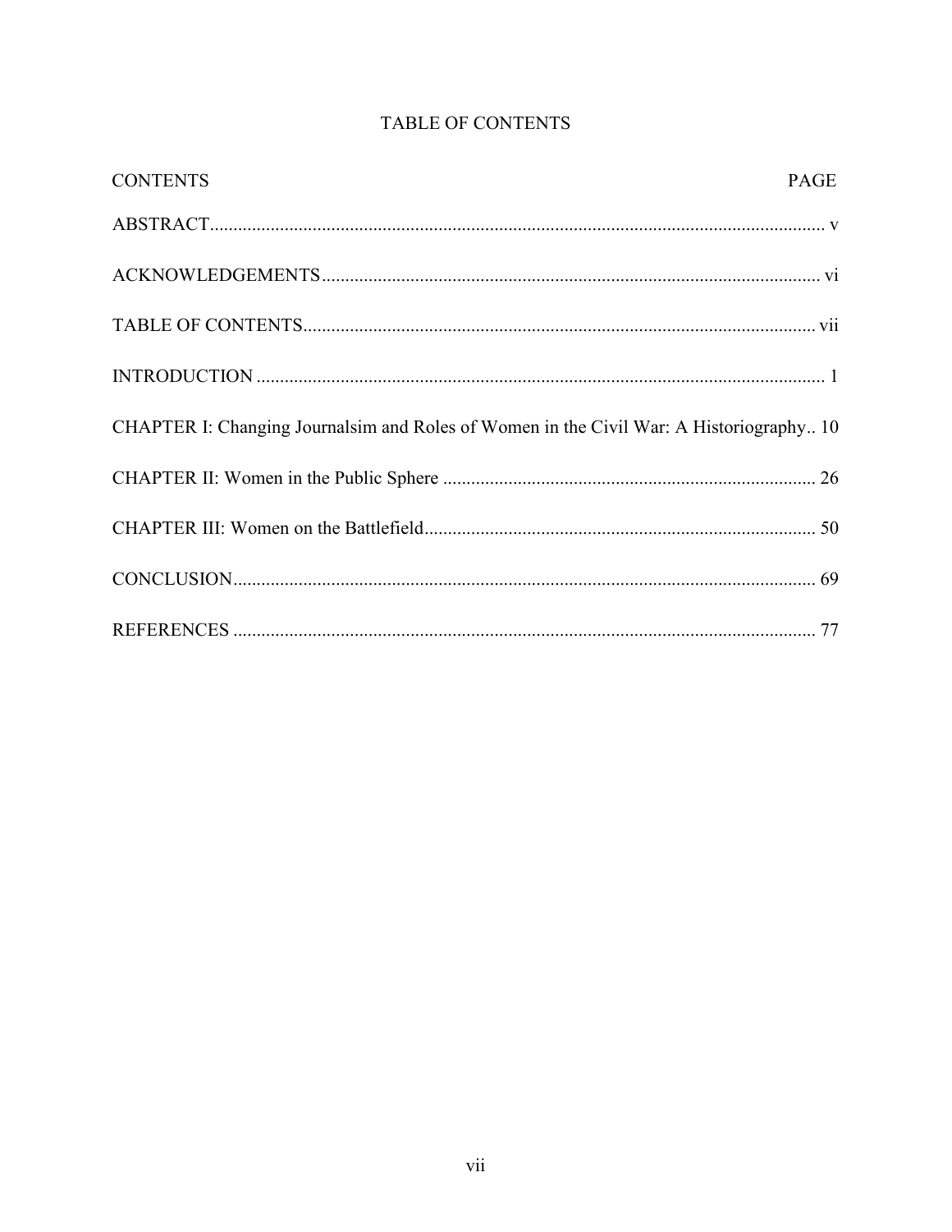# TABLE OF CONTENTS

| CONTENTS | PAGE |
| --- | --- |
| ABSTRACT | v |
| ACKNOWLEDGEMENTS | vi |
| TABLE OF CONTENTS | vii |
| INTRODUCTION | 1 |
| CHAPTER I: Changing Journalsim and Roles of Women in the Civil War: A Historiography | 10 |
| CHAPTER II: Women in the Public Sphere | 26 |
| CHAPTER III: Women on the Battlefield | 50 |
| CONCLUSION | 69 |
| REFERENCES | 77 |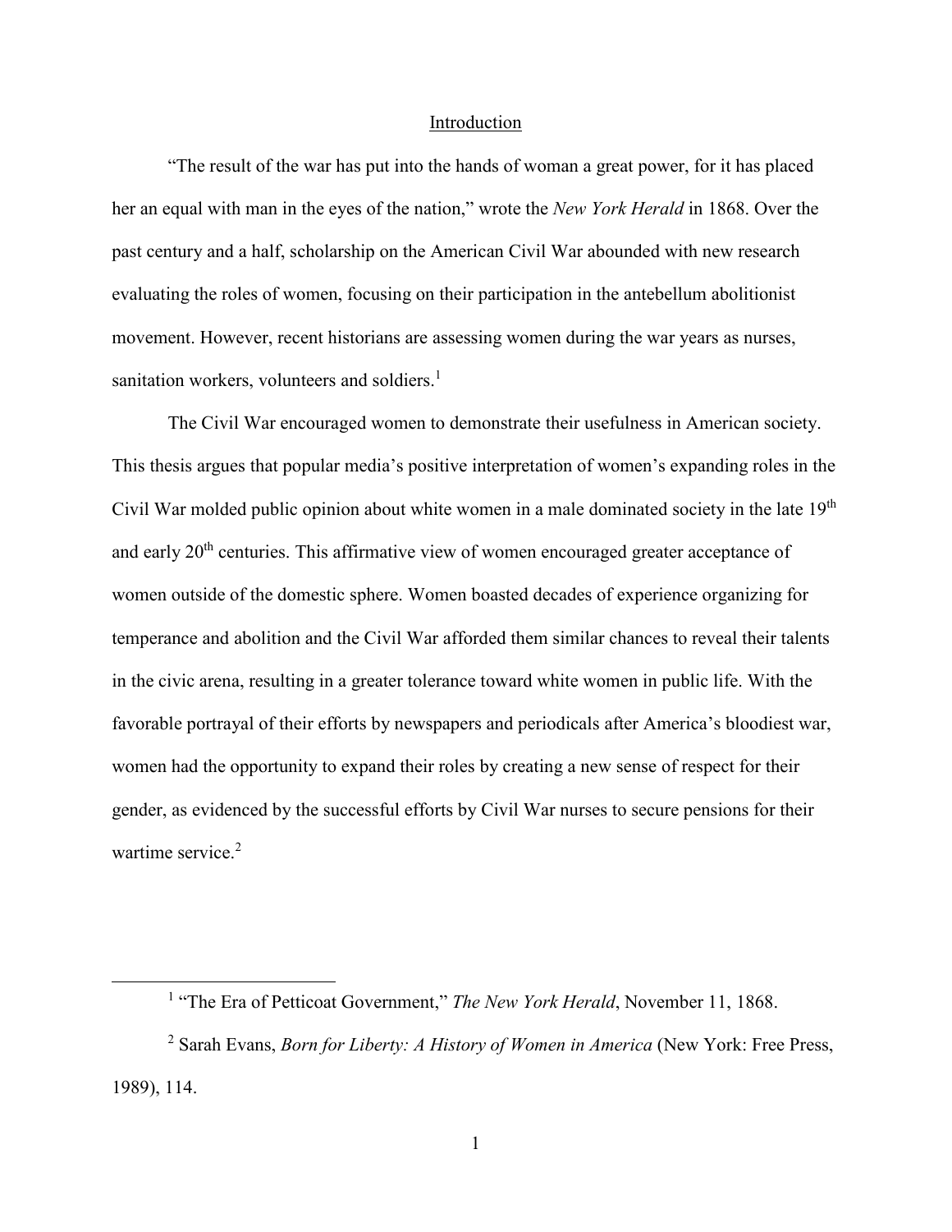# Introduction

"The result of the war has put into the hands of woman a great power, for it has placed her an equal with man in the eyes of the nation," wrote the *New York Herald* in 1868. Over the past century and a half, scholarship on the American Civil War abounded with new research evaluating the roles of women, focusing on their participation in the antebellum abolitionist movement. However, recent historians are assessing women during the war years as nurses, sanitation workers, volunteers and soldiers.[1]

The Civil War encouraged women to demonstrate their usefulness in American society. This thesis argues that popular media's positive interpretation of women's expanding roles in the Civil War molded public opinion about white women in a male dominated society in the late 19th and early 20th centuries. This affirmative view of women encouraged greater acceptance of women outside of the domestic sphere. Women boasted decades of experience organizing for temperance and abolition and the Civil War afforded them similar chances to reveal their talents in the civic arena, resulting in a greater tolerance toward white women in public life. With the favorable portrayal of their efforts by newspapers and periodicals after America's bloodiest war, women had the opportunity to expand their roles by creating a new sense of respect for their gender, as evidenced by the successful efforts by Civil War nurses to secure pensions for their wartime service.[2]

---

[1] "The Era of Petticoat Government," *The New York Herald*, November 11, 1868.

[2] Sarah Evans, *Born for Liberty: A History of Women in America* (New York: Free Press, 1989), 114.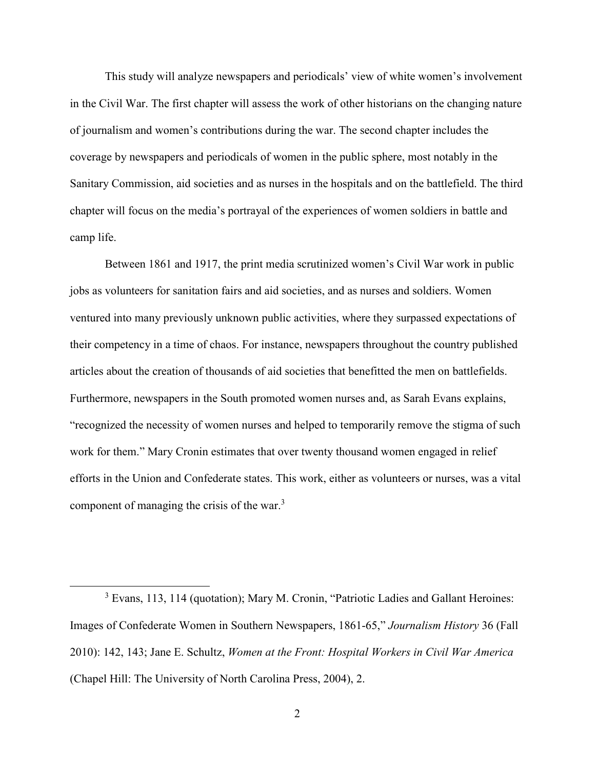This study will analyze newspapers and periodicals' view of white women's involvement in the Civil War. The first chapter will assess the work of other historians on the changing nature of journalism and women's contributions during the war. The second chapter includes the coverage by newspapers and periodicals of women in the public sphere, most notably in the Sanitary Commission, aid societies and as nurses in the hospitals and on the battlefield. The third chapter will focus on the media's portrayal of the experiences of women soldiers in battle and camp life.

Between 1861 and 1917, the print media scrutinized women's Civil War work in public jobs as volunteers for sanitation fairs and aid societies, and as nurses and soldiers. Women ventured into many previously unknown public activities, where they surpassed expectations of their competency in a time of chaos. For instance, newspapers throughout the country published articles about the creation of thousands of aid societies that benefitted the men on battlefields. Furthermore, newspapers in the South promoted women nurses and, as Sarah Evans explains, "recognized the necessity of women nurses and helped to temporarily remove the stigma of such work for them." Mary Cronin estimates that over twenty thousand women engaged in relief efforts in the Union and Confederate states. This work, either as volunteers or nurses, was a vital component of managing the crisis of the war.[3]

---

[3] Evans, 113, 114 (quotation); Mary M. Cronin, "Patriotic Ladies and Gallant Heroines: Images of Confederate Women in Southern Newspapers, 1861-65," *Journalism History* 36 (Fall 2010): 142, 143; Jane E. Schultz, *Women at the Front: Hospital Workers in Civil War America* (Chapel Hill: The University of North Carolina Press, 2004), 2.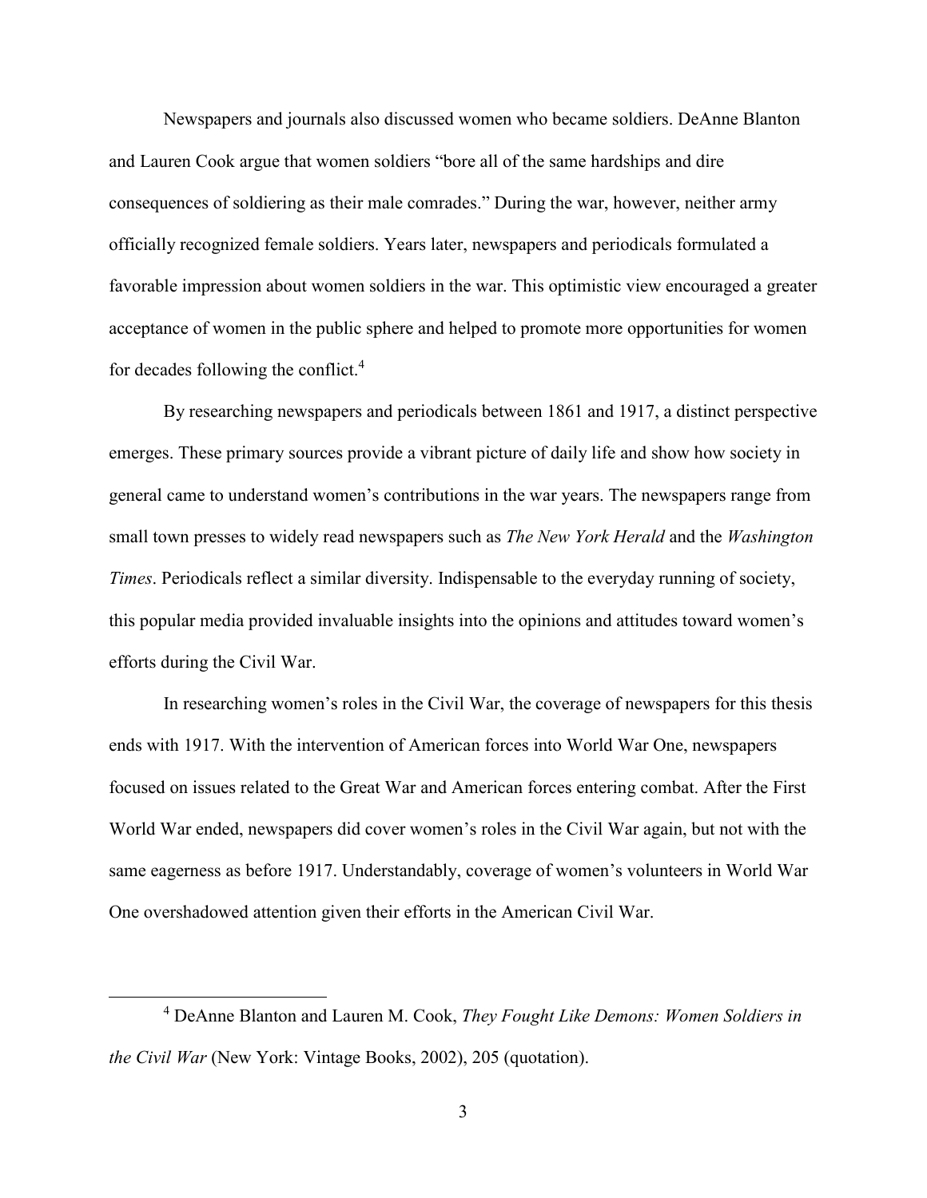Newspapers and journals also discussed women who became soldiers. DeAnne Blanton and Lauren Cook argue that women soldiers "bore all of the same hardships and dire consequences of soldiering as their male comrades." During the war, however, neither army officially recognized female soldiers. Years later, newspapers and periodicals formulated a favorable impression about women soldiers in the war. This optimistic view encouraged a greater acceptance of women in the public sphere and helped to promote more opportunities for women for decades following the conflict.[4]

By researching newspapers and periodicals between 1861 and 1917, a distinct perspective emerges. These primary sources provide a vibrant picture of daily life and show how society in general came to understand women's contributions in the war years. The newspapers range from small town presses to widely read newspapers such as *The New York Herald* and the *Washington Times*. Periodicals reflect a similar diversity. Indispensable to the everyday running of society, this popular media provided invaluable insights into the opinions and attitudes toward women's efforts during the Civil War.

In researching women's roles in the Civil War, the coverage of newspapers for this thesis ends with 1917. With the intervention of American forces into World War One, newspapers focused on issues related to the Great War and American forces entering combat. After the First World War ended, newspapers did cover women's roles in the Civil War again, but not with the same eagerness as before 1917. Understandably, coverage of women's volunteers in World War One overshadowed attention given their efforts in the American Civil War.

---

[4] DeAnne Blanton and Lauren M. Cook, *They Fought Like Demons: Women Soldiers in the Civil War* (New York: Vintage Books, 2002), 205 (quotation).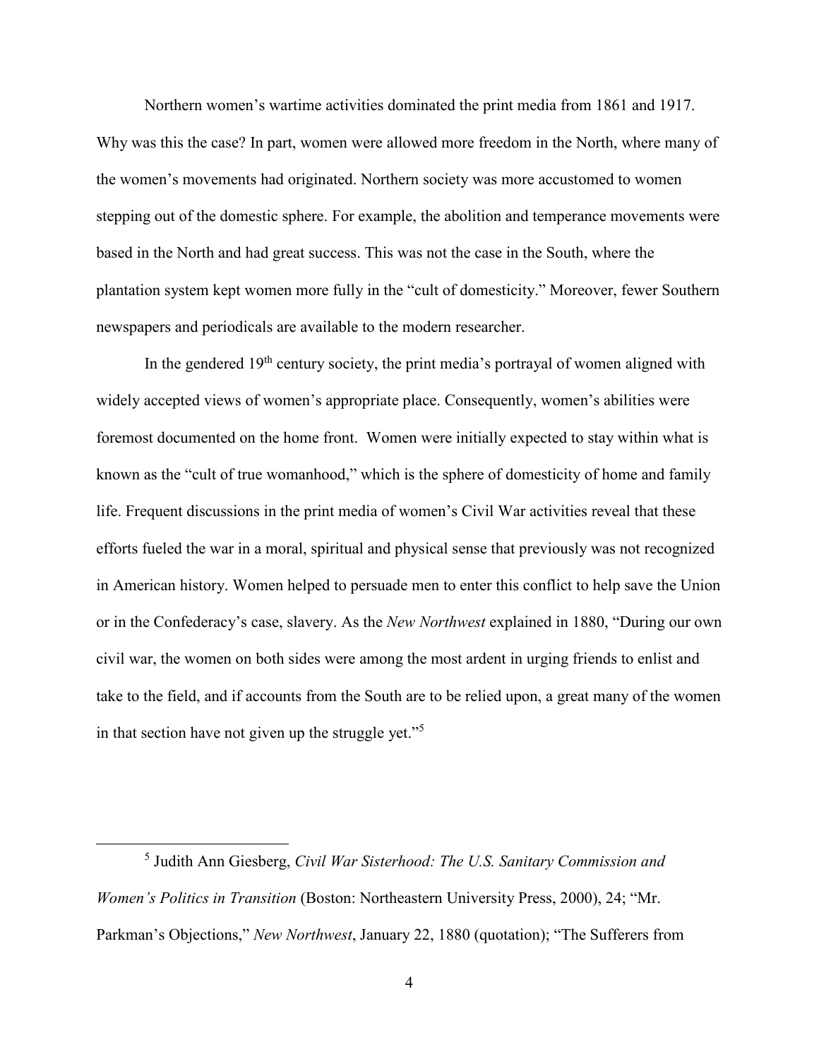Northern women's wartime activities dominated the print media from 1861 and 1917. Why was this the case? In part, women were allowed more freedom in the North, where many of the women's movements had originated. Northern society was more accustomed to women stepping out of the domestic sphere. For example, the abolition and temperance movements were based in the North and had great success. This was not the case in the South, where the plantation system kept women more fully in the "cult of domesticity." Moreover, fewer Southern newspapers and periodicals are available to the modern researcher.

In the gendered 19th century society, the print media's portrayal of women aligned with widely accepted views of women's appropriate place. Consequently, women's abilities were foremost documented on the home front. Women were initially expected to stay within what is known as the "cult of true womanhood," which is the sphere of domesticity of home and family life. Frequent discussions in the print media of women's Civil War activities reveal that these efforts fueled the war in a moral, spiritual and physical sense that previously was not recognized in American history. Women helped to persuade men to enter this conflict to help save the Union or in the Confederacy's case, slavery. As the *New Northwest* explained in 1880, "During our own civil war, the women on both sides were among the most ardent in urging friends to enlist and take to the field, and if accounts from the South are to be relied upon, a great many of the women in that section have not given up the struggle yet."[5]

---

[5] Judith Ann Giesberg, *Civil War Sisterhood: The U.S. Sanitary Commission and Women's Politics in Transition* (Boston: Northeastern University Press, 2000), 24; "Mr. Parkman's Objections," *New Northwest*, January 22, 1880 (quotation); "The Sufferers from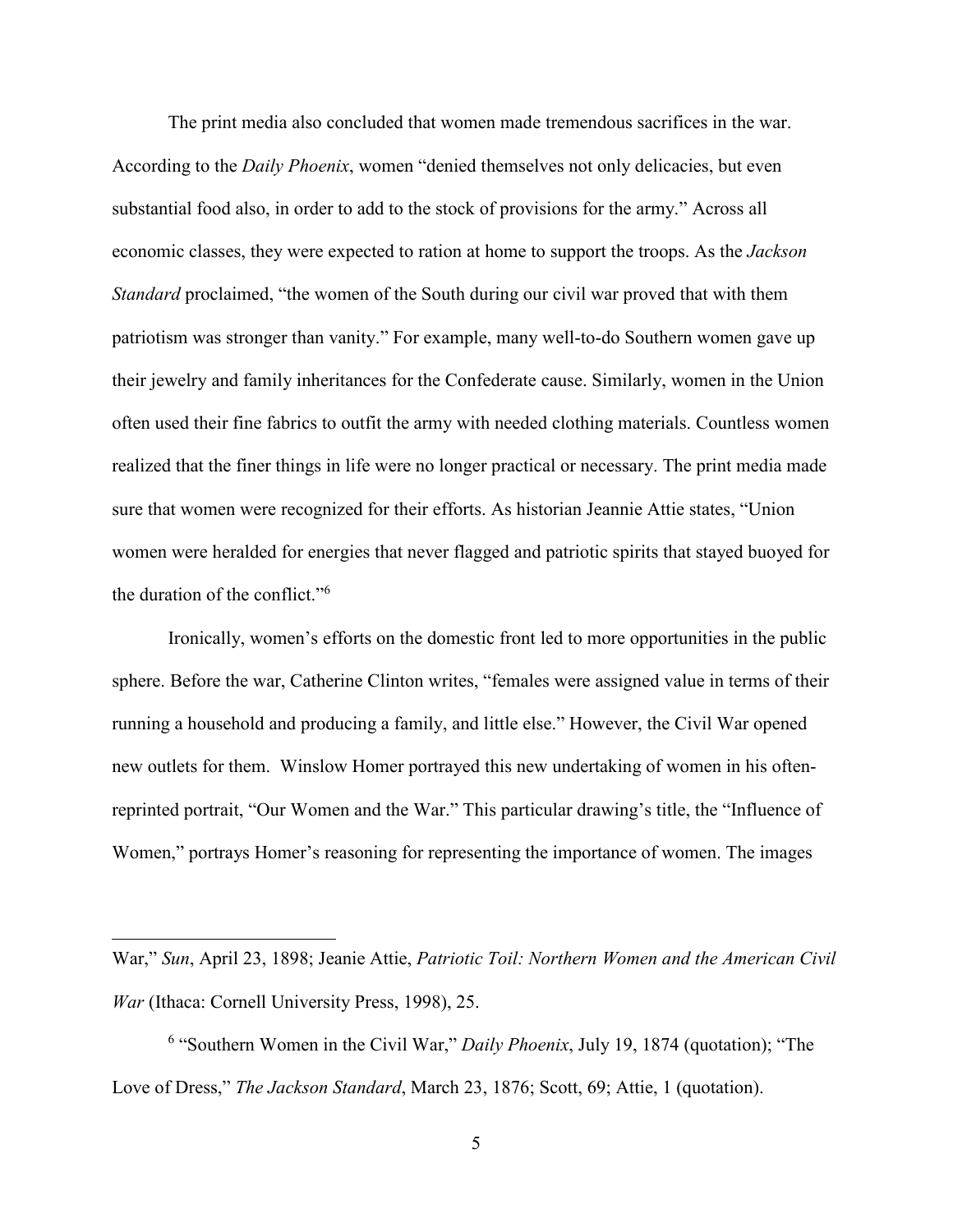The print media also concluded that women made tremendous sacrifices in the war. According to the *Daily Phoenix*, women "denied themselves not only delicacies, but even substantial food also, in order to add to the stock of provisions for the army." Across all economic classes, they were expected to ration at home to support the troops. As the *Jackson Standard* proclaimed, "the women of the South during our civil war proved that with them patriotism was stronger than vanity." For example, many well-to-do Southern women gave up their jewelry and family inheritances for the Confederate cause. Similarly, women in the Union often used their fine fabrics to outfit the army with needed clothing materials. Countless women realized that the finer things in life were no longer practical or necessary. The print media made sure that women were recognized for their efforts. As historian Jeannie Attie states, "Union women were heralded for energies that never flagged and patriotic spirits that stayed buoyed for the duration of the conflict."[6]

Ironically, women's efforts on the domestic front led to more opportunities in the public sphere. Before the war, Catherine Clinton writes, "females were assigned value in terms of their running a household and producing a family, and little else." However, the Civil War opened new outlets for them. Winslow Homer portrayed this new undertaking of women in his often-reprinted portrait, "Our Women and the War." This particular drawing's title, the "Influence of Women," portrays Homer's reasoning for representing the importance of women. The images

---

War," *Sun*, April 23, 1898; Jeanie Attie, *Patriotic Toil: Northern Women and the American Civil War* (Ithaca: Cornell University Press, 1998), 25.

[6] "Southern Women in the Civil War," *Daily Phoenix*, July 19, 1874 (quotation); "The Love of Dress," *The Jackson Standard*, March 23, 1876; Scott, 69; Attie, 1 (quotation).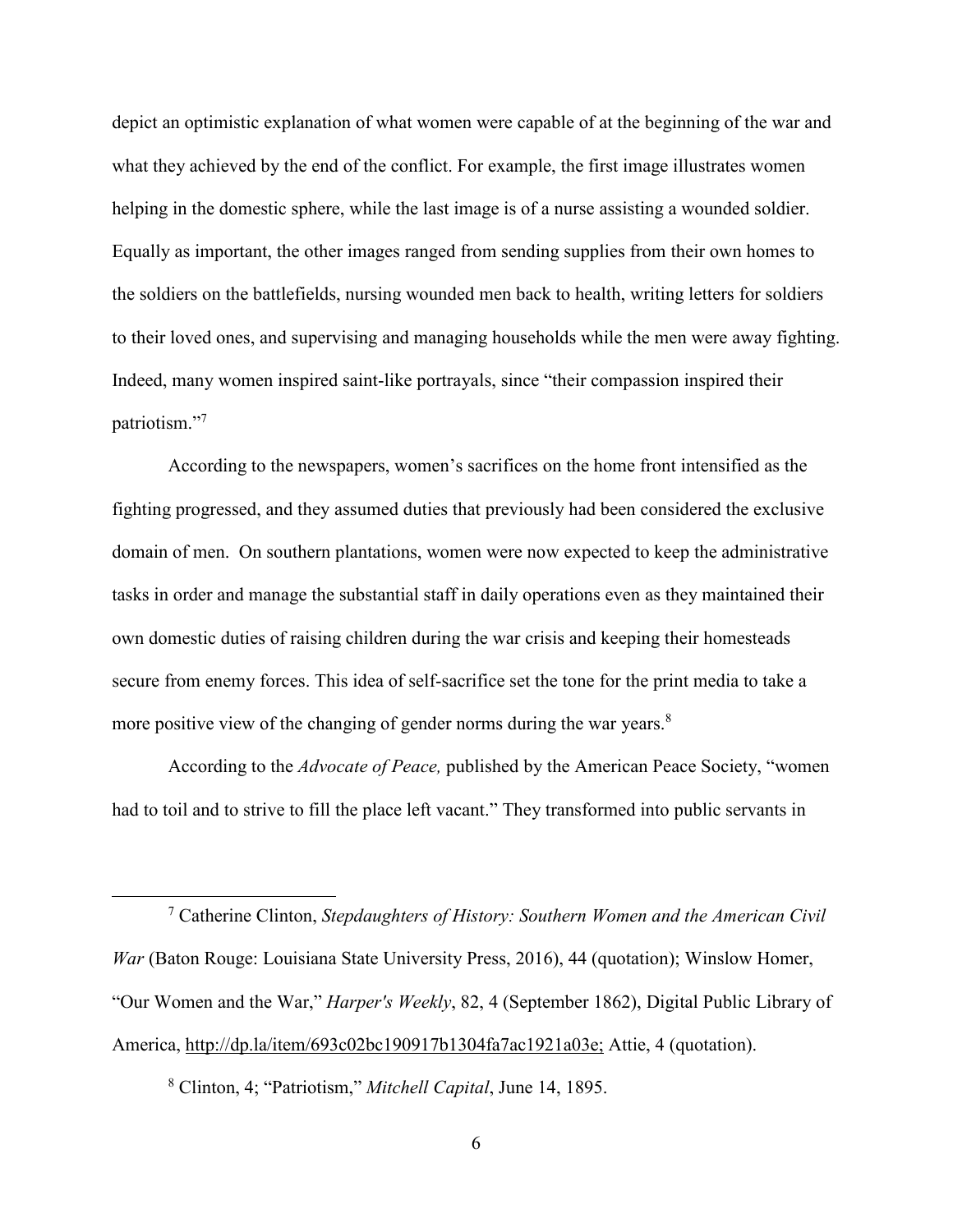depict an optimistic explanation of what women were capable of at the beginning of the war and what they achieved by the end of the conflict. For example, the first image illustrates women helping in the domestic sphere, while the last image is of a nurse assisting a wounded soldier. Equally as important, the other images ranged from sending supplies from their own homes to the soldiers on the battlefields, nursing wounded men back to health, writing letters for soldiers to their loved ones, and supervising and managing households while the men were away fighting. Indeed, many women inspired saint-like portrayals, since "their compassion inspired their patriotism."[7]

According to the newspapers, women's sacrifices on the home front intensified as the fighting progressed, and they assumed duties that previously had been considered the exclusive domain of men. On southern plantations, women were now expected to keep the administrative tasks in order and manage the substantial staff in daily operations even as they maintained their own domestic duties of raising children during the war crisis and keeping their homesteads secure from enemy forces. This idea of self-sacrifice set the tone for the print media to take a more positive view of the changing of gender norms during the war years.[8]

According to the *Advocate of Peace,* published by the American Peace Society, "women had to toil and to strive to fill the place left vacant." They transformed into public servants in

---

[7] Catherine Clinton, *Stepdaughters of History: Southern Women and the American Civil War* (Baton Rouge: Louisiana State University Press, 2016), 44 (quotation); Winslow Homer, "Our Women and the War," *Harper's Weekly*, 82, 4 (September 1862), Digital Public Library of America, http://dp.la/item/693c02bc190917b1304fa7ac1921a03e; Attie, 4 (quotation).

[8] Clinton, 4; "Patriotism," *Mitchell Capital*, June 14, 1895.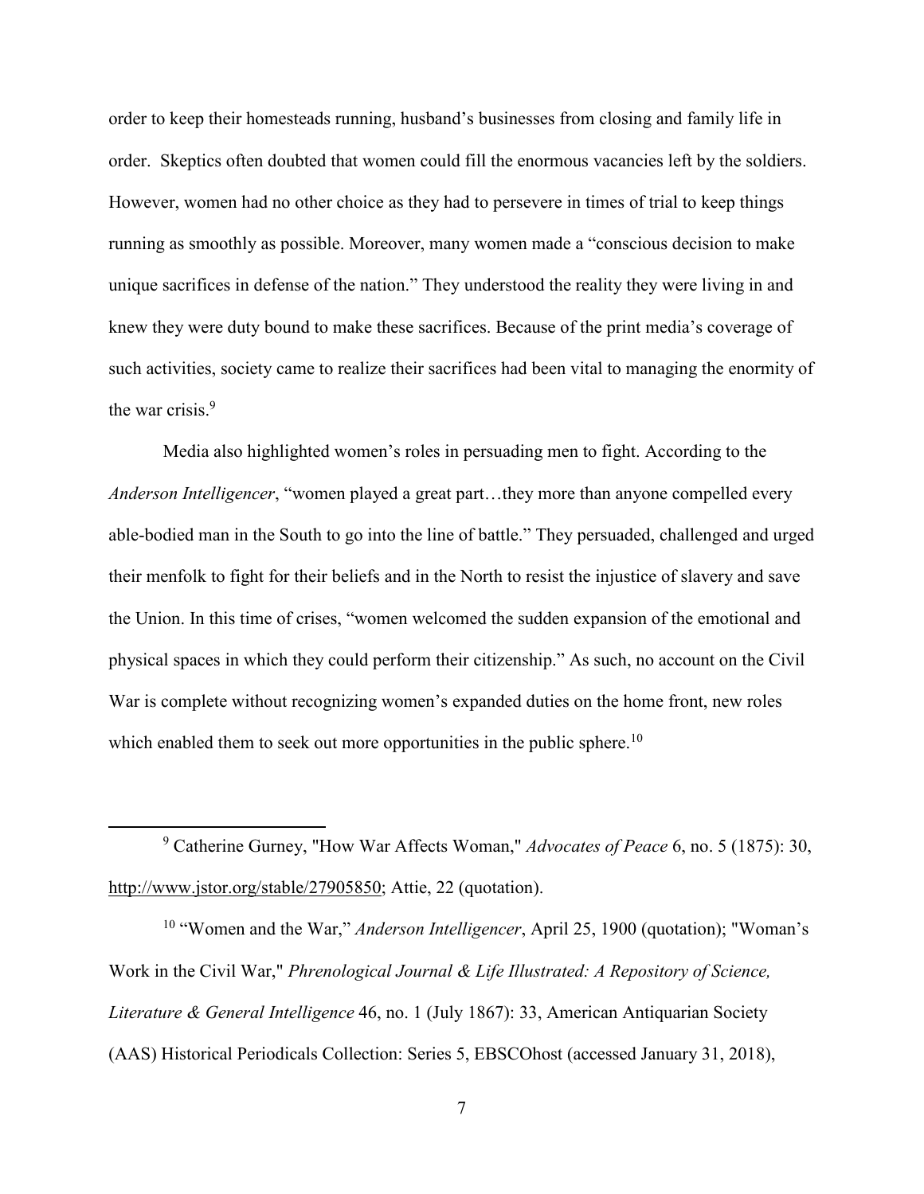order to keep their homesteads running, husband's businesses from closing and family life in order. Skeptics often doubted that women could fill the enormous vacancies left by the soldiers. However, women had no other choice as they had to persevere in times of trial to keep things running as smoothly as possible. Moreover, many women made a "conscious decision to make unique sacrifices in defense of the nation." They understood the reality they were living in and knew they were duty bound to make these sacrifices. Because of the print media's coverage of such activities, society came to realize their sacrifices had been vital to managing the enormity of the war crisis.[9]

Media also highlighted women's roles in persuading men to fight. According to the *Anderson Intelligencer*, "women played a great part…they more than anyone compelled every able-bodied man in the South to go into the line of battle." They persuaded, challenged and urged their menfolk to fight for their beliefs and in the North to resist the injustice of slavery and save the Union. In this time of crises, "women welcomed the sudden expansion of the emotional and physical spaces in which they could perform their citizenship." As such, no account on the Civil War is complete without recognizing women's expanded duties on the home front, new roles which enabled them to seek out more opportunities in the public sphere.[10]

---

[9] Catherine Gurney, "How War Affects Woman," *Advocates of Peace* 6, no. 5 (1875): 30, http://www.jstor.org/stable/27905850; Attie, 22 (quotation).

[10] "Women and the War," *Anderson Intelligencer*, April 25, 1900 (quotation); "Woman's Work in the Civil War," *Phrenological Journal & Life Illustrated: A Repository of Science, Literature & General Intelligence* 46, no. 1 (July 1867): 33, American Antiquarian Society (AAS) Historical Periodicals Collection: Series 5, EBSCOhost (accessed January 31, 2018),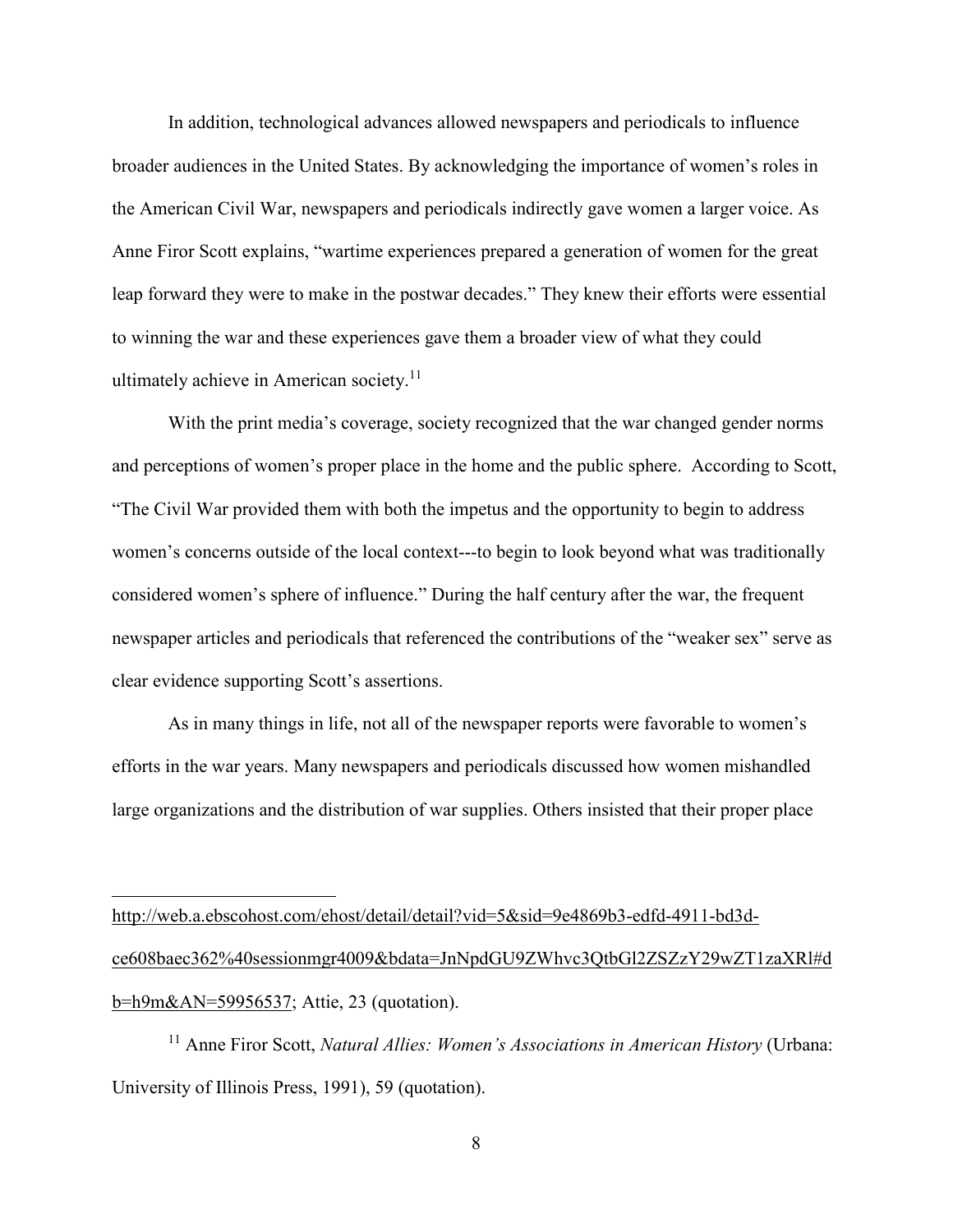In addition, technological advances allowed newspapers and periodicals to influence broader audiences in the United States. By acknowledging the importance of women's roles in the American Civil War, newspapers and periodicals indirectly gave women a larger voice. As Anne Firor Scott explains, "wartime experiences prepared a generation of women for the great leap forward they were to make in the postwar decades." They knew their efforts were essential to winning the war and these experiences gave them a broader view of what they could ultimately achieve in American society.[11]

With the print media's coverage, society recognized that the war changed gender norms and perceptions of women's proper place in the home and the public sphere. According to Scott, "The Civil War provided them with both the impetus and the opportunity to begin to address women's concerns outside of the local context---to begin to look beyond what was traditionally considered women's sphere of influence." During the half century after the war, the frequent newspaper articles and periodicals that referenced the contributions of the "weaker sex" serve as clear evidence supporting Scott's assertions.

As in many things in life, not all of the newspaper reports were favorable to women's efforts in the war years. Many newspapers and periodicals discussed how women mishandled large organizations and the distribution of war supplies. Others insisted that their proper place

---

http://web.a.ebscohost.com/ehost/detail/detail?vid=5&sid=9e4869b3-edfd-4911-bd3d-ce608baec362%40sessionmgr4009&bdata=JnNpdGU9ZWhvc3QtbGl2ZSZzY29wZT1zaXRl#db=h9m&AN=59956537; Attie, 23 (quotation).

[11] Anne Firor Scott, *Natural Allies: Women's Associations in American History* (Urbana: University of Illinois Press, 1991), 59 (quotation).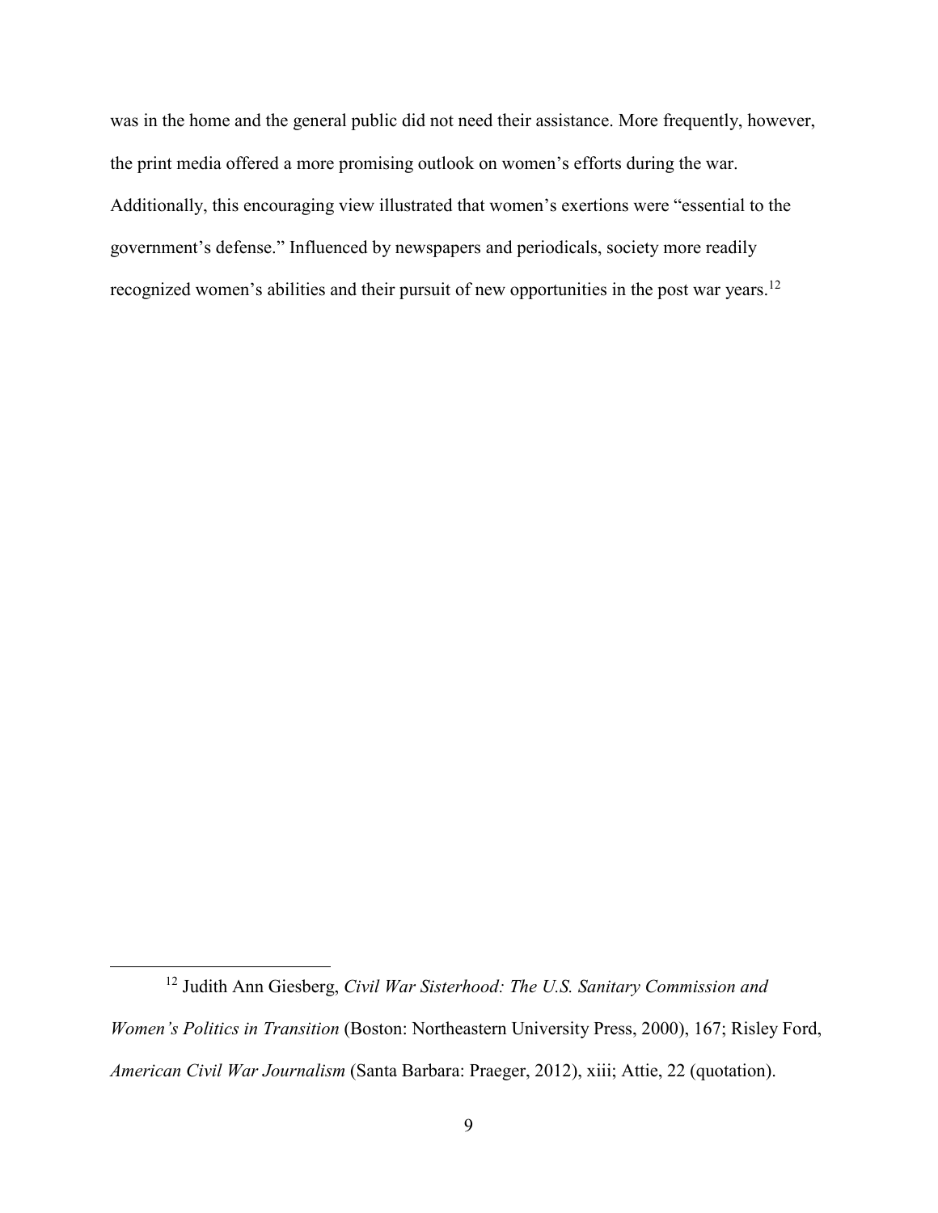was in the home and the general public did not need their assistance. More frequently, however, the print media offered a more promising outlook on women's efforts during the war. Additionally, this encouraging view illustrated that women's exertions were "essential to the government's defense." Influenced by newspapers and periodicals, society more readily recognized women's abilities and their pursuit of new opportunities in the post war years.[12]

---

[12] Judith Ann Giesberg, *Civil War Sisterhood: The U.S. Sanitary Commission and Women's Politics in Transition* (Boston: Northeastern University Press, 2000), 167; Risley Ford, *American Civil War Journalism* (Santa Barbara: Praeger, 2012), xiii; Attie, 22 (quotation).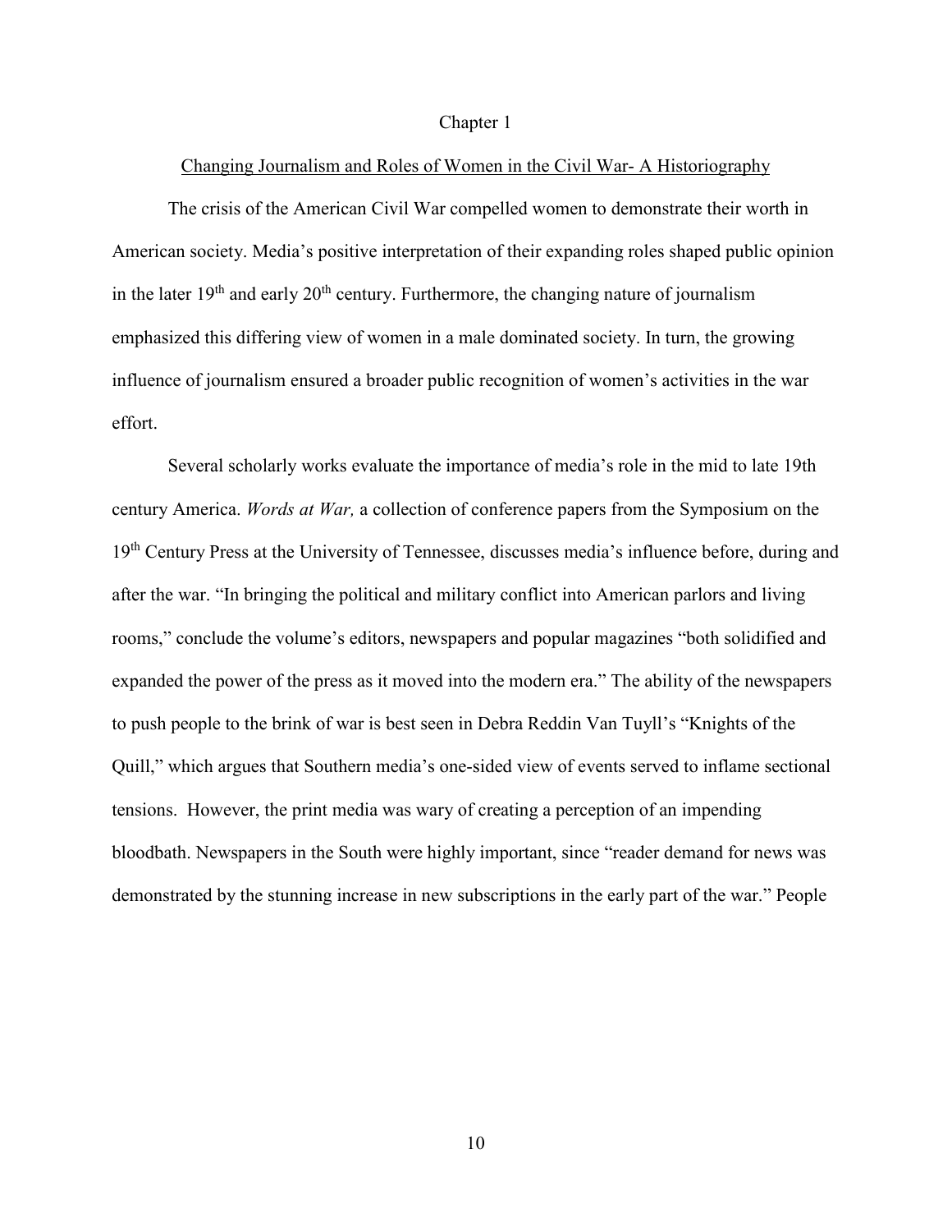# Chapter 1

## Changing Journalism and Roles of Women in the Civil War- A Historiography

The crisis of the American Civil War compelled women to demonstrate their worth in American society. Media's positive interpretation of their expanding roles shaped public opinion in the later 19th and early 20th century. Furthermore, the changing nature of journalism emphasized this differing view of women in a male dominated society. In turn, the growing influence of journalism ensured a broader public recognition of women's activities in the war effort.

Several scholarly works evaluate the importance of media's role in the mid to late 19th century America. *Words at War,* a collection of conference papers from the Symposium on the 19th Century Press at the University of Tennessee, discusses media's influence before, during and after the war. "In bringing the political and military conflict into American parlors and living rooms," conclude the volume's editors, newspapers and popular magazines "both solidified and expanded the power of the press as it moved into the modern era." The ability of the newspapers to push people to the brink of war is best seen in Debra Reddin Van Tuyll's "Knights of the Quill," which argues that Southern media's one-sided view of events served to inflame sectional tensions. However, the print media was wary of creating a perception of an impending bloodbath. Newspapers in the South were highly important, since "reader demand for news was demonstrated by the stunning increase in new subscriptions in the early part of the war." People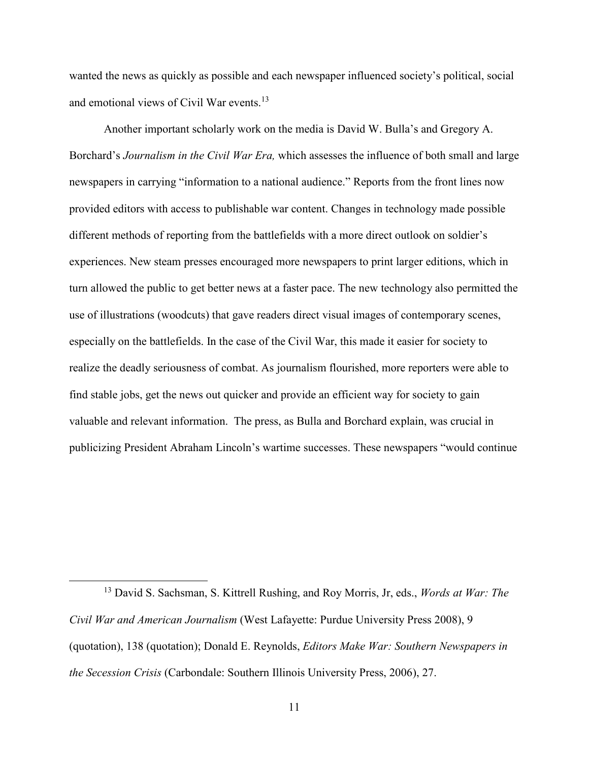wanted the news as quickly as possible and each newspaper influenced society's political, social and emotional views of Civil War events.[13]

Another important scholarly work on the media is David W. Bulla's and Gregory A. Borchard's *Journalism in the Civil War Era,* which assesses the influence of both small and large newspapers in carrying "information to a national audience." Reports from the front lines now provided editors with access to publishable war content. Changes in technology made possible different methods of reporting from the battlefields with a more direct outlook on soldier's experiences. New steam presses encouraged more newspapers to print larger editions, which in turn allowed the public to get better news at a faster pace. The new technology also permitted the use of illustrations (woodcuts) that gave readers direct visual images of contemporary scenes, especially on the battlefields. In the case of the Civil War, this made it easier for society to realize the deadly seriousness of combat. As journalism flourished, more reporters were able to find stable jobs, get the news out quicker and provide an efficient way for society to gain valuable and relevant information. The press, as Bulla and Borchard explain, was crucial in publicizing President Abraham Lincoln's wartime successes. These newspapers "would continue

---

[13] David S. Sachsman, S. Kittrell Rushing, and Roy Morris, Jr, eds., *Words at War: The Civil War and American Journalism* (West Lafayette: Purdue University Press 2008), 9 (quotation), 138 (quotation); Donald E. Reynolds, *Editors Make War: Southern Newspapers in the Secession Crisis* (Carbondale: Southern Illinois University Press, 2006), 27.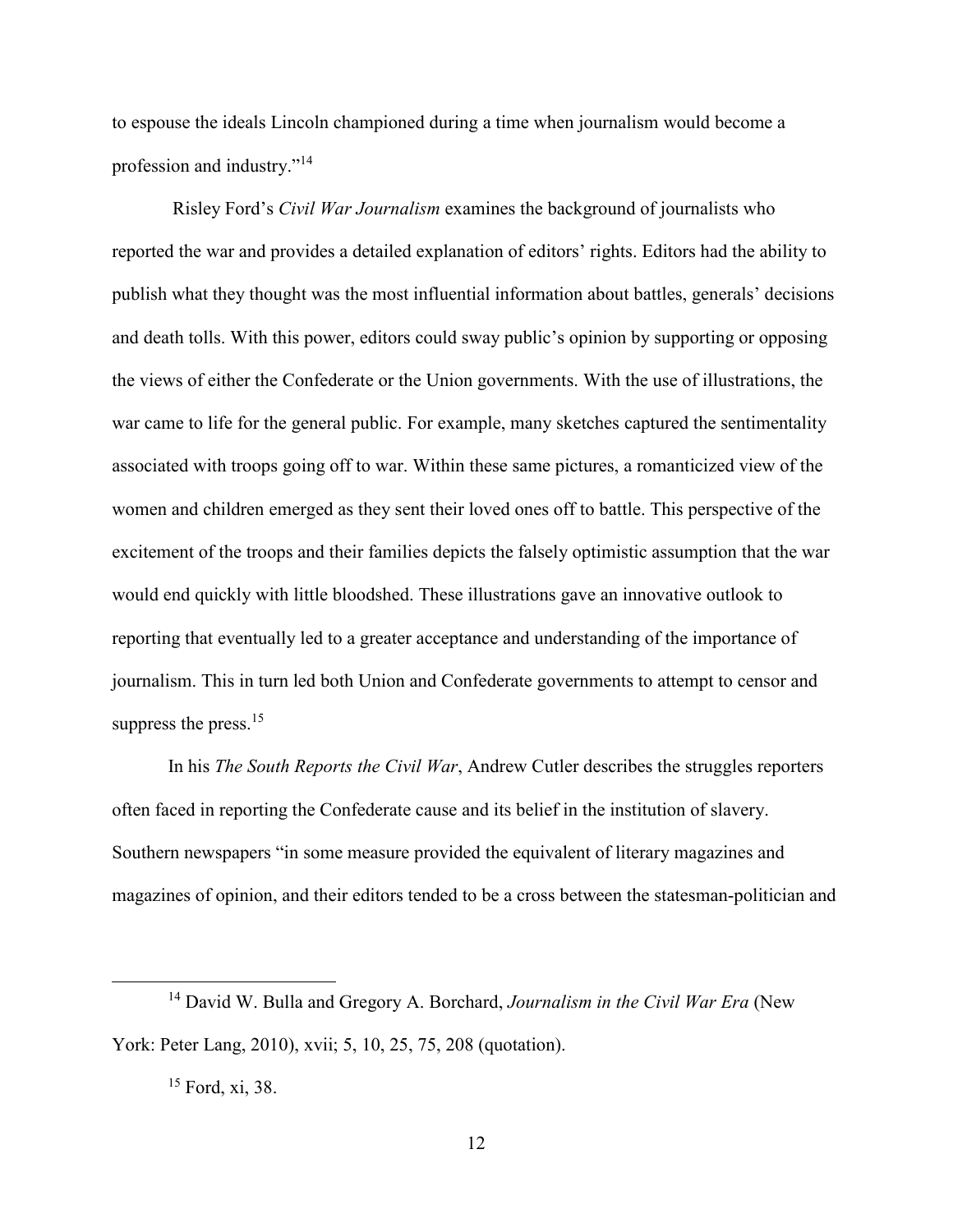to espouse the ideals Lincoln championed during a time when journalism would become a profession and industry."[14]

Risley Ford's *Civil War Journalism* examines the background of journalists who reported the war and provides a detailed explanation of editors' rights. Editors had the ability to publish what they thought was the most influential information about battles, generals' decisions and death tolls. With this power, editors could sway public's opinion by supporting or opposing the views of either the Confederate or the Union governments. With the use of illustrations, the war came to life for the general public. For example, many sketches captured the sentimentality associated with troops going off to war. Within these same pictures, a romanticized view of the women and children emerged as they sent their loved ones off to battle. This perspective of the excitement of the troops and their families depicts the falsely optimistic assumption that the war would end quickly with little bloodshed. These illustrations gave an innovative outlook to reporting that eventually led to a greater acceptance and understanding of the importance of journalism. This in turn led both Union and Confederate governments to attempt to censor and suppress the press.[15]

In his *The South Reports the Civil War*, Andrew Cutler describes the struggles reporters often faced in reporting the Confederate cause and its belief in the institution of slavery. Southern newspapers "in some measure provided the equivalent of literary magazines and magazines of opinion, and their editors tended to be a cross between the statesman-politician and

---

[14] David W. Bulla and Gregory A. Borchard, *Journalism in the Civil War Era* (New York: Peter Lang, 2010), xvii; 5, 10, 25, 75, 208 (quotation).

[15] Ford, xi, 38.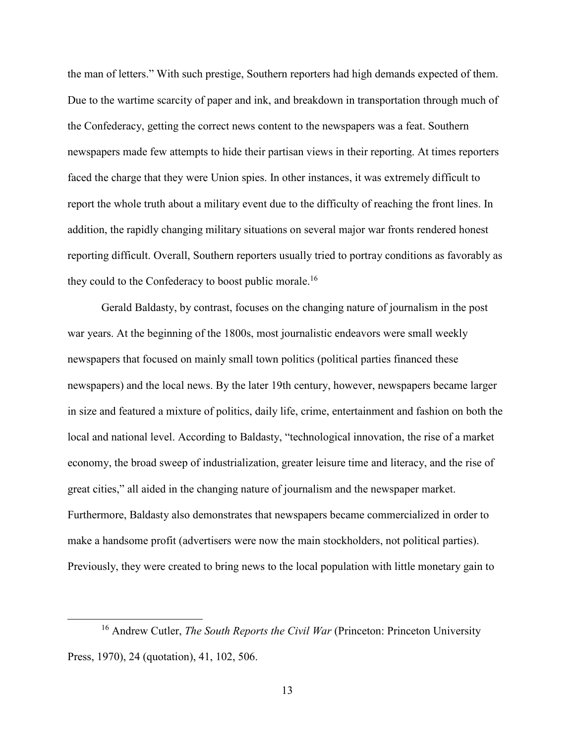the man of letters." With such prestige, Southern reporters had high demands expected of them. Due to the wartime scarcity of paper and ink, and breakdown in transportation through much of the Confederacy, getting the correct news content to the newspapers was a feat. Southern newspapers made few attempts to hide their partisan views in their reporting. At times reporters faced the charge that they were Union spies. In other instances, it was extremely difficult to report the whole truth about a military event due to the difficulty of reaching the front lines. In addition, the rapidly changing military situations on several major war fronts rendered honest reporting difficult. Overall, Southern reporters usually tried to portray conditions as favorably as they could to the Confederacy to boost public morale.[16]

Gerald Baldasty, by contrast, focuses on the changing nature of journalism in the post war years. At the beginning of the 1800s, most journalistic endeavors were small weekly newspapers that focused on mainly small town politics (political parties financed these newspapers) and the local news. By the later 19th century, however, newspapers became larger in size and featured a mixture of politics, daily life, crime, entertainment and fashion on both the local and national level. According to Baldasty, "technological innovation, the rise of a market economy, the broad sweep of industrialization, greater leisure time and literacy, and the rise of great cities," all aided in the changing nature of journalism and the newspaper market. Furthermore, Baldasty also demonstrates that newspapers became commercialized in order to make a handsome profit (advertisers were now the main stockholders, not political parties). Previously, they were created to bring news to the local population with little monetary gain to

[16] Andrew Cutler, *The South Reports the Civil War* (Princeton: Princeton University Press, 1970), 24 (quotation), 41, 102, 506.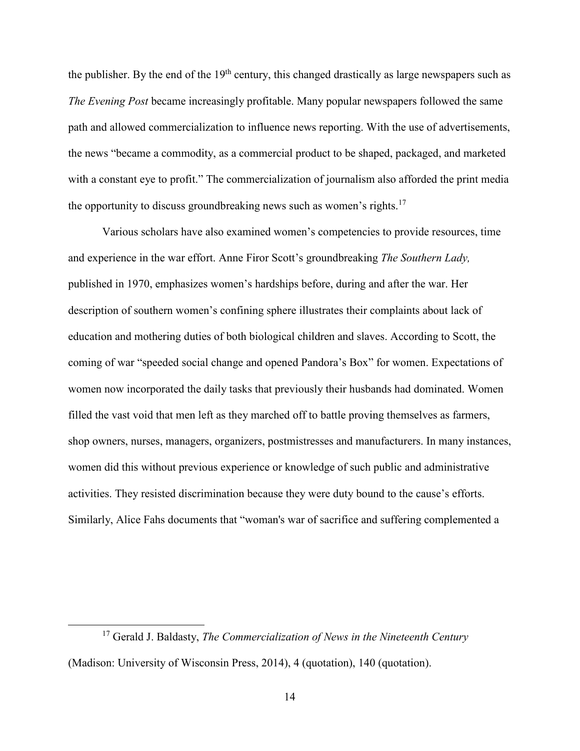the publisher. By the end of the 19th century, this changed drastically as large newspapers such as *The Evening Post* became increasingly profitable. Many popular newspapers followed the same path and allowed commercialization to influence news reporting. With the use of advertisements, the news "became a commodity, as a commercial product to be shaped, packaged, and marketed with a constant eye to profit." The commercialization of journalism also afforded the print media the opportunity to discuss groundbreaking news such as women's rights.[17]

Various scholars have also examined women's competencies to provide resources, time and experience in the war effort. Anne Firor Scott's groundbreaking *The Southern Lady,* published in 1970, emphasizes women's hardships before, during and after the war. Her description of southern women's confining sphere illustrates their complaints about lack of education and mothering duties of both biological children and slaves. According to Scott, the coming of war "speeded social change and opened Pandora's Box" for women. Expectations of women now incorporated the daily tasks that previously their husbands had dominated. Women filled the vast void that men left as they marched off to battle proving themselves as farmers, shop owners, nurses, managers, organizers, postmistresses and manufacturers. In many instances, women did this without previous experience or knowledge of such public and administrative activities. They resisted discrimination because they were duty bound to the cause's efforts. Similarly, Alice Fahs documents that "woman's war of sacrifice and suffering complemented a

---

[17] Gerald J. Baldasty, *The Commercialization of News in the Nineteenth Century* (Madison: University of Wisconsin Press, 2014), 4 (quotation), 140 (quotation).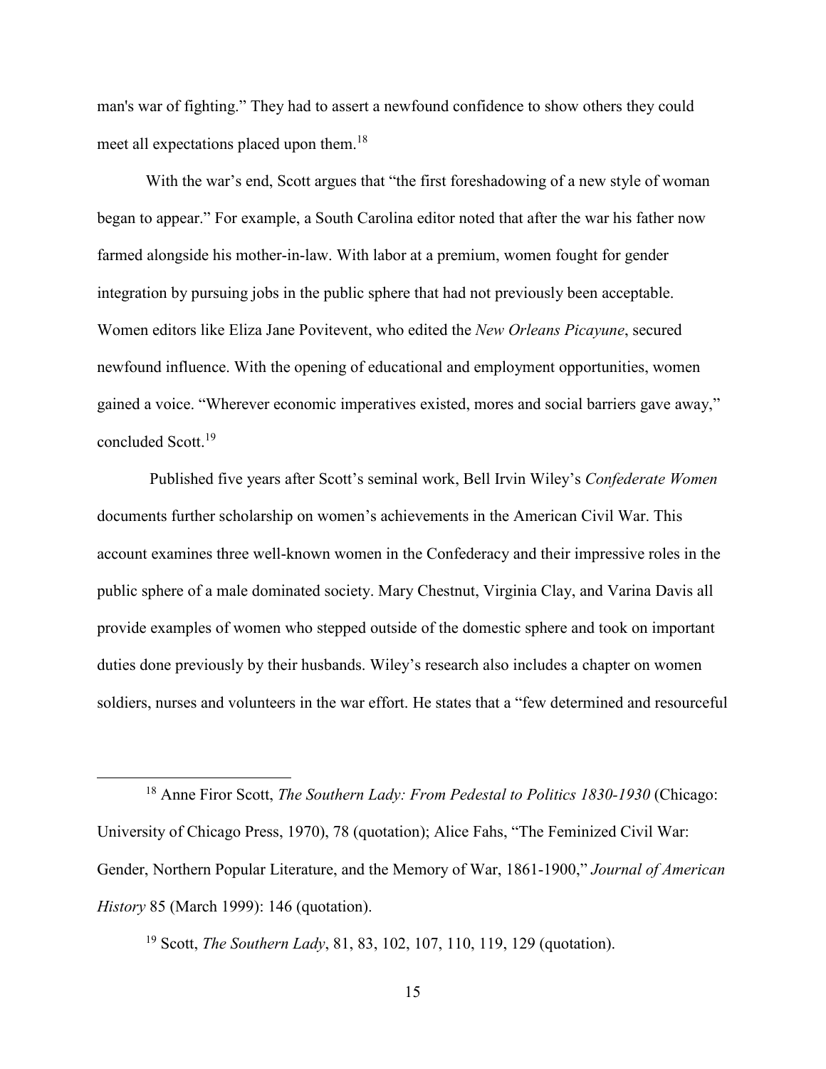man's war of fighting." They had to assert a newfound confidence to show others they could meet all expectations placed upon them.[18]

With the war's end, Scott argues that "the first foreshadowing of a new style of woman began to appear." For example, a South Carolina editor noted that after the war his father now farmed alongside his mother-in-law. With labor at a premium, women fought for gender integration by pursuing jobs in the public sphere that had not previously been acceptable. Women editors like Eliza Jane Povitevent, who edited the *New Orleans Picayune*, secured newfound influence. With the opening of educational and employment opportunities, women gained a voice. "Wherever economic imperatives existed, mores and social barriers gave away," concluded Scott.[19]

Published five years after Scott's seminal work, Bell Irvin Wiley's *Confederate Women* documents further scholarship on women's achievements in the American Civil War. This account examines three well-known women in the Confederacy and their impressive roles in the public sphere of a male dominated society. Mary Chestnut, Virginia Clay, and Varina Davis all provide examples of women who stepped outside of the domestic sphere and took on important duties done previously by their husbands. Wiley's research also includes a chapter on women soldiers, nurses and volunteers in the war effort. He states that a "few determined and resourceful

---

[18] Anne Firor Scott, *The Southern Lady: From Pedestal to Politics 1830-1930* (Chicago: University of Chicago Press, 1970), 78 (quotation); Alice Fahs, "The Feminized Civil War: Gender, Northern Popular Literature, and the Memory of War, 1861-1900," *Journal of American History* 85 (March 1999): 146 (quotation).

[19] Scott, *The Southern Lady*, 81, 83, 102, 107, 110, 119, 129 (quotation).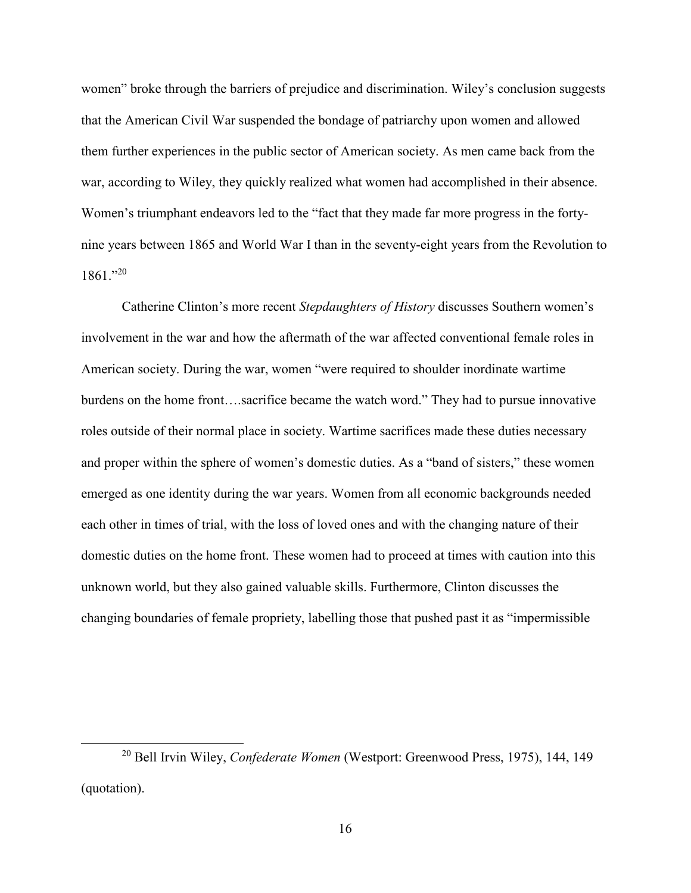women" broke through the barriers of prejudice and discrimination. Wiley's conclusion suggests that the American Civil War suspended the bondage of patriarchy upon women and allowed them further experiences in the public sector of American society. As men came back from the war, according to Wiley, they quickly realized what women had accomplished in their absence. Women's triumphant endeavors led to the "fact that they made far more progress in the forty-nine years between 1865 and World War I than in the seventy-eight years from the Revolution to 1861."[20]

Catherine Clinton's more recent *Stepdaughters of History* discusses Southern women's involvement in the war and how the aftermath of the war affected conventional female roles in American society. During the war, women "were required to shoulder inordinate wartime burdens on the home front….sacrifice became the watch word." They had to pursue innovative roles outside of their normal place in society. Wartime sacrifices made these duties necessary and proper within the sphere of women's domestic duties. As a "band of sisters," these women emerged as one identity during the war years. Women from all economic backgrounds needed each other in times of trial, with the loss of loved ones and with the changing nature of their domestic duties on the home front. These women had to proceed at times with caution into this unknown world, but they also gained valuable skills. Furthermore, Clinton discusses the changing boundaries of female propriety, labelling those that pushed past it as "impermissible

[20] Bell Irvin Wiley, *Confederate Women* (Westport: Greenwood Press, 1975), 144, 149 (quotation).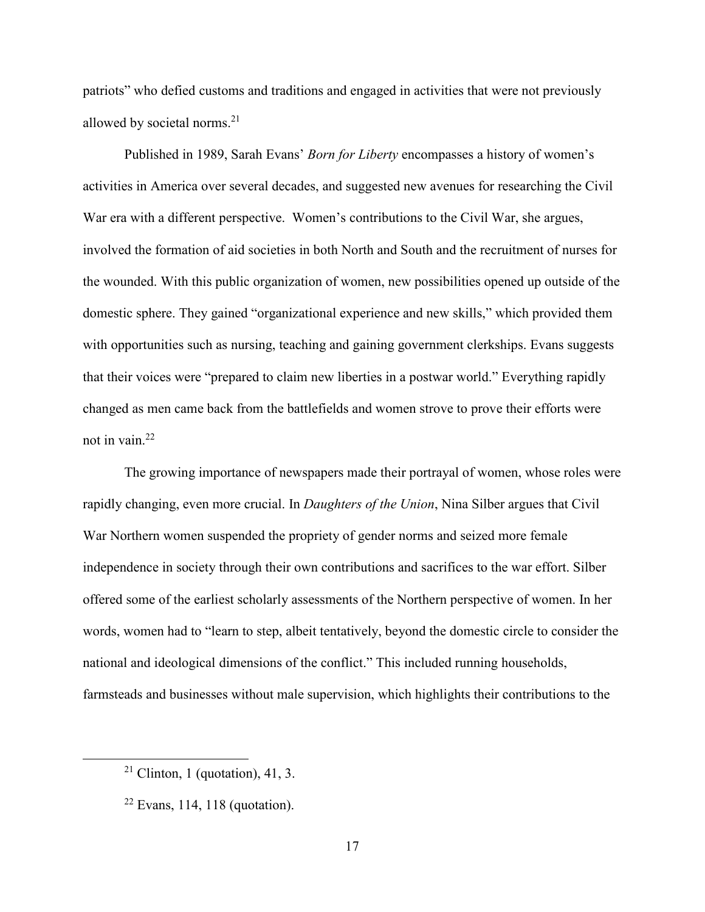patriots" who defied customs and traditions and engaged in activities that were not previously allowed by societal norms.[21]

Published in 1989, Sarah Evans' *Born for Liberty* encompasses a history of women's activities in America over several decades, and suggested new avenues for researching the Civil War era with a different perspective. Women's contributions to the Civil War, she argues, involved the formation of aid societies in both North and South and the recruitment of nurses for the wounded. With this public organization of women, new possibilities opened up outside of the domestic sphere. They gained "organizational experience and new skills," which provided them with opportunities such as nursing, teaching and gaining government clerkships. Evans suggests that their voices were "prepared to claim new liberties in a postwar world." Everything rapidly changed as men came back from the battlefields and women strove to prove their efforts were not in vain.[22]

The growing importance of newspapers made their portrayal of women, whose roles were rapidly changing, even more crucial. In *Daughters of the Union*, Nina Silber argues that Civil War Northern women suspended the propriety of gender norms and seized more female independence in society through their own contributions and sacrifices to the war effort. Silber offered some of the earliest scholarly assessments of the Northern perspective of women. In her words, women had to "learn to step, albeit tentatively, beyond the domestic circle to consider the national and ideological dimensions of the conflict." This included running households, farmsteads and businesses without male supervision, which highlights their contributions to the

---

[21] Clinton, 1 (quotation), 41, 3.

[22] Evans, 114, 118 (quotation).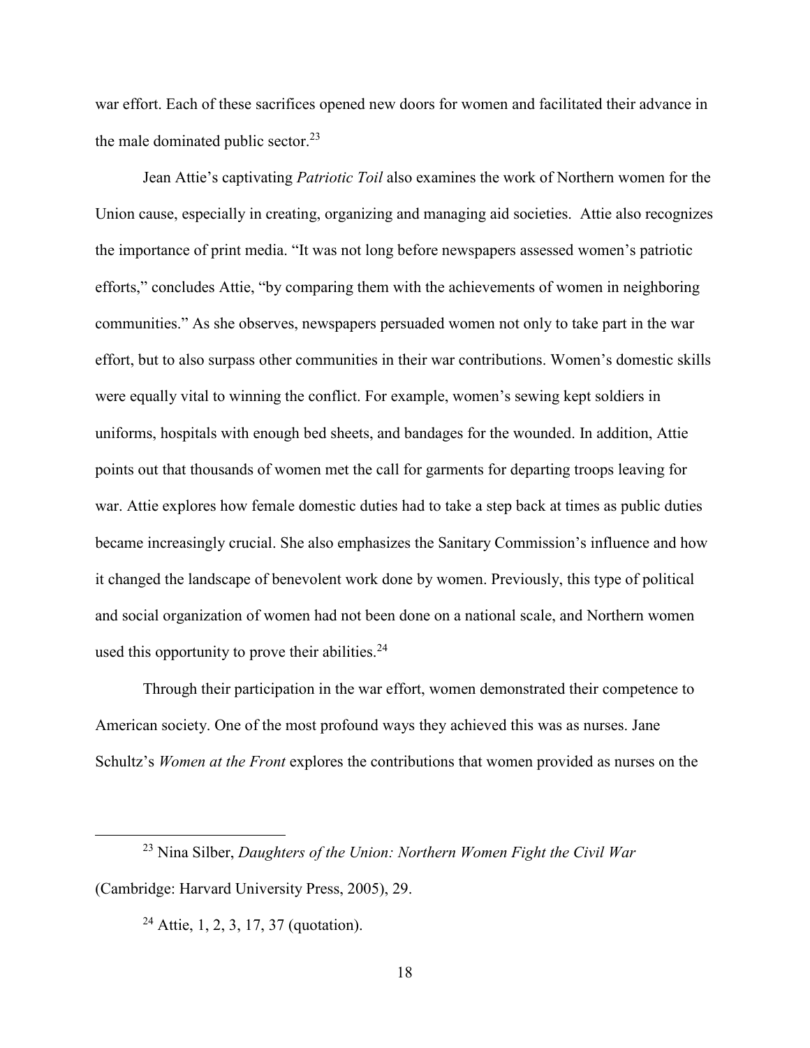war effort. Each of these sacrifices opened new doors for women and facilitated their advance in the male dominated public sector.[23]

Jean Attie's captivating *Patriotic Toil* also examines the work of Northern women for the Union cause, especially in creating, organizing and managing aid societies. Attie also recognizes the importance of print media. "It was not long before newspapers assessed women's patriotic efforts," concludes Attie, "by comparing them with the achievements of women in neighboring communities." As she observes, newspapers persuaded women not only to take part in the war effort, but to also surpass other communities in their war contributions. Women's domestic skills were equally vital to winning the conflict. For example, women's sewing kept soldiers in uniforms, hospitals with enough bed sheets, and bandages for the wounded. In addition, Attie points out that thousands of women met the call for garments for departing troops leaving for war. Attie explores how female domestic duties had to take a step back at times as public duties became increasingly crucial. She also emphasizes the Sanitary Commission's influence and how it changed the landscape of benevolent work done by women. Previously, this type of political and social organization of women had not been done on a national scale, and Northern women used this opportunity to prove their abilities.[24]

Through their participation in the war effort, women demonstrated their competence to American society. One of the most profound ways they achieved this was as nurses. Jane Schultz's *Women at the Front* explores the contributions that women provided as nurses on the

---

[23] Nina Silber, *Daughters of the Union: Northern Women Fight the Civil War* (Cambridge: Harvard University Press, 2005), 29.

[24] Attie, 1, 2, 3, 17, 37 (quotation).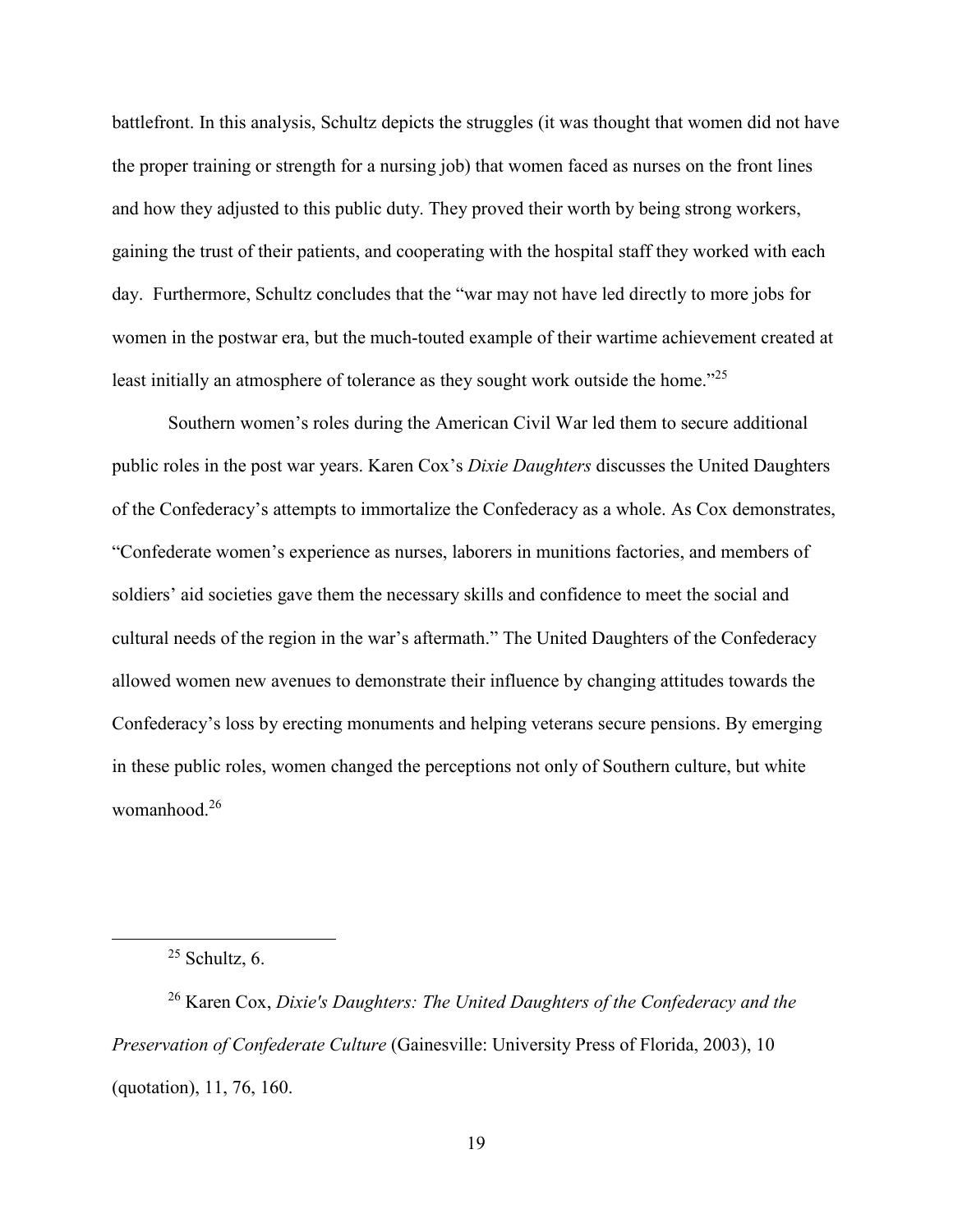battlefront. In this analysis, Schultz depicts the struggles (it was thought that women did not have the proper training or strength for a nursing job) that women faced as nurses on the front lines and how they adjusted to this public duty. They proved their worth by being strong workers, gaining the trust of their patients, and cooperating with the hospital staff they worked with each day. Furthermore, Schultz concludes that the "war may not have led directly to more jobs for women in the postwar era, but the much-touted example of their wartime achievement created at least initially an atmosphere of tolerance as they sought work outside the home."[25]

Southern women's roles during the American Civil War led them to secure additional public roles in the post war years. Karen Cox's *Dixie Daughters* discusses the United Daughters of the Confederacy's attempts to immortalize the Confederacy as a whole. As Cox demonstrates, "Confederate women's experience as nurses, laborers in munitions factories, and members of soldiers' aid societies gave them the necessary skills and confidence to meet the social and cultural needs of the region in the war's aftermath." The United Daughters of the Confederacy allowed women new avenues to demonstrate their influence by changing attitudes towards the Confederacy's loss by erecting monuments and helping veterans secure pensions. By emerging in these public roles, women changed the perceptions not only of Southern culture, but white womanhood.[26]

---

[25] Schultz, 6.

[26] Karen Cox, *Dixie's Daughters: The United Daughters of the Confederacy and the Preservation of Confederate Culture* (Gainesville: University Press of Florida, 2003), 10 (quotation), 11, 76, 160.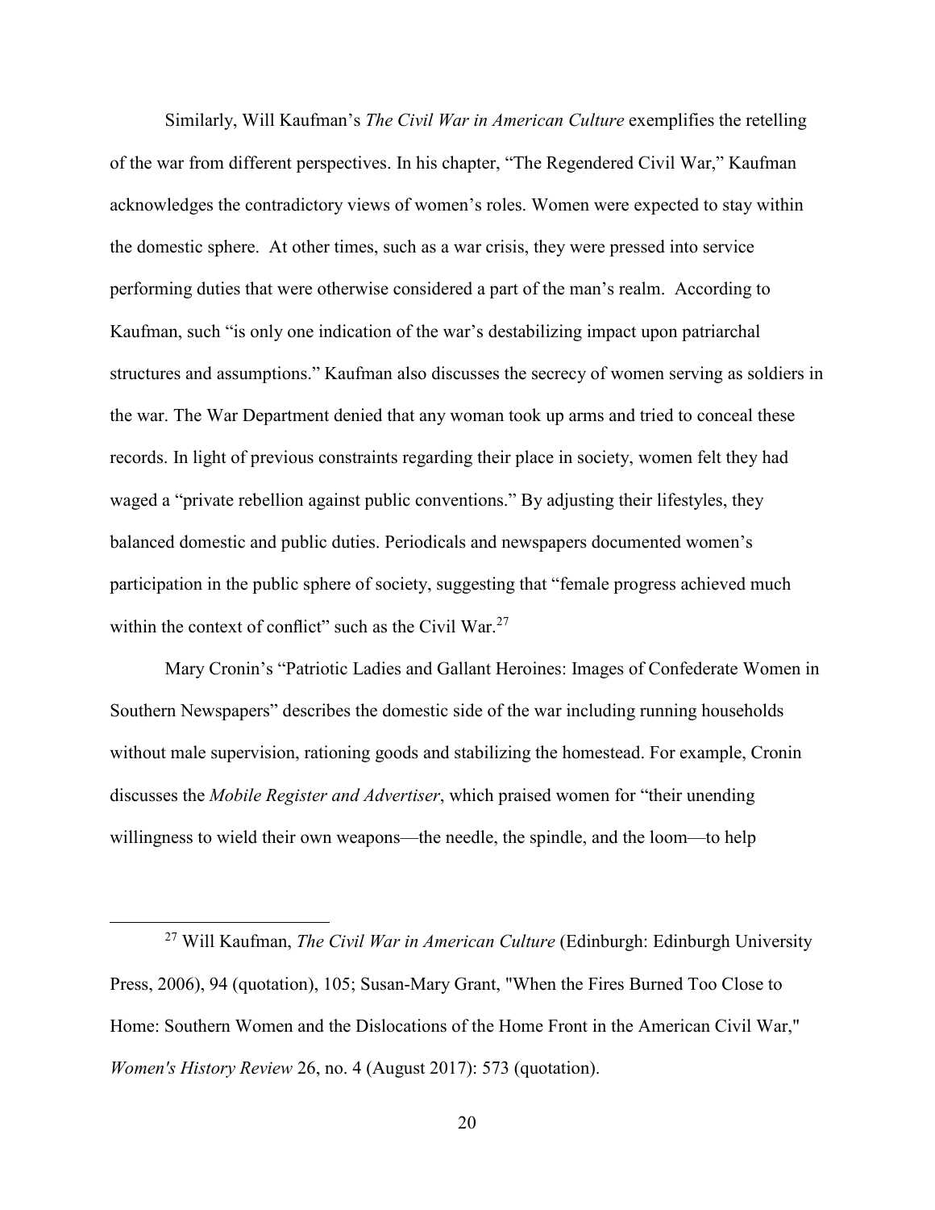Similarly, Will Kaufman's *The Civil War in American Culture* exemplifies the retelling of the war from different perspectives. In his chapter, "The Regendered Civil War," Kaufman acknowledges the contradictory views of women's roles. Women were expected to stay within the domestic sphere. At other times, such as a war crisis, they were pressed into service performing duties that were otherwise considered a part of the man's realm. According to Kaufman, such "is only one indication of the war's destabilizing impact upon patriarchal structures and assumptions." Kaufman also discusses the secrecy of women serving as soldiers in the war. The War Department denied that any woman took up arms and tried to conceal these records. In light of previous constraints regarding their place in society, women felt they had waged a "private rebellion against public conventions." By adjusting their lifestyles, they balanced domestic and public duties. Periodicals and newspapers documented women's participation in the public sphere of society, suggesting that "female progress achieved much within the context of conflict" such as the Civil War.[27]

Mary Cronin's "Patriotic Ladies and Gallant Heroines: Images of Confederate Women in Southern Newspapers" describes the domestic side of the war including running households without male supervision, rationing goods and stabilizing the homestead. For example, Cronin discusses the *Mobile Register and Advertiser*, which praised women for "their unending willingness to wield their own weapons—the needle, the spindle, and the loom—to help

---

[27] Will Kaufman, *The Civil War in American Culture* (Edinburgh: Edinburgh University Press, 2006), 94 (quotation), 105; Susan-Mary Grant, "When the Fires Burned Too Close to Home: Southern Women and the Dislocations of the Home Front in the American Civil War," *Women's History Review* 26, no. 4 (August 2017): 573 (quotation).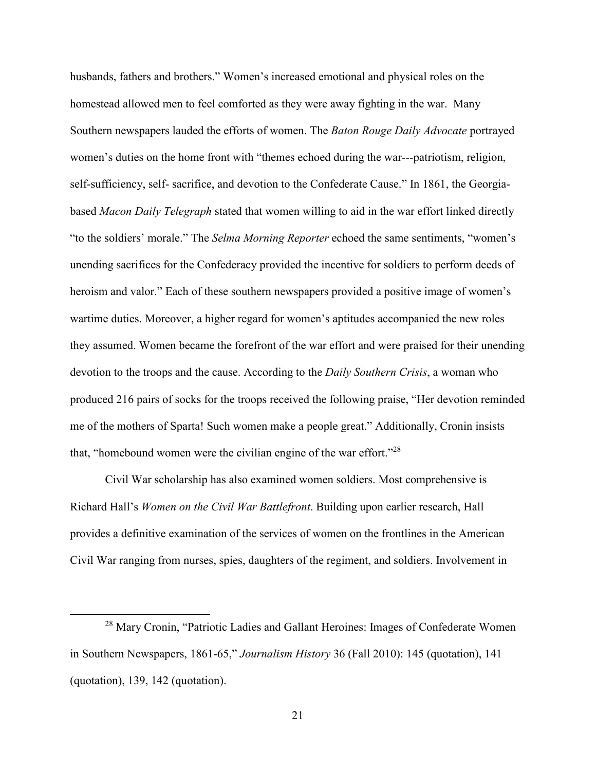husbands, fathers and brothers." Women's increased emotional and physical roles on the homestead allowed men to feel comforted as they were away fighting in the war. Many Southern newspapers lauded the efforts of women. The *Baton Rouge Daily Advocate* portrayed women's duties on the home front with "themes echoed during the war---patriotism, religion, self-sufficiency, self- sacrifice, and devotion to the Confederate Cause." In 1861, the Georgia-based *Macon Daily Telegraph* stated that women willing to aid in the war effort linked directly "to the soldiers' morale." The *Selma Morning Reporter* echoed the same sentiments, "women's unending sacrifices for the Confederacy provided the incentive for soldiers to perform deeds of heroism and valor." Each of these southern newspapers provided a positive image of women's wartime duties. Moreover, a higher regard for women's aptitudes accompanied the new roles they assumed. Women became the forefront of the war effort and were praised for their unending devotion to the troops and the cause. According to the *Daily Southern Crisis*, a woman who produced 216 pairs of socks for the troops received the following praise, "Her devotion reminded me of the mothers of Sparta! Such women make a people great." Additionally, Cronin insists that, "homebound women were the civilian engine of the war effort."[28]

Civil War scholarship has also examined women soldiers. Most comprehensive is Richard Hall's *Women on the Civil War Battlefront*. Building upon earlier research, Hall provides a definitive examination of the services of women on the frontlines in the American Civil War ranging from nurses, spies, daughters of the regiment, and soldiers. Involvement in

[28] Mary Cronin, "Patriotic Ladies and Gallant Heroines: Images of Confederate Women in Southern Newspapers, 1861-65," *Journalism History* 36 (Fall 2010): 145 (quotation), 141 (quotation), 139, 142 (quotation).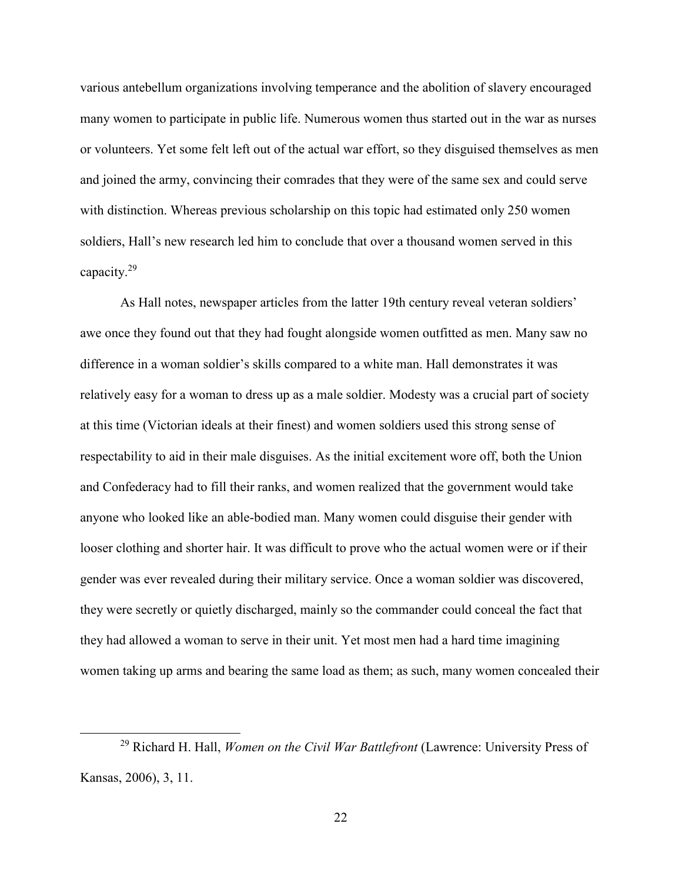various antebellum organizations involving temperance and the abolition of slavery encouraged many women to participate in public life. Numerous women thus started out in the war as nurses or volunteers. Yet some felt left out of the actual war effort, so they disguised themselves as men and joined the army, convincing their comrades that they were of the same sex and could serve with distinction. Whereas previous scholarship on this topic had estimated only 250 women soldiers, Hall's new research led him to conclude that over a thousand women served in this capacity.[29]

As Hall notes, newspaper articles from the latter 19th century reveal veteran soldiers' awe once they found out that they had fought alongside women outfitted as men. Many saw no difference in a woman soldier's skills compared to a white man. Hall demonstrates it was relatively easy for a woman to dress up as a male soldier. Modesty was a crucial part of society at this time (Victorian ideals at their finest) and women soldiers used this strong sense of respectability to aid in their male disguises. As the initial excitement wore off, both the Union and Confederacy had to fill their ranks, and women realized that the government would take anyone who looked like an able-bodied man. Many women could disguise their gender with looser clothing and shorter hair. It was difficult to prove who the actual women were or if their gender was ever revealed during their military service. Once a woman soldier was discovered, they were secretly or quietly discharged, mainly so the commander could conceal the fact that they had allowed a woman to serve in their unit. Yet most men had a hard time imagining women taking up arms and bearing the same load as them; as such, many women concealed their

[29] Richard H. Hall, *Women on the Civil War Battlefront* (Lawrence: University Press of Kansas, 2006), 3, 11.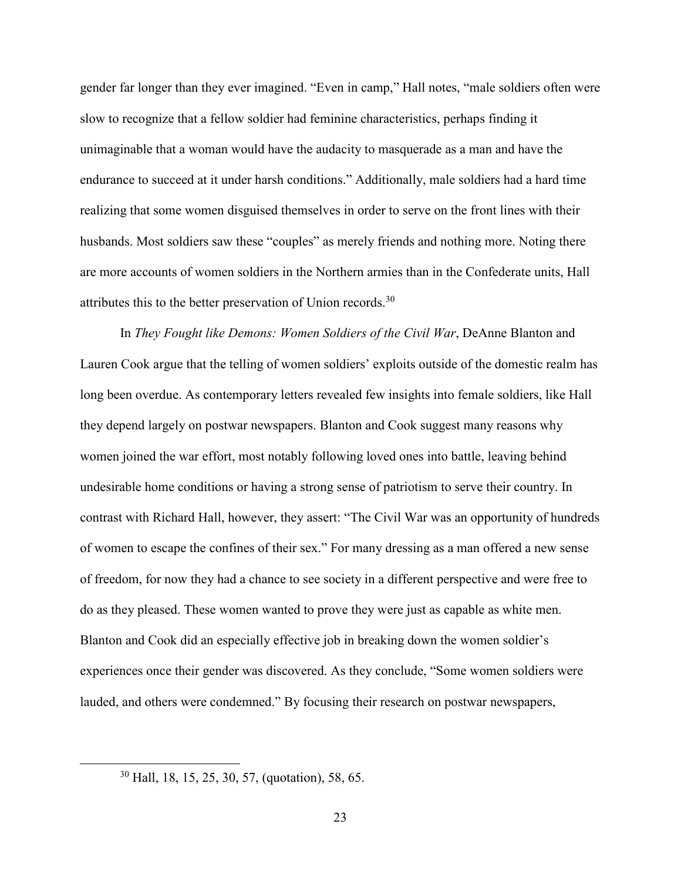gender far longer than they ever imagined. "Even in camp," Hall notes, "male soldiers often were slow to recognize that a fellow soldier had feminine characteristics, perhaps finding it unimaginable that a woman would have the audacity to masquerade as a man and have the endurance to succeed at it under harsh conditions." Additionally, male soldiers had a hard time realizing that some women disguised themselves in order to serve on the front lines with their husbands. Most soldiers saw these "couples" as merely friends and nothing more. Noting there are more accounts of women soldiers in the Northern armies than in the Confederate units, Hall attributes this to the better preservation of Union records.[30]

In *They Fought like Demons: Women Soldiers of the Civil War*, DeAnne Blanton and Lauren Cook argue that the telling of women soldiers' exploits outside of the domestic realm has long been overdue. As contemporary letters revealed few insights into female soldiers, like Hall they depend largely on postwar newspapers. Blanton and Cook suggest many reasons why women joined the war effort, most notably following loved ones into battle, leaving behind undesirable home conditions or having a strong sense of patriotism to serve their country. In contrast with Richard Hall, however, they assert: "The Civil War was an opportunity of hundreds of women to escape the confines of their sex." For many dressing as a man offered a new sense of freedom, for now they had a chance to see society in a different perspective and were free to do as they pleased. These women wanted to prove they were just as capable as white men. Blanton and Cook did an especially effective job in breaking down the women soldier's experiences once their gender was discovered. As they conclude, "Some women soldiers were lauded, and others were condemned." By focusing their research on postwar newspapers,

[30] Hall, 18, 15, 25, 30, 57, (quotation), 58, 65.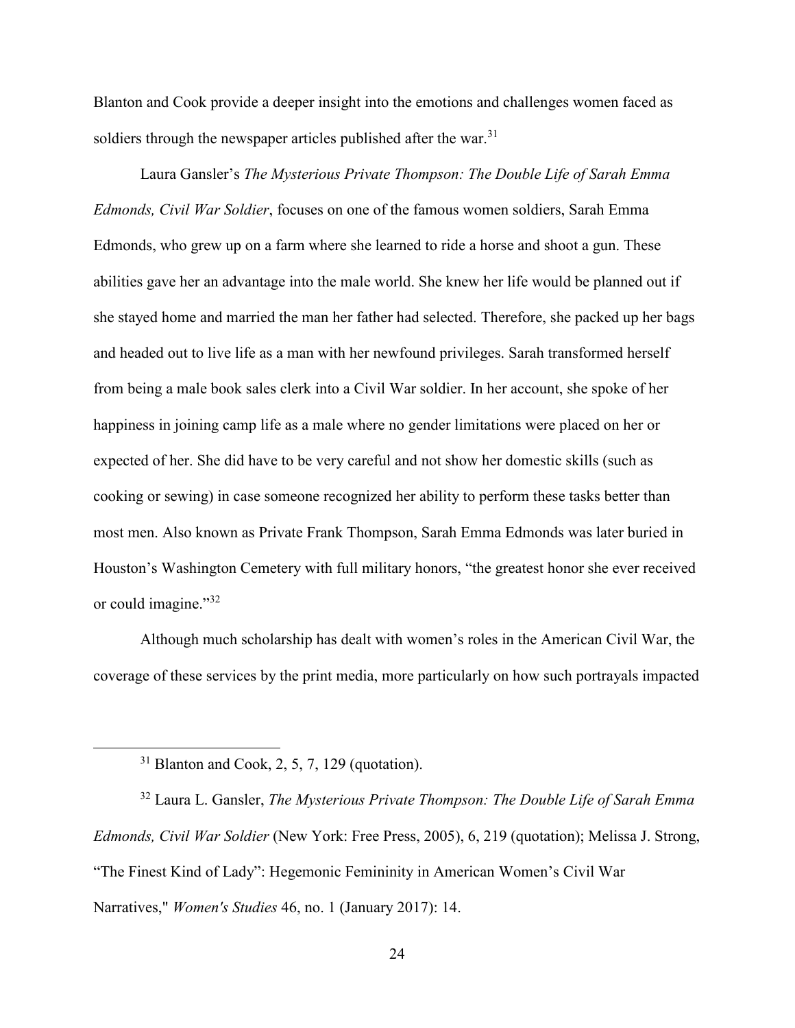Blanton and Cook provide a deeper insight into the emotions and challenges women faced as soldiers through the newspaper articles published after the war.[31]

Laura Gansler's *The Mysterious Private Thompson: The Double Life of Sarah Emma Edmonds, Civil War Soldier*, focuses on one of the famous women soldiers, Sarah Emma Edmonds, who grew up on a farm where she learned to ride a horse and shoot a gun. These abilities gave her an advantage into the male world. She knew her life would be planned out if she stayed home and married the man her father had selected. Therefore, she packed up her bags and headed out to live life as a man with her newfound privileges. Sarah transformed herself from being a male book sales clerk into a Civil War soldier. In her account, she spoke of her happiness in joining camp life as a male where no gender limitations were placed on her or expected of her. She did have to be very careful and not show her domestic skills (such as cooking or sewing) in case someone recognized her ability to perform these tasks better than most men. Also known as Private Frank Thompson, Sarah Emma Edmonds was later buried in Houston's Washington Cemetery with full military honors, "the greatest honor she ever received or could imagine."[32]

Although much scholarship has dealt with women's roles in the American Civil War, the coverage of these services by the print media, more particularly on how such portrayals impacted

---

[31] Blanton and Cook, 2, 5, 7, 129 (quotation).

[32] Laura L. Gansler, *The Mysterious Private Thompson: The Double Life of Sarah Emma Edmonds, Civil War Soldier* (New York: Free Press, 2005), 6, 219 (quotation); Melissa J. Strong, "The Finest Kind of Lady": Hegemonic Femininity in American Women's Civil War Narratives," *Women's Studies* 46, no. 1 (January 2017): 14.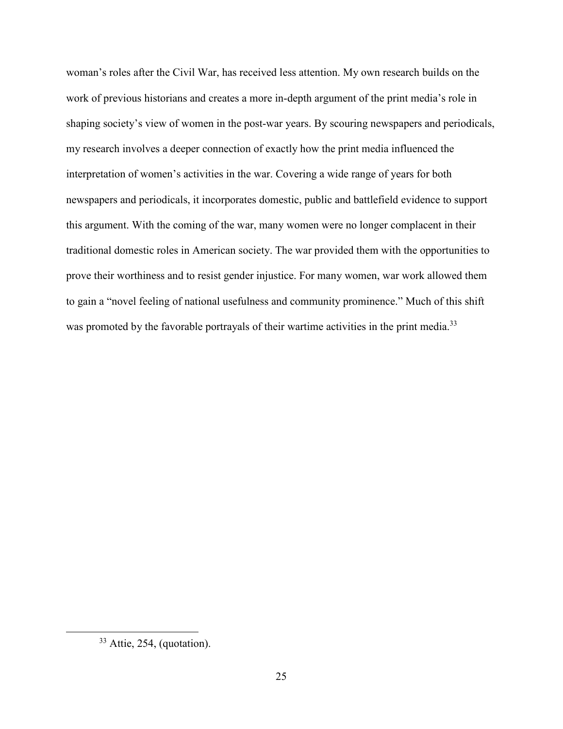woman's roles after the Civil War, has received less attention. My own research builds on the work of previous historians and creates a more in-depth argument of the print media's role in shaping society's view of women in the post-war years. By scouring newspapers and periodicals, my research involves a deeper connection of exactly how the print media influenced the interpretation of women's activities in the war. Covering a wide range of years for both newspapers and periodicals, it incorporates domestic, public and battlefield evidence to support this argument. With the coming of the war, many women were no longer complacent in their traditional domestic roles in American society. The war provided them with the opportunities to prove their worthiness and to resist gender injustice. For many women, war work allowed them to gain a "novel feeling of national usefulness and community prominence." Much of this shift was promoted by the favorable portrayals of their wartime activities in the print media.[33]

[33] Attie, 254, (quotation).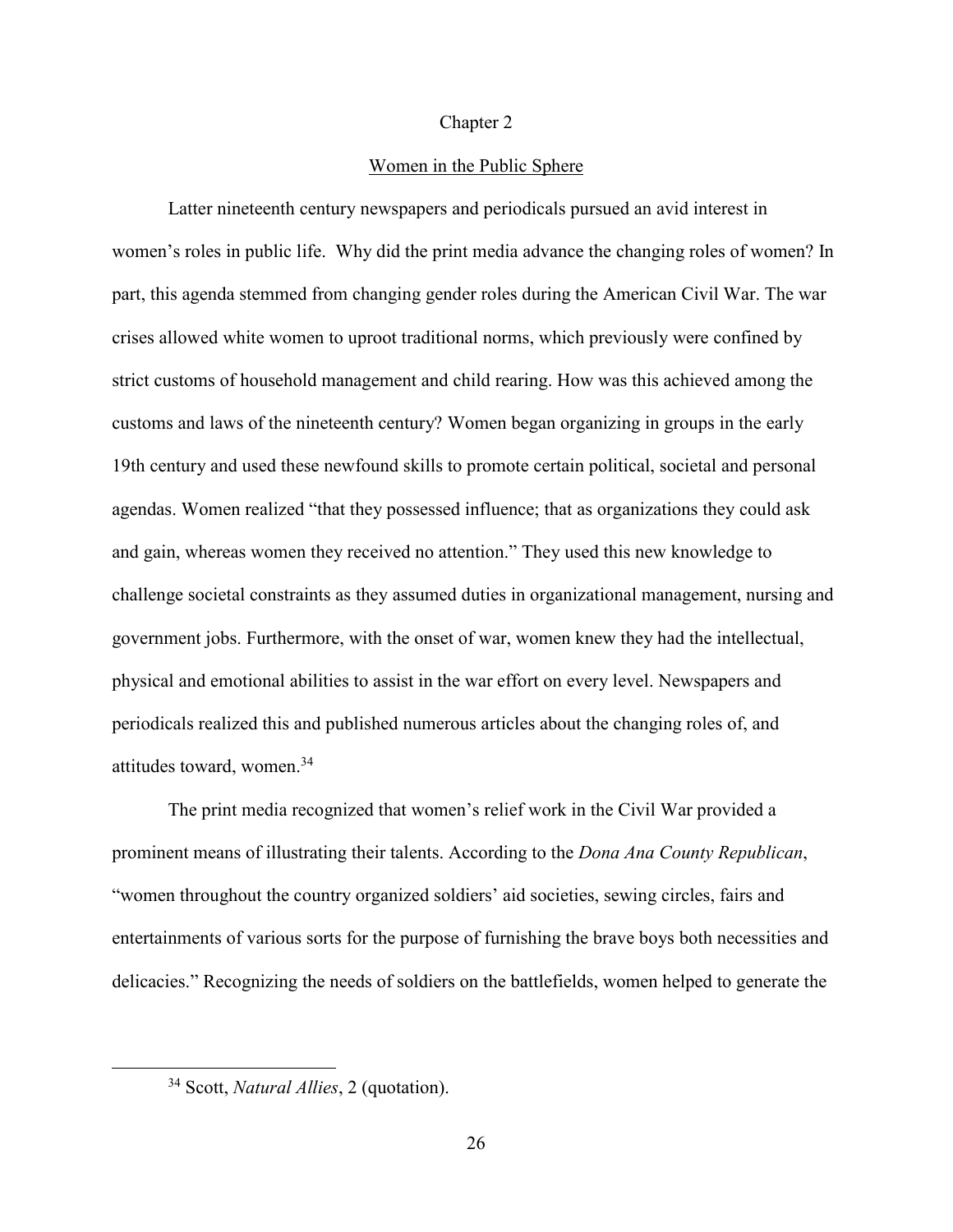# Chapter 2

## Women in the Public Sphere

Latter nineteenth century newspapers and periodicals pursued an avid interest in women's roles in public life. Why did the print media advance the changing roles of women? In part, this agenda stemmed from changing gender roles during the American Civil War. The war crises allowed white women to uproot traditional norms, which previously were confined by strict customs of household management and child rearing. How was this achieved among the customs and laws of the nineteenth century? Women began organizing in groups in the early 19th century and used these newfound skills to promote certain political, societal and personal agendas. Women realized "that they possessed influence; that as organizations they could ask and gain, whereas women they received no attention." They used this new knowledge to challenge societal constraints as they assumed duties in organizational management, nursing and government jobs. Furthermore, with the onset of war, women knew they had the intellectual, physical and emotional abilities to assist in the war effort on every level. Newspapers and periodicals realized this and published numerous articles about the changing roles of, and attitudes toward, women.[34]

The print media recognized that women's relief work in the Civil War provided a prominent means of illustrating their talents. According to the *Dona Ana County Republican*, "women throughout the country organized soldiers' aid societies, sewing circles, fairs and entertainments of various sorts for the purpose of furnishing the brave boys both necessities and delicacies." Recognizing the needs of soldiers on the battlefields, women helped to generate the

---

[34] Scott, *Natural Allies*, 2 (quotation).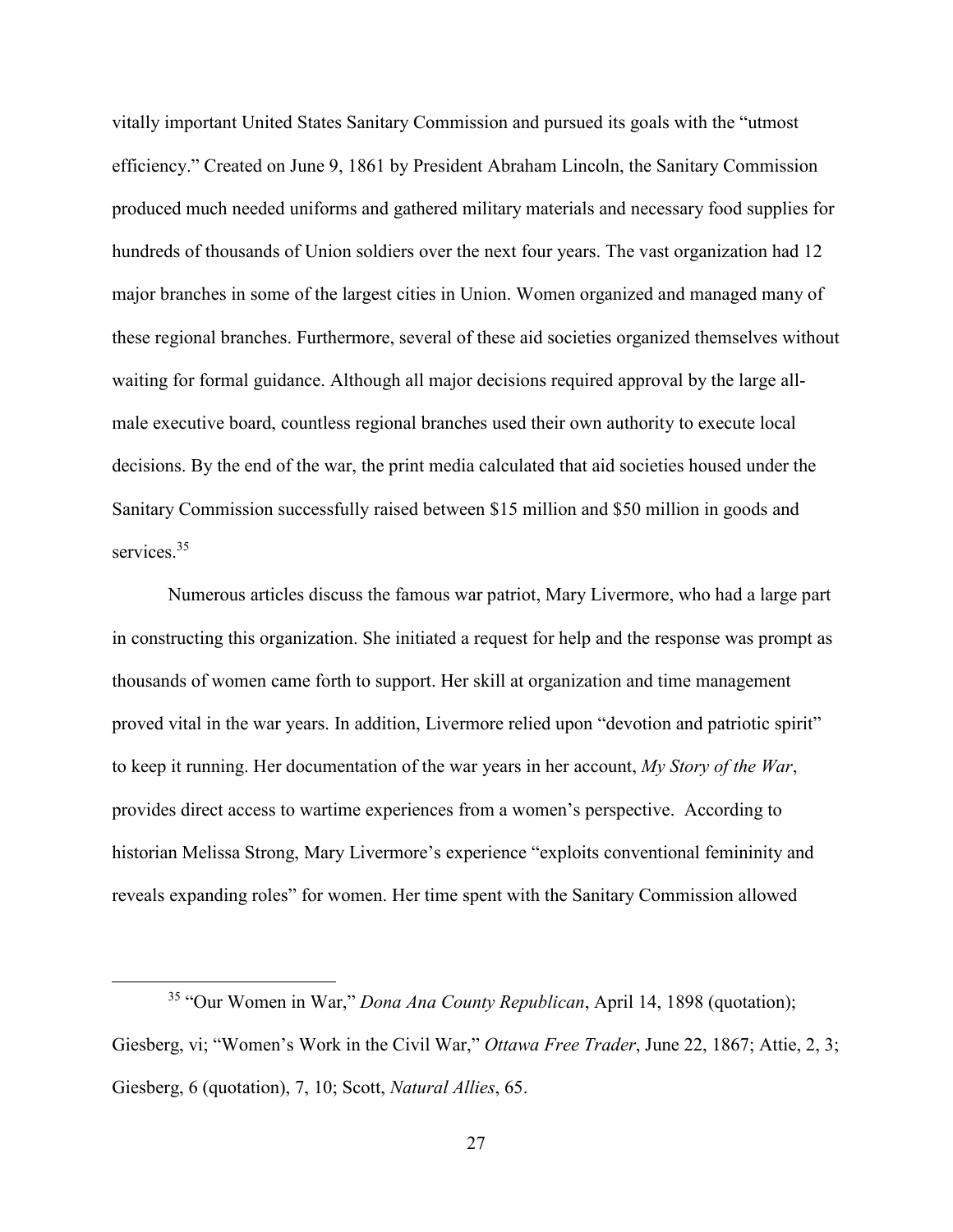vitally important United States Sanitary Commission and pursued its goals with the "utmost efficiency." Created on June 9, 1861 by President Abraham Lincoln, the Sanitary Commission produced much needed uniforms and gathered military materials and necessary food supplies for hundreds of thousands of Union soldiers over the next four years. The vast organization had 12 major branches in some of the largest cities in Union. Women organized and managed many of these regional branches. Furthermore, several of these aid societies organized themselves without waiting for formal guidance. Although all major decisions required approval by the large all-male executive board, countless regional branches used their own authority to execute local decisions. By the end of the war, the print media calculated that aid societies housed under the Sanitary Commission successfully raised between $15 million and $50 million in goods and services.[35]

Numerous articles discuss the famous war patriot, Mary Livermore, who had a large part in constructing this organization. She initiated a request for help and the response was prompt as thousands of women came forth to support. Her skill at organization and time management proved vital in the war years. In addition, Livermore relied upon "devotion and patriotic spirit" to keep it running. Her documentation of the war years in her account, *My Story of the War*, provides direct access to wartime experiences from a women's perspective. According to historian Melissa Strong, Mary Livermore's experience "exploits conventional femininity and reveals expanding roles" for women. Her time spent with the Sanitary Commission allowed

---

[35] "Our Women in War," *Dona Ana County Republican*, April 14, 1898 (quotation); Giesberg, vi; "Women's Work in the Civil War," *Ottawa Free Trader*, June 22, 1867; Attie, 2, 3; Giesberg, 6 (quotation), 7, 10; Scott, *Natural Allies*, 65.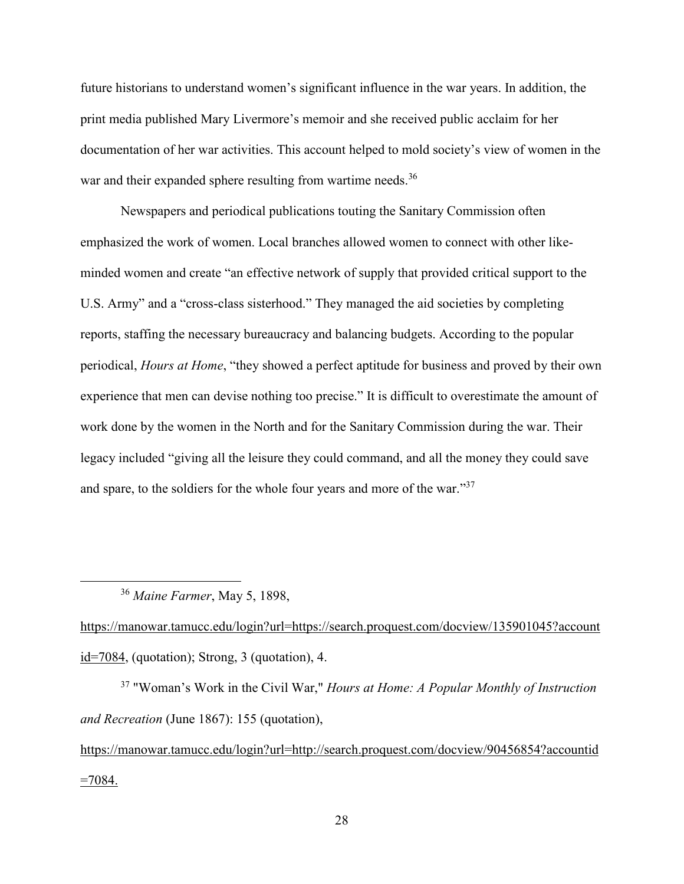future historians to understand women's significant influence in the war years. In addition, the print media published Mary Livermore's memoir and she received public acclaim for her documentation of her war activities. This account helped to mold society's view of women in the war and their expanded sphere resulting from wartime needs.[36]

Newspapers and periodical publications touting the Sanitary Commission often emphasized the work of women. Local branches allowed women to connect with other like-minded women and create "an effective network of supply that provided critical support to the U.S. Army" and a "cross-class sisterhood." They managed the aid societies by completing reports, staffing the necessary bureaucracy and balancing budgets. According to the popular periodical, *Hours at Home*, "they showed a perfect aptitude for business and proved by their own experience that men can devise nothing too precise." It is difficult to overestimate the amount of work done by the women in the North and for the Sanitary Commission during the war. Their legacy included "giving all the leisure they could command, and all the money they could save and spare, to the soldiers for the whole four years and more of the war."[37]

---

[36] *Maine Farmer*, May 5, 1898, https://manowar.tamucc.edu/login?url=https://search.proquest.com/docview/135901045?accountid=7084, (quotation); Strong, 3 (quotation), 4.

[37] "Woman's Work in the Civil War," *Hours at Home: A Popular Monthly of Instruction and Recreation* (June 1867): 155 (quotation), https://manowar.tamucc.edu/login?url=http://search.proquest.com/docview/90456854?accountid=7084.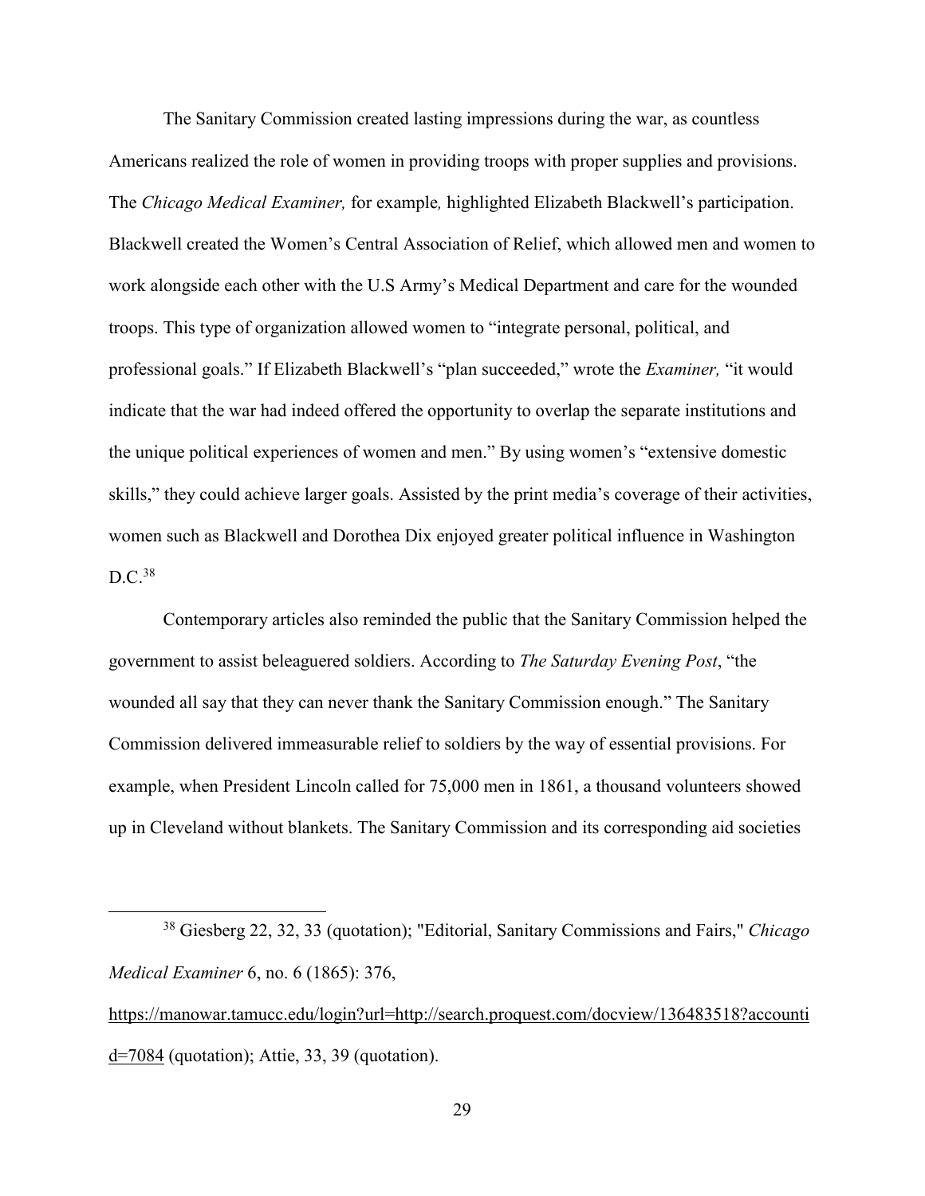The Sanitary Commission created lasting impressions during the war, as countless Americans realized the role of women in providing troops with proper supplies and provisions. The *Chicago Medical Examiner,* for example*,* highlighted Elizabeth Blackwell's participation. Blackwell created the Women's Central Association of Relief, which allowed men and women to work alongside each other with the U.S Army's Medical Department and care for the wounded troops. This type of organization allowed women to "integrate personal, political, and professional goals." If Elizabeth Blackwell's "plan succeeded," wrote the *Examiner,* "it would indicate that the war had indeed offered the opportunity to overlap the separate institutions and the unique political experiences of women and men." By using women's "extensive domestic skills," they could achieve larger goals. Assisted by the print media's coverage of their activities, women such as Blackwell and Dorothea Dix enjoyed greater political influence in Washington D.C.[38]

Contemporary articles also reminded the public that the Sanitary Commission helped the government to assist beleaguered soldiers. According to *The Saturday Evening Post*, "the wounded all say that they can never thank the Sanitary Commission enough." The Sanitary Commission delivered immeasurable relief to soldiers by the way of essential provisions. For example, when President Lincoln called for 75,000 men in 1861, a thousand volunteers showed up in Cleveland without blankets. The Sanitary Commission and its corresponding aid societies

---

[38] Giesberg 22, 32, 33 (quotation); "Editorial, Sanitary Commissions and Fairs," *Chicago Medical Examiner* 6, no. 6 (1865): 376, https://manowar.tamucc.edu/login?url=http://search.proquest.com/docview/136483518?accountid=7084 (quotation); Attie, 33, 39 (quotation).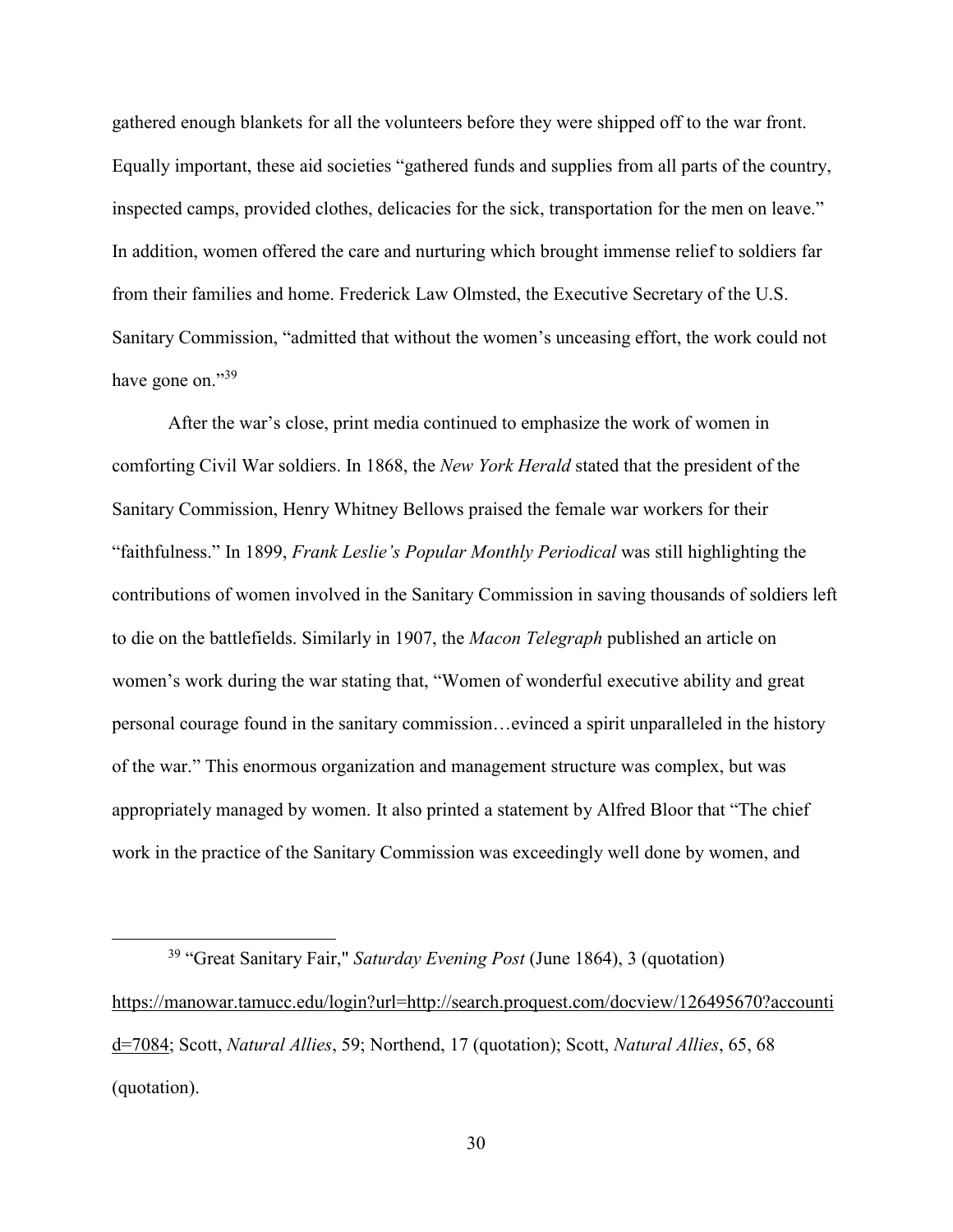gathered enough blankets for all the volunteers before they were shipped off to the war front. Equally important, these aid societies "gathered funds and supplies from all parts of the country, inspected camps, provided clothes, delicacies for the sick, transportation for the men on leave." In addition, women offered the care and nurturing which brought immense relief to soldiers far from their families and home. Frederick Law Olmsted, the Executive Secretary of the U.S. Sanitary Commission, "admitted that without the women's unceasing effort, the work could not have gone on."[39]

After the war's close, print media continued to emphasize the work of women in comforting Civil War soldiers. In 1868, the *New York Herald* stated that the president of the Sanitary Commission, Henry Whitney Bellows praised the female war workers for their "faithfulness." In 1899, *Frank Leslie's Popular Monthly Periodical* was still highlighting the contributions of women involved in the Sanitary Commission in saving thousands of soldiers left to die on the battlefields. Similarly in 1907, the *Macon Telegraph* published an article on women's work during the war stating that, "Women of wonderful executive ability and great personal courage found in the sanitary commission…evinced a spirit unparalleled in the history of the war." This enormous organization and management structure was complex, but was appropriately managed by women. It also printed a statement by Alfred Bloor that "The chief work in the practice of the Sanitary Commission was exceedingly well done by women, and

---

[39] "Great Sanitary Fair," *Saturday Evening Post* (June 1864), 3 (quotation) https://manowar.tamucc.edu/login?url=http://search.proquest.com/docview/126495670?accountid=7084; Scott, *Natural Allies*, 59; Northend, 17 (quotation); Scott, *Natural Allies*, 65, 68 (quotation).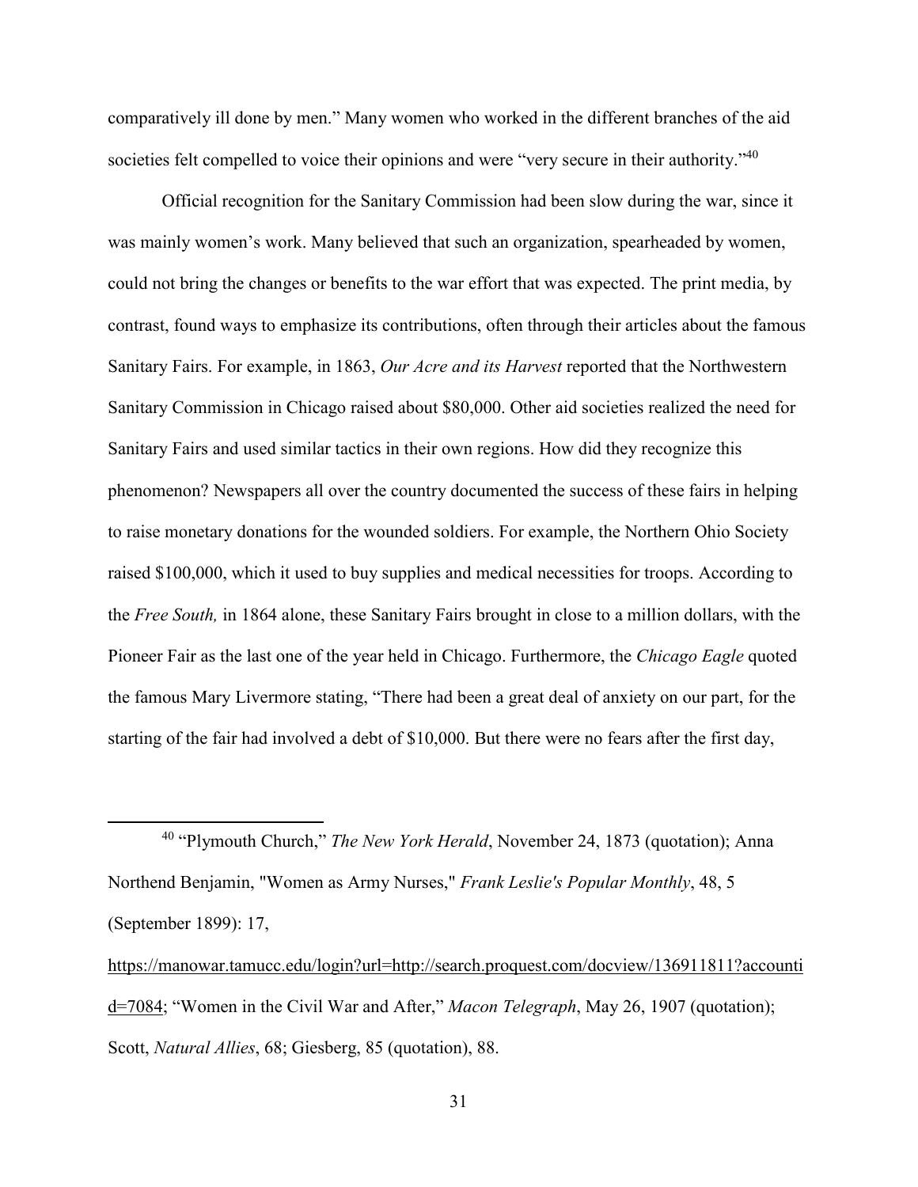comparatively ill done by men." Many women who worked in the different branches of the aid societies felt compelled to voice their opinions and were "very secure in their authority."[40]

Official recognition for the Sanitary Commission had been slow during the war, since it was mainly women's work. Many believed that such an organization, spearheaded by women, could not bring the changes or benefits to the war effort that was expected. The print media, by contrast, found ways to emphasize its contributions, often through their articles about the famous Sanitary Fairs. For example, in 1863, *Our Acre and its Harvest* reported that the Northwestern Sanitary Commission in Chicago raised about $80,000. Other aid societies realized the need for Sanitary Fairs and used similar tactics in their own regions. How did they recognize this phenomenon? Newspapers all over the country documented the success of these fairs in helping to raise monetary donations for the wounded soldiers. For example, the Northern Ohio Society raised $100,000, which it used to buy supplies and medical necessities for troops. According to the *Free South,* in 1864 alone, these Sanitary Fairs brought in close to a million dollars, with the Pioneer Fair as the last one of the year held in Chicago. Furthermore, the *Chicago Eagle* quoted the famous Mary Livermore stating, "There had been a great deal of anxiety on our part, for the starting of the fair had involved a debt of $10,000. But there were no fears after the first day,

---

[40] "Plymouth Church," *The New York Herald*, November 24, 1873 (quotation); Anna Northend Benjamin, "Women as Army Nurses," *Frank Leslie's Popular Monthly*, 48, 5 (September 1899): 17, https://manowar.tamucc.edu/login?url=http://search.proquest.com/docview/136911811?accountid=7084; "Women in the Civil War and After," *Macon Telegraph*, May 26, 1907 (quotation); Scott, *Natural Allies*, 68; Giesberg, 85 (quotation), 88.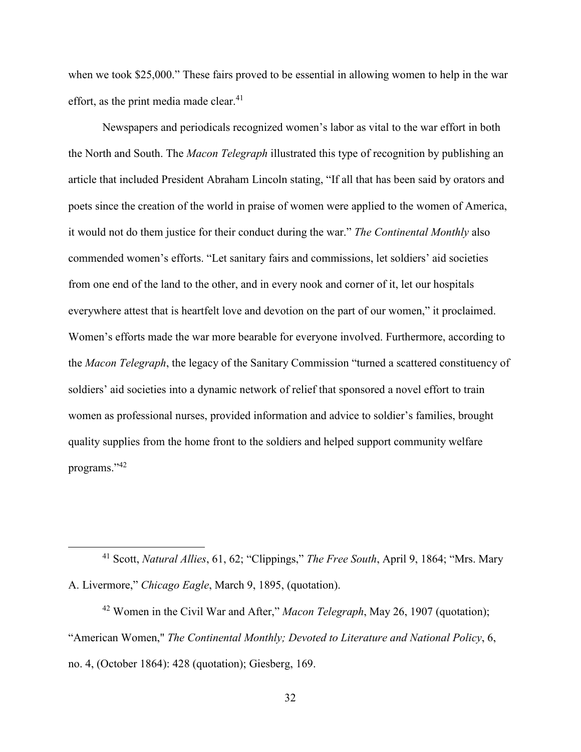when we took $25,000." These fairs proved to be essential in allowing women to help in the war effort, as the print media made clear.[41]

Newspapers and periodicals recognized women's labor as vital to the war effort in both the North and South. The *Macon Telegraph* illustrated this type of recognition by publishing an article that included President Abraham Lincoln stating, "If all that has been said by orators and poets since the creation of the world in praise of women were applied to the women of America, it would not do them justice for their conduct during the war." *The Continental Monthly* also commended women's efforts. "Let sanitary fairs and commissions, let soldiers' aid societies from one end of the land to the other, and in every nook and corner of it, let our hospitals everywhere attest that is heartfelt love and devotion on the part of our women," it proclaimed. Women's efforts made the war more bearable for everyone involved. Furthermore, according to the *Macon Telegraph*, the legacy of the Sanitary Commission "turned a scattered constituency of soldiers' aid societies into a dynamic network of relief that sponsored a novel effort to train women as professional nurses, provided information and advice to soldier's families, brought quality supplies from the home front to the soldiers and helped support community welfare programs."[42]

---

[41] Scott, *Natural Allies*, 61, 62; "Clippings," *The Free South*, April 9, 1864; "Mrs. Mary A. Livermore," *Chicago Eagle*, March 9, 1895, (quotation).

[42] Women in the Civil War and After," *Macon Telegraph*, May 26, 1907 (quotation); "American Women," *The Continental Monthly; Devoted to Literature and National Policy*, 6, no. 4, (October 1864): 428 (quotation); Giesberg, 169.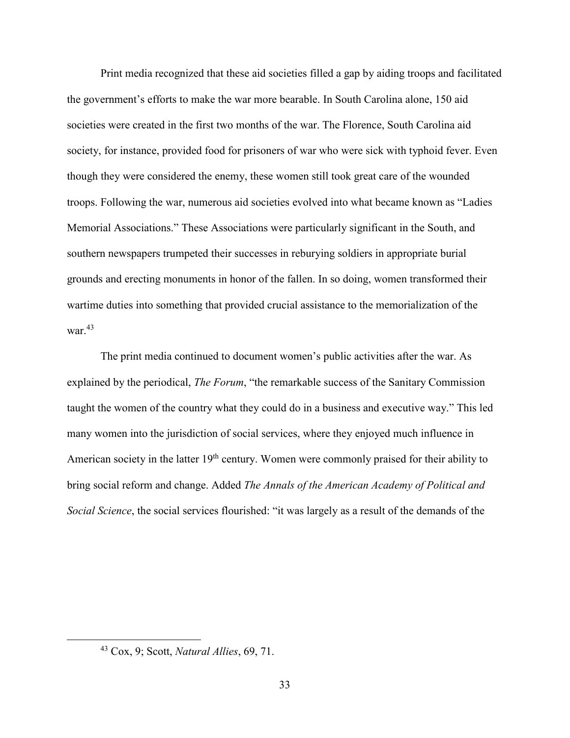Print media recognized that these aid societies filled a gap by aiding troops and facilitated the government's efforts to make the war more bearable. In South Carolina alone, 150 aid societies were created in the first two months of the war. The Florence, South Carolina aid society, for instance, provided food for prisoners of war who were sick with typhoid fever. Even though they were considered the enemy, these women still took great care of the wounded troops. Following the war, numerous aid societies evolved into what became known as "Ladies Memorial Associations." These Associations were particularly significant in the South, and southern newspapers trumpeted their successes in reburying soldiers in appropriate burial grounds and erecting monuments in honor of the fallen. In so doing, women transformed their wartime duties into something that provided crucial assistance to the memorialization of the war.[43]

The print media continued to document women's public activities after the war. As explained by the periodical, *The Forum*, "the remarkable success of the Sanitary Commission taught the women of the country what they could do in a business and executive way." This led many women into the jurisdiction of social services, where they enjoyed much influence in American society in the latter 19th century. Women were commonly praised for their ability to bring social reform and change. Added *The Annals of the American Academy of Political and Social Science*, the social services flourished: "it was largely as a result of the demands of the

[43] Cox, 9; Scott, *Natural Allies*, 69, 71.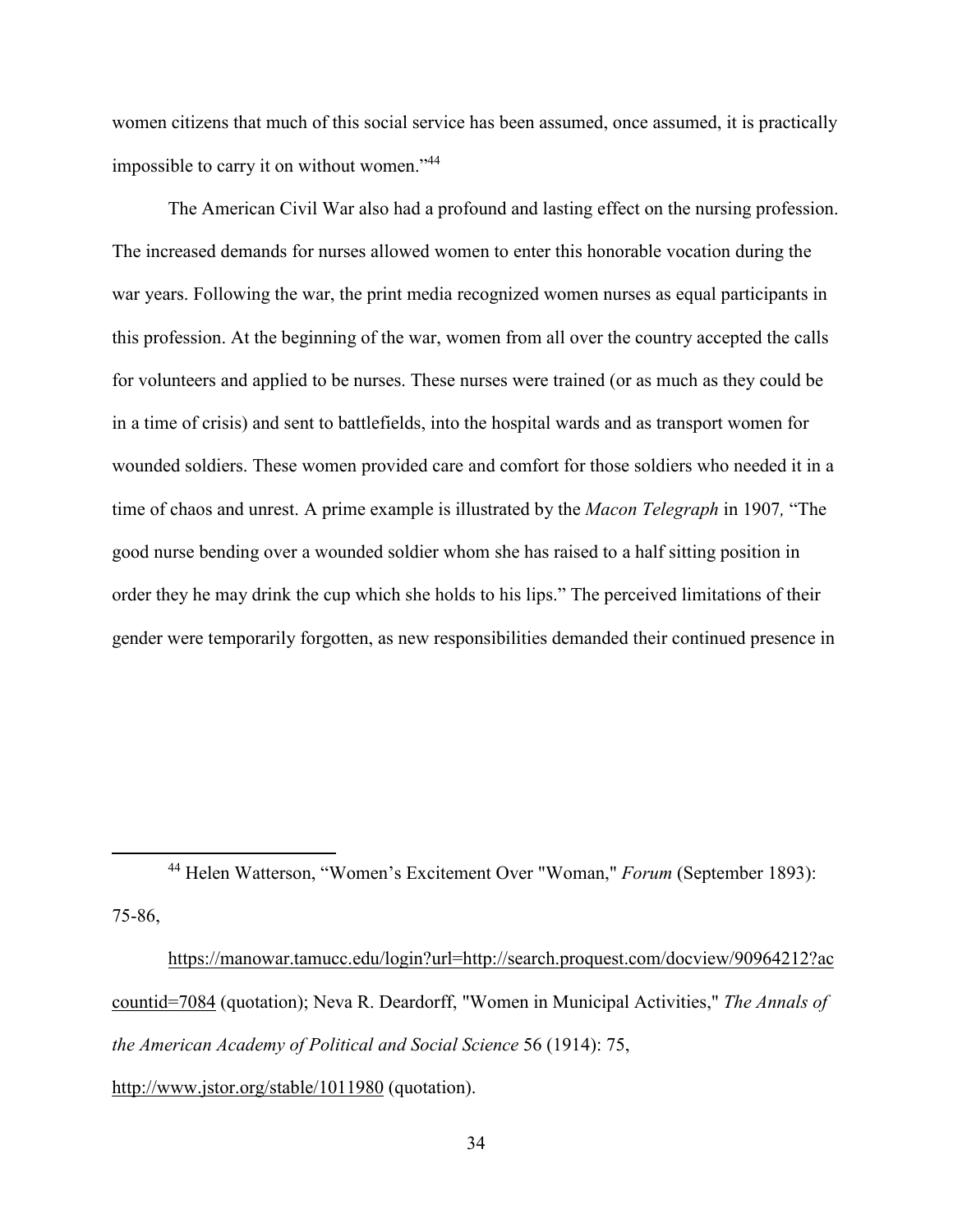women citizens that much of this social service has been assumed, once assumed, it is practically impossible to carry it on without women."[44]

The American Civil War also had a profound and lasting effect on the nursing profession. The increased demands for nurses allowed women to enter this honorable vocation during the war years. Following the war, the print media recognized women nurses as equal participants in this profession. At the beginning of the war, women from all over the country accepted the calls for volunteers and applied to be nurses. These nurses were trained (or as much as they could be in a time of crisis) and sent to battlefields, into the hospital wards and as transport women for wounded soldiers. These women provided care and comfort for those soldiers who needed it in a time of chaos and unrest. A prime example is illustrated by the *Macon Telegraph* in 1907*,* "The good nurse bending over a wounded soldier whom she has raised to a half sitting position in order they he may drink the cup which she holds to his lips." The perceived limitations of their gender were temporarily forgotten, as new responsibilities demanded their continued presence in

---

[44] Helen Watterson, "Women's Excitement Over "Woman," *Forum* (September 1893): 75-86,

https://manowar.tamucc.edu/login?url=http://search.proquest.com/docview/90964212?accountid=7084 (quotation); Neva R. Deardorff, "Women in Municipal Activities," *The Annals of the American Academy of Political and Social Science* 56 (1914): 75, http://www.jstor.org/stable/1011980 (quotation).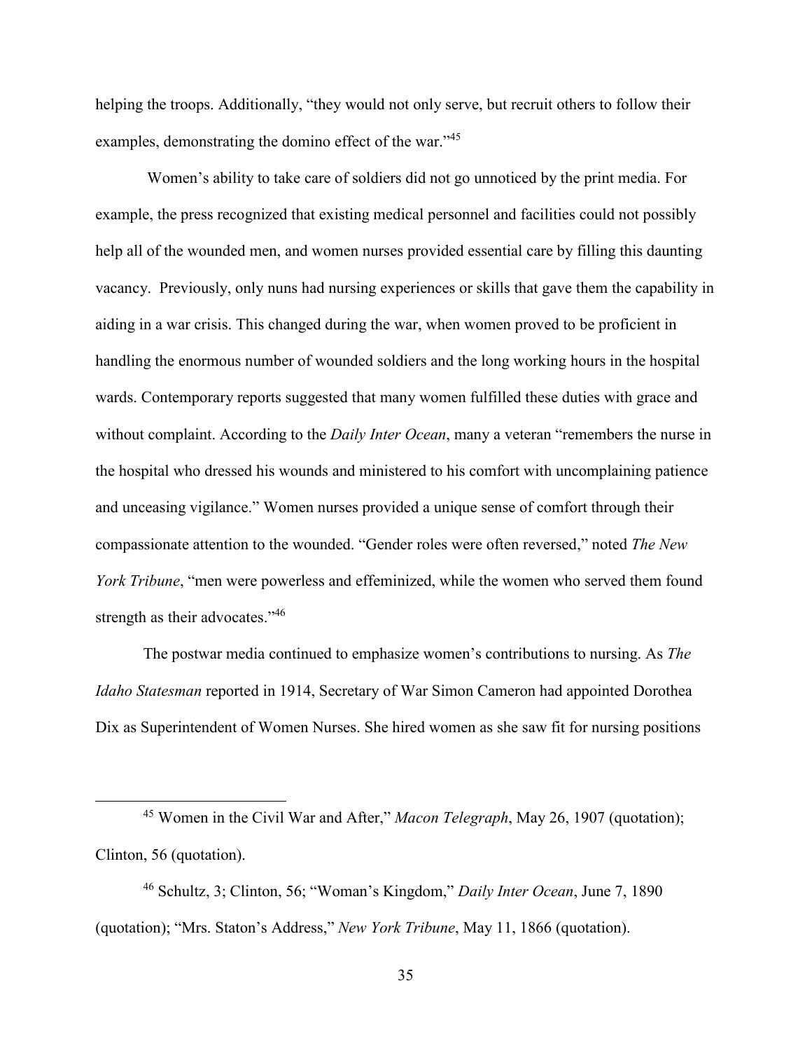helping the troops. Additionally, "they would not only serve, but recruit others to follow their examples, demonstrating the domino effect of the war."[45]

Women's ability to take care of soldiers did not go unnoticed by the print media. For example, the press recognized that existing medical personnel and facilities could not possibly help all of the wounded men, and women nurses provided essential care by filling this daunting vacancy. Previously, only nuns had nursing experiences or skills that gave them the capability in aiding in a war crisis. This changed during the war, when women proved to be proficient in handling the enormous number of wounded soldiers and the long working hours in the hospital wards. Contemporary reports suggested that many women fulfilled these duties with grace and without complaint. According to the *Daily Inter Ocean*, many a veteran "remembers the nurse in the hospital who dressed his wounds and ministered to his comfort with uncomplaining patience and unceasing vigilance." Women nurses provided a unique sense of comfort through their compassionate attention to the wounded. "Gender roles were often reversed," noted *The New York Tribune*, "men were powerless and effeminized, while the women who served them found strength as their advocates."[46]

The postwar media continued to emphasize women's contributions to nursing. As *The Idaho Statesman* reported in 1914, Secretary of War Simon Cameron had appointed Dorothea Dix as Superintendent of Women Nurses. She hired women as she saw fit for nursing positions

---

[45] Women in the Civil War and After," *Macon Telegraph*, May 26, 1907 (quotation); Clinton, 56 (quotation).

[46] Schultz, 3; Clinton, 56; "Woman's Kingdom," *Daily Inter Ocean*, June 7, 1890 (quotation); "Mrs. Staton's Address," *New York Tribune*, May 11, 1866 (quotation).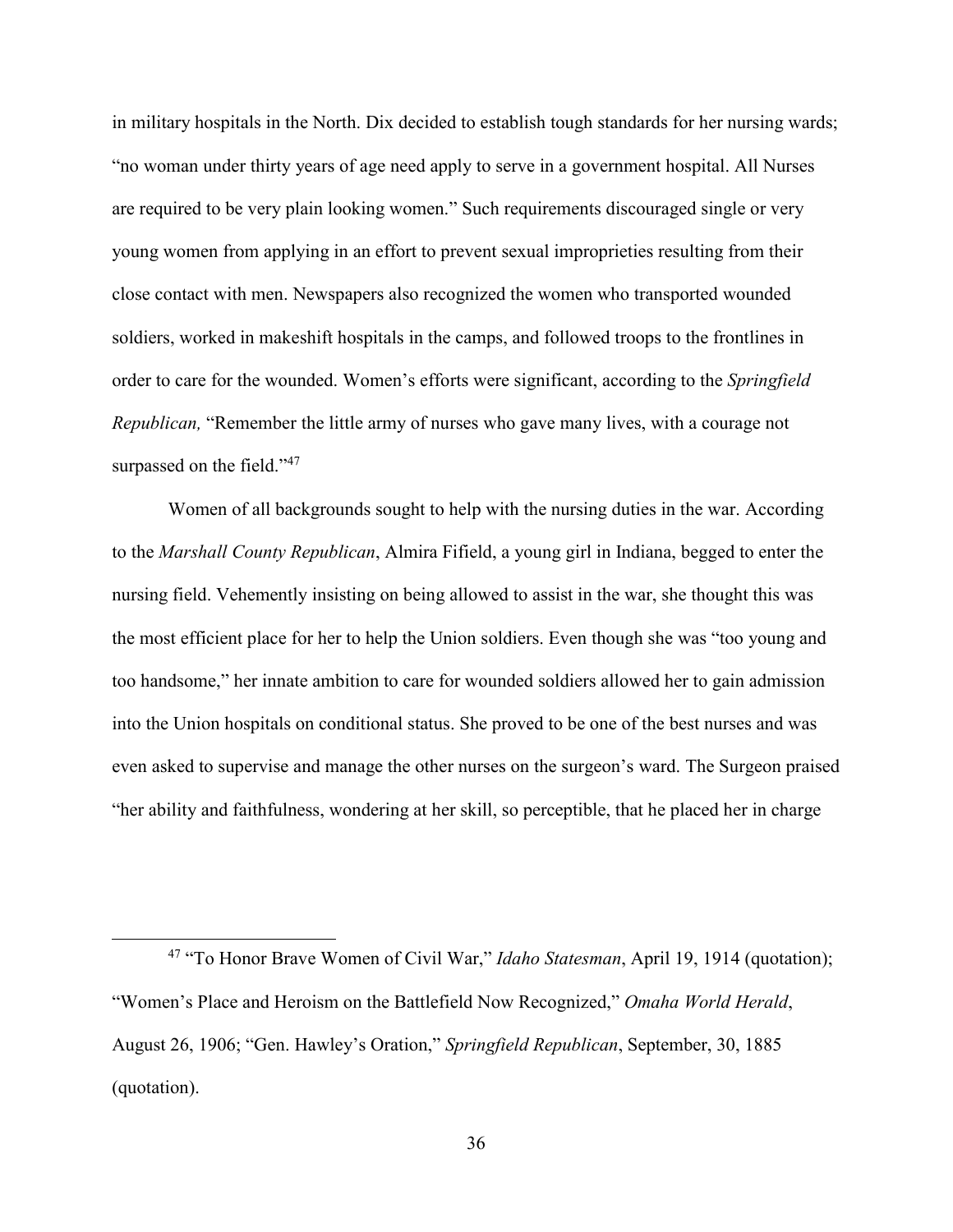in military hospitals in the North. Dix decided to establish tough standards for her nursing wards; "no woman under thirty years of age need apply to serve in a government hospital. All Nurses are required to be very plain looking women." Such requirements discouraged single or very young women from applying in an effort to prevent sexual improprieties resulting from their close contact with men. Newspapers also recognized the women who transported wounded soldiers, worked in makeshift hospitals in the camps, and followed troops to the frontlines in order to care for the wounded. Women's efforts were significant, according to the *Springfield Republican,* "Remember the little army of nurses who gave many lives, with a courage not surpassed on the field."[47]

Women of all backgrounds sought to help with the nursing duties in the war. According to the *Marshall County Republican*, Almira Fifield, a young girl in Indiana, begged to enter the nursing field. Vehemently insisting on being allowed to assist in the war, she thought this was the most efficient place for her to help the Union soldiers. Even though she was "too young and too handsome," her innate ambition to care for wounded soldiers allowed her to gain admission into the Union hospitals on conditional status. She proved to be one of the best nurses and was even asked to supervise and manage the other nurses on the surgeon's ward. The Surgeon praised "her ability and faithfulness, wondering at her skill, so perceptible, that he placed her in charge

---

[47] "To Honor Brave Women of Civil War," *Idaho Statesman*, April 19, 1914 (quotation); "Women's Place and Heroism on the Battlefield Now Recognized," *Omaha World Herald*, August 26, 1906; "Gen. Hawley's Oration," *Springfield Republican*, September, 30, 1885 (quotation).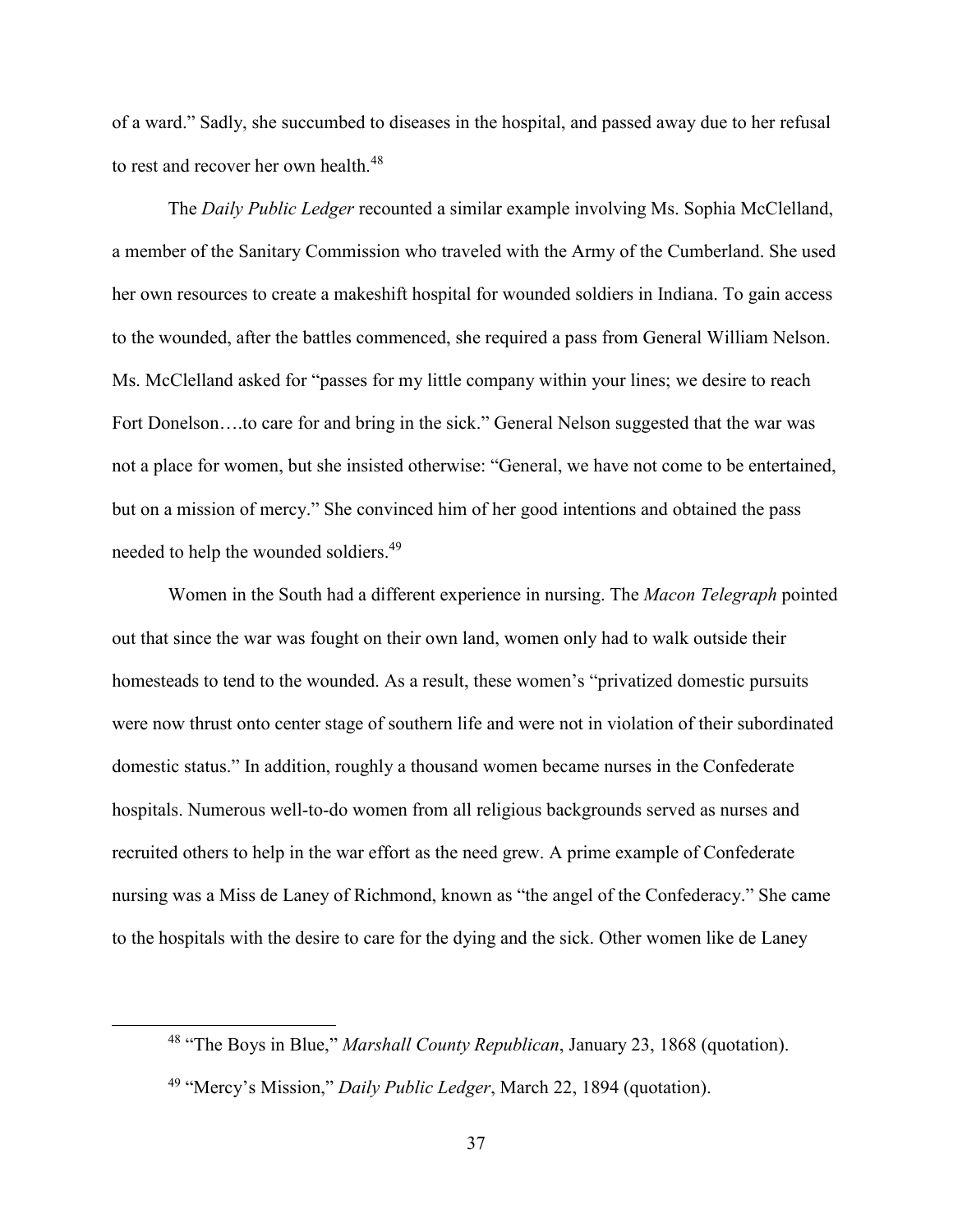of a ward." Sadly, she succumbed to diseases in the hospital, and passed away due to her refusal to rest and recover her own health.[48]

The *Daily Public Ledger* recounted a similar example involving Ms. Sophia McClelland, a member of the Sanitary Commission who traveled with the Army of the Cumberland. She used her own resources to create a makeshift hospital for wounded soldiers in Indiana. To gain access to the wounded, after the battles commenced, she required a pass from General William Nelson. Ms. McClelland asked for "passes for my little company within your lines; we desire to reach Fort Donelson….to care for and bring in the sick." General Nelson suggested that the war was not a place for women, but she insisted otherwise: "General, we have not come to be entertained, but on a mission of mercy." She convinced him of her good intentions and obtained the pass needed to help the wounded soldiers.[49]

Women in the South had a different experience in nursing. The *Macon Telegraph* pointed out that since the war was fought on their own land, women only had to walk outside their homesteads to tend to the wounded. As a result, these women's "privatized domestic pursuits were now thrust onto center stage of southern life and were not in violation of their subordinated domestic status." In addition, roughly a thousand women became nurses in the Confederate hospitals. Numerous well-to-do women from all religious backgrounds served as nurses and recruited others to help in the war effort as the need grew. A prime example of Confederate nursing was a Miss de Laney of Richmond, known as "the angel of the Confederacy." She came to the hospitals with the desire to care for the dying and the sick. Other women like de Laney

---

[48] "The Boys in Blue," *Marshall County Republican*, January 23, 1868 (quotation).

[49] "Mercy's Mission," *Daily Public Ledger*, March 22, 1894 (quotation).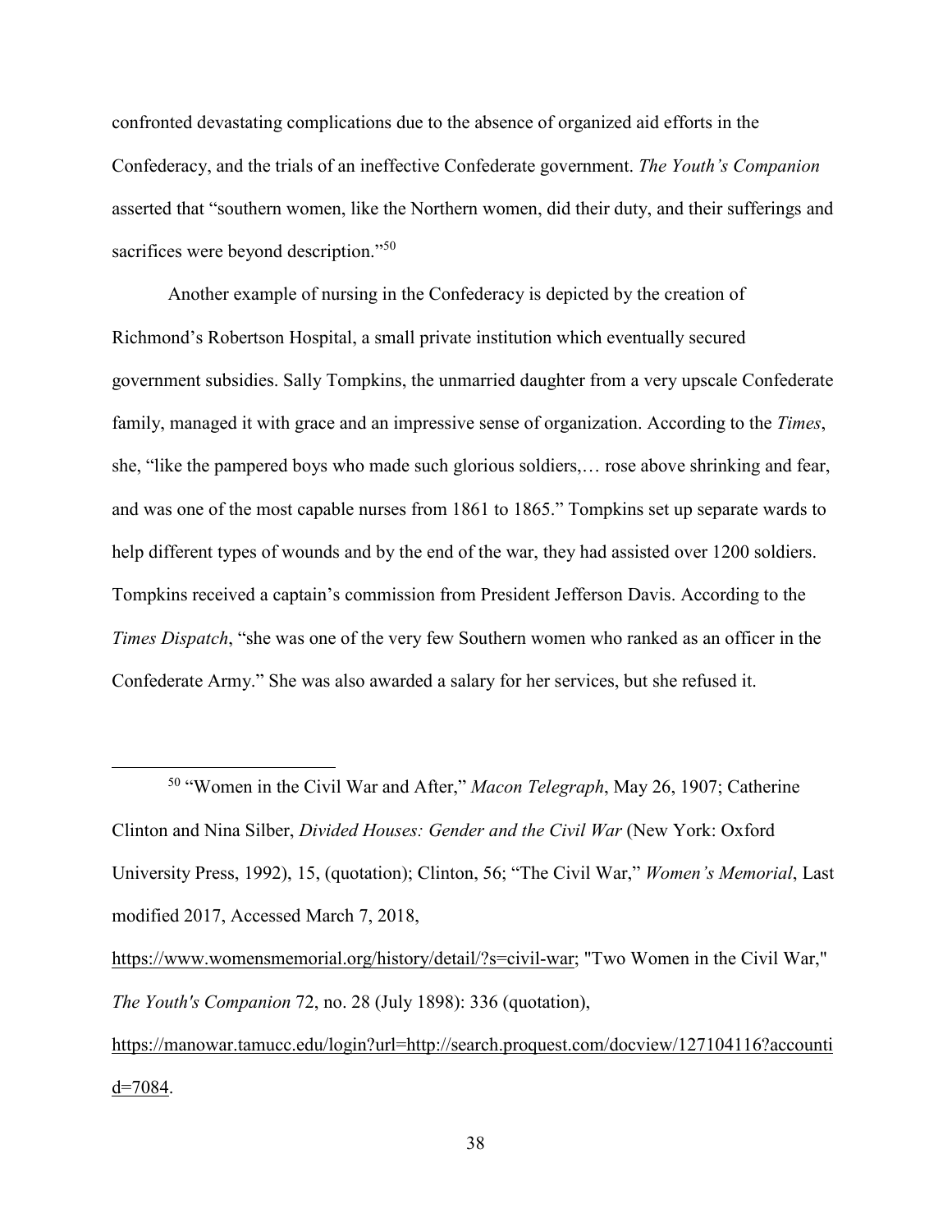confronted devastating complications due to the absence of organized aid efforts in the Confederacy, and the trials of an ineffective Confederate government. *The Youth's Companion* asserted that "southern women, like the Northern women, did their duty, and their sufferings and sacrifices were beyond description."[50]

Another example of nursing in the Confederacy is depicted by the creation of Richmond's Robertson Hospital, a small private institution which eventually secured government subsidies. Sally Tompkins, the unmarried daughter from a very upscale Confederate family, managed it with grace and an impressive sense of organization. According to the *Times*, she, "like the pampered boys who made such glorious soldiers,… rose above shrinking and fear, and was one of the most capable nurses from 1861 to 1865." Tompkins set up separate wards to help different types of wounds and by the end of the war, they had assisted over 1200 soldiers. Tompkins received a captain's commission from President Jefferson Davis. According to the *Times Dispatch*, "she was one of the very few Southern women who ranked as an officer in the Confederate Army." She was also awarded a salary for her services, but she refused it.

---

[50] "Women in the Civil War and After," *Macon Telegraph*, May 26, 1907; Catherine Clinton and Nina Silber, *Divided Houses: Gender and the Civil War* (New York: Oxford University Press, 1992), 15, (quotation); Clinton, 56; "The Civil War," *Women's Memorial*, Last modified 2017, Accessed March 7, 2018, https://www.womensmemorial.org/history/detail/?s=civil-war; "Two Women in the Civil War," *The Youth's Companion* 72, no. 28 (July 1898): 336 (quotation), https://manowar.tamucc.edu/login?url=http://search.proquest.com/docview/127104116?accountid=7084.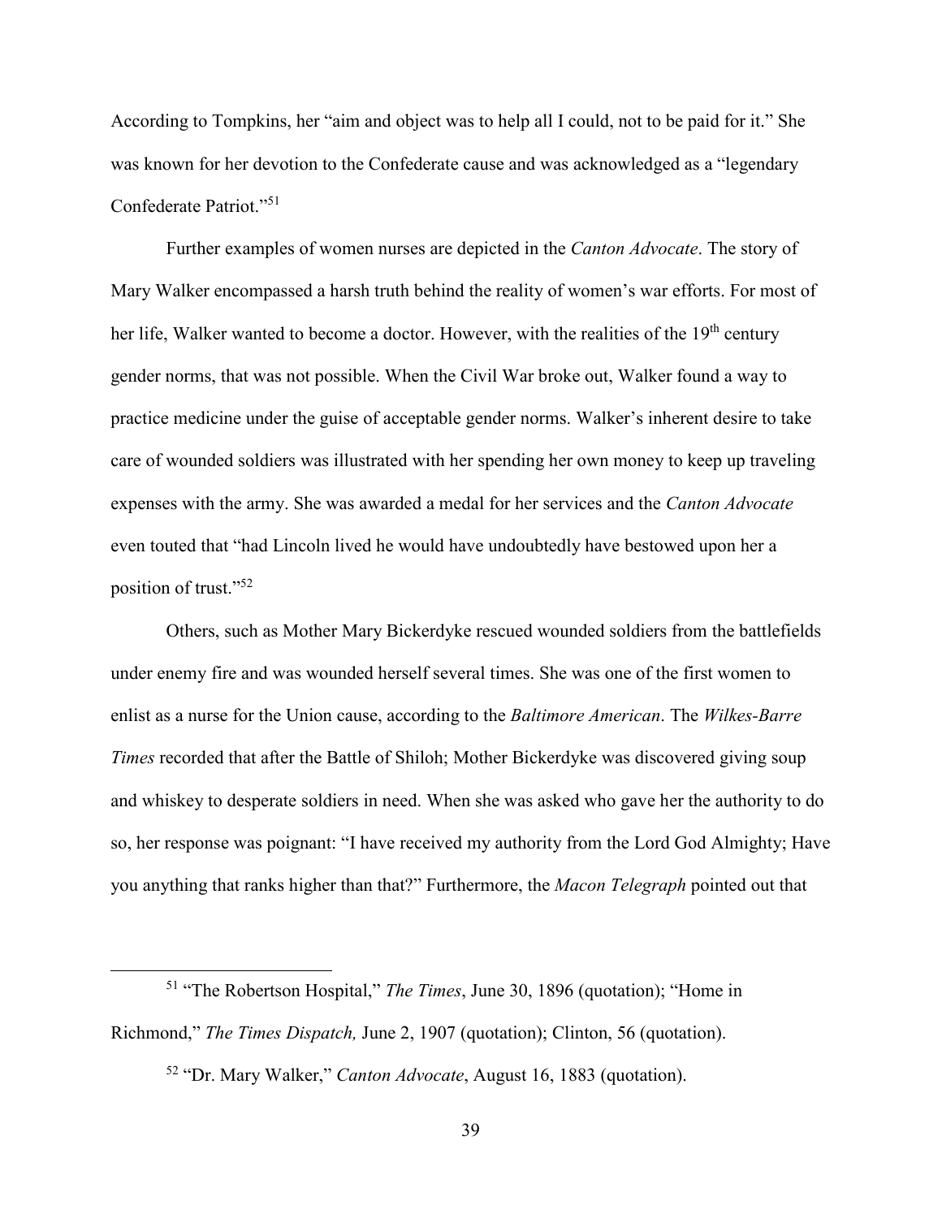According to Tompkins, her "aim and object was to help all I could, not to be paid for it." She was known for her devotion to the Confederate cause and was acknowledged as a "legendary Confederate Patriot."[51]

Further examples of women nurses are depicted in the *Canton Advocate*. The story of Mary Walker encompassed a harsh truth behind the reality of women's war efforts. For most of her life, Walker wanted to become a doctor. However, with the realities of the 19th century gender norms, that was not possible. When the Civil War broke out, Walker found a way to practice medicine under the guise of acceptable gender norms. Walker's inherent desire to take care of wounded soldiers was illustrated with her spending her own money to keep up traveling expenses with the army. She was awarded a medal for her services and the *Canton Advocate* even touted that "had Lincoln lived he would have undoubtedly have bestowed upon her a position of trust."[52]

Others, such as Mother Mary Bickerdyke rescued wounded soldiers from the battlefields under enemy fire and was wounded herself several times. She was one of the first women to enlist as a nurse for the Union cause, according to the *Baltimore American*. The *Wilkes-Barre Times* recorded that after the Battle of Shiloh; Mother Bickerdyke was discovered giving soup and whiskey to desperate soldiers in need. When she was asked who gave her the authority to do so, her response was poignant: "I have received my authority from the Lord God Almighty; Have you anything that ranks higher than that?" Furthermore, the *Macon Telegraph* pointed out that

---

[51] "The Robertson Hospital," *The Times*, June 30, 1896 (quotation); "Home in Richmond," *The Times Dispatch,* June 2, 1907 (quotation); Clinton, 56 (quotation).

[52] "Dr. Mary Walker," *Canton Advocate*, August 16, 1883 (quotation).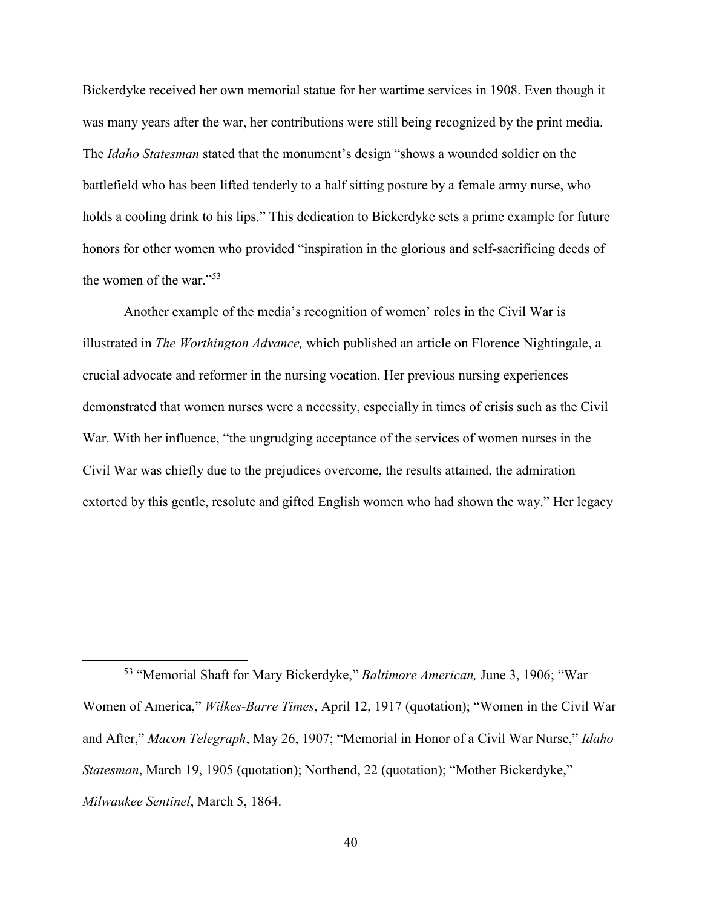Bickerdyke received her own memorial statue for her wartime services in 1908. Even though it was many years after the war, her contributions were still being recognized by the print media. The *Idaho Statesman* stated that the monument's design "shows a wounded soldier on the battlefield who has been lifted tenderly to a half sitting posture by a female army nurse, who holds a cooling drink to his lips." This dedication to Bickerdyke sets a prime example for future honors for other women who provided "inspiration in the glorious and self-sacrificing deeds of the women of the war."[53]

Another example of the media's recognition of women' roles in the Civil War is illustrated in *The Worthington Advance,* which published an article on Florence Nightingale, a crucial advocate and reformer in the nursing vocation. Her previous nursing experiences demonstrated that women nurses were a necessity, especially in times of crisis such as the Civil War. With her influence, "the ungrudging acceptance of the services of women nurses in the Civil War was chiefly due to the prejudices overcome, the results attained, the admiration extorted by this gentle, resolute and gifted English women who had shown the way." Her legacy

---

[53] "Memorial Shaft for Mary Bickerdyke," *Baltimore American,* June 3, 1906; "War Women of America," *Wilkes-Barre Times*, April 12, 1917 (quotation); "Women in the Civil War and After," *Macon Telegraph*, May 26, 1907; "Memorial in Honor of a Civil War Nurse," *Idaho Statesman*, March 19, 1905 (quotation); Northend, 22 (quotation); "Mother Bickerdyke," *Milwaukee Sentinel*, March 5, 1864.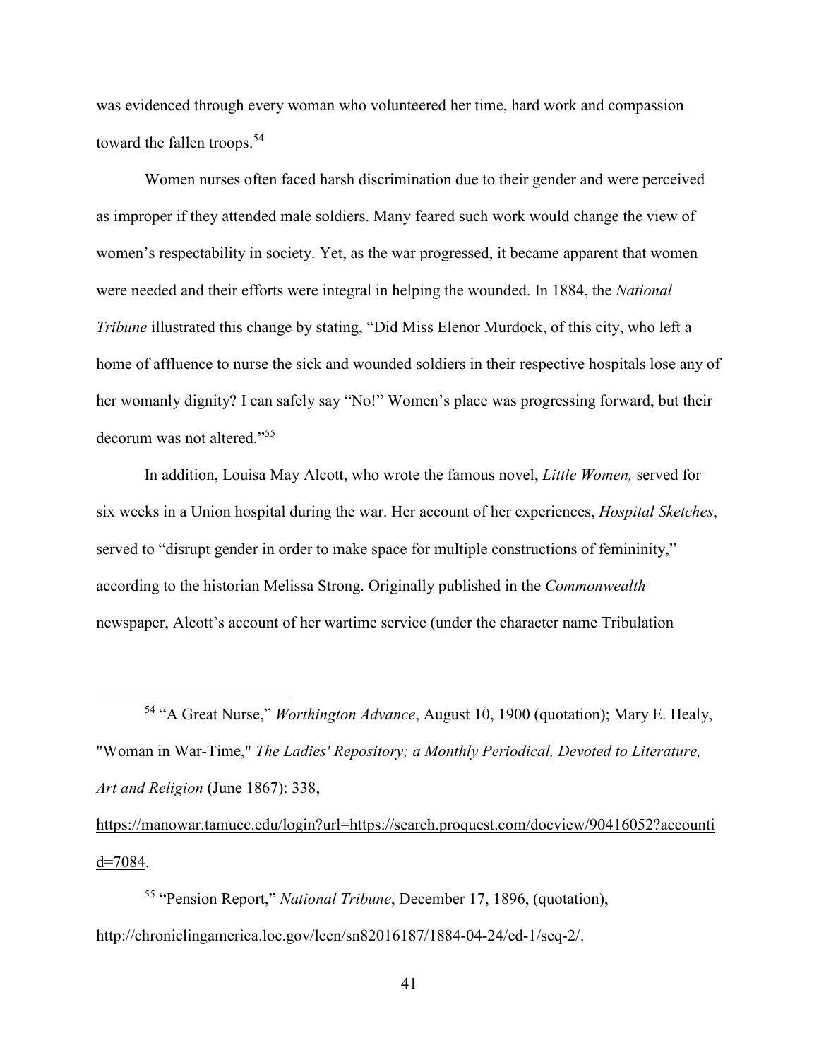was evidenced through every woman who volunteered her time, hard work and compassion toward the fallen troops.[54]

Women nurses often faced harsh discrimination due to their gender and were perceived as improper if they attended male soldiers. Many feared such work would change the view of women's respectability in society. Yet, as the war progressed, it became apparent that women were needed and their efforts were integral in helping the wounded. In 1884, the *National Tribune* illustrated this change by stating, "Did Miss Elenor Murdock, of this city, who left a home of affluence to nurse the sick and wounded soldiers in their respective hospitals lose any of her womanly dignity? I can safely say "No!" Women's place was progressing forward, but their decorum was not altered."[55]

In addition, Louisa May Alcott, who wrote the famous novel, *Little Women,* served for six weeks in a Union hospital during the war. Her account of her experiences, *Hospital Sketches*, served to "disrupt gender in order to make space for multiple constructions of femininity," according to the historian Melissa Strong. Originally published in the *Commonwealth* newspaper, Alcott's account of her wartime service (under the character name Tribulation

---

[54] "A Great Nurse," *Worthington Advance*, August 10, 1900 (quotation); Mary E. Healy, "Woman in War-Time," *The Ladies' Repository; a Monthly Periodical, Devoted to Literature, Art and Religion* (June 1867): 338, https://manowar.tamucc.edu/login?url=https://search.proquest.com/docview/90416052?accountid=7084.

[55] "Pension Report," *National Tribune*, December 17, 1896, (quotation), http://chroniclingamerica.loc.gov/lccn/sn82016187/1884-04-24/ed-1/seq-2/.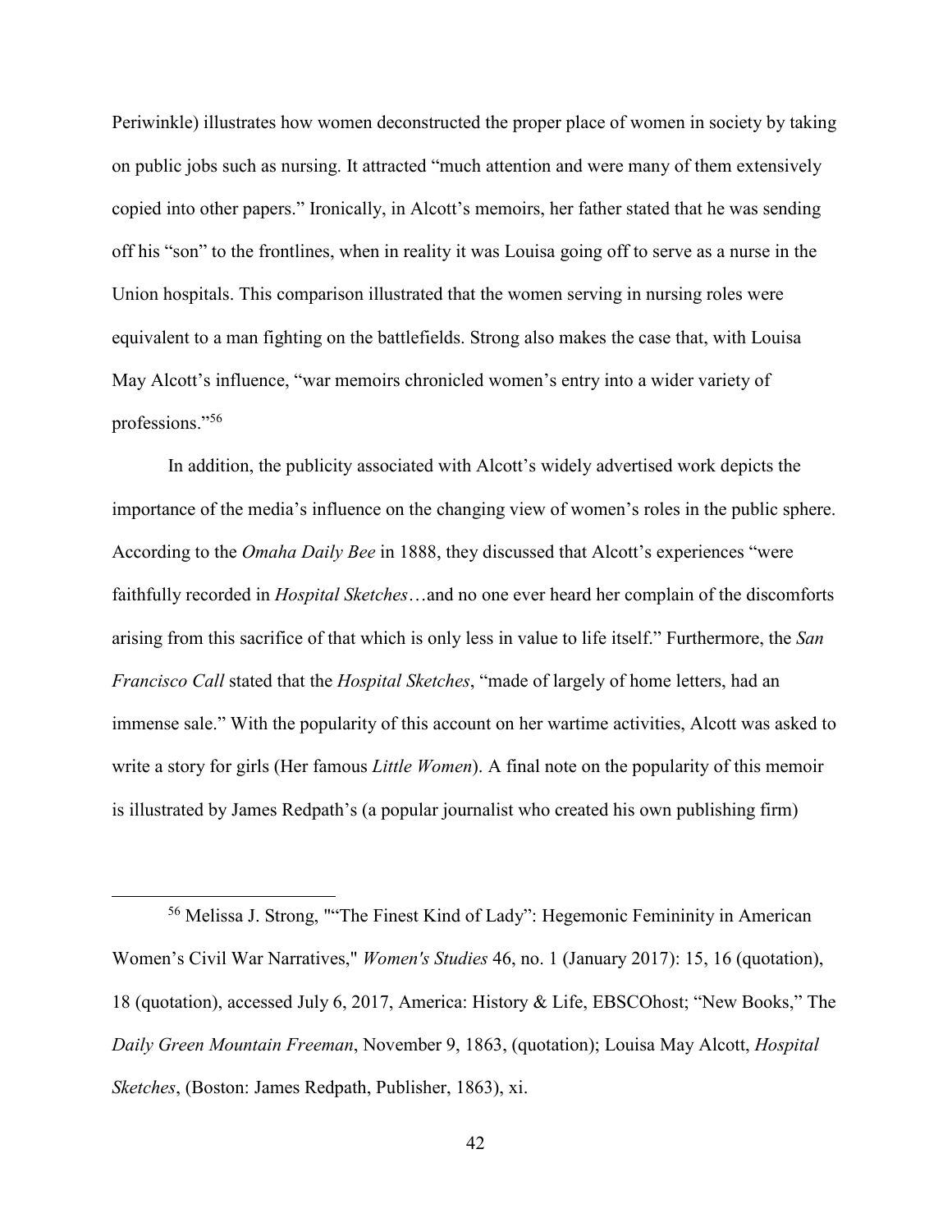Periwinkle) illustrates how women deconstructed the proper place of women in society by taking on public jobs such as nursing. It attracted "much attention and were many of them extensively copied into other papers." Ironically, in Alcott's memoirs, her father stated that he was sending off his "son" to the frontlines, when in reality it was Louisa going off to serve as a nurse in the Union hospitals. This comparison illustrated that the women serving in nursing roles were equivalent to a man fighting on the battlefields. Strong also makes the case that, with Louisa May Alcott's influence, "war memoirs chronicled women's entry into a wider variety of professions."[56]

In addition, the publicity associated with Alcott's widely advertised work depicts the importance of the media's influence on the changing view of women's roles in the public sphere. According to the *Omaha Daily Bee* in 1888, they discussed that Alcott's experiences "were faithfully recorded in *Hospital Sketches*…and no one ever heard her complain of the discomforts arising from this sacrifice of that which is only less in value to life itself." Furthermore, the *San Francisco Call* stated that the *Hospital Sketches*, "made of largely of home letters, had an immense sale." With the popularity of this account on her wartime activities, Alcott was asked to write a story for girls (Her famous *Little Women*). A final note on the popularity of this memoir is illustrated by James Redpath's (a popular journalist who created his own publishing firm)

---

[56] Melissa J. Strong, ""The Finest Kind of Lady": Hegemonic Femininity in American Women's Civil War Narratives," *Women's Studies* 46, no. 1 (January 2017): 15, 16 (quotation), 18 (quotation), accessed July 6, 2017, America: History & Life, EBSCOhost; "New Books," The *Daily Green Mountain Freeman*, November 9, 1863, (quotation); Louisa May Alcott, *Hospital Sketches*, (Boston: James Redpath, Publisher, 1863), xi.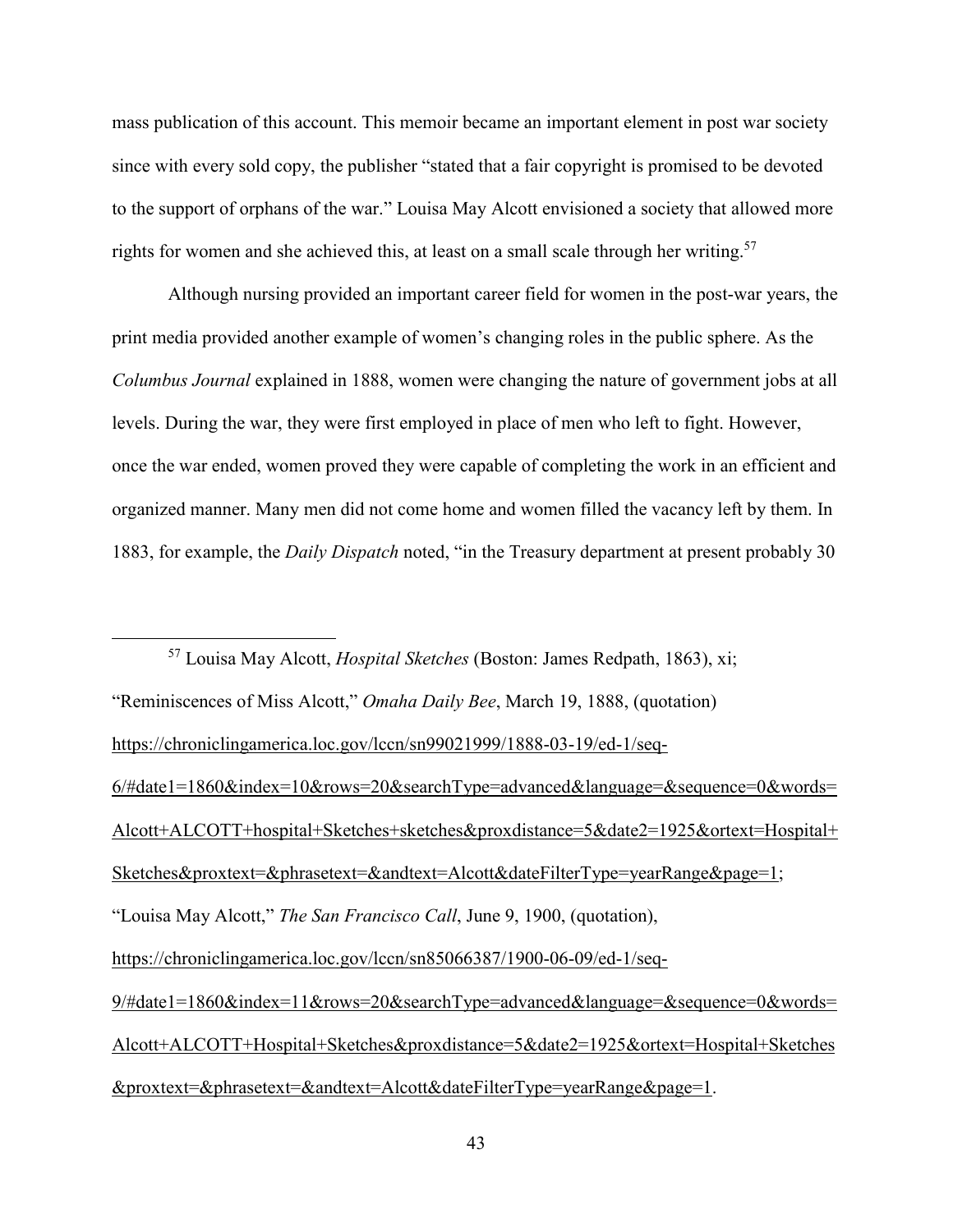mass publication of this account. This memoir became an important element in post war society since with every sold copy, the publisher "stated that a fair copyright is promised to be devoted to the support of orphans of the war." Louisa May Alcott envisioned a society that allowed more rights for women and she achieved this, at least on a small scale through her writing.[57]

Although nursing provided an important career field for women in the post-war years, the print media provided another example of women's changing roles in the public sphere. As the *Columbus Journal* explained in 1888, women were changing the nature of government jobs at all levels. During the war, they were first employed in place of men who left to fight. However, once the war ended, women proved they were capable of completing the work in an efficient and organized manner. Many men did not come home and women filled the vacancy left by them. In 1883, for example, the *Daily Dispatch* noted, "in the Treasury department at present probably 30

---

[57] Louisa May Alcott, *Hospital Sketches* (Boston: James Redpath, 1863), xi; "Reminiscences of Miss Alcott," *Omaha Daily Bee*, March 19, 1888, (quotation) https://chroniclingamerica.loc.gov/lccn/sn99021999/1888-03-19/ed-1/seq-6/#date1=1860&index=10&rows=20&searchType=advanced&language=&sequence=0&words=Alcott+ALCOTT+hospital+Sketches+sketches&proxdistance=5&date2=1925&ortext=Hospital+Sketches&proxtext=&phrasetext=&andtext=Alcott&dateFilterType=yearRange&page=1; "Louisa May Alcott," *The San Francisco Call*, June 9, 1900, (quotation), https://chroniclingamerica.loc.gov/lccn/sn85066387/1900-06-09/ed-1/seq-9/#date1=1860&index=11&rows=20&searchType=advanced&language=&sequence=0&words=Alcott+ALCOTT+Hospital+Sketches&proxdistance=5&date2=1925&ortext=Hospital+Sketches&proxtext=&phrasetext=&andtext=Alcott&dateFilterType=yearRange&page=1.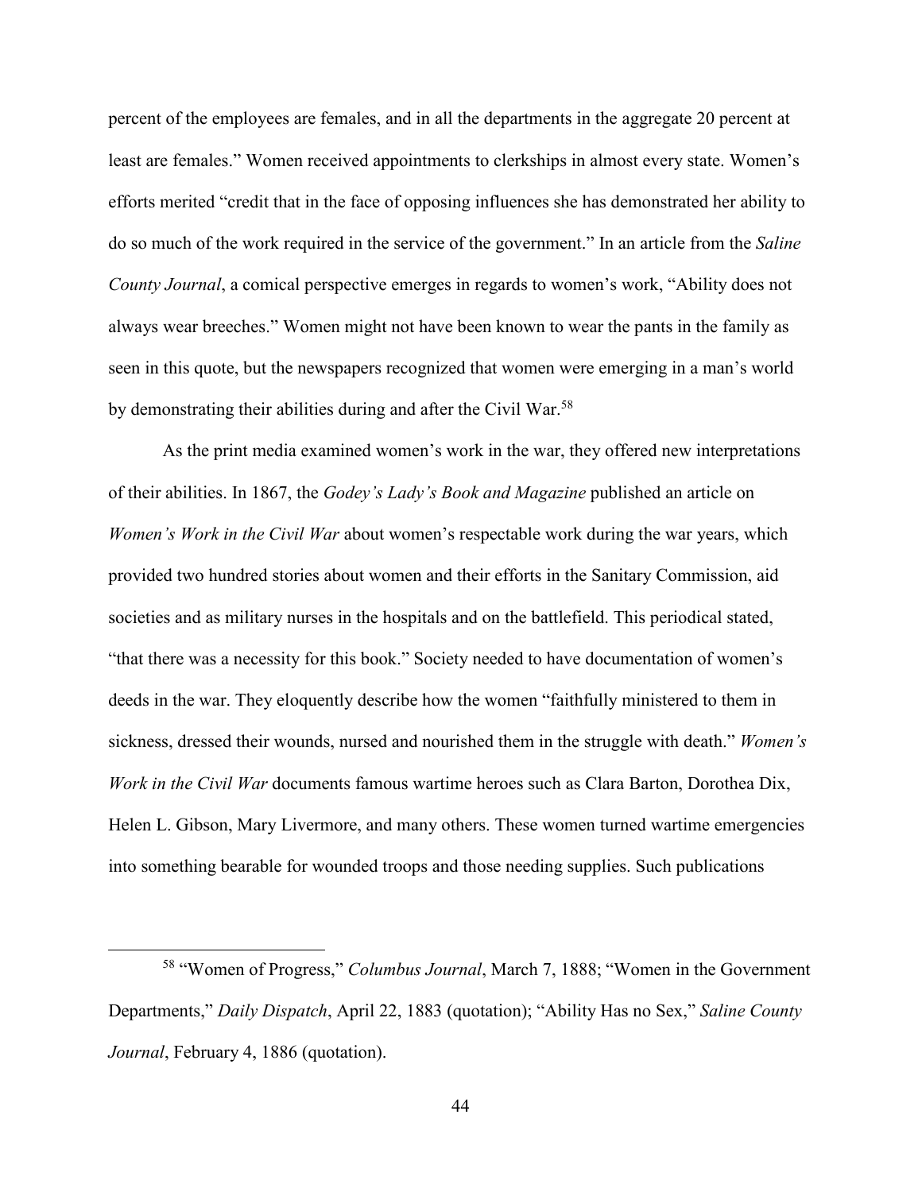percent of the employees are females, and in all the departments in the aggregate 20 percent at least are females." Women received appointments to clerkships in almost every state. Women's efforts merited "credit that in the face of opposing influences she has demonstrated her ability to do so much of the work required in the service of the government." In an article from the *Saline County Journal*, a comical perspective emerges in regards to women's work, "Ability does not always wear breeches." Women might not have been known to wear the pants in the family as seen in this quote, but the newspapers recognized that women were emerging in a man's world by demonstrating their abilities during and after the Civil War.[58]

As the print media examined women's work in the war, they offered new interpretations of their abilities. In 1867, the *Godey's Lady's Book and Magazine* published an article on *Women's Work in the Civil War* about women's respectable work during the war years, which provided two hundred stories about women and their efforts in the Sanitary Commission, aid societies and as military nurses in the hospitals and on the battlefield. This periodical stated, "that there was a necessity for this book." Society needed to have documentation of women's deeds in the war. They eloquently describe how the women "faithfully ministered to them in sickness, dressed their wounds, nursed and nourished them in the struggle with death." *Women's Work in the Civil War* documents famous wartime heroes such as Clara Barton, Dorothea Dix, Helen L. Gibson, Mary Livermore, and many others. These women turned wartime emergencies into something bearable for wounded troops and those needing supplies. Such publications

[58] "Women of Progress," *Columbus Journal*, March 7, 1888; "Women in the Government Departments," *Daily Dispatch*, April 22, 1883 (quotation); "Ability Has no Sex," *Saline County Journal*, February 4, 1886 (quotation).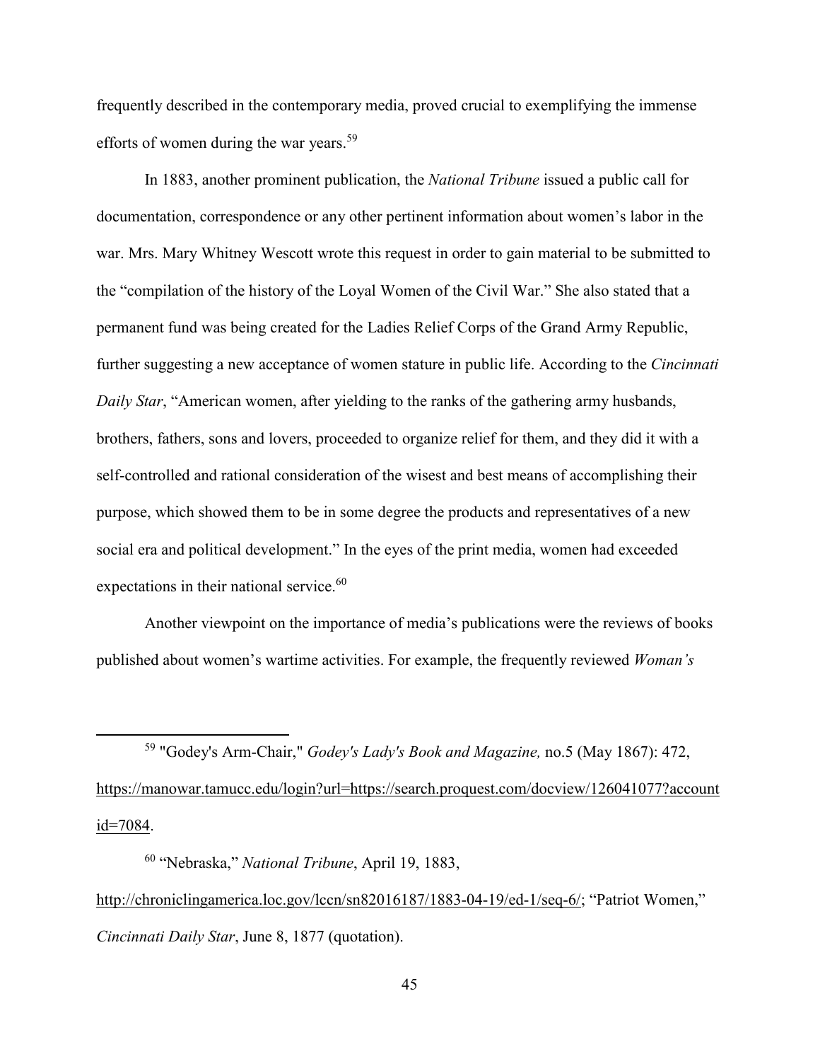frequently described in the contemporary media, proved crucial to exemplifying the immense efforts of women during the war years.[59]

In 1883, another prominent publication, the *National Tribune* issued a public call for documentation, correspondence or any other pertinent information about women's labor in the war. Mrs. Mary Whitney Wescott wrote this request in order to gain material to be submitted to the "compilation of the history of the Loyal Women of the Civil War." She also stated that a permanent fund was being created for the Ladies Relief Corps of the Grand Army Republic, further suggesting a new acceptance of women stature in public life. According to the *Cincinnati Daily Star*, "American women, after yielding to the ranks of the gathering army husbands, brothers, fathers, sons and lovers, proceeded to organize relief for them, and they did it with a self-controlled and rational consideration of the wisest and best means of accomplishing their purpose, which showed them to be in some degree the products and representatives of a new social era and political development." In the eyes of the print media, women had exceeded expectations in their national service.[60]

Another viewpoint on the importance of media's publications were the reviews of books published about women's wartime activities. For example, the frequently reviewed *Woman's*

---

[59] "Godey's Arm-Chair," *Godey's Lady's Book and Magazine,* no.5 (May 1867): 472, https://manowar.tamucc.edu/login?url=https://search.proquest.com/docview/126041077?accountid=7084.

[60] "Nebraska," *National Tribune*, April 19, 1883, http://chroniclingamerica.loc.gov/lccn/sn82016187/1883-04-19/ed-1/seq-6/; "Patriot Women," *Cincinnati Daily Star*, June 8, 1877 (quotation).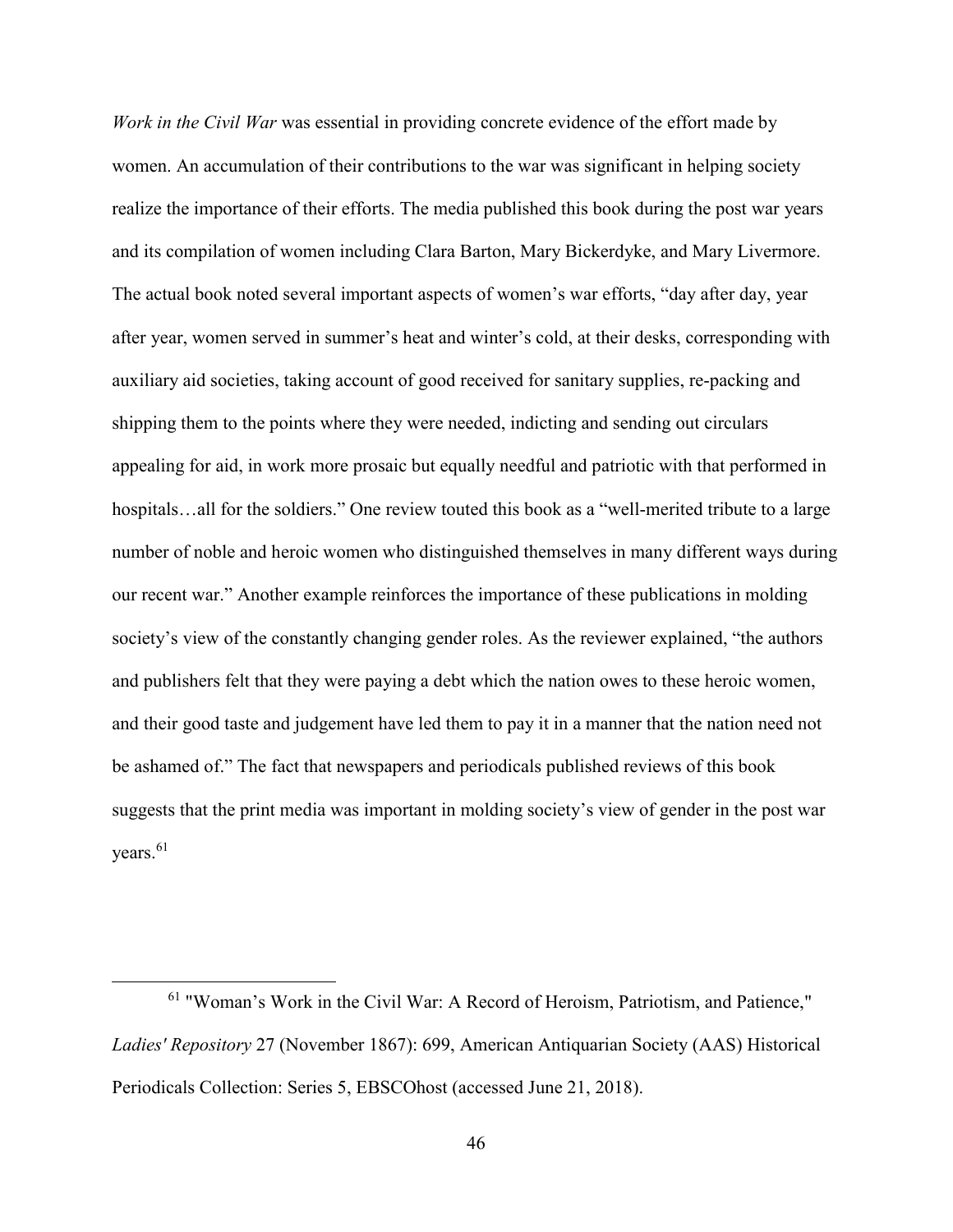*Work in the Civil War* was essential in providing concrete evidence of the effort made by women. An accumulation of their contributions to the war was significant in helping society realize the importance of their efforts. The media published this book during the post war years and its compilation of women including Clara Barton, Mary Bickerdyke, and Mary Livermore. The actual book noted several important aspects of women's war efforts, "day after day, year after year, women served in summer's heat and winter's cold, at their desks, corresponding with auxiliary aid societies, taking account of good received for sanitary supplies, re-packing and shipping them to the points where they were needed, indicting and sending out circulars appealing for aid, in work more prosaic but equally needful and patriotic with that performed in hospitals…all for the soldiers." One review touted this book as a "well-merited tribute to a large number of noble and heroic women who distinguished themselves in many different ways during our recent war." Another example reinforces the importance of these publications in molding society's view of the constantly changing gender roles. As the reviewer explained, "the authors and publishers felt that they were paying a debt which the nation owes to these heroic women, and their good taste and judgement have led them to pay it in a manner that the nation need not be ashamed of." The fact that newspapers and periodicals published reviews of this book suggests that the print media was important in molding society's view of gender in the post war years.[61]

---

[61] "Woman's Work in the Civil War: A Record of Heroism, Patriotism, and Patience," *Ladies' Repository* 27 (November 1867): 699, American Antiquarian Society (AAS) Historical Periodicals Collection: Series 5, EBSCOhost (accessed June 21, 2018).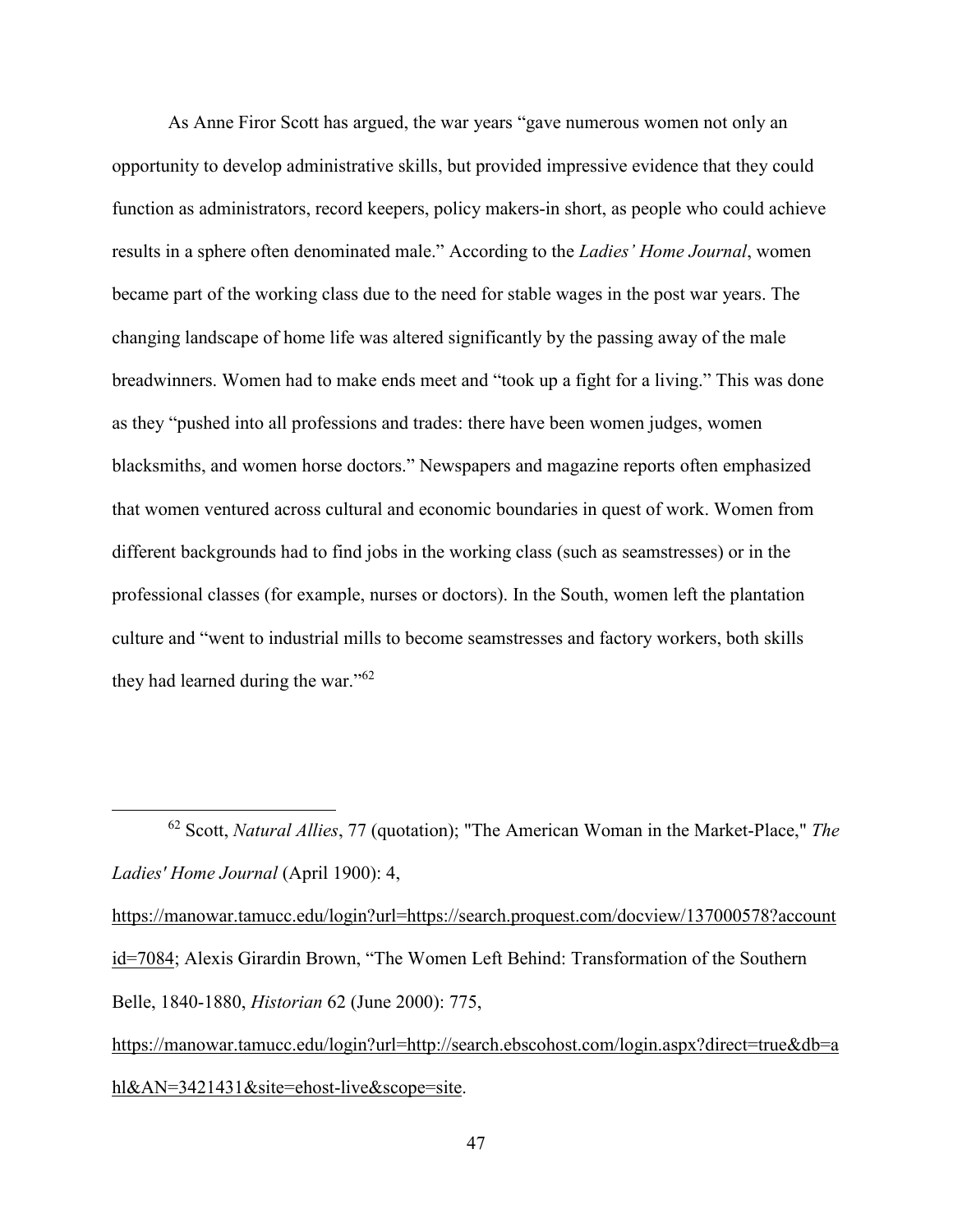As Anne Firor Scott has argued, the war years "gave numerous women not only an opportunity to develop administrative skills, but provided impressive evidence that they could function as administrators, record keepers, policy makers-in short, as people who could achieve results in a sphere often denominated male." According to the *Ladies' Home Journal*, women became part of the working class due to the need for stable wages in the post war years. The changing landscape of home life was altered significantly by the passing away of the male breadwinners. Women had to make ends meet and "took up a fight for a living." This was done as they "pushed into all professions and trades: there have been women judges, women blacksmiths, and women horse doctors." Newspapers and magazine reports often emphasized that women ventured across cultural and economic boundaries in quest of work. Women from different backgrounds had to find jobs in the working class (such as seamstresses) or in the professional classes (for example, nurses or doctors). In the South, women left the plantation culture and "went to industrial mills to become seamstresses and factory workers, both skills they had learned during the war."[62]

---

[62] Scott, *Natural Allies*, 77 (quotation); "The American Woman in the Market-Place," *The Ladies' Home Journal* (April 1900): 4, https://manowar.tamucc.edu/login?url=https://search.proquest.com/docview/137000578?accountid=7084; Alexis Girardin Brown, "The Women Left Behind: Transformation of the Southern Belle, 1840-1880, *Historian* 62 (June 2000): 775, https://manowar.tamucc.edu/login?url=http://search.ebscohost.com/login.aspx?direct=true&db=ahl&AN=3421431&site=ehost-live&scope=site.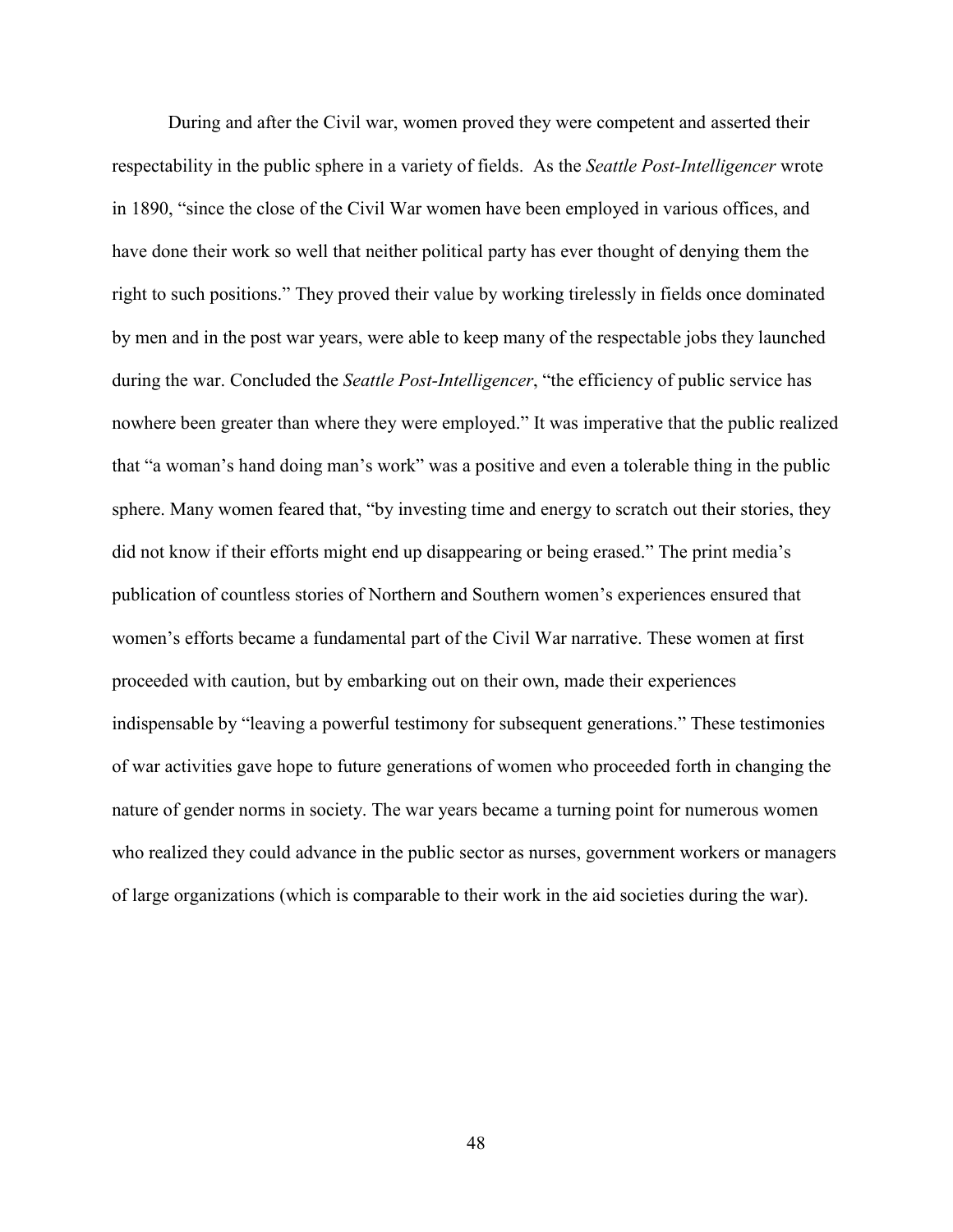During and after the Civil war, women proved they were competent and asserted their respectability in the public sphere in a variety of fields. As the *Seattle Post-Intelligencer* wrote in 1890, "since the close of the Civil War women have been employed in various offices, and have done their work so well that neither political party has ever thought of denying them the right to such positions." They proved their value by working tirelessly in fields once dominated by men and in the post war years, were able to keep many of the respectable jobs they launched during the war. Concluded the *Seattle Post-Intelligencer*, "the efficiency of public service has nowhere been greater than where they were employed." It was imperative that the public realized that "a woman's hand doing man's work" was a positive and even a tolerable thing in the public sphere. Many women feared that, "by investing time and energy to scratch out their stories, they did not know if their efforts might end up disappearing or being erased." The print media's publication of countless stories of Northern and Southern women's experiences ensured that women's efforts became a fundamental part of the Civil War narrative. These women at first proceeded with caution, but by embarking out on their own, made their experiences indispensable by "leaving a powerful testimony for subsequent generations." These testimonies of war activities gave hope to future generations of women who proceeded forth in changing the nature of gender norms in society. The war years became a turning point for numerous women who realized they could advance in the public sector as nurses, government workers or managers of large organizations (which is comparable to their work in the aid societies during the war).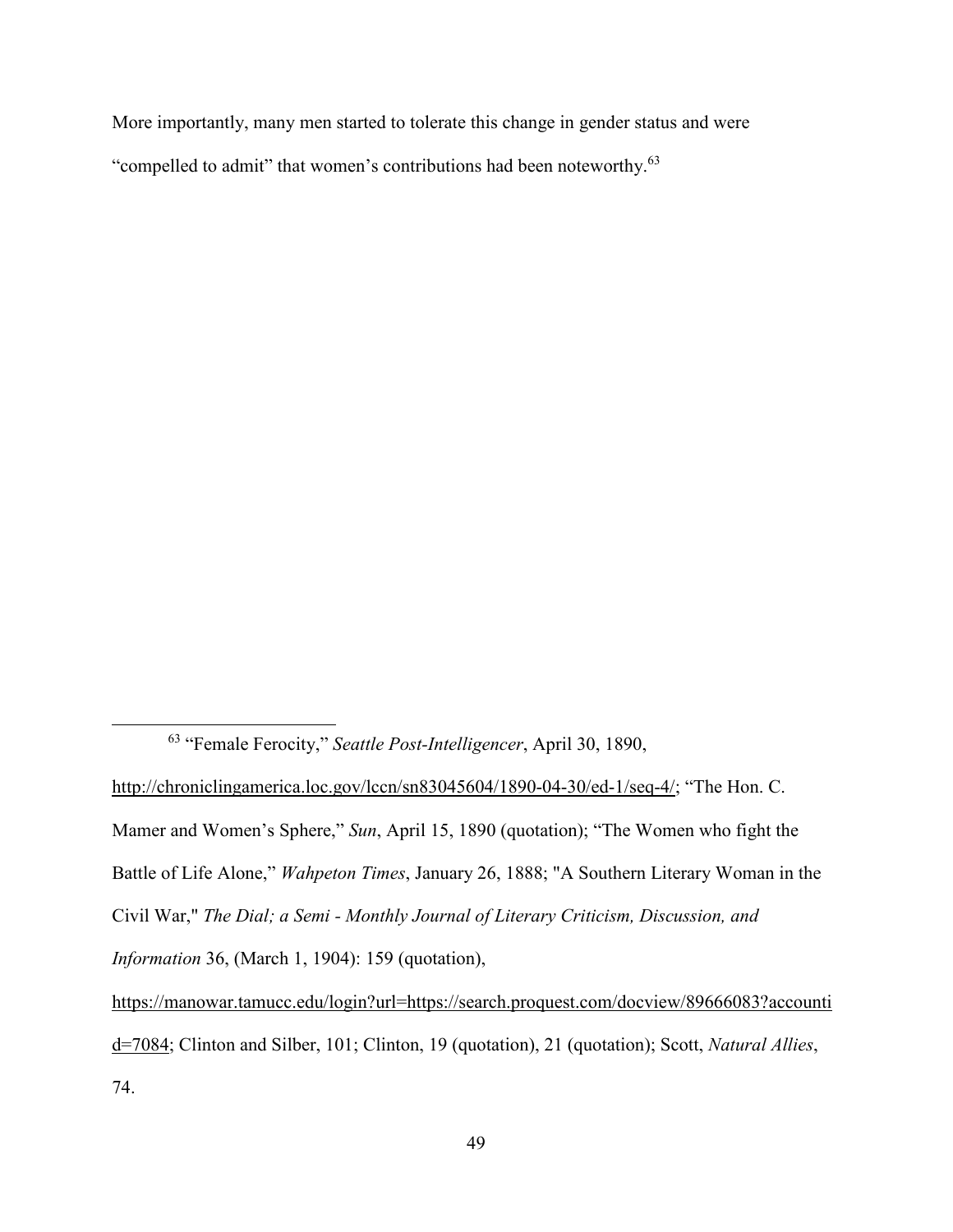More importantly, many men started to tolerate this change in gender status and were "compelled to admit" that women's contributions had been noteworthy.[63]

---

[63] "Female Ferocity," *Seattle Post-Intelligencer*, April 30, 1890, http://chroniclingamerica.loc.gov/lccn/sn83045604/1890-04-30/ed-1/seq-4/; "The Hon. C. Mamer and Women's Sphere," *Sun*, April 15, 1890 (quotation); "The Women who fight the Battle of Life Alone," *Wahpeton Times*, January 26, 1888; "A Southern Literary Woman in the Civil War," *The Dial; a Semi - Monthly Journal of Literary Criticism, Discussion, and Information* 36, (March 1, 1904): 159 (quotation), https://manowar.tamucc.edu/login?url=https://search.proquest.com/docview/89666083?accountid=7084; Clinton and Silber, 101; Clinton, 19 (quotation), 21 (quotation); Scott, *Natural Allies*, 74.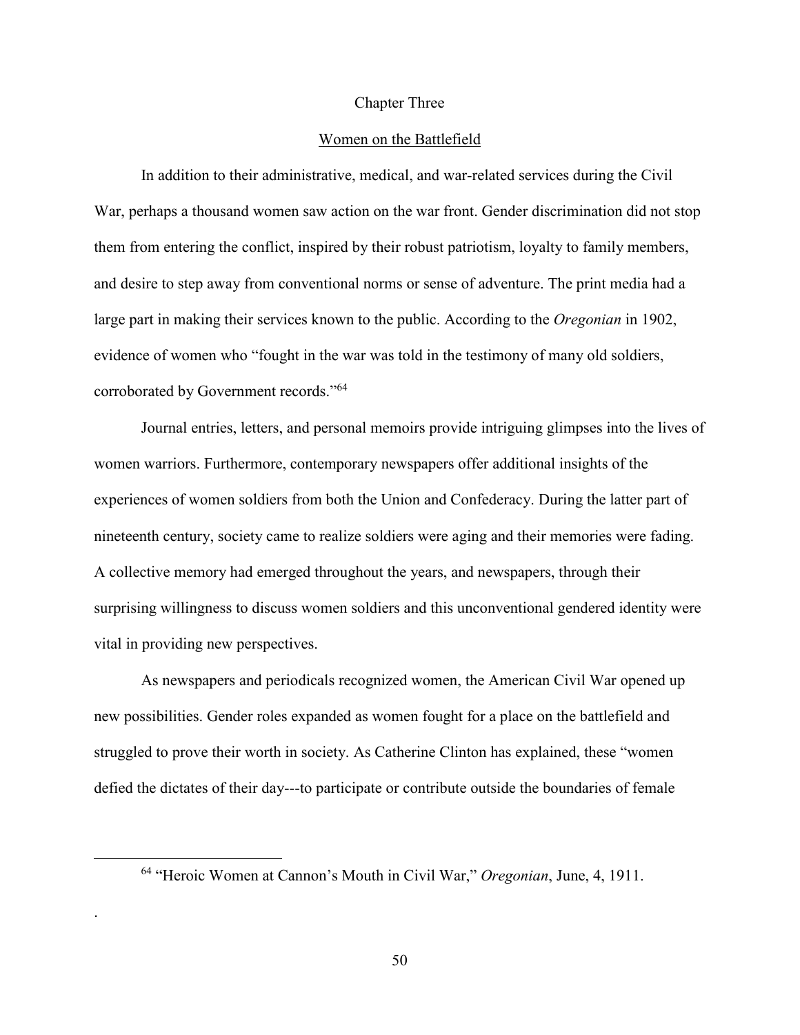# Chapter Three

## Women on the Battlefield

In addition to their administrative, medical, and war-related services during the Civil War, perhaps a thousand women saw action on the war front. Gender discrimination did not stop them from entering the conflict, inspired by their robust patriotism, loyalty to family members, and desire to step away from conventional norms or sense of adventure. The print media had a large part in making their services known to the public. According to the *Oregonian* in 1902, evidence of women who "fought in the war was told in the testimony of many old soldiers, corroborated by Government records."[64]

Journal entries, letters, and personal memoirs provide intriguing glimpses into the lives of women warriors. Furthermore, contemporary newspapers offer additional insights of the experiences of women soldiers from both the Union and Confederacy. During the latter part of nineteenth century, society came to realize soldiers were aging and their memories were fading. A collective memory had emerged throughout the years, and newspapers, through their surprising willingness to discuss women soldiers and this unconventional gendered identity were vital in providing new perspectives.

As newspapers and periodicals recognized women, the American Civil War opened up new possibilities. Gender roles expanded as women fought for a place on the battlefield and struggled to prove their worth in society. As Catherine Clinton has explained, these "women defied the dictates of their day---to participate or contribute outside the boundaries of female

[64] "Heroic Women at Cannon's Mouth in Civil War," *Oregonian*, June, 4, 1911.

.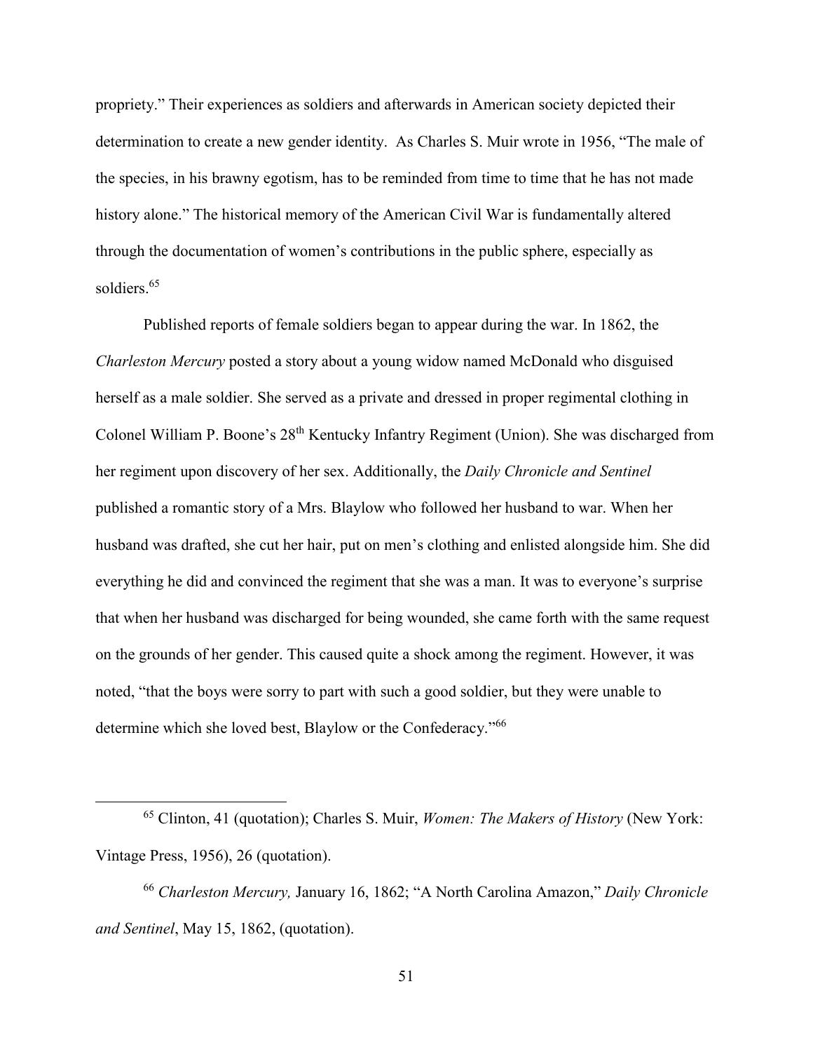propriety." Their experiences as soldiers and afterwards in American society depicted their determination to create a new gender identity. As Charles S. Muir wrote in 1956, "The male of the species, in his brawny egotism, has to be reminded from time to time that he has not made history alone." The historical memory of the American Civil War is fundamentally altered through the documentation of women's contributions in the public sphere, especially as soldiers.[65]

Published reports of female soldiers began to appear during the war. In 1862, the *Charleston Mercury* posted a story about a young widow named McDonald who disguised herself as a male soldier. She served as a private and dressed in proper regimental clothing in Colonel William P. Boone's 28th Kentucky Infantry Regiment (Union). She was discharged from her regiment upon discovery of her sex. Additionally, the *Daily Chronicle and Sentinel* published a romantic story of a Mrs. Blaylow who followed her husband to war. When her husband was drafted, she cut her hair, put on men's clothing and enlisted alongside him. She did everything he did and convinced the regiment that she was a man. It was to everyone's surprise that when her husband was discharged for being wounded, she came forth with the same request on the grounds of her gender. This caused quite a shock among the regiment. However, it was noted, "that the boys were sorry to part with such a good soldier, but they were unable to determine which she loved best, Blaylow or the Confederacy."[66]

---

[65] Clinton, 41 (quotation); Charles S. Muir, *Women: The Makers of History* (New York: Vintage Press, 1956), 26 (quotation).

[66] *Charleston Mercury,* January 16, 1862; "A North Carolina Amazon," *Daily Chronicle and Sentinel*, May 15, 1862, (quotation).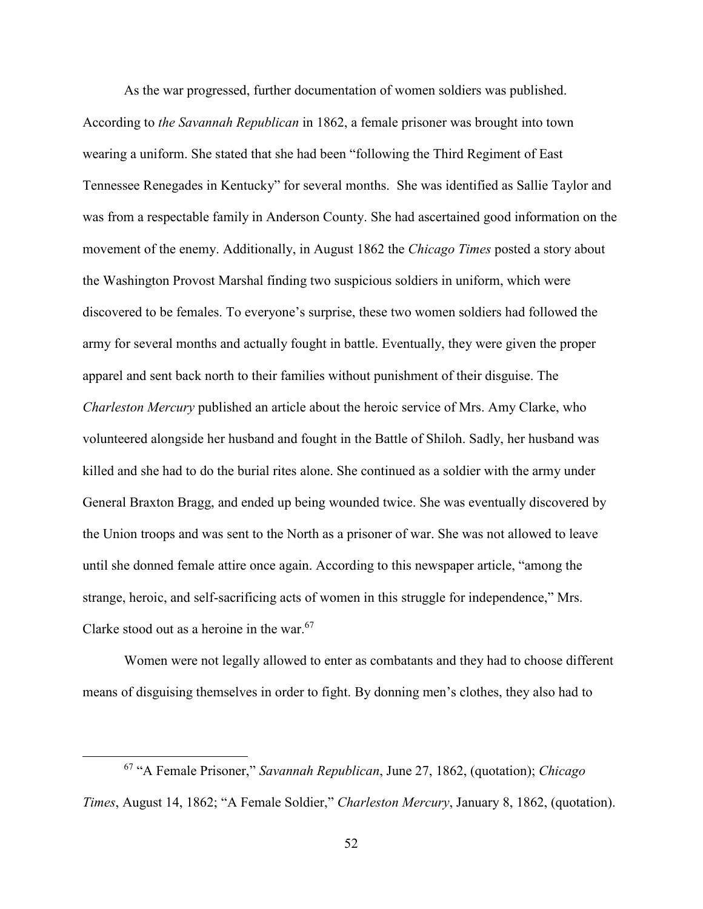As the war progressed, further documentation of women soldiers was published. According to *the Savannah Republican* in 1862, a female prisoner was brought into town wearing a uniform. She stated that she had been "following the Third Regiment of East Tennessee Renegades in Kentucky" for several months. She was identified as Sallie Taylor and was from a respectable family in Anderson County. She had ascertained good information on the movement of the enemy. Additionally, in August 1862 the *Chicago Times* posted a story about the Washington Provost Marshal finding two suspicious soldiers in uniform, which were discovered to be females. To everyone's surprise, these two women soldiers had followed the army for several months and actually fought in battle. Eventually, they were given the proper apparel and sent back north to their families without punishment of their disguise. The *Charleston Mercury* published an article about the heroic service of Mrs. Amy Clarke, who volunteered alongside her husband and fought in the Battle of Shiloh. Sadly, her husband was killed and she had to do the burial rites alone. She continued as a soldier with the army under General Braxton Bragg, and ended up being wounded twice. She was eventually discovered by the Union troops and was sent to the North as a prisoner of war. She was not allowed to leave until she donned female attire once again. According to this newspaper article, "among the strange, heroic, and self-sacrificing acts of women in this struggle for independence," Mrs. Clarke stood out as a heroine in the war.[67]

Women were not legally allowed to enter as combatants and they had to choose different means of disguising themselves in order to fight. By donning men's clothes, they also had to

---

[67] "A Female Prisoner," *Savannah Republican*, June 27, 1862, (quotation); *Chicago Times*, August 14, 1862; "A Female Soldier," *Charleston Mercury*, January 8, 1862, (quotation).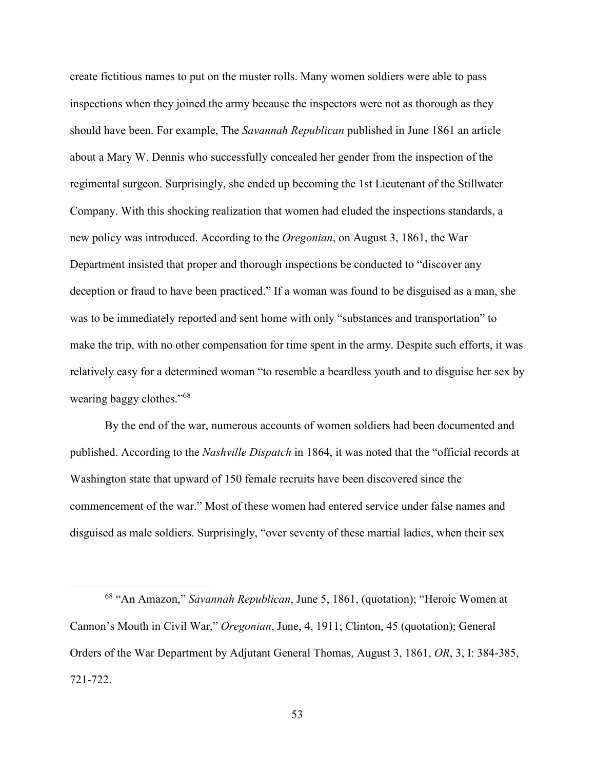create fictitious names to put on the muster rolls. Many women soldiers were able to pass inspections when they joined the army because the inspectors were not as thorough as they should have been. For example, The *Savannah Republican* published in June 1861 an article about a Mary W. Dennis who successfully concealed her gender from the inspection of the regimental surgeon. Surprisingly, she ended up becoming the 1st Lieutenant of the Stillwater Company. With this shocking realization that women had eluded the inspections standards, a new policy was introduced. According to the *Oregonian*, on August 3, 1861, the War Department insisted that proper and thorough inspections be conducted to "discover any deception or fraud to have been practiced." If a woman was found to be disguised as a man, she was to be immediately reported and sent home with only "substances and transportation" to make the trip, with no other compensation for time spent in the army. Despite such efforts, it was relatively easy for a determined woman "to resemble a beardless youth and to disguise her sex by wearing baggy clothes."[68]

By the end of the war, numerous accounts of women soldiers had been documented and published. According to the *Nashville Dispatch* in 1864, it was noted that the "official records at Washington state that upward of 150 female recruits have been discovered since the commencement of the war." Most of these women had entered service under false names and disguised as male soldiers. Surprisingly, "over seventy of these martial ladies, when their sex

---

[68] "An Amazon," *Savannah Republican*, June 5, 1861, (quotation); "Heroic Women at Cannon's Mouth in Civil War," *Oregonian*, June, 4, 1911; Clinton, 45 (quotation); General Orders of the War Department by Adjutant General Thomas, August 3, 1861, *OR*, 3, I: 384-385, 721-722.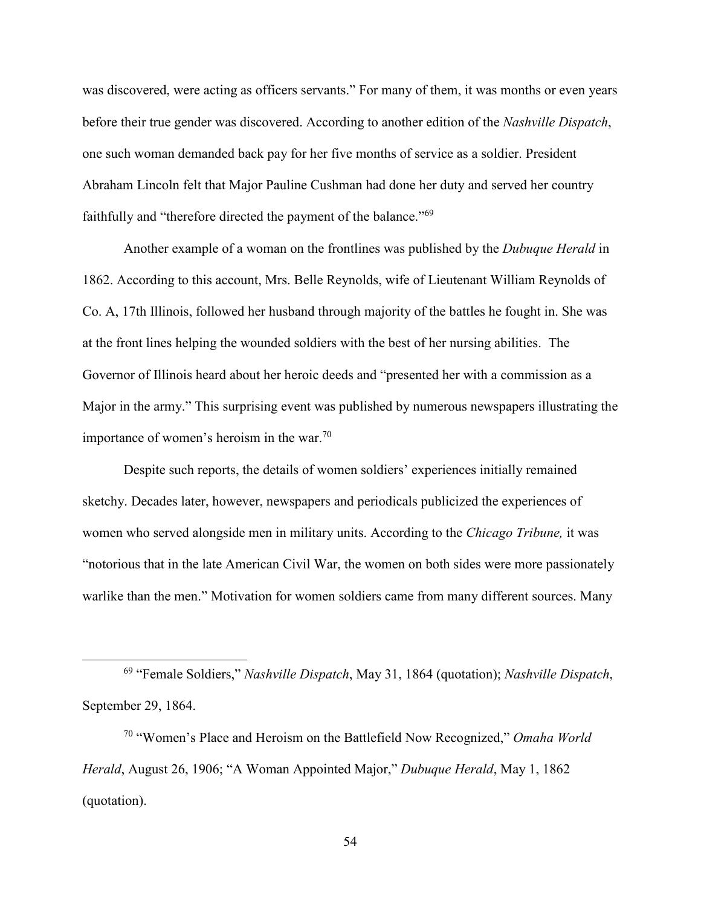was discovered, were acting as officers servants." For many of them, it was months or even years before their true gender was discovered. According to another edition of the *Nashville Dispatch*, one such woman demanded back pay for her five months of service as a soldier. President Abraham Lincoln felt that Major Pauline Cushman had done her duty and served her country faithfully and "therefore directed the payment of the balance."[69]

Another example of a woman on the frontlines was published by the *Dubuque Herald* in 1862. According to this account, Mrs. Belle Reynolds, wife of Lieutenant William Reynolds of Co. A, 17th Illinois, followed her husband through majority of the battles he fought in. She was at the front lines helping the wounded soldiers with the best of her nursing abilities. The Governor of Illinois heard about her heroic deeds and "presented her with a commission as a Major in the army." This surprising event was published by numerous newspapers illustrating the importance of women's heroism in the war.[70]

Despite such reports, the details of women soldiers' experiences initially remained sketchy. Decades later, however, newspapers and periodicals publicized the experiences of women who served alongside men in military units. According to the *Chicago Tribune,* it was "notorious that in the late American Civil War, the women on both sides were more passionately warlike than the men." Motivation for women soldiers came from many different sources. Many

---

[69] "Female Soldiers," *Nashville Dispatch*, May 31, 1864 (quotation); *Nashville Dispatch*, September 29, 1864.

[70] "Women's Place and Heroism on the Battlefield Now Recognized," *Omaha World Herald*, August 26, 1906; "A Woman Appointed Major," *Dubuque Herald*, May 1, 1862 (quotation).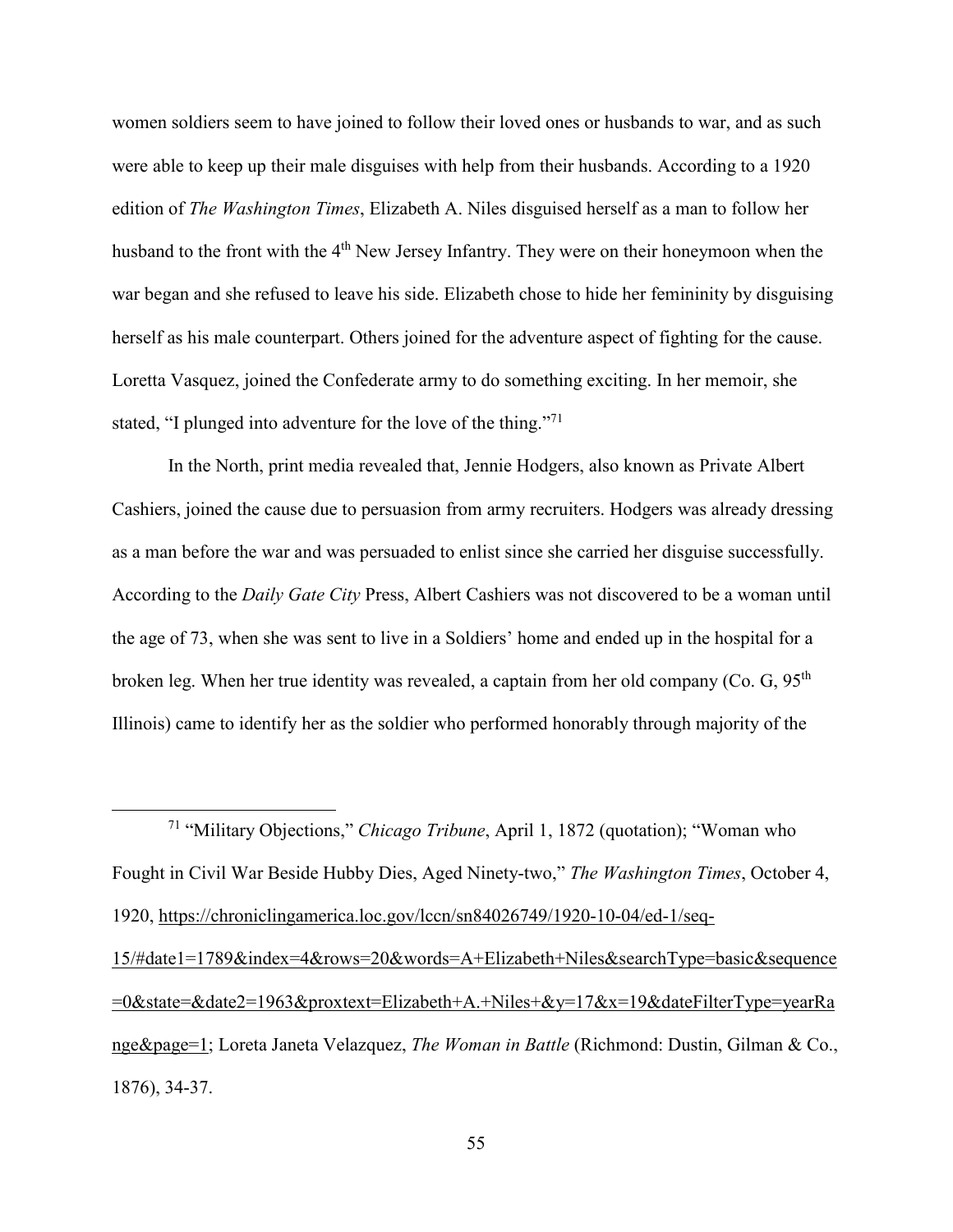women soldiers seem to have joined to follow their loved ones or husbands to war, and as such were able to keep up their male disguises with help from their husbands. According to a 1920 edition of *The Washington Times*, Elizabeth A. Niles disguised herself as a man to follow her husband to the front with the 4th New Jersey Infantry. They were on their honeymoon when the war began and she refused to leave his side. Elizabeth chose to hide her femininity by disguising herself as his male counterpart. Others joined for the adventure aspect of fighting for the cause. Loretta Vasquez, joined the Confederate army to do something exciting. In her memoir, she stated, "I plunged into adventure for the love of the thing."[71]

In the North, print media revealed that, Jennie Hodgers, also known as Private Albert Cashiers, joined the cause due to persuasion from army recruiters. Hodgers was already dressing as a man before the war and was persuaded to enlist since she carried her disguise successfully. According to the *Daily Gate City* Press, Albert Cashiers was not discovered to be a woman until the age of 73, when she was sent to live in a Soldiers' home and ended up in the hospital for a broken leg. When her true identity was revealed, a captain from her old company (Co. G, 95th Illinois) came to identify her as the soldier who performed honorably through majority of the

---

[71] "Military Objections," *Chicago Tribune*, April 1, 1872 (quotation); "Woman who Fought in Civil War Beside Hubby Dies, Aged Ninety-two," *The Washington Times*, October 4, 1920, https://chroniclingamerica.loc.gov/lccn/sn84026749/1920-10-04/ed-1/seq-15/#date1=1789&index=4&rows=20&words=A+Elizabeth+Niles&searchType=basic&sequence=0&state=&date2=1963&proxtext=Elizabeth+A.+Niles+&y=17&x=19&dateFilterType=yearRange&page=1; Loreta Janeta Velazquez, *The Woman in Battle* (Richmond: Dustin, Gilman & Co., 1876), 34-37.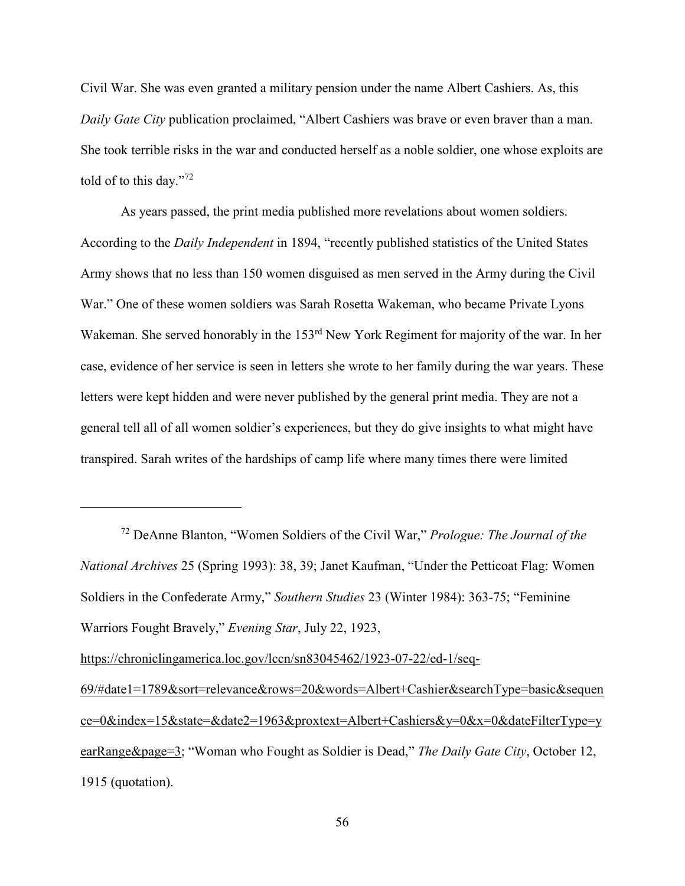Civil War. She was even granted a military pension under the name Albert Cashiers. As, this *Daily Gate City* publication proclaimed, "Albert Cashiers was brave or even braver than a man. She took terrible risks in the war and conducted herself as a noble soldier, one whose exploits are told of to this day."[72]

As years passed, the print media published more revelations about women soldiers. According to the *Daily Independent* in 1894, "recently published statistics of the United States Army shows that no less than 150 women disguised as men served in the Army during the Civil War." One of these women soldiers was Sarah Rosetta Wakeman, who became Private Lyons Wakeman. She served honorably in the 153rd New York Regiment for majority of the war. In her case, evidence of her service is seen in letters she wrote to her family during the war years. These letters were kept hidden and were never published by the general print media. They are not a general tell all of all women soldier's experiences, but they do give insights to what might have transpired. Sarah writes of the hardships of camp life where many times there were limited

---

[72] DeAnne Blanton, "Women Soldiers of the Civil War," *Prologue: The Journal of the National Archives* 25 (Spring 1993): 38, 39; Janet Kaufman, "Under the Petticoat Flag: Women Soldiers in the Confederate Army," *Southern Studies* 23 (Winter 1984): 363-75; "Feminine Warriors Fought Bravely," *Evening Star*, July 22, 1923, https://chroniclingamerica.loc.gov/lccn/sn83045462/1923-07-22/ed-1/seq-69/#date1=1789&sort=relevance&rows=20&words=Albert+Cashier&searchType=basic&sequence=0&index=15&state=&date2=1963&proxtext=Albert+Cashiers&y=0&x=0&dateFilterType=yearRange&page=3; "Woman who Fought as Soldier is Dead," *The Daily Gate City*, October 12, 1915 (quotation).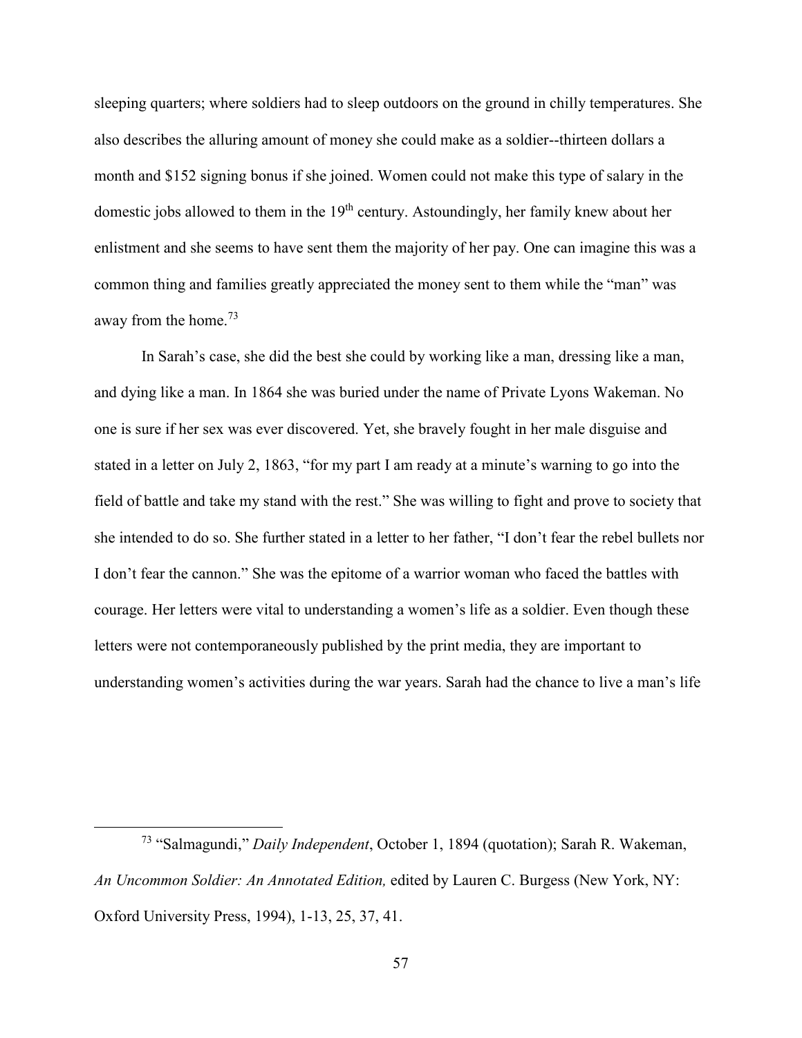sleeping quarters; where soldiers had to sleep outdoors on the ground in chilly temperatures. She also describes the alluring amount of money she could make as a soldier--thirteen dollars a month and $152 signing bonus if she joined. Women could not make this type of salary in the domestic jobs allowed to them in the 19th century. Astoundingly, her family knew about her enlistment and she seems to have sent them the majority of her pay. One can imagine this was a common thing and families greatly appreciated the money sent to them while the "man" was away from the home.[73]

In Sarah's case, she did the best she could by working like a man, dressing like a man, and dying like a man. In 1864 she was buried under the name of Private Lyons Wakeman. No one is sure if her sex was ever discovered. Yet, she bravely fought in her male disguise and stated in a letter on July 2, 1863, "for my part I am ready at a minute's warning to go into the field of battle and take my stand with the rest." She was willing to fight and prove to society that she intended to do so. She further stated in a letter to her father, "I don't fear the rebel bullets nor I don't fear the cannon." She was the epitome of a warrior woman who faced the battles with courage. Her letters were vital to understanding a women's life as a soldier. Even though these letters were not contemporaneously published by the print media, they are important to understanding women's activities during the war years. Sarah had the chance to live a man's life

---

[73] "Salmagundi," *Daily Independent*, October 1, 1894 (quotation); Sarah R. Wakeman, *An Uncommon Soldier: An Annotated Edition,* edited by Lauren C. Burgess (New York, NY: Oxford University Press, 1994), 1-13, 25, 37, 41.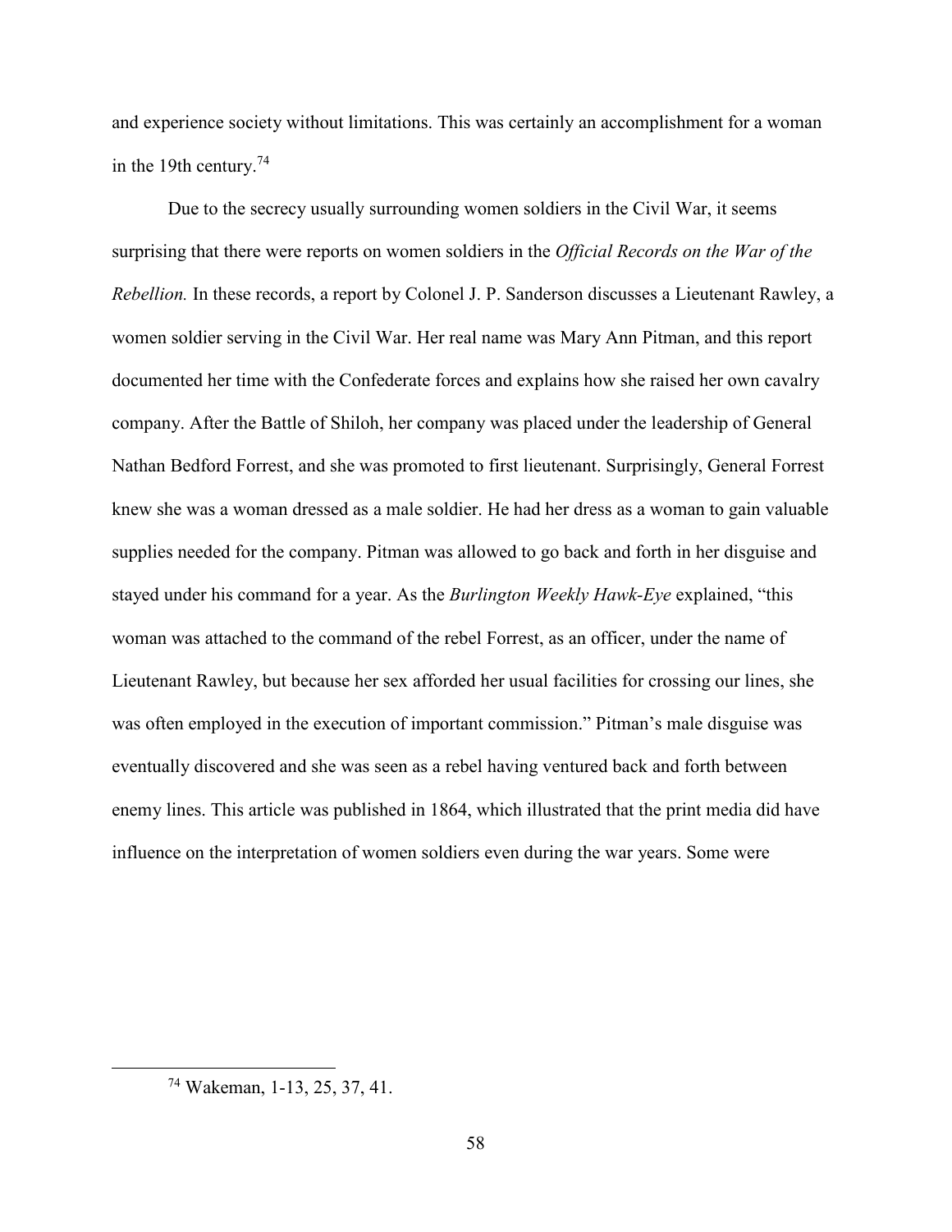and experience society without limitations. This was certainly an accomplishment for a woman in the 19th century.[74]

Due to the secrecy usually surrounding women soldiers in the Civil War, it seems surprising that there were reports on women soldiers in the *Official Records on the War of the Rebellion.* In these records, a report by Colonel J. P. Sanderson discusses a Lieutenant Rawley, a women soldier serving in the Civil War. Her real name was Mary Ann Pitman, and this report documented her time with the Confederate forces and explains how she raised her own cavalry company. After the Battle of Shiloh, her company was placed under the leadership of General Nathan Bedford Forrest, and she was promoted to first lieutenant. Surprisingly, General Forrest knew she was a woman dressed as a male soldier. He had her dress as a woman to gain valuable supplies needed for the company. Pitman was allowed to go back and forth in her disguise and stayed under his command for a year. As the *Burlington Weekly Hawk-Eye* explained, "this woman was attached to the command of the rebel Forrest, as an officer, under the name of Lieutenant Rawley, but because her sex afforded her usual facilities for crossing our lines, she was often employed in the execution of important commission." Pitman's male disguise was eventually discovered and she was seen as a rebel having ventured back and forth between enemy lines. This article was published in 1864, which illustrated that the print media did have influence on the interpretation of women soldiers even during the war years. Some were

[74] Wakeman, 1-13, 25, 37, 41.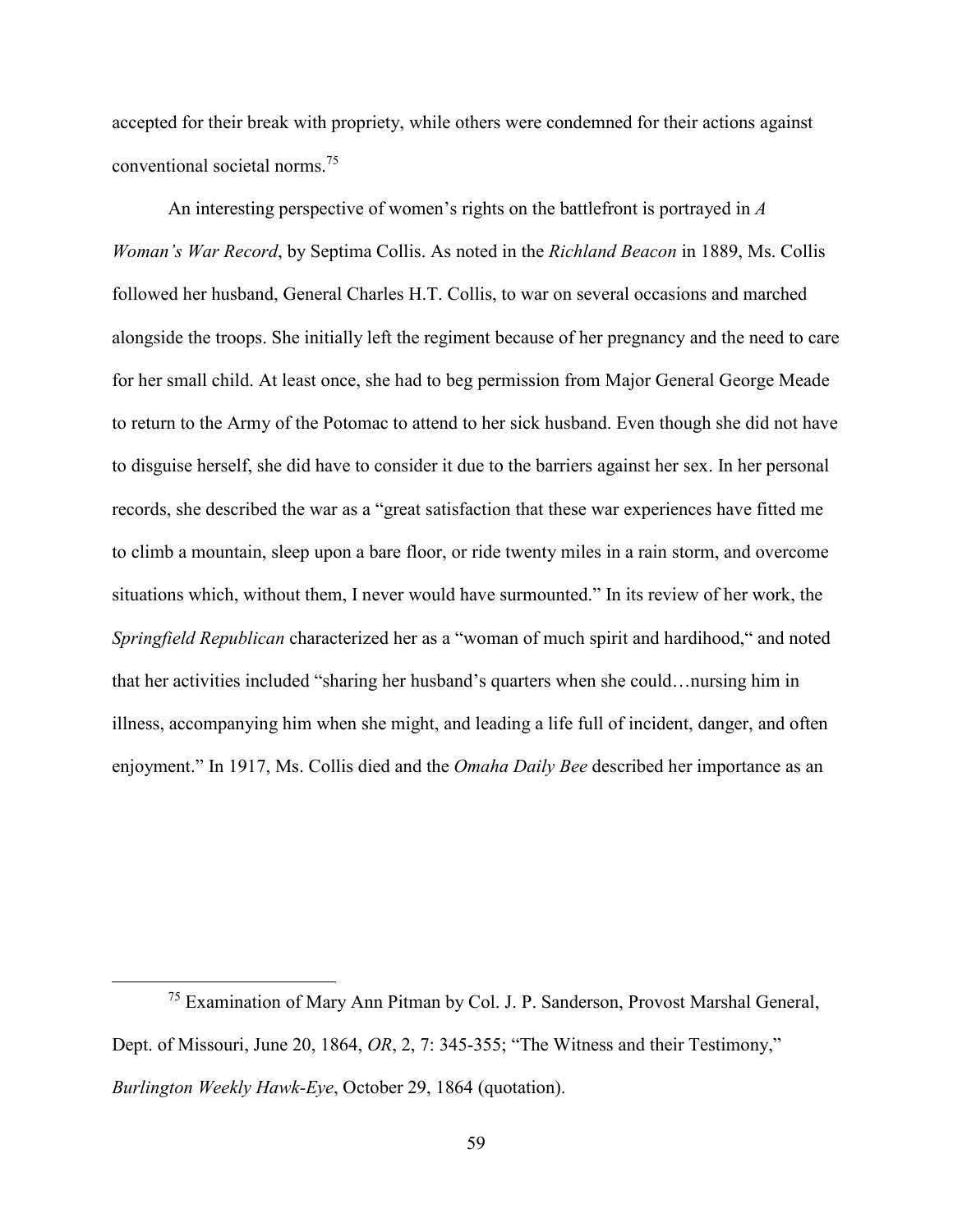accepted for their break with propriety, while others were condemned for their actions against conventional societal norms.[75]

An interesting perspective of women's rights on the battlefront is portrayed in *A Woman's War Record*, by Septima Collis. As noted in the *Richland Beacon* in 1889, Ms. Collis followed her husband, General Charles H.T. Collis, to war on several occasions and marched alongside the troops. She initially left the regiment because of her pregnancy and the need to care for her small child. At least once, she had to beg permission from Major General George Meade to return to the Army of the Potomac to attend to her sick husband. Even though she did not have to disguise herself, she did have to consider it due to the barriers against her sex. In her personal records, she described the war as a "great satisfaction that these war experiences have fitted me to climb a mountain, sleep upon a bare floor, or ride twenty miles in a rain storm, and overcome situations which, without them, I never would have surmounted." In its review of her work, the *Springfield Republican* characterized her as a "woman of much spirit and hardihood," and noted that her activities included "sharing her husband's quarters when she could…nursing him in illness, accompanying him when she might, and leading a life full of incident, danger, and often enjoyment." In 1917, Ms. Collis died and the *Omaha Daily Bee* described her importance as an

[75] Examination of Mary Ann Pitman by Col. J. P. Sanderson, Provost Marshal General, Dept. of Missouri, June 20, 1864, *OR*, 2, 7: 345-355; "The Witness and their Testimony," *Burlington Weekly Hawk-Eye*, October 29, 1864 (quotation).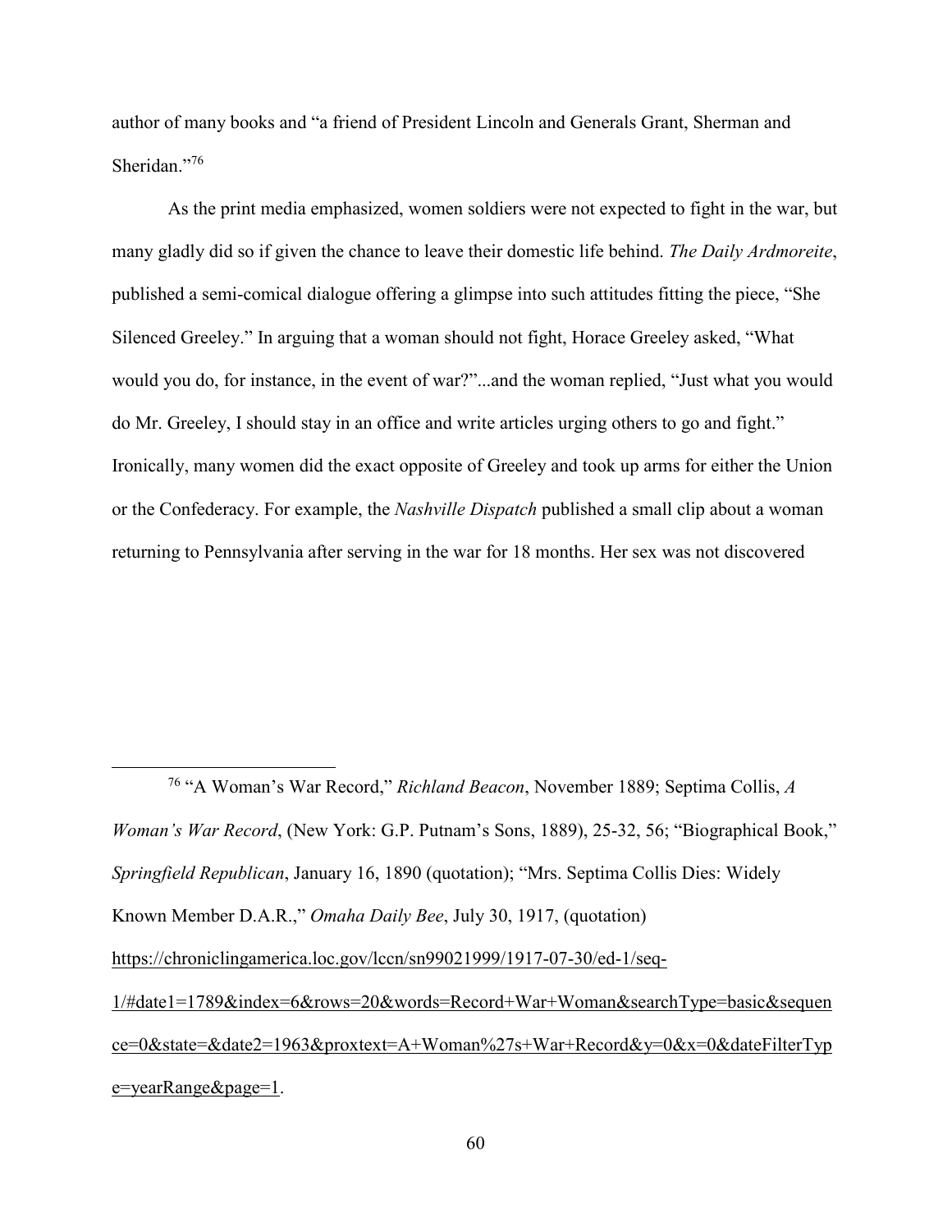author of many books and "a friend of President Lincoln and Generals Grant, Sherman and Sheridan."[76]

As the print media emphasized, women soldiers were not expected to fight in the war, but many gladly did so if given the chance to leave their domestic life behind. *The Daily Ardmoreite*, published a semi-comical dialogue offering a glimpse into such attitudes fitting the piece, "She Silenced Greeley." In arguing that a woman should not fight, Horace Greeley asked, "What would you do, for instance, in the event of war?"...and the woman replied, "Just what you would do Mr. Greeley, I should stay in an office and write articles urging others to go and fight." Ironically, many women did the exact opposite of Greeley and took up arms for either the Union or the Confederacy. For example, the *Nashville Dispatch* published a small clip about a woman returning to Pennsylvania after serving in the war for 18 months. Her sex was not discovered

---

[76] "A Woman's War Record," *Richland Beacon*, November 1889; Septima Collis, *A Woman's War Record*, (New York: G.P. Putnam's Sons, 1889), 25-32, 56; "Biographical Book," *Springfield Republican*, January 16, 1890 (quotation); "Mrs. Septima Collis Dies: Widely Known Member D.A.R.," *Omaha Daily Bee*, July 30, 1917, (quotation) https://chroniclingamerica.loc.gov/lccn/sn99021999/1917-07-30/ed-1/seq-1/#date1=1789&index=6&rows=20&words=Record+War+Woman&searchType=basic&sequence=0&state=&date2=1963&proxtext=A+Woman%27s+War+Record&y=0&x=0&dateFilterType=yearRange&page=1.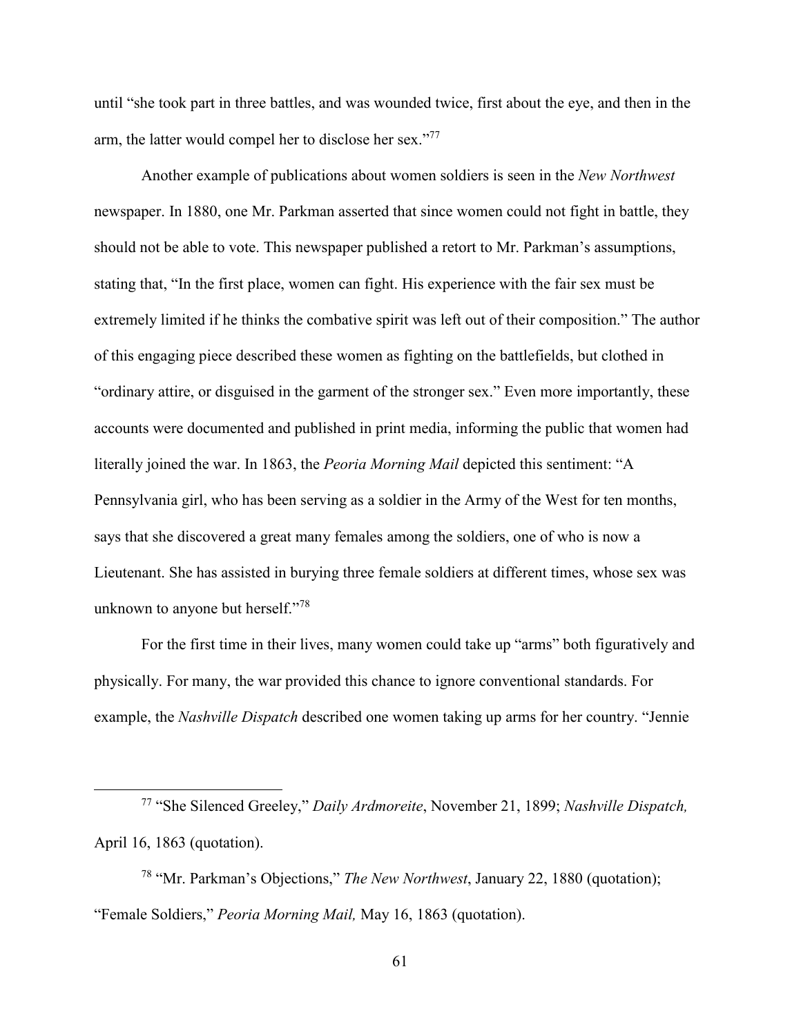until "she took part in three battles, and was wounded twice, first about the eye, and then in the arm, the latter would compel her to disclose her sex."[77]

Another example of publications about women soldiers is seen in the *New Northwest* newspaper. In 1880, one Mr. Parkman asserted that since women could not fight in battle, they should not be able to vote. This newspaper published a retort to Mr. Parkman's assumptions, stating that, "In the first place, women can fight. His experience with the fair sex must be extremely limited if he thinks the combative spirit was left out of their composition." The author of this engaging piece described these women as fighting on the battlefields, but clothed in "ordinary attire, or disguised in the garment of the stronger sex." Even more importantly, these accounts were documented and published in print media, informing the public that women had literally joined the war. In 1863, the *Peoria Morning Mail* depicted this sentiment: "A Pennsylvania girl, who has been serving as a soldier in the Army of the West for ten months, says that she discovered a great many females among the soldiers, one of who is now a Lieutenant. She has assisted in burying three female soldiers at different times, whose sex was unknown to anyone but herself."[78]

For the first time in their lives, many women could take up "arms" both figuratively and physically. For many, the war provided this chance to ignore conventional standards. For example, the *Nashville Dispatch* described one women taking up arms for her country. "Jennie

---

[77] "She Silenced Greeley," *Daily Ardmoreite*, November 21, 1899; *Nashville Dispatch,* April 16, 1863 (quotation).

[78] "Mr. Parkman's Objections," *The New Northwest*, January 22, 1880 (quotation); "Female Soldiers," *Peoria Morning Mail,* May 16, 1863 (quotation).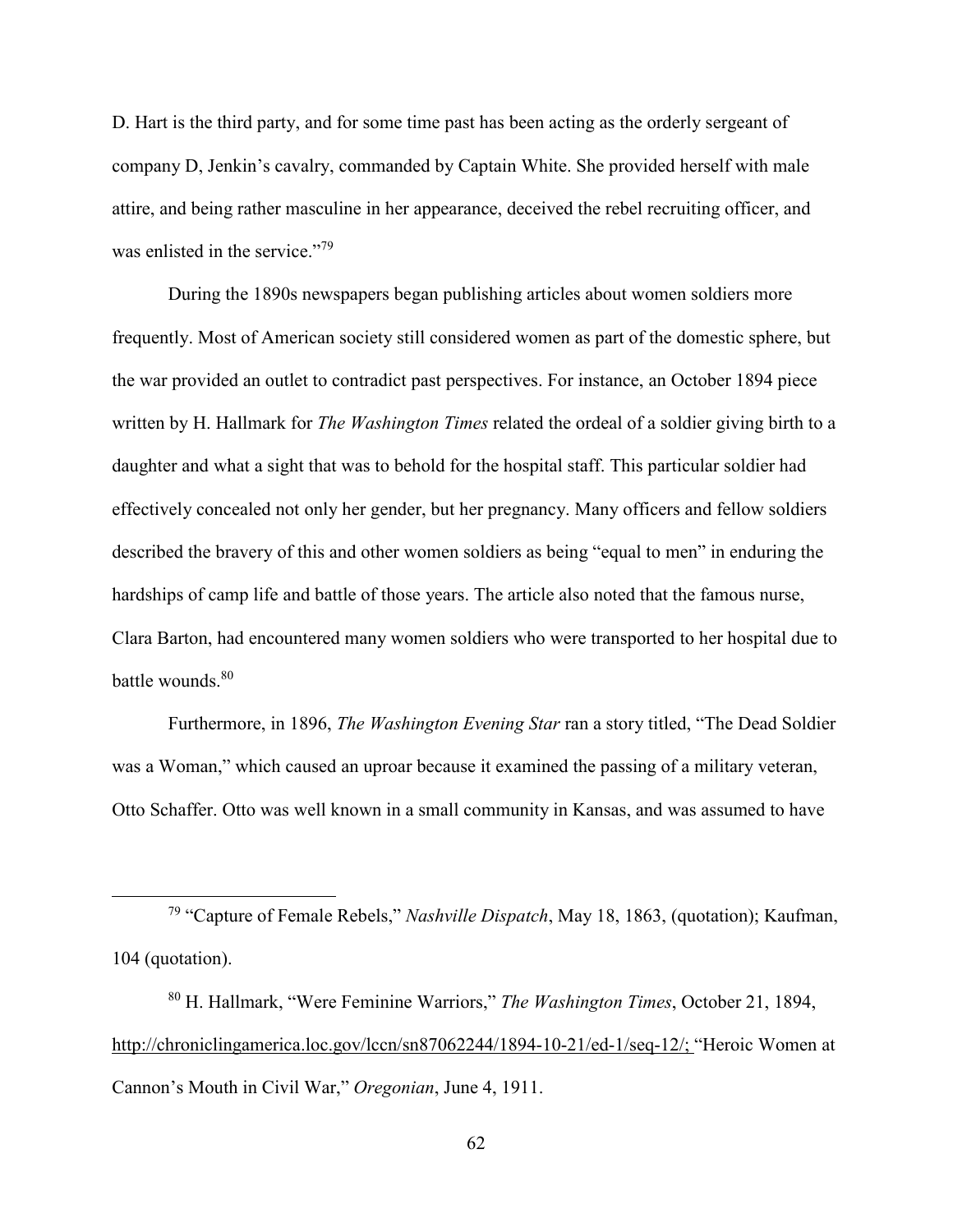D. Hart is the third party, and for some time past has been acting as the orderly sergeant of company D, Jenkin's cavalry, commanded by Captain White. She provided herself with male attire, and being rather masculine in her appearance, deceived the rebel recruiting officer, and was enlisted in the service."[79]

During the 1890s newspapers began publishing articles about women soldiers more frequently. Most of American society still considered women as part of the domestic sphere, but the war provided an outlet to contradict past perspectives. For instance, an October 1894 piece written by H. Hallmark for *The Washington Times* related the ordeal of a soldier giving birth to a daughter and what a sight that was to behold for the hospital staff. This particular soldier had effectively concealed not only her gender, but her pregnancy. Many officers and fellow soldiers described the bravery of this and other women soldiers as being "equal to men" in enduring the hardships of camp life and battle of those years. The article also noted that the famous nurse, Clara Barton, had encountered many women soldiers who were transported to her hospital due to battle wounds.[80]

Furthermore, in 1896, *The Washington Evening Star* ran a story titled, "The Dead Soldier was a Woman," which caused an uproar because it examined the passing of a military veteran, Otto Schaffer. Otto was well known in a small community in Kansas, and was assumed to have

---

[79] "Capture of Female Rebels," *Nashville Dispatch*, May 18, 1863, (quotation); Kaufman, 104 (quotation).

[80] H. Hallmark, "Were Feminine Warriors," *The Washington Times*, October 21, 1894, http://chroniclingamerica.loc.gov/lccn/sn87062244/1894-10-21/ed-1/seq-12/; "Heroic Women at Cannon's Mouth in Civil War," *Oregonian*, June 4, 1911.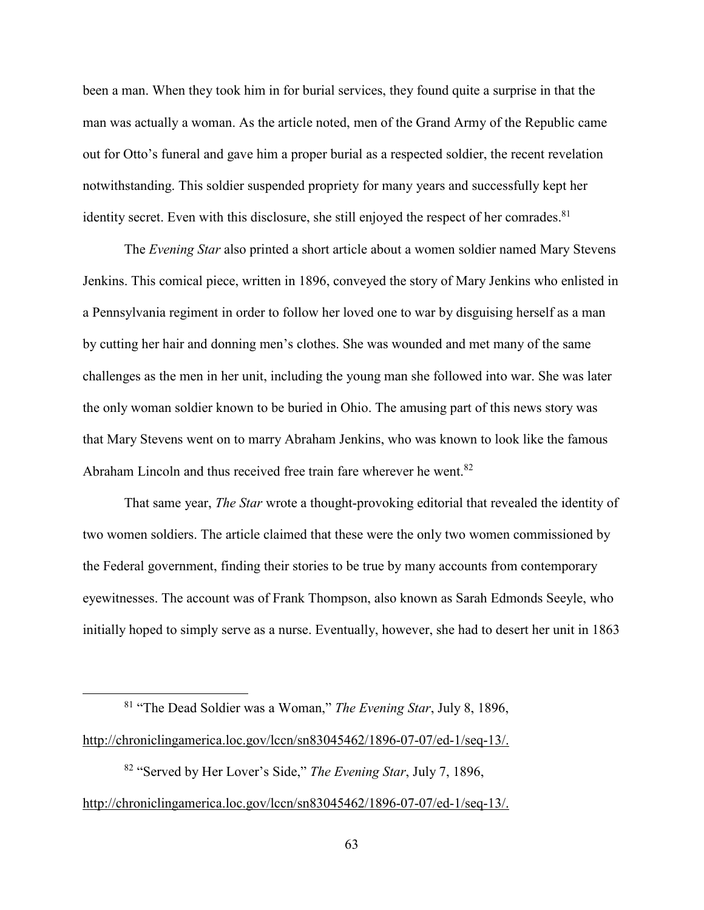been a man. When they took him in for burial services, they found quite a surprise in that the man was actually a woman. As the article noted, men of the Grand Army of the Republic came out for Otto's funeral and gave him a proper burial as a respected soldier, the recent revelation notwithstanding. This soldier suspended propriety for many years and successfully kept her identity secret. Even with this disclosure, she still enjoyed the respect of her comrades.[81]

The *Evening Star* also printed a short article about a women soldier named Mary Stevens Jenkins. This comical piece, written in 1896, conveyed the story of Mary Jenkins who enlisted in a Pennsylvania regiment in order to follow her loved one to war by disguising herself as a man by cutting her hair and donning men's clothes. She was wounded and met many of the same challenges as the men in her unit, including the young man she followed into war. She was later the only woman soldier known to be buried in Ohio. The amusing part of this news story was that Mary Stevens went on to marry Abraham Jenkins, who was known to look like the famous Abraham Lincoln and thus received free train fare wherever he went.[82]

That same year, *The Star* wrote a thought-provoking editorial that revealed the identity of two women soldiers. The article claimed that these were the only two women commissioned by the Federal government, finding their stories to be true by many accounts from contemporary eyewitnesses. The account was of Frank Thompson, also known as Sarah Edmonds Seeyle, who initially hoped to simply serve as a nurse. Eventually, however, she had to desert her unit in 1863

---

[81] "The Dead Soldier was a Woman," *The Evening Star*, July 8, 1896, http://chroniclingamerica.loc.gov/lccn/sn83045462/1896-07-07/ed-1/seq-13/.

[82] "Served by Her Lover's Side," *The Evening Star*, July 7, 1896, http://chroniclingamerica.loc.gov/lccn/sn83045462/1896-07-07/ed-1/seq-13/.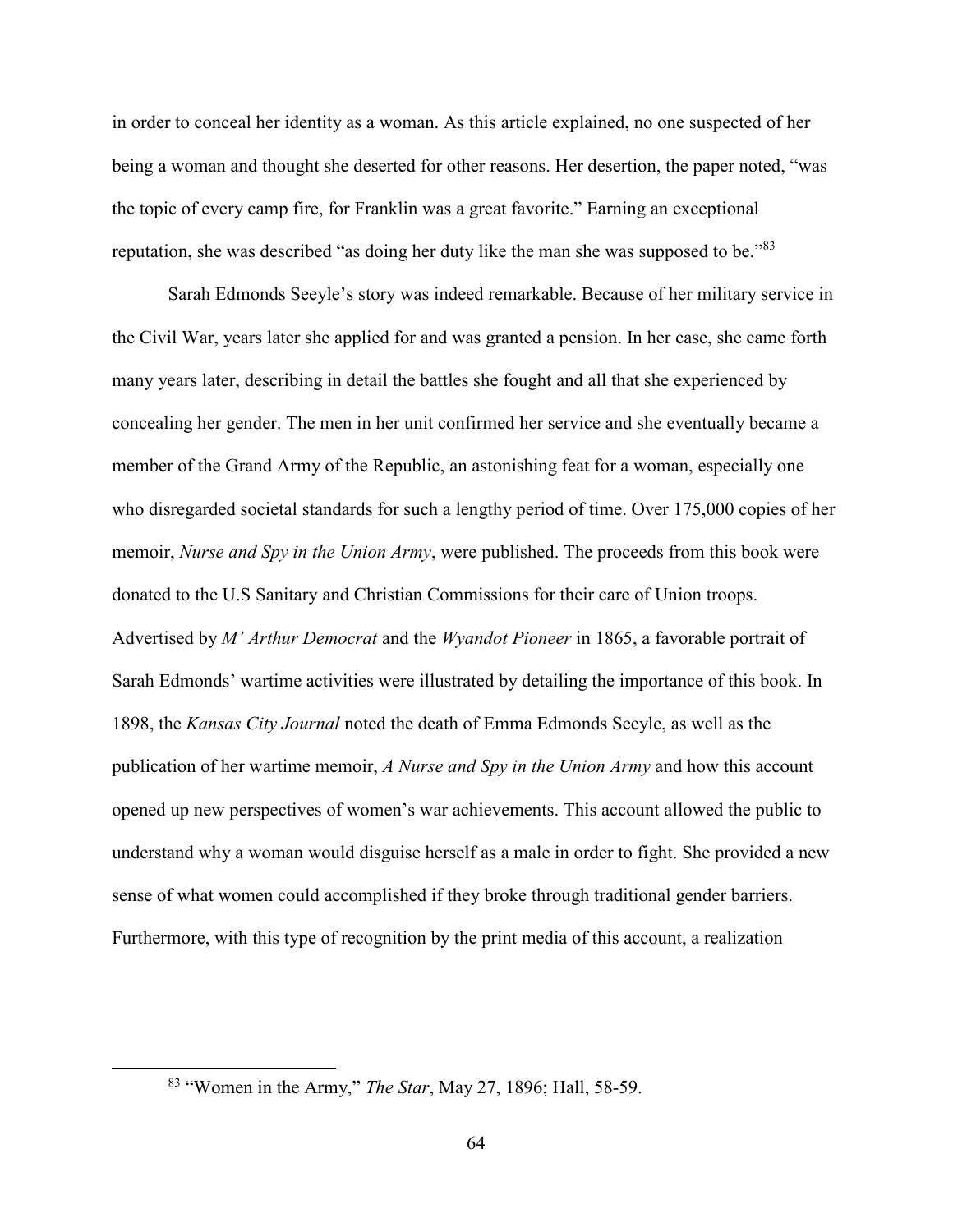in order to conceal her identity as a woman. As this article explained, no one suspected of her being a woman and thought she deserted for other reasons. Her desertion, the paper noted, "was the topic of every camp fire, for Franklin was a great favorite." Earning an exceptional reputation, she was described "as doing her duty like the man she was supposed to be."[83]

Sarah Edmonds Seeyle's story was indeed remarkable. Because of her military service in the Civil War, years later she applied for and was granted a pension. In her case, she came forth many years later, describing in detail the battles she fought and all that she experienced by concealing her gender. The men in her unit confirmed her service and she eventually became a member of the Grand Army of the Republic, an astonishing feat for a woman, especially one who disregarded societal standards for such a lengthy period of time. Over 175,000 copies of her memoir, *Nurse and Spy in the Union Army*, were published. The proceeds from this book were donated to the U.S Sanitary and Christian Commissions for their care of Union troops. Advertised by *M' Arthur Democrat* and the *Wyandot Pioneer* in 1865, a favorable portrait of Sarah Edmonds' wartime activities were illustrated by detailing the importance of this book. In 1898, the *Kansas City Journal* noted the death of Emma Edmonds Seeyle, as well as the publication of her wartime memoir, *A Nurse and Spy in the Union Army* and how this account opened up new perspectives of women's war achievements. This account allowed the public to understand why a woman would disguise herself as a male in order to fight. She provided a new sense of what women could accomplished if they broke through traditional gender barriers. Furthermore, with this type of recognition by the print media of this account, a realization

[83] "Women in the Army," *The Star*, May 27, 1896; Hall, 58-59.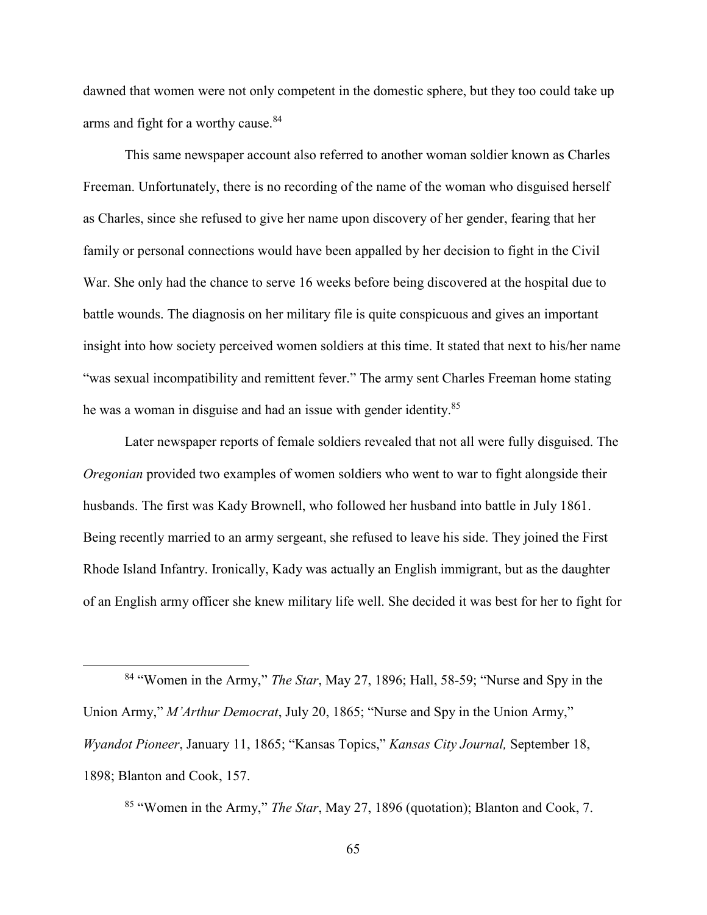dawned that women were not only competent in the domestic sphere, but they too could take up arms and fight for a worthy cause.[84]

This same newspaper account also referred to another woman soldier known as Charles Freeman. Unfortunately, there is no recording of the name of the woman who disguised herself as Charles, since she refused to give her name upon discovery of her gender, fearing that her family or personal connections would have been appalled by her decision to fight in the Civil War. She only had the chance to serve 16 weeks before being discovered at the hospital due to battle wounds. The diagnosis on her military file is quite conspicuous and gives an important insight into how society perceived women soldiers at this time. It stated that next to his/her name "was sexual incompatibility and remittent fever." The army sent Charles Freeman home stating he was a woman in disguise and had an issue with gender identity.[85]

Later newspaper reports of female soldiers revealed that not all were fully disguised. The *Oregonian* provided two examples of women soldiers who went to war to fight alongside their husbands. The first was Kady Brownell, who followed her husband into battle in July 1861. Being recently married to an army sergeant, she refused to leave his side. They joined the First Rhode Island Infantry. Ironically, Kady was actually an English immigrant, but as the daughter of an English army officer she knew military life well. She decided it was best for her to fight for

---

[84] "Women in the Army," *The Star*, May 27, 1896; Hall, 58-59; "Nurse and Spy in the Union Army," *M'Arthur Democrat*, July 20, 1865; "Nurse and Spy in the Union Army," *Wyandot Pioneer*, January 11, 1865; "Kansas Topics," *Kansas City Journal,* September 18, 1898; Blanton and Cook, 157.

[85] "Women in the Army," *The Star*, May 27, 1896 (quotation); Blanton and Cook, 7.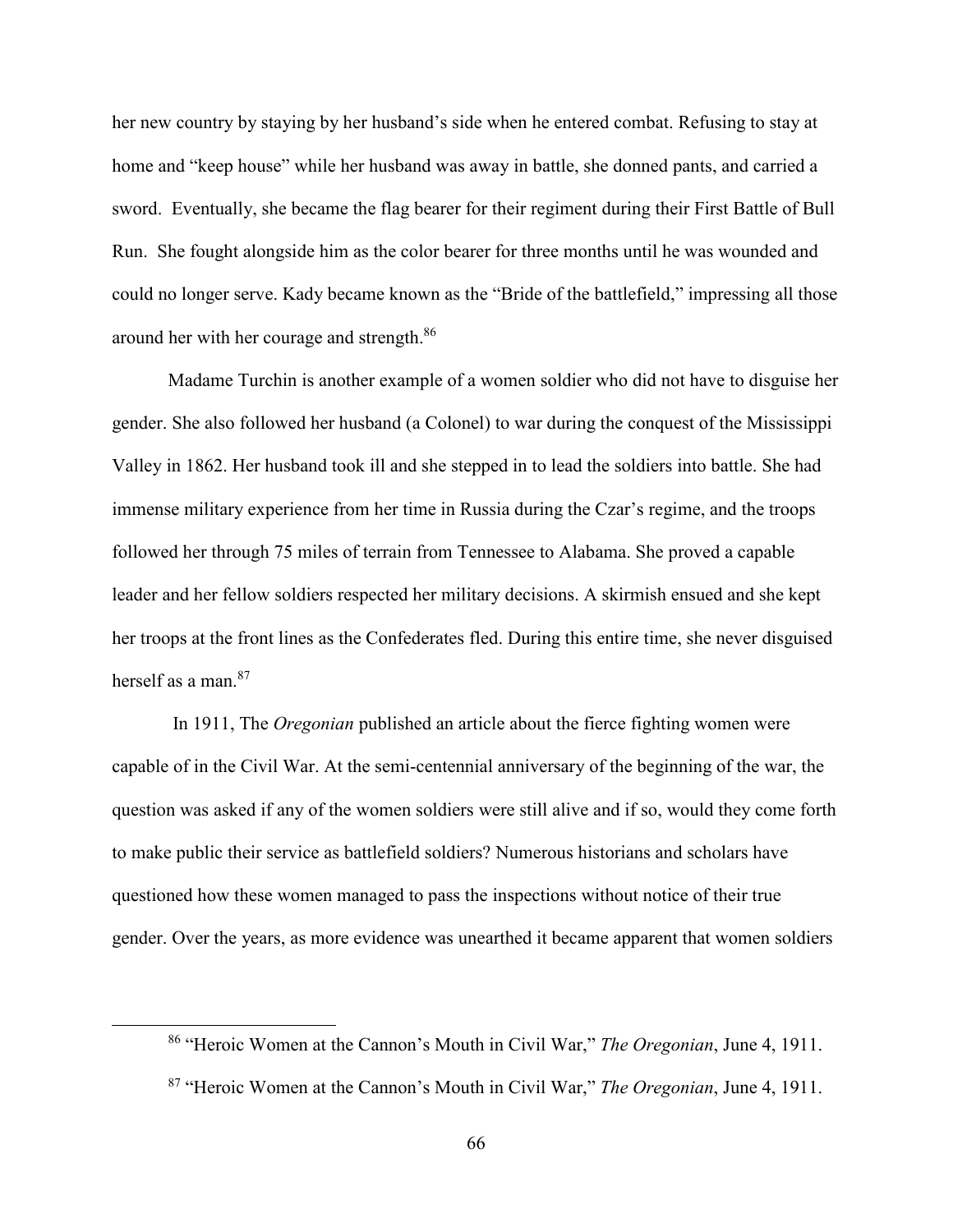her new country by staying by her husband's side when he entered combat. Refusing to stay at home and "keep house" while her husband was away in battle, she donned pants, and carried a sword. Eventually, she became the flag bearer for their regiment during their First Battle of Bull Run. She fought alongside him as the color bearer for three months until he was wounded and could no longer serve. Kady became known as the "Bride of the battlefield," impressing all those around her with her courage and strength.[86]

Madame Turchin is another example of a women soldier who did not have to disguise her gender. She also followed her husband (a Colonel) to war during the conquest of the Mississippi Valley in 1862. Her husband took ill and she stepped in to lead the soldiers into battle. She had immense military experience from her time in Russia during the Czar's regime, and the troops followed her through 75 miles of terrain from Tennessee to Alabama. She proved a capable leader and her fellow soldiers respected her military decisions. A skirmish ensued and she kept her troops at the front lines as the Confederates fled. During this entire time, she never disguised herself as a man.[87]

In 1911, The *Oregonian* published an article about the fierce fighting women were capable of in the Civil War. At the semi-centennial anniversary of the beginning of the war, the question was asked if any of the women soldiers were still alive and if so, would they come forth to make public their service as battlefield soldiers? Numerous historians and scholars have questioned how these women managed to pass the inspections without notice of their true gender. Over the years, as more evidence was unearthed it became apparent that women soldiers

---

[86] "Heroic Women at the Cannon's Mouth in Civil War," *The Oregonian*, June 4, 1911.

[87] "Heroic Women at the Cannon's Mouth in Civil War," *The Oregonian*, June 4, 1911.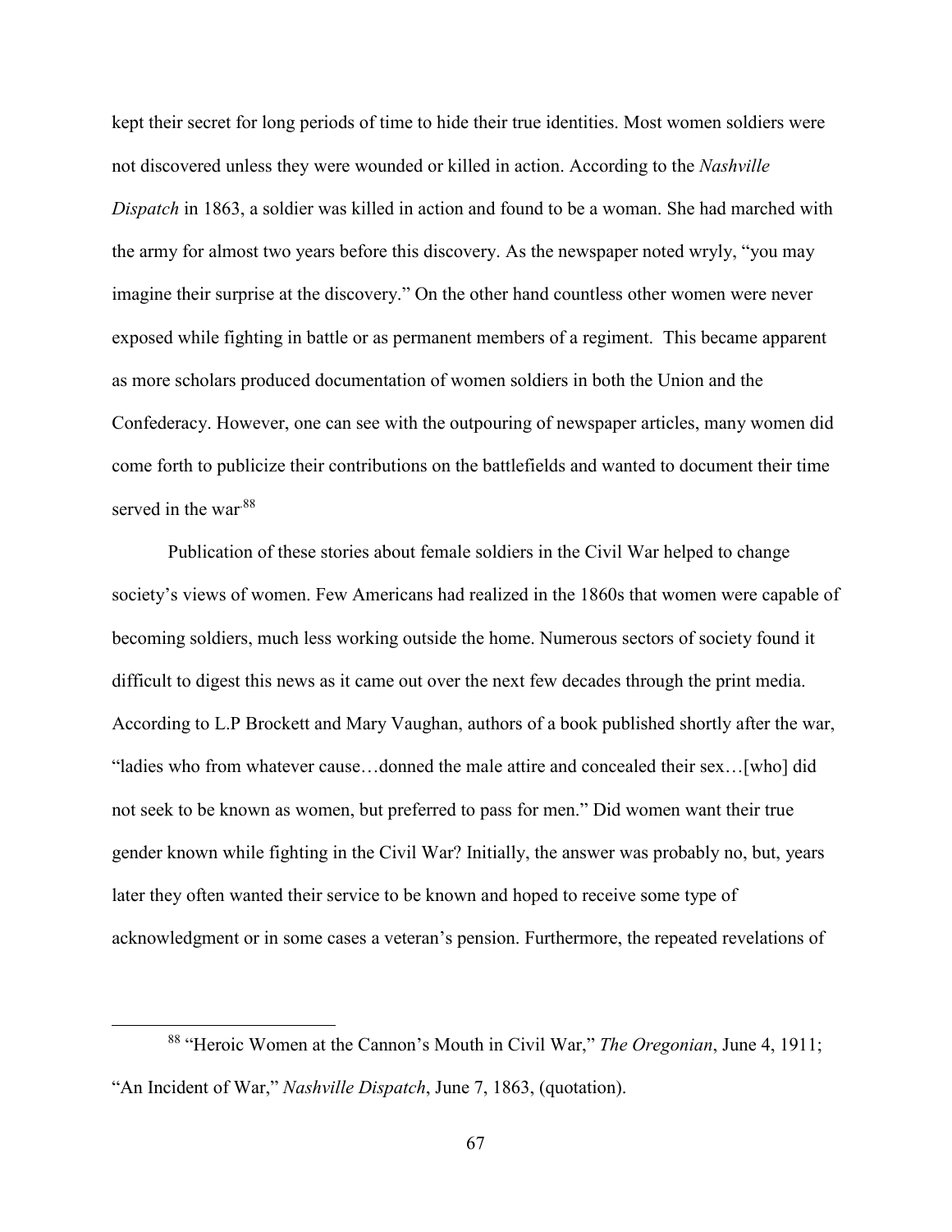kept their secret for long periods of time to hide their true identities. Most women soldiers were not discovered unless they were wounded or killed in action. According to the *Nashville Dispatch* in 1863, a soldier was killed in action and found to be a woman. She had marched with the army for almost two years before this discovery. As the newspaper noted wryly, "you may imagine their surprise at the discovery." On the other hand countless other women were never exposed while fighting in battle or as permanent members of a regiment. This became apparent as more scholars produced documentation of women soldiers in both the Union and the Confederacy. However, one can see with the outpouring of newspaper articles, many women did come forth to publicize their contributions on the battlefields and wanted to document their time served in the war.[88]

Publication of these stories about female soldiers in the Civil War helped to change society's views of women. Few Americans had realized in the 1860s that women were capable of becoming soldiers, much less working outside the home. Numerous sectors of society found it difficult to digest this news as it came out over the next few decades through the print media. According to L.P Brockett and Mary Vaughan, authors of a book published shortly after the war, "ladies who from whatever cause…donned the male attire and concealed their sex…[who] did not seek to be known as women, but preferred to pass for men." Did women want their true gender known while fighting in the Civil War? Initially, the answer was probably no, but, years later they often wanted their service to be known and hoped to receive some type of acknowledgment or in some cases a veteran's pension. Furthermore, the repeated revelations of

[88] "Heroic Women at the Cannon's Mouth in Civil War," *The Oregonian*, June 4, 1911; "An Incident of War," *Nashville Dispatch*, June 7, 1863, (quotation).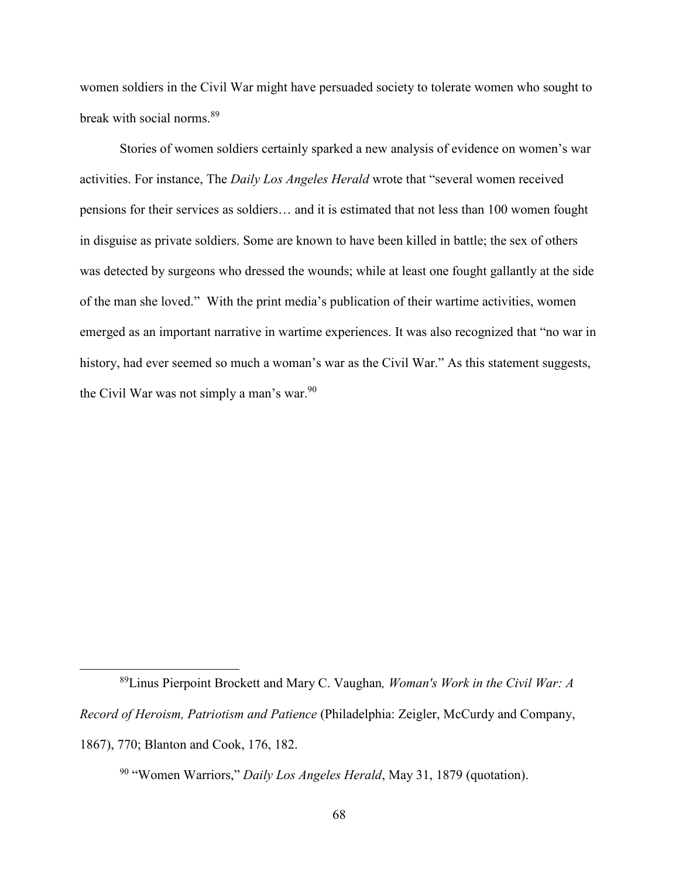women soldiers in the Civil War might have persuaded society to tolerate women who sought to break with social norms.[89]

Stories of women soldiers certainly sparked a new analysis of evidence on women's war activities. For instance, The *Daily Los Angeles Herald* wrote that "several women received pensions for their services as soldiers… and it is estimated that not less than 100 women fought in disguise as private soldiers. Some are known to have been killed in battle; the sex of others was detected by surgeons who dressed the wounds; while at least one fought gallantly at the side of the man she loved." With the print media's publication of their wartime activities, women emerged as an important narrative in wartime experiences. It was also recognized that "no war in history, had ever seemed so much a woman's war as the Civil War." As this statement suggests, the Civil War was not simply a man's war.[90]

---

[89]Linus Pierpoint Brockett and Mary C. Vaughan*, Woman's Work in the Civil War: A Record of Heroism, Patriotism and Patience* (Philadelphia: Zeigler, McCurdy and Company, 1867), 770; Blanton and Cook, 176, 182.

[90] "Women Warriors," *Daily Los Angeles Herald*, May 31, 1879 (quotation).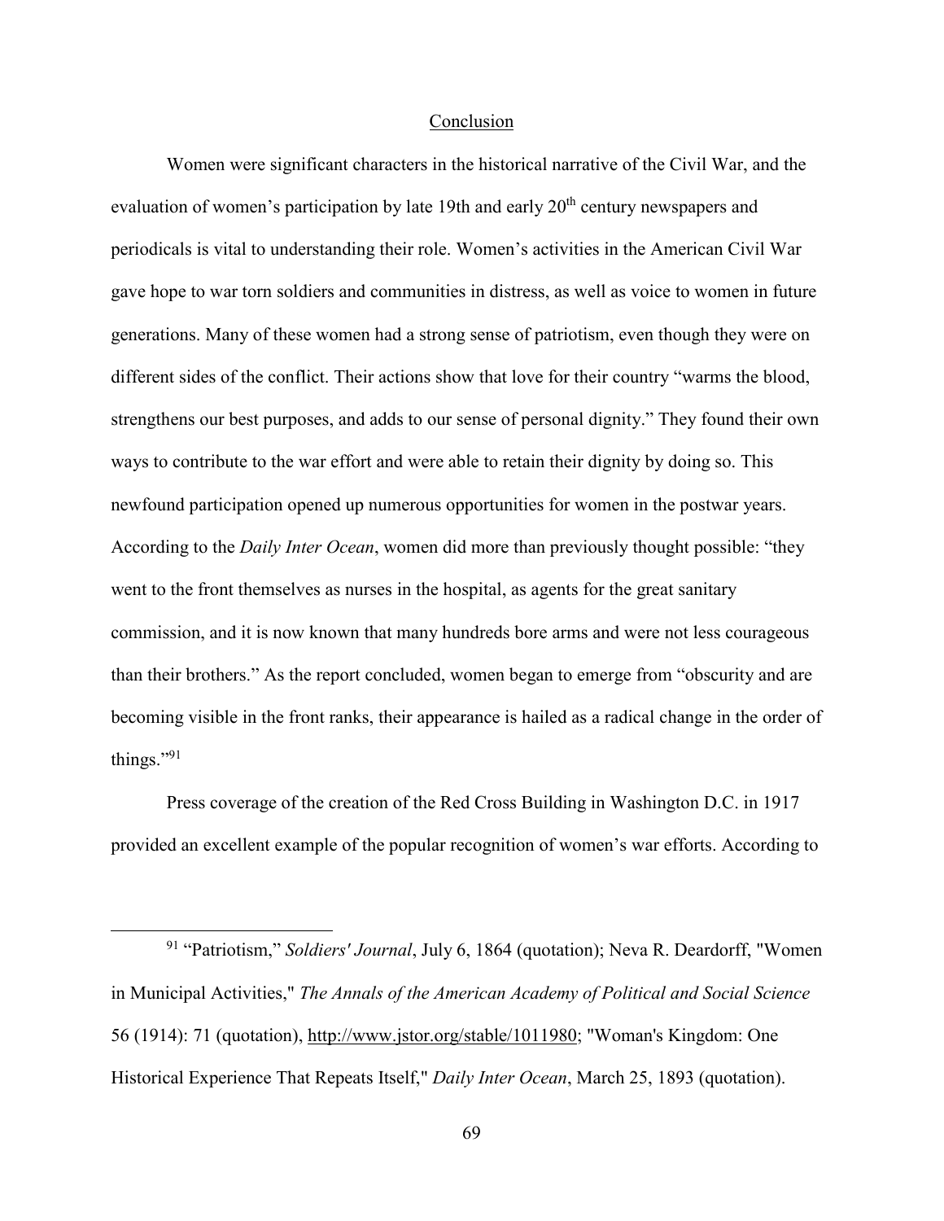## Conclusion

Women were significant characters in the historical narrative of the Civil War, and the evaluation of women's participation by late 19th and early 20th century newspapers and periodicals is vital to understanding their role. Women's activities in the American Civil War gave hope to war torn soldiers and communities in distress, as well as voice to women in future generations. Many of these women had a strong sense of patriotism, even though they were on different sides of the conflict. Their actions show that love for their country "warms the blood, strengthens our best purposes, and adds to our sense of personal dignity." They found their own ways to contribute to the war effort and were able to retain their dignity by doing so. This newfound participation opened up numerous opportunities for women in the postwar years. According to the *Daily Inter Ocean*, women did more than previously thought possible: "they went to the front themselves as nurses in the hospital, as agents for the great sanitary commission, and it is now known that many hundreds bore arms and were not less courageous than their brothers." As the report concluded, women began to emerge from "obscurity and are becoming visible in the front ranks, their appearance is hailed as a radical change in the order of things."[91]

Press coverage of the creation of the Red Cross Building in Washington D.C. in 1917 provided an excellent example of the popular recognition of women's war efforts. According to

---

[91] "Patriotism," *Soldiers' Journal*, July 6, 1864 (quotation); Neva R. Deardorff, "Women in Municipal Activities," *The Annals of the American Academy of Political and Social Science* 56 (1914): 71 (quotation), http://www.jstor.org/stable/1011980; "Woman's Kingdom: One Historical Experience That Repeats Itself," *Daily Inter Ocean*, March 25, 1893 (quotation).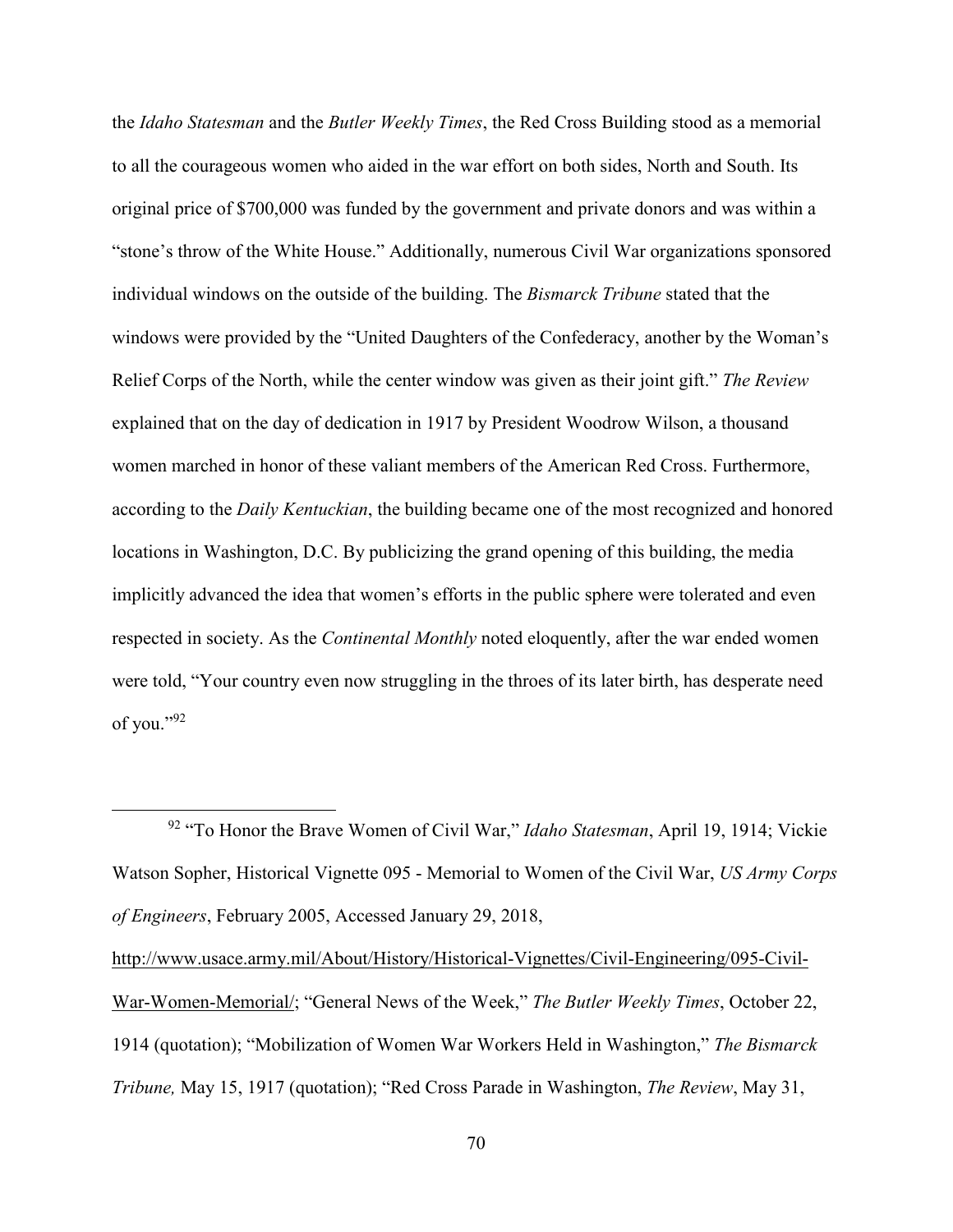the *Idaho Statesman* and the *Butler Weekly Times*, the Red Cross Building stood as a memorial to all the courageous women who aided in the war effort on both sides, North and South. Its original price of $700,000 was funded by the government and private donors and was within a "stone's throw of the White House." Additionally, numerous Civil War organizations sponsored individual windows on the outside of the building. The *Bismarck Tribune* stated that the windows were provided by the "United Daughters of the Confederacy, another by the Woman's Relief Corps of the North, while the center window was given as their joint gift." *The Review* explained that on the day of dedication in 1917 by President Woodrow Wilson, a thousand women marched in honor of these valiant members of the American Red Cross. Furthermore, according to the *Daily Kentuckian*, the building became one of the most recognized and honored locations in Washington, D.C. By publicizing the grand opening of this building, the media implicitly advanced the idea that women's efforts in the public sphere were tolerated and even respected in society. As the *Continental Monthly* noted eloquently, after the war ended women were told, "Your country even now struggling in the throes of its later birth, has desperate need of you."[92]

---

[92] "To Honor the Brave Women of Civil War," *Idaho Statesman*, April 19, 1914; Vickie Watson Sopher, Historical Vignette 095 - Memorial to Women of the Civil War, *US Army Corps of Engineers*, February 2005, Accessed January 29, 2018, http://www.usace.army.mil/About/History/Historical-Vignettes/Civil-Engineering/095-Civil-War-Women-Memorial/; "General News of the Week," *The Butler Weekly Times*, October 22, 1914 (quotation); "Mobilization of Women War Workers Held in Washington," *The Bismarck Tribune,* May 15, 1917 (quotation); "Red Cross Parade in Washington, *The Review*, May 31,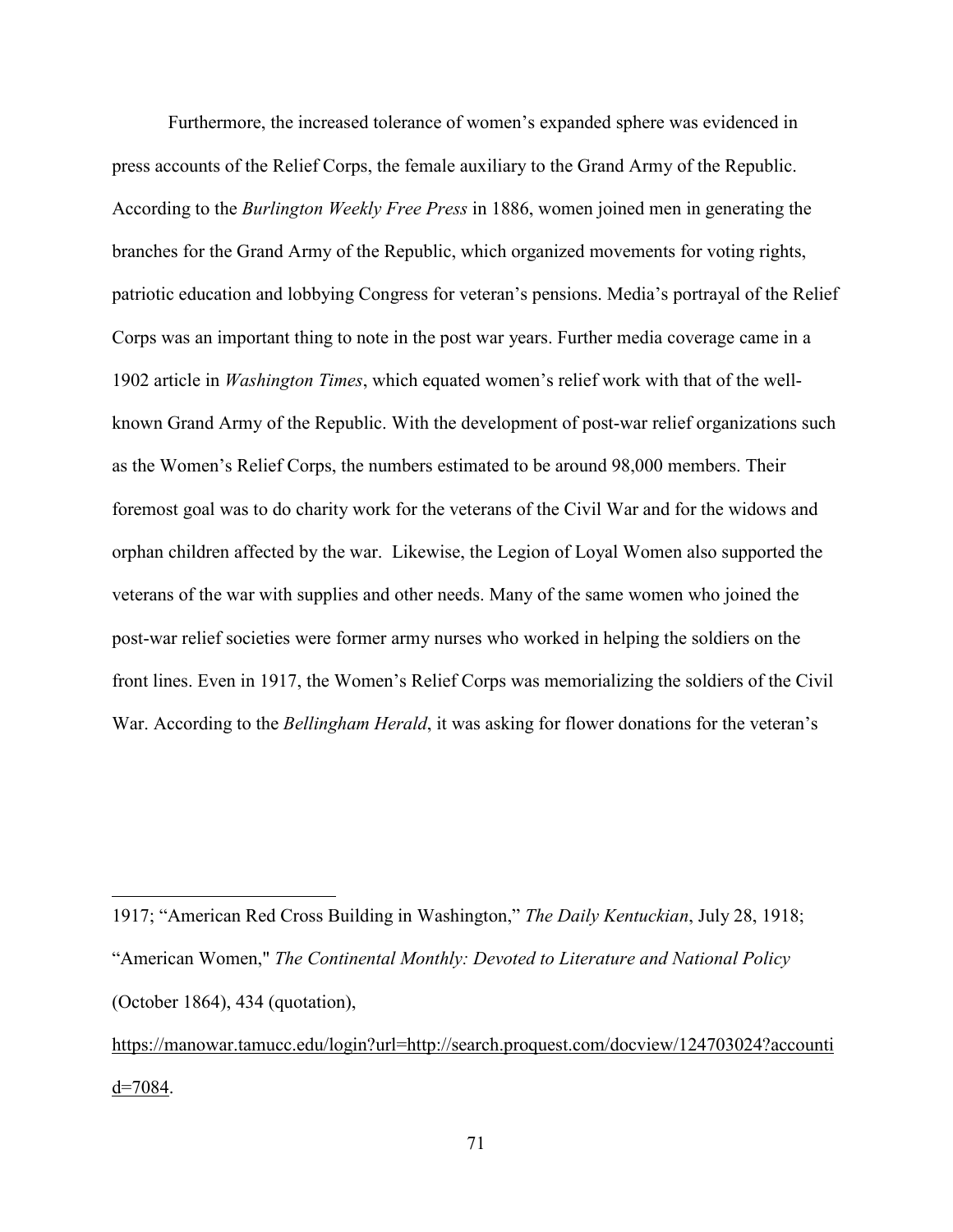Furthermore, the increased tolerance of women's expanded sphere was evidenced in press accounts of the Relief Corps, the female auxiliary to the Grand Army of the Republic. According to the *Burlington Weekly Free Press* in 1886, women joined men in generating the branches for the Grand Army of the Republic, which organized movements for voting rights, patriotic education and lobbying Congress for veteran's pensions. Media's portrayal of the Relief Corps was an important thing to note in the post war years. Further media coverage came in a 1902 article in *Washington Times*, which equated women's relief work with that of the well-known Grand Army of the Republic. With the development of post-war relief organizations such as the Women's Relief Corps, the numbers estimated to be around 98,000 members. Their foremost goal was to do charity work for the veterans of the Civil War and for the widows and orphan children affected by the war. Likewise, the Legion of Loyal Women also supported the veterans of the war with supplies and other needs. Many of the same women who joined the post-war relief societies were former army nurses who worked in helping the soldiers on the front lines. Even in 1917, the Women's Relief Corps was memorializing the soldiers of the Civil War. According to the *Bellingham Herald*, it was asking for flower donations for the veteran's

---

1917; "American Red Cross Building in Washington," *The Daily Kentuckian*, July 28, 1918; "American Women," *The Continental Monthly: Devoted to Literature and National Policy* (October 1864), 434 (quotation), https://manowar.tamucc.edu/login?url=http://search.proquest.com/docview/124703024?accountid=7084.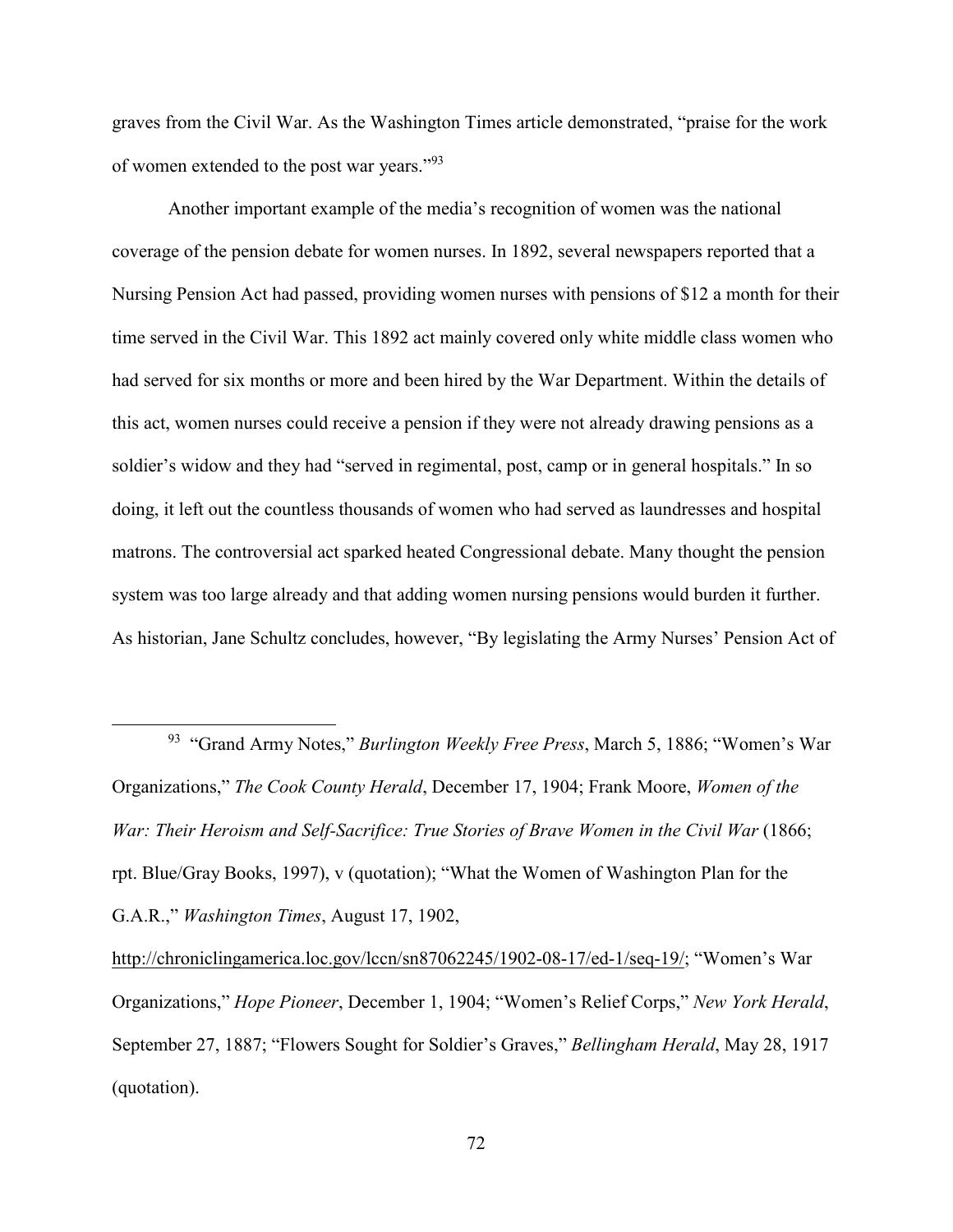graves from the Civil War. As the Washington Times article demonstrated, “praise for the work of women extended to the post war years.”[93]

Another important example of the media’s recognition of women was the national coverage of the pension debate for women nurses. In 1892, several newspapers reported that a Nursing Pension Act had passed, providing women nurses with pensions of $12 a month for their time served in the Civil War. This 1892 act mainly covered only white middle class women who had served for six months or more and been hired by the War Department. Within the details of this act, women nurses could receive a pension if they were not already drawing pensions as a soldier’s widow and they had “served in regimental, post, camp or in general hospitals.” In so doing, it left out the countless thousands of women who had served as laundresses and hospital matrons. The controversial act sparked heated Congressional debate. Many thought the pension system was too large already and that adding women nursing pensions would burden it further. As historian, Jane Schultz concludes, however, “By legislating the Army Nurses’ Pension Act of

---

[93] “Grand Army Notes,” *Burlington Weekly Free Press*, March 5, 1886; “Women’s War Organizations,” *The Cook County Herald*, December 17, 1904; Frank Moore, *Women of the War: Their Heroism and Self-Sacrifice: True Stories of Brave Women in the Civil War* (1866; rpt. Blue/Gray Books, 1997), v (quotation); “What the Women of Washington Plan for the G.A.R.,” *Washington Times*, August 17, 1902, http://chroniclingamerica.loc.gov/lccn/sn87062245/1902-08-17/ed-1/seq-19/; “Women’s War Organizations,” *Hope Pioneer*, December 1, 1904; “Women’s Relief Corps,” *New York Herald*, September 27, 1887; “Flowers Sought for Soldier’s Graves,” *Bellingham Herald*, May 28, 1917 (quotation).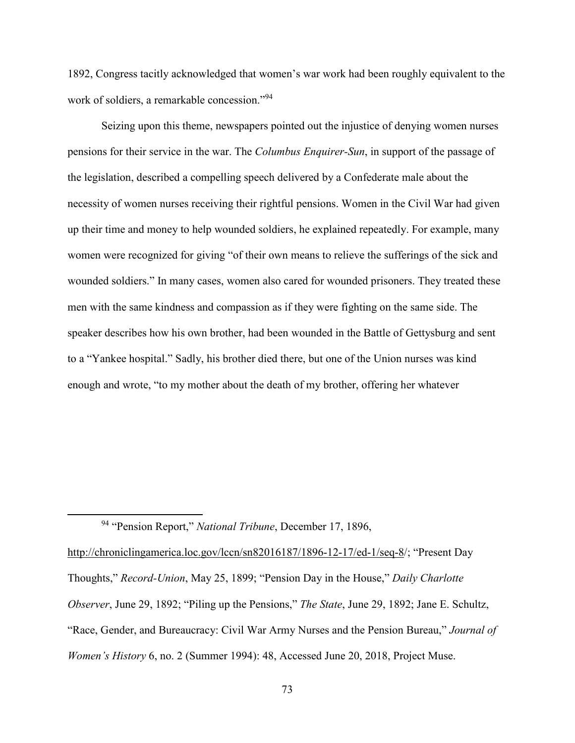1892, Congress tacitly acknowledged that women's war work had been roughly equivalent to the work of soldiers, a remarkable concession."[94]

Seizing upon this theme, newspapers pointed out the injustice of denying women nurses pensions for their service in the war. The *Columbus Enquirer-Sun*, in support of the passage of the legislation, described a compelling speech delivered by a Confederate male about the necessity of women nurses receiving their rightful pensions. Women in the Civil War had given up their time and money to help wounded soldiers, he explained repeatedly. For example, many women were recognized for giving "of their own means to relieve the sufferings of the sick and wounded soldiers." In many cases, women also cared for wounded prisoners. They treated these men with the same kindness and compassion as if they were fighting on the same side. The speaker describes how his own brother, had been wounded in the Battle of Gettysburg and sent to a "Yankee hospital." Sadly, his brother died there, but one of the Union nurses was kind enough and wrote, "to my mother about the death of my brother, offering her whatever

---

[94] "Pension Report," *National Tribune*, December 17, 1896, http://chroniclingamerica.loc.gov/lccn/sn82016187/1896-12-17/ed-1/seq-8/; "Present Day Thoughts," *Record-Union*, May 25, 1899; "Pension Day in the House," *Daily Charlotte Observer*, June 29, 1892; "Piling up the Pensions," *The State*, June 29, 1892; Jane E. Schultz, "Race, Gender, and Bureaucracy: Civil War Army Nurses and the Pension Bureau," *Journal of Women's History* 6, no. 2 (Summer 1994): 48, Accessed June 20, 2018, Project Muse.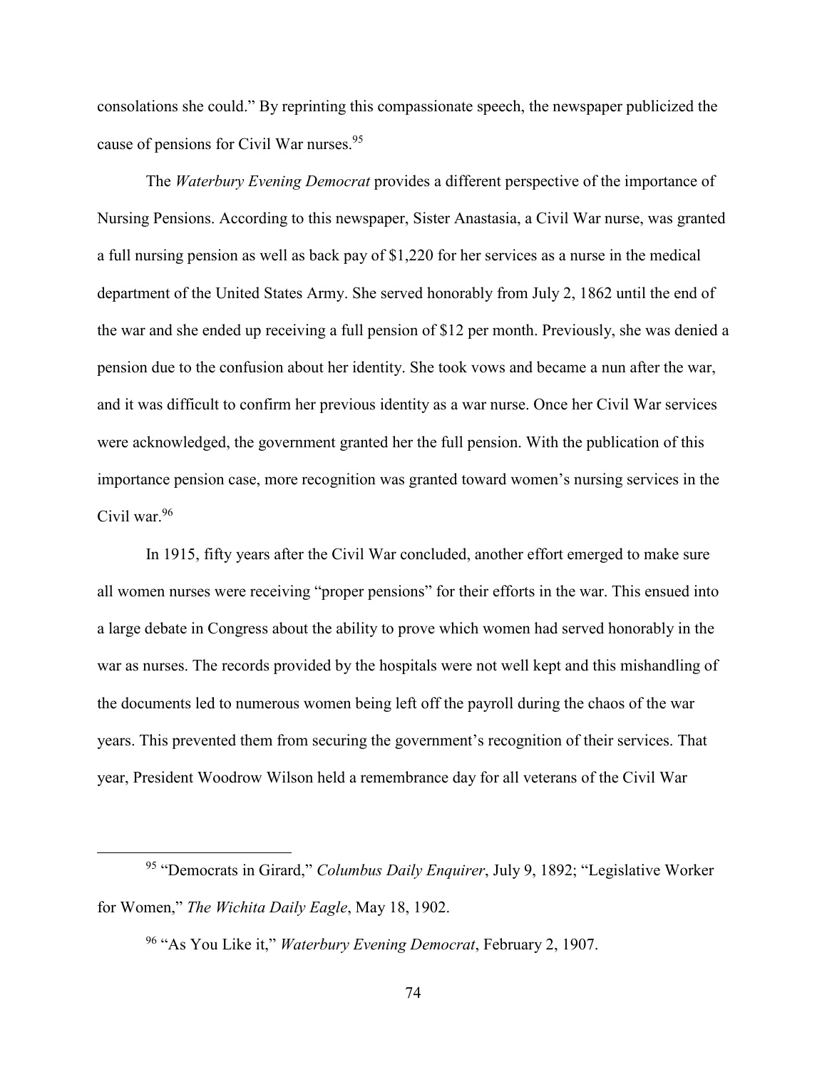consolations she could." By reprinting this compassionate speech, the newspaper publicized the cause of pensions for Civil War nurses.[95]

The *Waterbury Evening Democrat* provides a different perspective of the importance of Nursing Pensions. According to this newspaper, Sister Anastasia, a Civil War nurse, was granted a full nursing pension as well as back pay of $1,220 for her services as a nurse in the medical department of the United States Army. She served honorably from July 2, 1862 until the end of the war and she ended up receiving a full pension of $12 per month. Previously, she was denied a pension due to the confusion about her identity. She took vows and became a nun after the war, and it was difficult to confirm her previous identity as a war nurse. Once her Civil War services were acknowledged, the government granted her the full pension. With the publication of this importance pension case, more recognition was granted toward women's nursing services in the Civil war.[96]

In 1915, fifty years after the Civil War concluded, another effort emerged to make sure all women nurses were receiving "proper pensions" for their efforts in the war. This ensued into a large debate in Congress about the ability to prove which women had served honorably in the war as nurses. The records provided by the hospitals were not well kept and this mishandling of the documents led to numerous women being left off the payroll during the chaos of the war years. This prevented them from securing the government's recognition of their services. That year, President Woodrow Wilson held a remembrance day for all veterans of the Civil War

---

[95] "Democrats in Girard," *Columbus Daily Enquirer*, July 9, 1892; "Legislative Worker for Women," *The Wichita Daily Eagle*, May 18, 1902.

[96] "As You Like it," *Waterbury Evening Democrat*, February 2, 1907.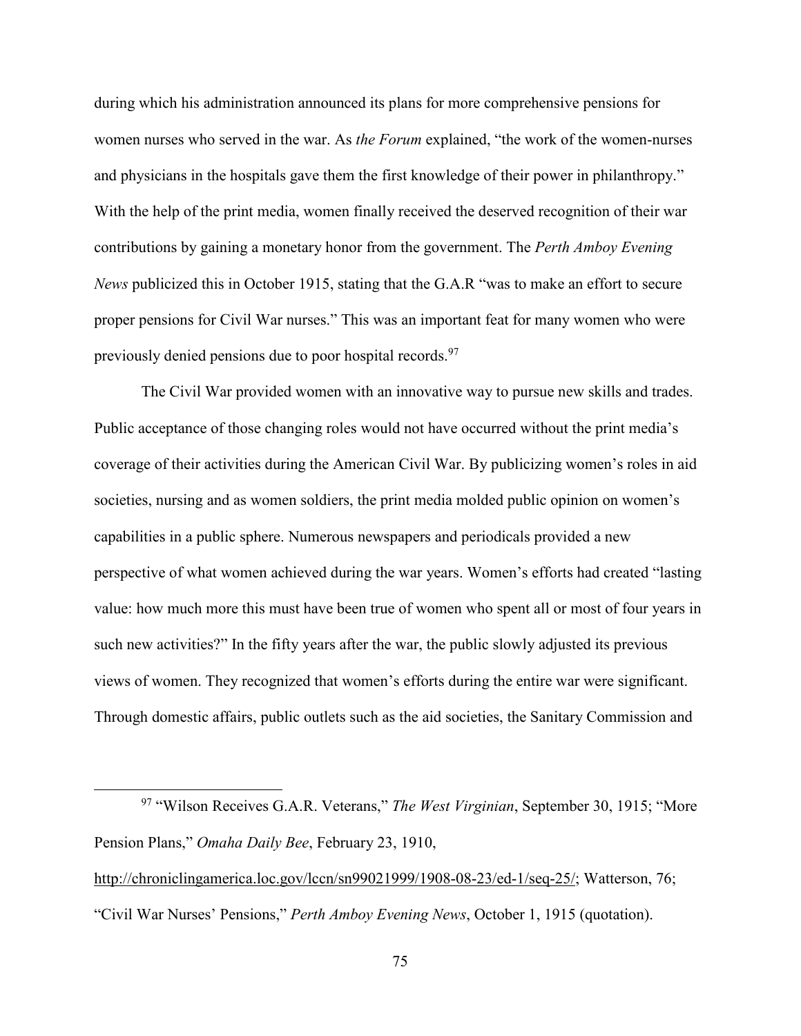during which his administration announced its plans for more comprehensive pensions for women nurses who served in the war. As *the Forum* explained, "the work of the women-nurses and physicians in the hospitals gave them the first knowledge of their power in philanthropy." With the help of the print media, women finally received the deserved recognition of their war contributions by gaining a monetary honor from the government. The *Perth Amboy Evening News* publicized this in October 1915, stating that the G.A.R "was to make an effort to secure proper pensions for Civil War nurses." This was an important feat for many women who were previously denied pensions due to poor hospital records.[97]

The Civil War provided women with an innovative way to pursue new skills and trades. Public acceptance of those changing roles would not have occurred without the print media's coverage of their activities during the American Civil War. By publicizing women's roles in aid societies, nursing and as women soldiers, the print media molded public opinion on women's capabilities in a public sphere. Numerous newspapers and periodicals provided a new perspective of what women achieved during the war years. Women's efforts had created "lasting value: how much more this must have been true of women who spent all or most of four years in such new activities?" In the fifty years after the war, the public slowly adjusted its previous views of women. They recognized that women's efforts during the entire war were significant. Through domestic affairs, public outlets such as the aid societies, the Sanitary Commission and

---

[97] "Wilson Receives G.A.R. Veterans," *The West Virginian*, September 30, 1915; "More Pension Plans," *Omaha Daily Bee*, February 23, 1910, http://chroniclingamerica.loc.gov/lccn/sn99021999/1908-08-23/ed-1/seq-25/; Watterson, 76; "Civil War Nurses' Pensions," *Perth Amboy Evening News*, October 1, 1915 (quotation).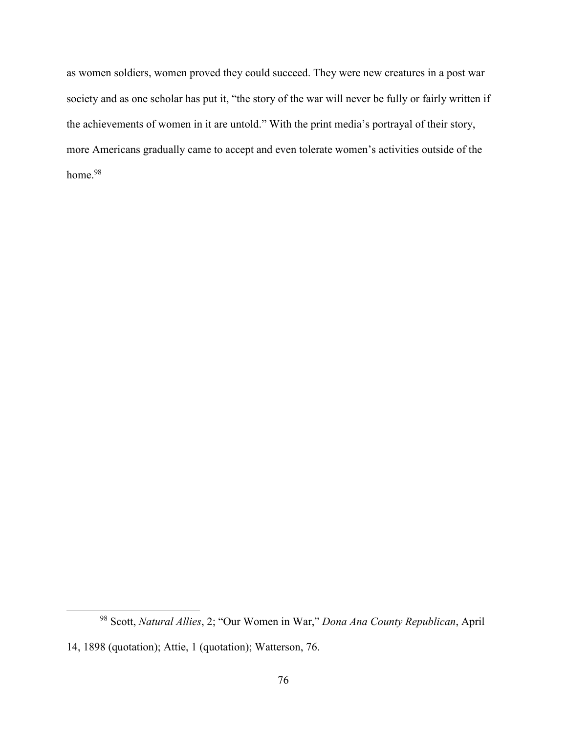as women soldiers, women proved they could succeed. They were new creatures in a post war society and as one scholar has put it, "the story of the war will never be fully or fairly written if the achievements of women in it are untold." With the print media's portrayal of their story, more Americans gradually came to accept and even tolerate women's activities outside of the home.[98]

---

[98] Scott, *Natural Allies*, 2; "Our Women in War," *Dona Ana County Republican*, April 14, 1898 (quotation); Attie, 1 (quotation); Watterson, 76.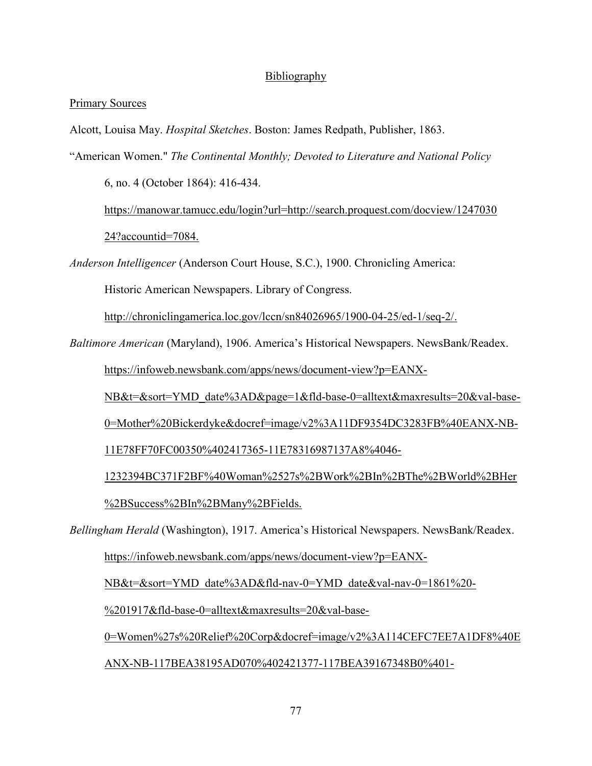## Bibliography

### Primary Sources

Alcott, Louisa May. *Hospital Sketches*. Boston: James Redpath, Publisher, 1863.

"American Women." *The Continental Monthly; Devoted to Literature and National Policy* 6, no. 4 (October 1864): 416-434. https://manowar.tamucc.edu/login?url=http://search.proquest.com/docview/124703024?accountid=7084.

*Anderson Intelligencer* (Anderson Court House, S.C.), 1900. Chronicling America: Historic American Newspapers. Library of Congress. http://chroniclingamerica.loc.gov/lccn/sn84026965/1900-04-25/ed-1/seq-2/.

*Baltimore American* (Maryland), 1906. America's Historical Newspapers. NewsBank/Readex. https://infoweb.newsbank.com/apps/news/document-view?p=EANX-NB&t=&sort=YMD_date%3AD&page=1&fld-base-0=alltext&maxresults=20&val-base-0=Mother%20Bickerdyke&docref=image/v2%3A11DF9354DC3283FB%40EANX-NB-11E78FF70FC00350%402417365-11E78316987137A8%4046-1232394BC371F2BF%40Woman%2527s%2BWork%2BIn%2BThe%2BWorld%2BHer%2BSuccess%2BIn%2BMany%2BFields.

*Bellingham Herald* (Washington), 1917. America's Historical Newspapers. NewsBank/Readex. https://infoweb.newsbank.com/apps/news/document-view?p=EANX-NB&t=&sort=YMD_date%3AD&fld-nav-0=YMD_date&val-nav-0=1861%20-%201917&fld-base-0=alltext&maxresults=20&val-base-0=Women%27s%20Relief%20Corp&docref=image/v2%3A114CEFC7EE7A1DF8%40EANX-NB-117BEA38195AD070%402421377-117BEA39167348B0%401-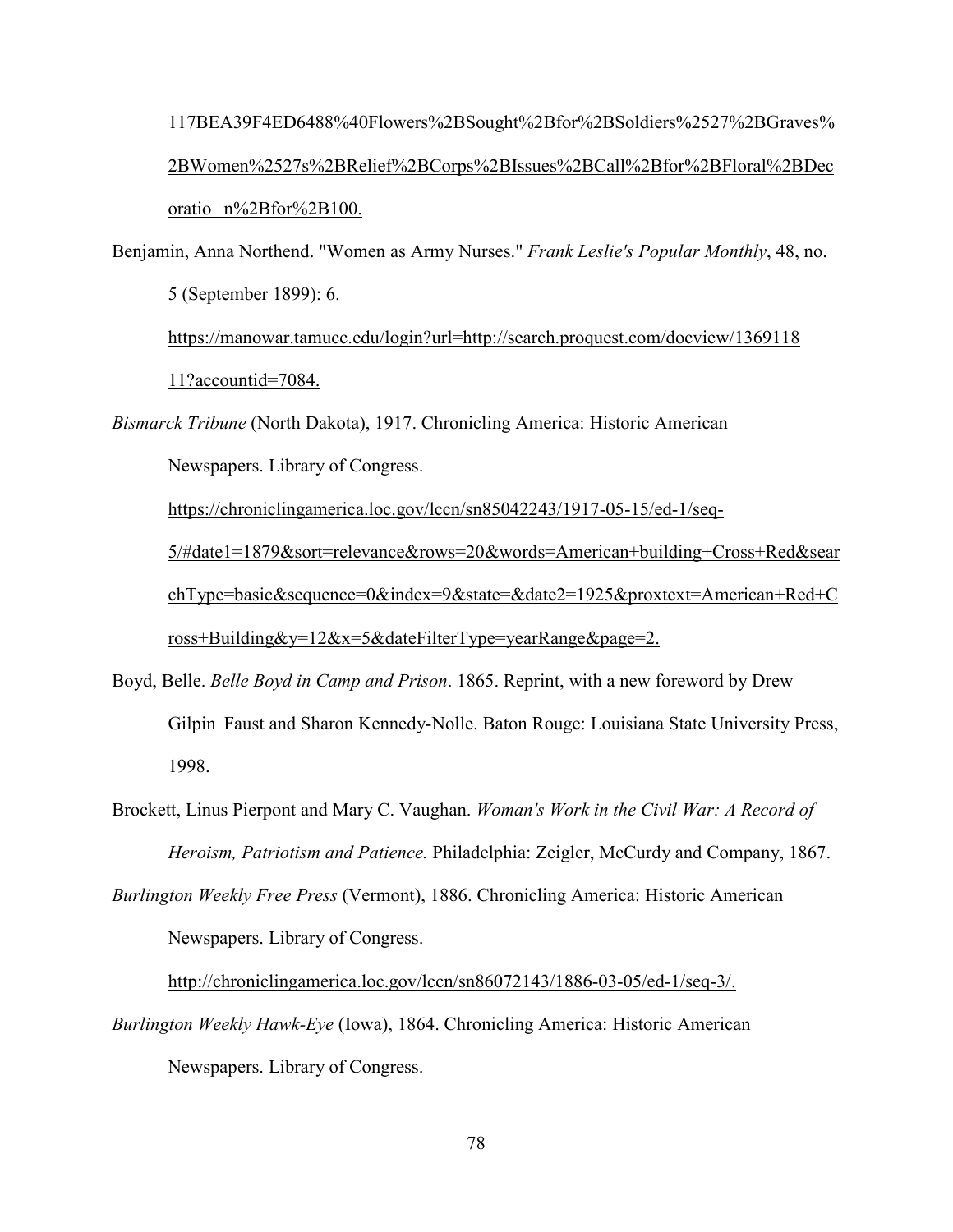117BEA39F4ED6488%40Flowers%2BSought%2Bfor%2BSoldiers%2527%2BGraves%2BWomen%2527s%2BRelief%2BCorps%2BIssues%2BCall%2Bfor%2BFloral%2BDecoratio n%2Bfor%2B100.

Benjamin, Anna Northend. "Women as Army Nurses." *Frank Leslie's Popular Monthly*, 48, no. 5 (September 1899): 6. https://manowar.tamucc.edu/login?url=http://search.proquest.com/docview/136911811?accountid=7084.

*Bismarck Tribune* (North Dakota), 1917. Chronicling America: Historic American Newspapers. Library of Congress. https://chroniclingamerica.loc.gov/lccn/sn85042243/1917-05-15/ed-1/seq-5/#date1=1879&sort=relevance&rows=20&words=American+building+Cross+Red&searchType=basic&sequence=0&index=9&state=&date2=1925&proxtext=American+Red+Cross+Building&y=12&x=5&dateFilterType=yearRange&page=2.

Boyd, Belle. *Belle Boyd in Camp and Prison*. 1865. Reprint, with a new foreword by Drew Gilpin Faust and Sharon Kennedy-Nolle. Baton Rouge: Louisiana State University Press, 1998.

Brockett, Linus Pierpont and Mary C. Vaughan. *Woman's Work in the Civil War: A Record of Heroism, Patriotism and Patience.* Philadelphia: Zeigler, McCurdy and Company, 1867.

*Burlington Weekly Free Press* (Vermont), 1886. Chronicling America: Historic American Newspapers. Library of Congress. http://chroniclingamerica.loc.gov/lccn/sn86072143/1886-03-05/ed-1/seq-3/.

*Burlington Weekly Hawk-Eye* (Iowa), 1864. Chronicling America: Historic American Newspapers. Library of Congress.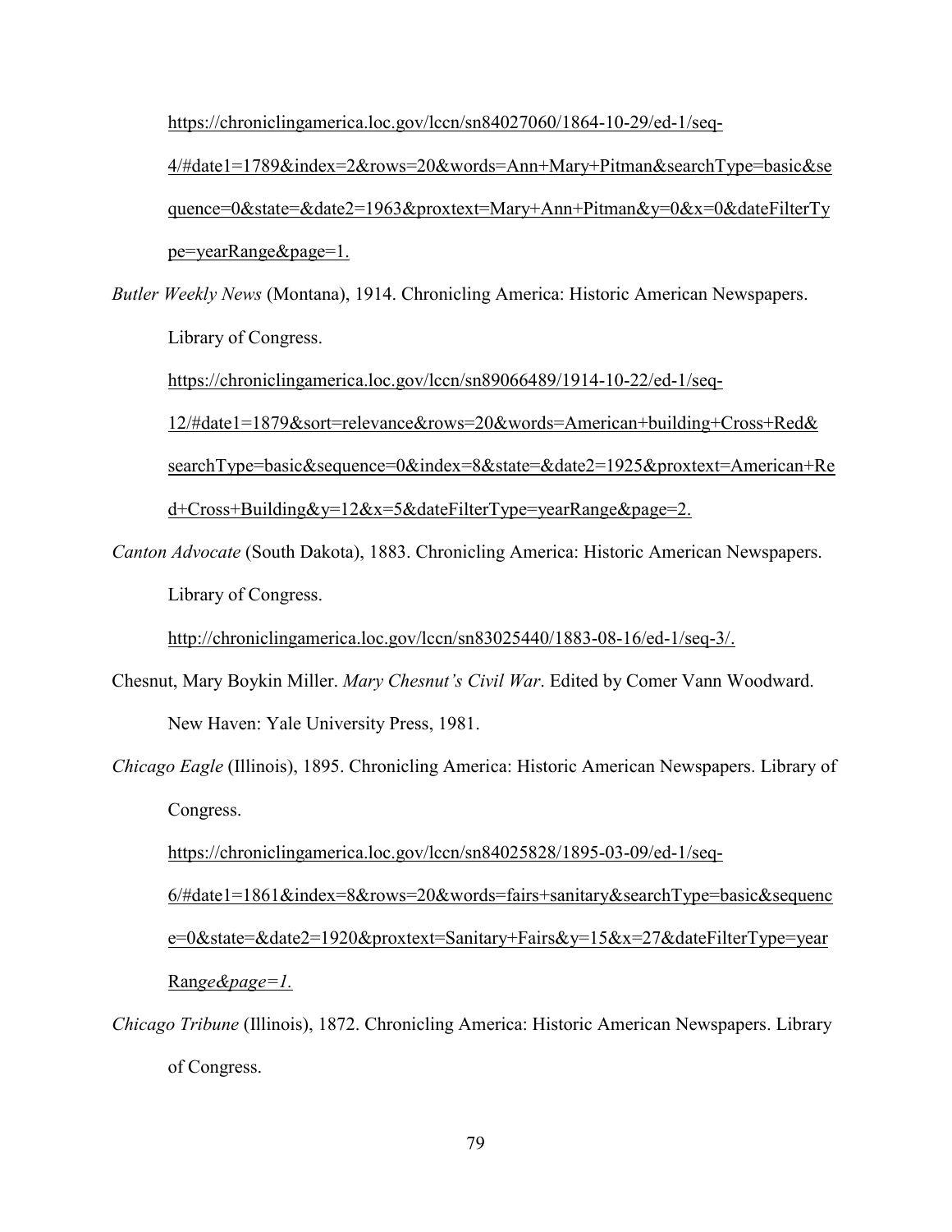https://chroniclingamerica.loc.gov/lccn/sn84027060/1864-10-29/ed-1/seq-4/#date1=1789&index=2&rows=20&words=Ann+Mary+Pitman&searchType=basic&sequence=0&state=&date2=1963&proxtext=Mary+Ann+Pitman&y=0&x=0&dateFilterType=yearRange&page=1.

*Butler Weekly News* (Montana), 1914. Chronicling America: Historic American Newspapers. Library of Congress. https://chroniclingamerica.loc.gov/lccn/sn89066489/1914-10-22/ed-1/seq-12/#date1=1879&sort=relevance&rows=20&words=American+building+Cross+Red&searchType=basic&sequence=0&index=8&state=&date2=1925&proxtext=American+Red+Cross+Building&y=12&x=5&dateFilterType=yearRange&page=2.

*Canton Advocate* (South Dakota), 1883. Chronicling America: Historic American Newspapers. Library of Congress. http://chroniclingamerica.loc.gov/lccn/sn83025440/1883-08-16/ed-1/seq-3/.

Chesnut, Mary Boykin Miller. *Mary Chesnut's Civil War*. Edited by Comer Vann Woodward. New Haven: Yale University Press, 1981.

*Chicago Eagle* (Illinois), 1895. Chronicling America: Historic American Newspapers. Library of Congress. https://chroniclingamerica.loc.gov/lccn/sn84025828/1895-03-09/ed-1/seq-6/#date1=1861&index=8&rows=20&words=fairs+sanitary&searchType=basic&sequence=0&state=&date2=1920&proxtext=Sanitary+Fairs&y=15&x=27&dateFilterType=yearRange&page=1.

*Chicago Tribune* (Illinois), 1872. Chronicling America: Historic American Newspapers. Library of Congress.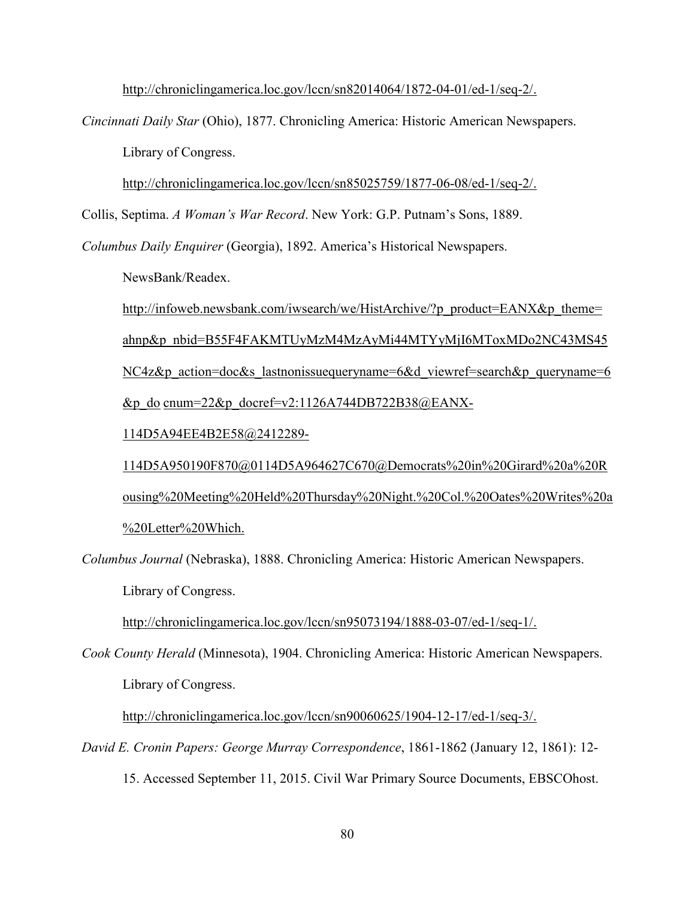http://chroniclingamerica.loc.gov/lccn/sn82014064/1872-04-01/ed-1/seq-2/.

*Cincinnati Daily Star* (Ohio), 1877. Chronicling America: Historic American Newspapers. Library of Congress. http://chroniclingamerica.loc.gov/lccn/sn85025759/1877-06-08/ed-1/seq-2/.

Collis, Septima. *A Woman's War Record*. New York: G.P. Putnam's Sons, 1889.

*Columbus Daily Enquirer* (Georgia), 1892. America's Historical Newspapers. NewsBank/Readex. http://infoweb.newsbank.com/iwsearch/we/HistArchive/?p_product=EANX&p_theme=ahnp&p_nbid=B55F4FAKMTUyMzM4MzAyMi44MTYyMjI6MToxMDo2NC43MS45NC4z&p_action=doc&s_lastnonissuequeryname=6&d_viewref=search&p_queryname=6&p_do cnum=22&p_docref=v2:1126A744DB722B38@EANX-114D5A94EE4B2E58@2412289-114D5A950190F870@0114D5A964627C670@Democrats%20in%20Girard%20a%20Rousing%20Meeting%20Held%20Thursday%20Night.%20Col.%20Oates%20Writes%20a%20Letter%20Which.

*Columbus Journal* (Nebraska), 1888. Chronicling America: Historic American Newspapers. Library of Congress. http://chroniclingamerica.loc.gov/lccn/sn95073194/1888-03-07/ed-1/seq-1/.

*Cook County Herald* (Minnesota), 1904. Chronicling America: Historic American Newspapers. Library of Congress. http://chroniclingamerica.loc.gov/lccn/sn90060625/1904-12-17/ed-1/seq-3/.

*David E. Cronin Papers: George Murray Correspondence*, 1861-1862 (January 12, 1861): 12-15. Accessed September 11, 2015. Civil War Primary Source Documents, EBSCOhost.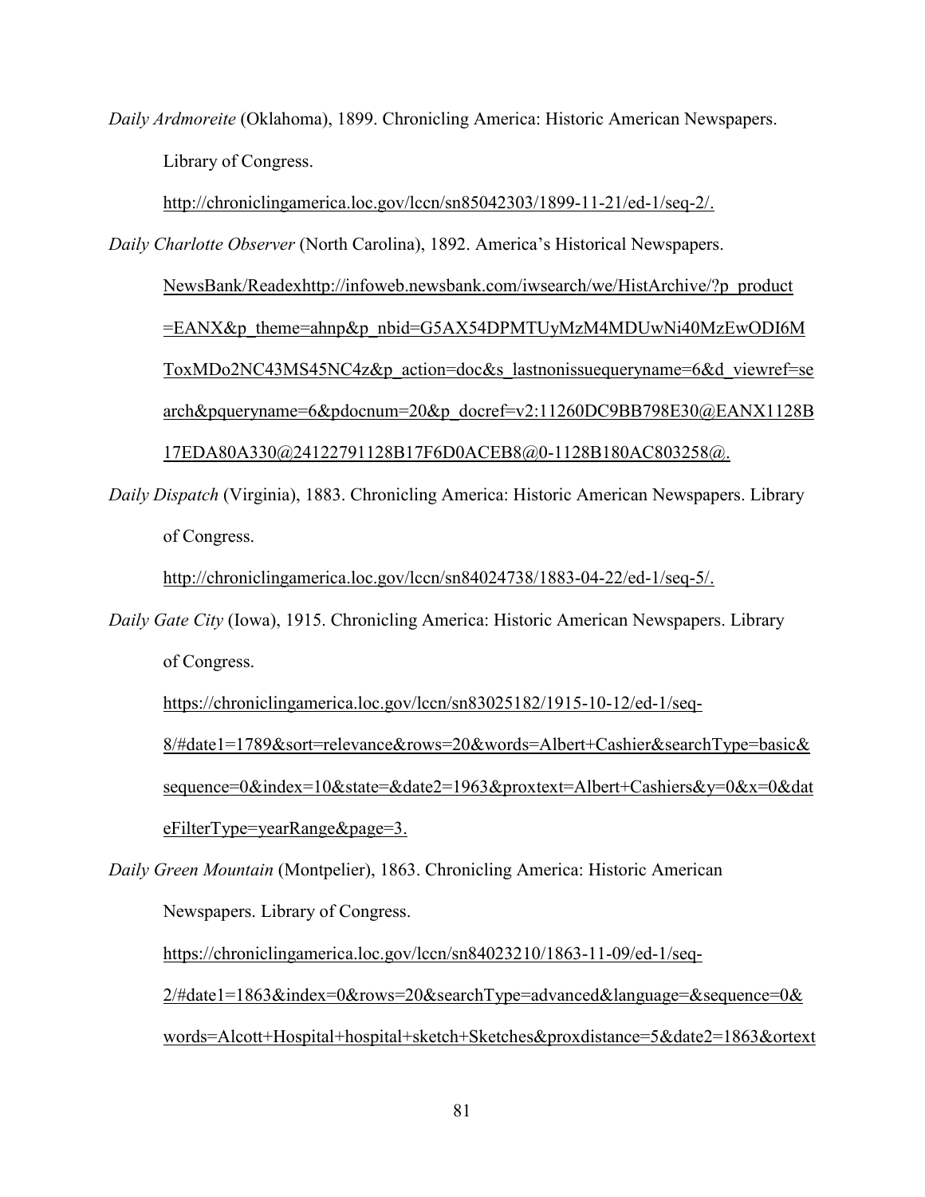*Daily Ardmoreite* (Oklahoma), 1899. Chronicling America: Historic American Newspapers. Library of Congress. http://chroniclingamerica.loc.gov/lccn/sn85042303/1899-11-21/ed-1/seq-2/.

*Daily Charlotte Observer* (North Carolina), 1892. America's Historical Newspapers. NewsBank/Readexhttp://infoweb.newsbank.com/iwsearch/we/HistArchive/?p_product=EANX&p_theme=ahnp&p_nbid=G5AX54DPMTUyMzM4MDUwNi40MzEwODI6MToxMDo2NC43MS45NC4z&p_action=doc&s_lastnonissuequeryname=6&d_viewref=search&pqueryname=6&pdocnum=20&p_docref=v2:11260DC9BB798E30@EANX1128B17EDA80A330@24122791128B17F6D0ACEB8@0-1128B180AC803258@.

*Daily Dispatch* (Virginia), 1883. Chronicling America: Historic American Newspapers. Library of Congress. http://chroniclingamerica.loc.gov/lccn/sn84024738/1883-04-22/ed-1/seq-5/.

*Daily Gate City* (Iowa), 1915. Chronicling America: Historic American Newspapers. Library of Congress. https://chroniclingamerica.loc.gov/lccn/sn83025182/1915-10-12/ed-1/seq-8/#date1=1789&sort=relevance&rows=20&words=Albert+Cashier&searchType=basic&sequence=0&index=10&state=&date2=1963&proxtext=Albert+Cashiers&y=0&x=0&dateFilterType=yearRange&page=3.

*Daily Green Mountain* (Montpelier), 1863. Chronicling America: Historic American Newspapers. Library of Congress. https://chroniclingamerica.loc.gov/lccn/sn84023210/1863-11-09/ed-1/seq-2/#date1=1863&index=0&rows=20&searchType=advanced&language=&sequence=0&words=Alcott+Hospital+hospital+sketch+Sketches&proxdistance=5&date2=1863&ortext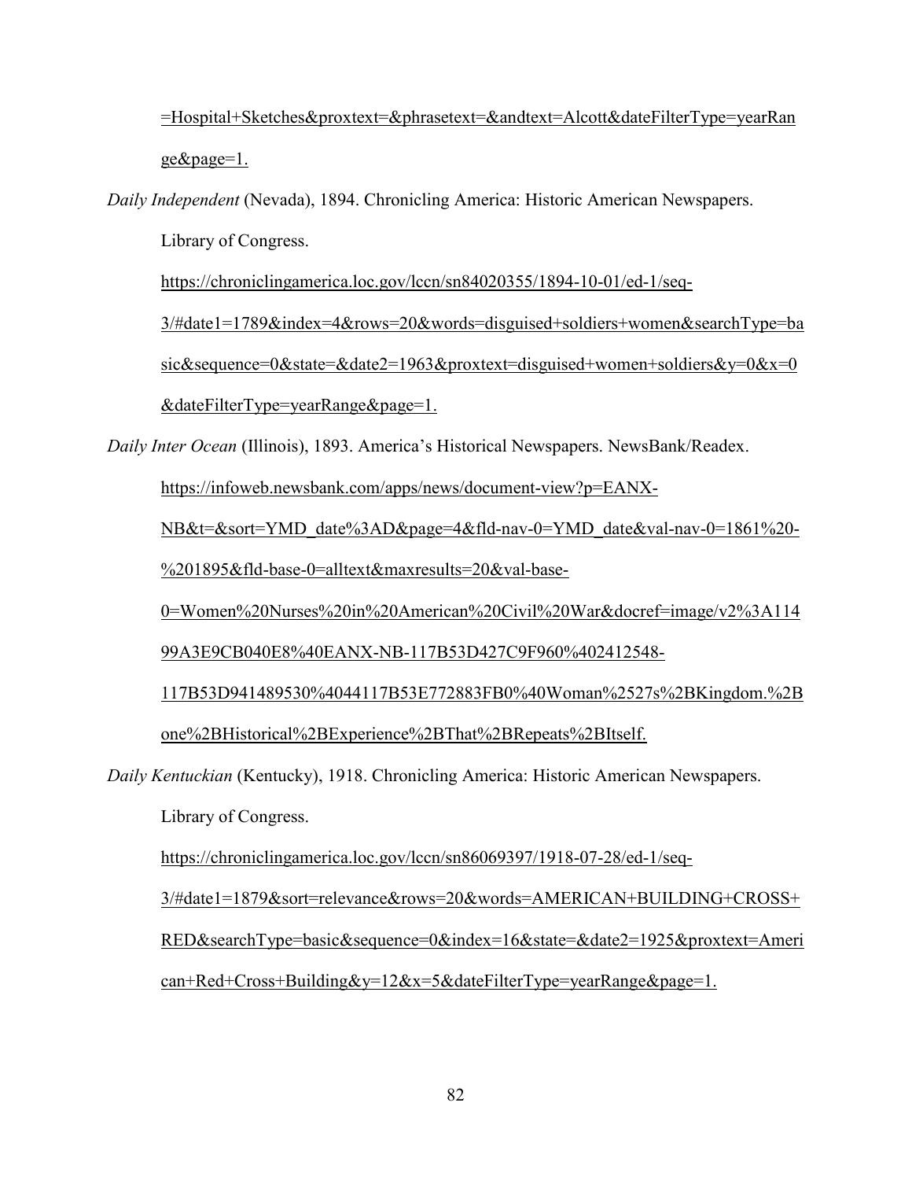=Hospital+Sketches&proxtext=&phrasetext=&andtext=Alcott&dateFilterType=yearRange&page=1.

*Daily Independent* (Nevada), 1894. Chronicling America: Historic American Newspapers. Library of Congress. https://chroniclingamerica.loc.gov/lccn/sn84020355/1894-10-01/ed-1/seq-3/#date1=1789&index=4&rows=20&words=disguised+soldiers+women&searchType=basic&sequence=0&state=&date2=1963&proxtext=disguised+women+soldiers&y=0&x=0&dateFilterType=yearRange&page=1.

*Daily Inter Ocean* (Illinois), 1893. America's Historical Newspapers. NewsBank/Readex. https://infoweb.newsbank.com/apps/news/document-view?p=EANX-NB&t=&sort=YMD_date%3AD&page=4&fld-nav-0=YMD_date&val-nav-0=1861%20-%201895&fld-base-0=alltext&maxresults=20&val-base-0=Women%20Nurses%20in%20American%20Civil%20War&docref=image/v2%3A11499A3E9CB040E8%40EANX-NB-117B53D427C9F960%402412548-117B53D941489530%4044117B53E772883FB0%40Woman%2527s%2BKingdom.%2Bone%2BHistorical%2BExperience%2BThat%2BRepeats%2BItself.

*Daily Kentuckian* (Kentucky), 1918. Chronicling America: Historic American Newspapers. Library of Congress. https://chroniclingamerica.loc.gov/lccn/sn86069397/1918-07-28/ed-1/seq-3/#date1=1879&sort=relevance&rows=20&words=AMERICAN+BUILDING+CROSS+RED&searchType=basic&sequence=0&index=16&state=&date2=1925&proxtext=American+Red+Cross+Building&y=12&x=5&dateFilterType=yearRange&page=1.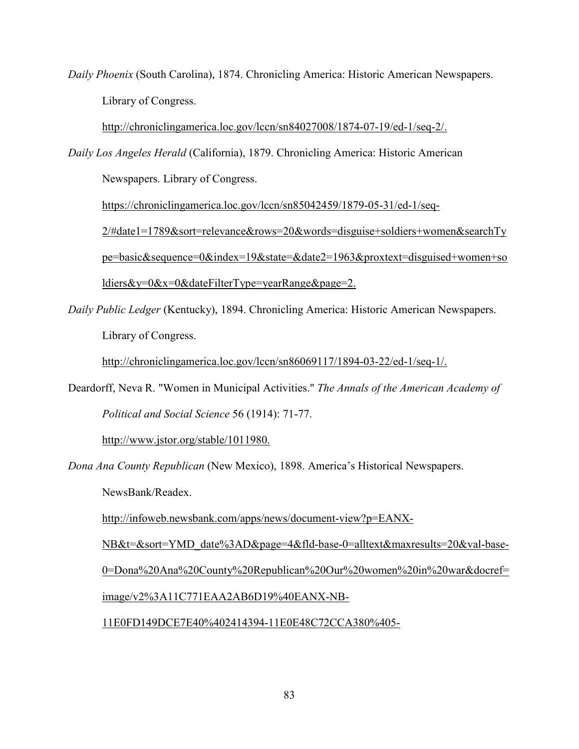*Daily Phoenix* (South Carolina), 1874. Chronicling America: Historic American Newspapers. Library of Congress. http://chroniclingamerica.loc.gov/lccn/sn84027008/1874-07-19/ed-1/seq-2/.

*Daily Los Angeles Herald* (California), 1879. Chronicling America: Historic American Newspapers. Library of Congress. https://chroniclingamerica.loc.gov/lccn/sn85042459/1879-05-31/ed-1/seq-2/#date1=1789&sort=relevance&rows=20&words=disguise+soldiers+women&searchType=basic&sequence=0&index=19&state=&date2=1963&proxtext=disguised+women+soldiers&y=0&x=0&dateFilterType=yearRange&page=2.

*Daily Public Ledger* (Kentucky), 1894. Chronicling America: Historic American Newspapers. Library of Congress. http://chroniclingamerica.loc.gov/lccn/sn86069117/1894-03-22/ed-1/seq-1/.

Deardorff, Neva R. "Women in Municipal Activities." *The Annals of the American Academy of Political and Social Science* 56 (1914): 71-77. http://www.jstor.org/stable/1011980.

*Dona Ana County Republican* (New Mexico), 1898. America's Historical Newspapers. NewsBank/Readex. http://infoweb.newsbank.com/apps/news/document-view?p=EANX-NB&t=&sort=YMD_date%3AD&page=4&fld-base-0=alltext&maxresults=20&val-base-0=Dona%20Ana%20County%20Republican%20Our%20women%20in%20war&docref=image/v2%3A11C771EAA2AB6D19%40EANX-NB-11E0FD149DCE7E40%402414394-11E0E48C72CCA380%405-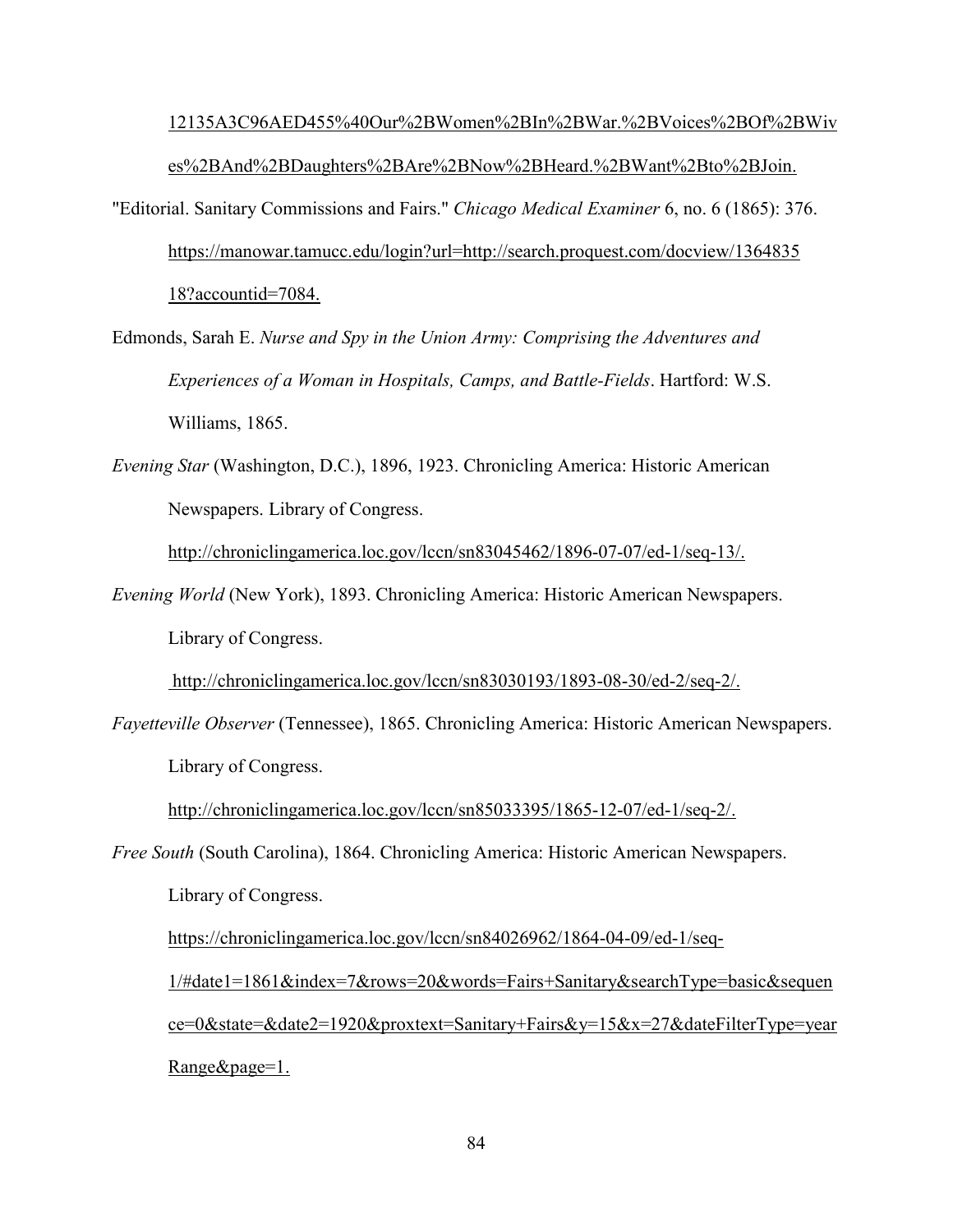12135A3C96AED455%40Our%2BWomen%2BIn%2BWar.%2BVoices%2BOf%2BWives%2BAnd%2BDaughters%2BAre%2BNow%2BHeard.%2BWant%2Bto%2BJoin.

"Editorial. Sanitary Commissions and Fairs." *Chicago Medical Examiner* 6, no. 6 (1865): 376. https://manowar.tamucc.edu/login?url=http://search.proquest.com/docview/136483518?accountid=7084.

Edmonds, Sarah E. *Nurse and Spy in the Union Army: Comprising the Adventures and Experiences of a Woman in Hospitals, Camps, and Battle-Fields*. Hartford: W.S. Williams, 1865.

*Evening Star* (Washington, D.C.), 1896, 1923. Chronicling America: Historic American Newspapers. Library of Congress. http://chroniclingamerica.loc.gov/lccn/sn83045462/1896-07-07/ed-1/seq-13/.

*Evening World* (New York), 1893. Chronicling America: Historic American Newspapers. Library of Congress. http://chroniclingamerica.loc.gov/lccn/sn83030193/1893-08-30/ed-2/seq-2/.

*Fayetteville Observer* (Tennessee), 1865. Chronicling America: Historic American Newspapers. Library of Congress. http://chroniclingamerica.loc.gov/lccn/sn85033395/1865-12-07/ed-1/seq-2/.

*Free South* (South Carolina), 1864. Chronicling America: Historic American Newspapers. Library of Congress. https://chroniclingamerica.loc.gov/lccn/sn84026962/1864-04-09/ed-1/seq-1/#date1=1861&index=7&rows=20&words=Fairs+Sanitary&searchType=basic&sequence=0&state=&date2=1920&proxtext=Sanitary+Fairs&y=15&x=27&dateFilterType=yearRange&page=1.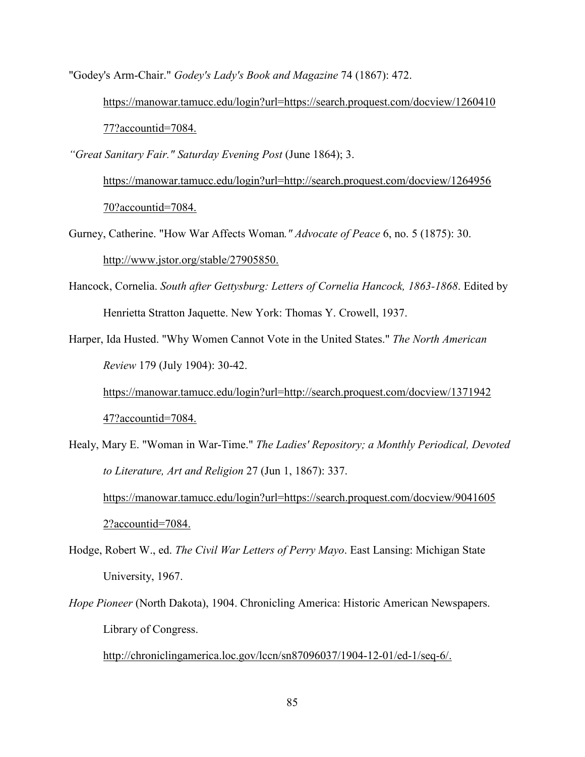"Godey's Arm-Chair." *Godey's Lady's Book and Magazine* 74 (1867): 472. https://manowar.tamucc.edu/login?url=https://search.proquest.com/docview/126041077?accountid=7084.

*"Great Sanitary Fair." Saturday Evening Post* (June 1864); 3. https://manowar.tamucc.edu/login?url=http://search.proquest.com/docview/126495670?accountid=7084.

Gurney, Catherine. "How War Affects Woman*." Advocate of Peace* 6, no. 5 (1875): 30. http://www.jstor.org/stable/27905850.

Hancock, Cornelia. *South after Gettysburg: Letters of Cornelia Hancock, 1863-1868*. Edited by Henrietta Stratton Jaquette. New York: Thomas Y. Crowell, 1937.

Harper, Ida Husted. "Why Women Cannot Vote in the United States." *The North American Review* 179 (July 1904): 30-42. https://manowar.tamucc.edu/login?url=http://search.proquest.com/docview/137194247?accountid=7084.

Healy, Mary E. "Woman in War-Time." *The Ladies' Repository; a Monthly Periodical, Devoted to Literature, Art and Religion* 27 (Jun 1, 1867): 337. https://manowar.tamucc.edu/login?url=https://search.proquest.com/docview/90416052?accountid=7084.

Hodge, Robert W., ed. *The Civil War Letters of Perry Mayo*. East Lansing: Michigan State University, 1967.

*Hope Pioneer* (North Dakota), 1904. Chronicling America: Historic American Newspapers. Library of Congress. http://chroniclingamerica.loc.gov/lccn/sn87096037/1904-12-01/ed-1/seq-6/.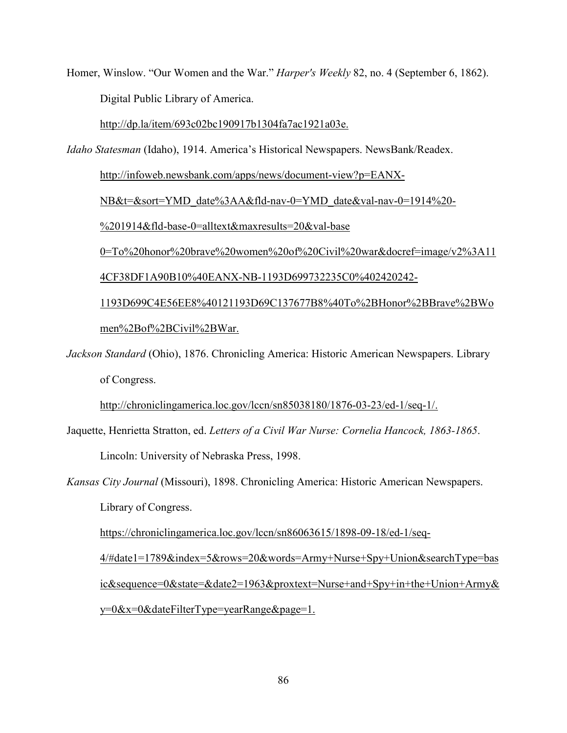Homer, Winslow. "Our Women and the War." *Harper's Weekly* 82, no. 4 (September 6, 1862). Digital Public Library of America. http://dp.la/item/693c02bc190917b1304fa7ac1921a03e.

*Idaho Statesman* (Idaho), 1914. America's Historical Newspapers. NewsBank/Readex. http://infoweb.newsbank.com/apps/news/document-view?p=EANX-NB&t=&sort=YMD_date%3AA&fld-nav-0=YMD_date&val-nav-0=1914%20-%201914&fld-base-0=alltext&maxresults=20&val-base 0=To%20honor%20brave%20women%20of%20Civil%20war&docref=image/v2%3A114CF38DF1A90B10%40EANX-NB-1193D699732235C0%402420242-1193D699C4E56EE8%40121193D69C137677B8%40To%2BHonor%2BBrave%2BWomen%2Bof%2BCivil%2BWar.

*Jackson Standard* (Ohio), 1876. Chronicling America: Historic American Newspapers. Library of Congress. http://chroniclingamerica.loc.gov/lccn/sn85038180/1876-03-23/ed-1/seq-1/.

Jaquette, Henrietta Stratton, ed. *Letters of a Civil War Nurse: Cornelia Hancock, 1863-1865*. Lincoln: University of Nebraska Press, 1998.

*Kansas City Journal* (Missouri), 1898. Chronicling America: Historic American Newspapers. Library of Congress. https://chroniclingamerica.loc.gov/lccn/sn86063615/1898-09-18/ed-1/seq-4/#date1=1789&index=5&rows=20&words=Army+Nurse+Spy+Union&searchType=basic&sequence=0&state=&date2=1963&proxtext=Nurse+and+Spy+in+the+Union+Army&y=0&x=0&dateFilterType=yearRange&page=1.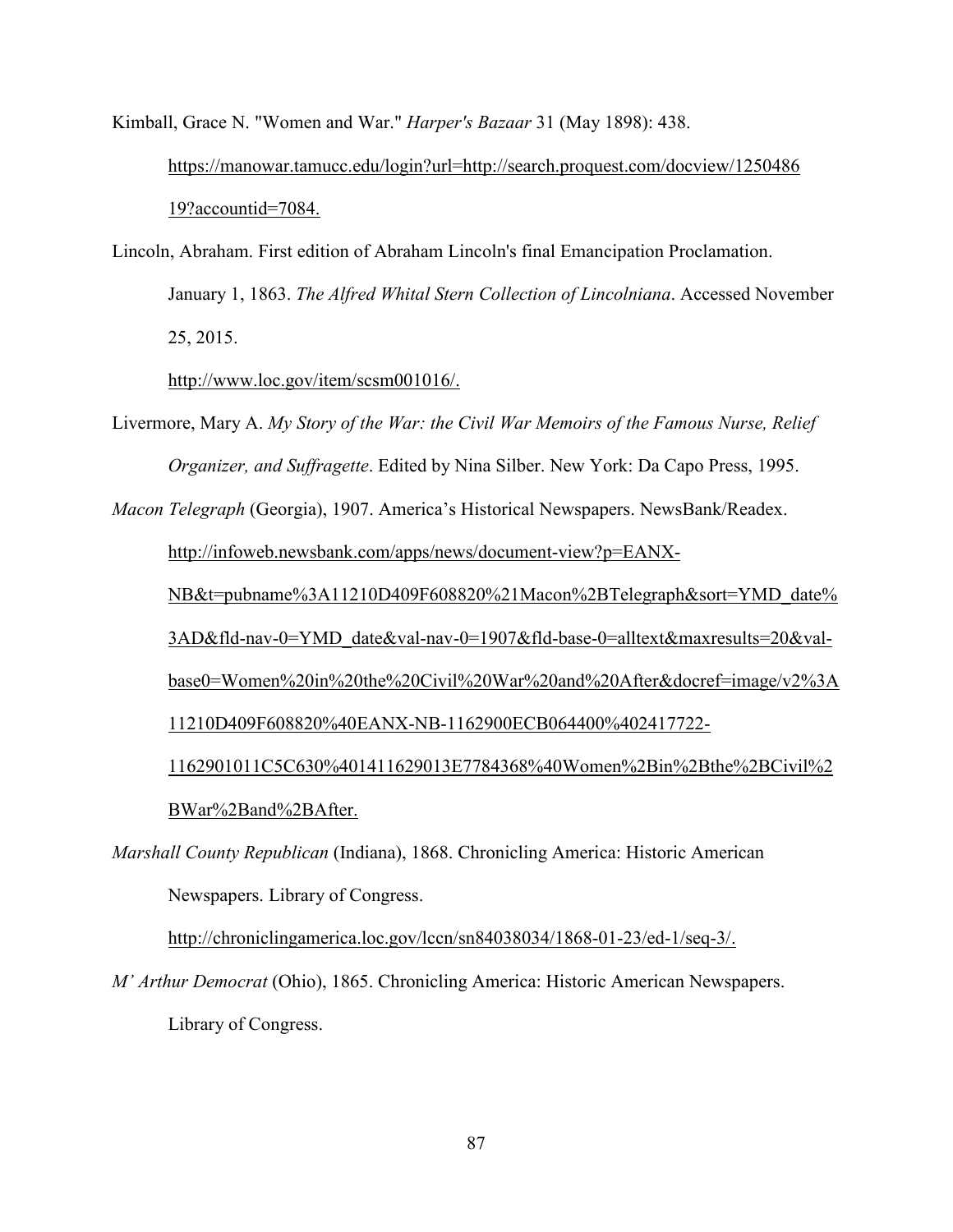Kimball, Grace N. "Women and War." *Harper's Bazaar* 31 (May 1898): 438. https://manowar.tamucc.edu/login?url=http://search.proquest.com/docview/125048619?accountid=7084.

Lincoln, Abraham. First edition of Abraham Lincoln's final Emancipation Proclamation. January 1, 1863. *The Alfred Whital Stern Collection of Lincolniana*. Accessed November 25, 2015. http://www.loc.gov/item/scsm001016/.

Livermore, Mary A. *My Story of the War: the Civil War Memoirs of the Famous Nurse, Relief Organizer, and Suffragette*. Edited by Nina Silber. New York: Da Capo Press, 1995.

*Macon Telegraph* (Georgia), 1907. America's Historical Newspapers. NewsBank/Readex. http://infoweb.newsbank.com/apps/news/document-view?p=EANX-NB&t=pubname%3A11210D409F608820%21Macon%2BTelegraph&sort=YMD_date%3AD&fld-nav-0=YMD_date&val-nav-0=1907&fld-base-0=alltext&maxresults=20&val-base0=Women%20in%20the%20Civil%20War%20and%20After&docref=image/v2%3A11210D409F608820%40EANX-NB-1162900ECB064400%402417722-1162901011C5C630%401411629013E7784368%40Women%2Bin%2Bthe%2BCivil%2BWar%2Band%2BAfter.

*Marshall County Republican* (Indiana), 1868. Chronicling America: Historic American Newspapers. Library of Congress. http://chroniclingamerica.loc.gov/lccn/sn84038034/1868-01-23/ed-1/seq-3/.

*M' Arthur Democrat* (Ohio), 1865. Chronicling America: Historic American Newspapers. Library of Congress.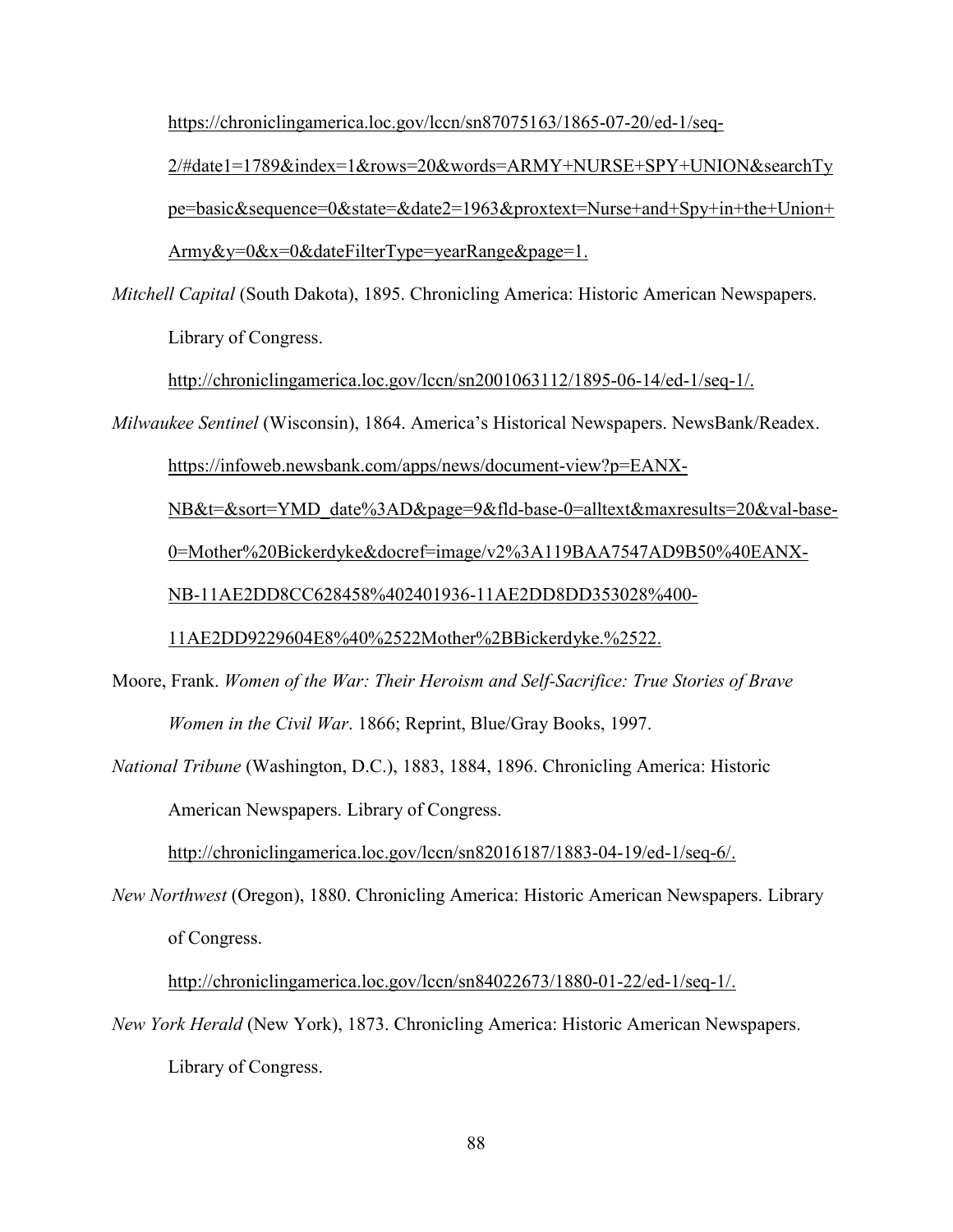https://chroniclingamerica.loc.gov/lccn/sn87075163/1865-07-20/ed-1/seq-2/#date1=1789&index=1&rows=20&words=ARMY+NURSE+SPY+UNION&searchType=basic&sequence=0&state=&date2=1963&proxtext=Nurse+and+Spy+in+the+Union+Army&y=0&x=0&dateFilterType=yearRange&page=1.

*Mitchell Capital* (South Dakota), 1895. Chronicling America: Historic American Newspapers. Library of Congress. http://chroniclingamerica.loc.gov/lccn/sn2001063112/1895-06-14/ed-1/seq-1/.

*Milwaukee Sentinel* (Wisconsin), 1864. America's Historical Newspapers. NewsBank/Readex. https://infoweb.newsbank.com/apps/news/document-view?p=EANX-NB&t=&sort=YMD_date%3AD&page=9&fld-base-0=alltext&maxresults=20&val-base-0=Mother%20Bickerdyke&docref=image/v2%3A119BAA7547AD9B50%40EANX-NB-11AE2DD8CC628458%402401936-11AE2DD8DD353028%400-11AE2DD9229604E8%40%2522Mother%2BBickerdyke.%2522.

Moore, Frank. *Women of the War: Their Heroism and Self-Sacrifice: True Stories of Brave Women in the Civil War*. 1866; Reprint, Blue/Gray Books, 1997.

*National Tribune* (Washington, D.C.), 1883, 1884, 1896. Chronicling America: Historic American Newspapers. Library of Congress. http://chroniclingamerica.loc.gov/lccn/sn82016187/1883-04-19/ed-1/seq-6/.

*New Northwest* (Oregon), 1880. Chronicling America: Historic American Newspapers. Library of Congress. http://chroniclingamerica.loc.gov/lccn/sn84022673/1880-01-22/ed-1/seq-1/.

*New York Herald* (New York), 1873. Chronicling America: Historic American Newspapers. Library of Congress.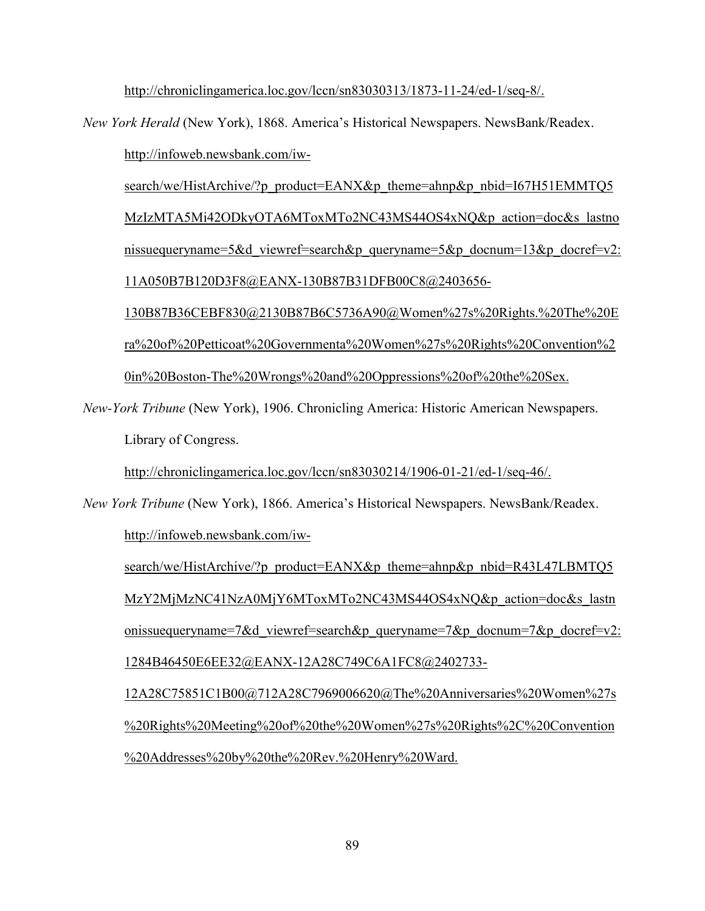http://chroniclingamerica.loc.gov/lccn/sn83030313/1873-11-24/ed-1/seq-8/.

*New York Herald* (New York), 1868. America's Historical Newspapers. NewsBank/Readex. http://infoweb.newsbank.com/iw-search/we/HistArchive/?p_product=EANX&p_theme=ahnp&p_nbid=I67H51EMMTQ5MzIzMTA5Mi42ODkyOTA6MToxMTo2NC43MS44OS4xNQ&p_action=doc&s_lastnonissuequeryname=5&d_viewref=search&p_queryname=5&p_docnum=13&p_docref=v2:11A050B7B120D3F8@EANX-130B87B31DFB00C8@2403656-130B87B36CEBF830@2130B87B6C5736A90@Women%27s%20Rights.%20The%20Era%20of%20Petticoat%20Governmenta%20Women%27s%20Rights%20Convention%20in%20Boston-The%20Wrongs%20and%20Oppressions%20of%20the%20Sex.

*New-York Tribune* (New York), 1906. Chronicling America: Historic American Newspapers. Library of Congress. http://chroniclingamerica.loc.gov/lccn/sn83030214/1906-01-21/ed-1/seq-46/.

*New York Tribune* (New York), 1866. America's Historical Newspapers. NewsBank/Readex. http://infoweb.newsbank.com/iw-search/we/HistArchive/?p_product=EANX&p_theme=ahnp&p_nbid=R43L47LBMTQ5MzY2MjMzNC41NzA0MjY6MToxMTo2NC43MS44OS4xNQ&p_action=doc&s_lastnonissuequeryname=7&d_viewref=search&p_queryname=7&p_docnum=7&p_docref=v2:1284B46450E6EE32@EANX-12A28C749C6A1FC8@2402733-12A28C75851C1B00@712A28C7969006620@The%20Anniversaries%20Women%27s%20Rights%20Meeting%20of%20the%20Women%27s%20Rights%2C%20Convention%20Addresses%20by%20the%20Rev.%20Henry%20Ward.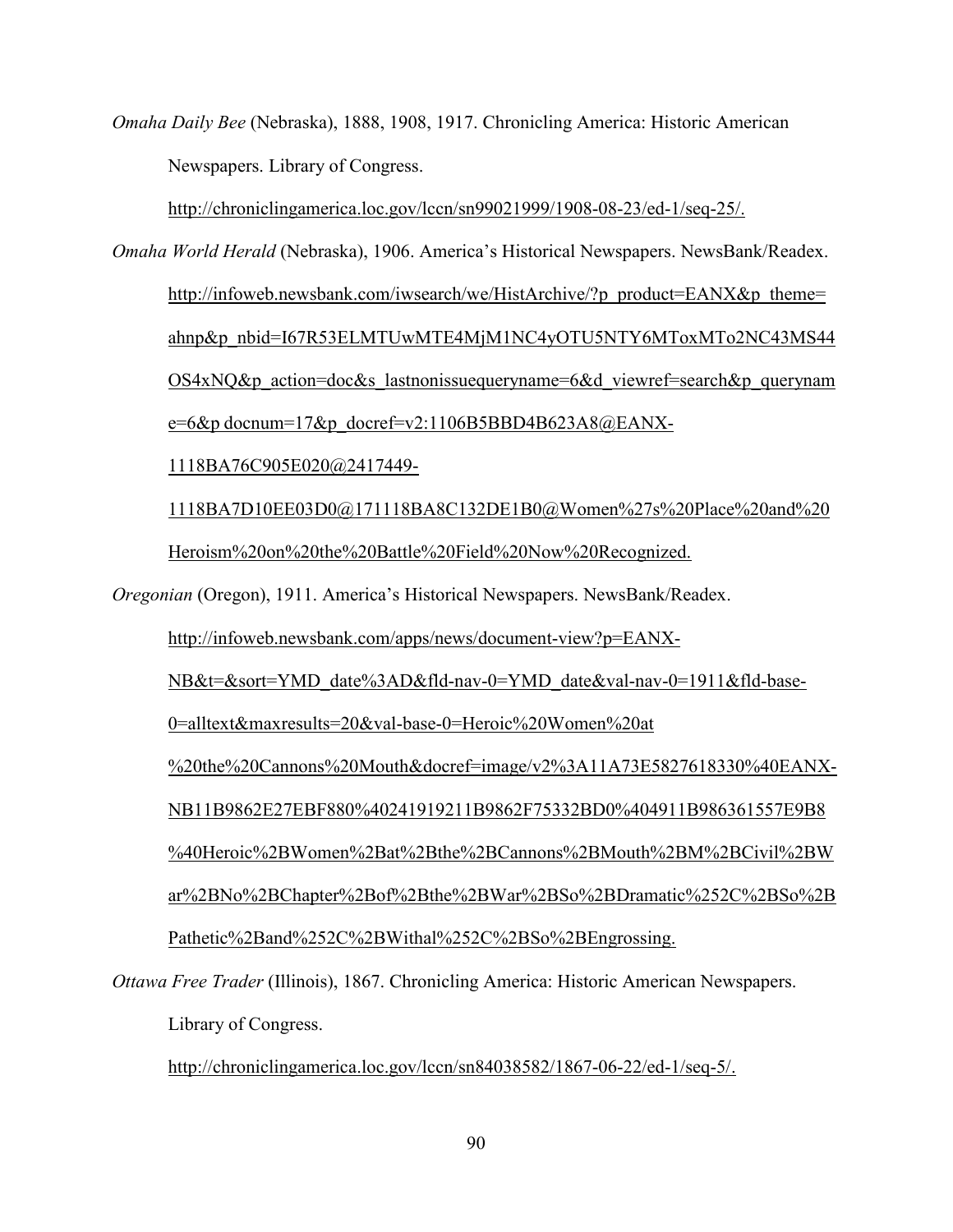*Omaha Daily Bee* (Nebraska), 1888, 1908, 1917. Chronicling America: Historic American Newspapers. Library of Congress. http://chroniclingamerica.loc.gov/lccn/sn99021999/1908-08-23/ed-1/seq-25/.

*Omaha World Herald* (Nebraska), 1906. America's Historical Newspapers. NewsBank/Readex. http://infoweb.newsbank.com/iwsearch/we/HistArchive/?p_product=EANX&p_theme=ahnp&p_nbid=I67R53ELMTUwMTE4MjM1NC4yOTU5NTY6MToxMTo2NC43MS44OS4xNQ&p_action=doc&s_lastnonissuequeryname=6&d_viewref=search&p_queryname=6&p docnum=17&p_docref=v2:1106B5BBD4B623A8@EANX-1118BA76C905E020@2417449-1118BA7D10EE03D0@171118BA8C132DE1B0@Women%27s%20Place%20and%20Heroism%20on%20the%20Battle%20Field%20Now%20Recognized.

*Oregonian* (Oregon), 1911. America's Historical Newspapers. NewsBank/Readex. http://infoweb.newsbank.com/apps/news/document-view?p=EANX-NB&t=&sort=YMD_date%3AD&fld-nav-0=YMD_date&val-nav-0=1911&fld-base-0=alltext&maxresults=20&val-base-0=Heroic%20Women%20at%20the%20Cannons%20Mouth&docref=image/v2%3A11A73E5827618330%40EANX-NB11B9862E27EBF880%40241919211B9862F75332BD0%404911B986361557E9B8%40Heroic%2BWomen%2Bat%2Bthe%2BCannons%2BMouth%2BM%2BCivil%2BWar%2BNo%2BChapter%2Bof%2Bthe%2BWar%2BSo%2BDramatic%252C%2BSo%2BPathetic%2Band%252C%2BWithal%252C%2BSo%2BEngrossing.

*Ottawa Free Trader* (Illinois), 1867. Chronicling America: Historic American Newspapers. Library of Congress. http://chroniclingamerica.loc.gov/lccn/sn84038582/1867-06-22/ed-1/seq-5/.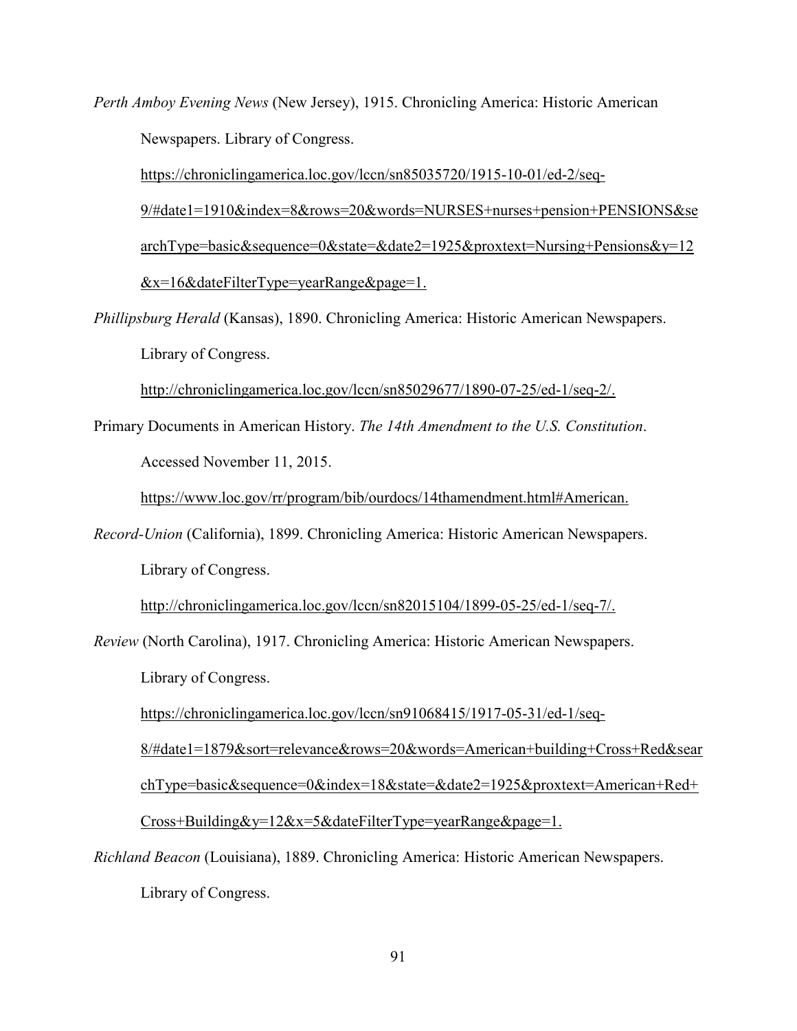*Perth Amboy Evening News* (New Jersey), 1915. Chronicling America: Historic American Newspapers. Library of Congress. https://chroniclingamerica.loc.gov/lccn/sn85035720/1915-10-01/ed-2/seq-9/#date1=1910&index=8&rows=20&words=NURSES+nurses+pension+PENSIONS&searchType=basic&sequence=0&state=&date2=1925&proxtext=Nursing+Pensions&y=12&x=16&dateFilterType=yearRange&page=1.

*Phillipsburg Herald* (Kansas), 1890. Chronicling America: Historic American Newspapers. Library of Congress. http://chroniclingamerica.loc.gov/lccn/sn85029677/1890-07-25/ed-1/seq-2/.

Primary Documents in American History. *The 14th Amendment to the U.S. Constitution*. Accessed November 11, 2015. https://www.loc.gov/rr/program/bib/ourdocs/14thamendment.html#American.

*Record-Union* (California), 1899. Chronicling America: Historic American Newspapers. Library of Congress. http://chroniclingamerica.loc.gov/lccn/sn82015104/1899-05-25/ed-1/seq-7/.

*Review* (North Carolina), 1917. Chronicling America: Historic American Newspapers. Library of Congress. https://chroniclingamerica.loc.gov/lccn/sn91068415/1917-05-31/ed-1/seq-8/#date1=1879&sort=relevance&rows=20&words=American+building+Cross+Red&searchType=basic&sequence=0&index=18&state=&date2=1925&proxtext=American+Red+Cross+Building&y=12&x=5&dateFilterType=yearRange&page=1.

*Richland Beacon* (Louisiana), 1889. Chronicling America: Historic American Newspapers. Library of Congress.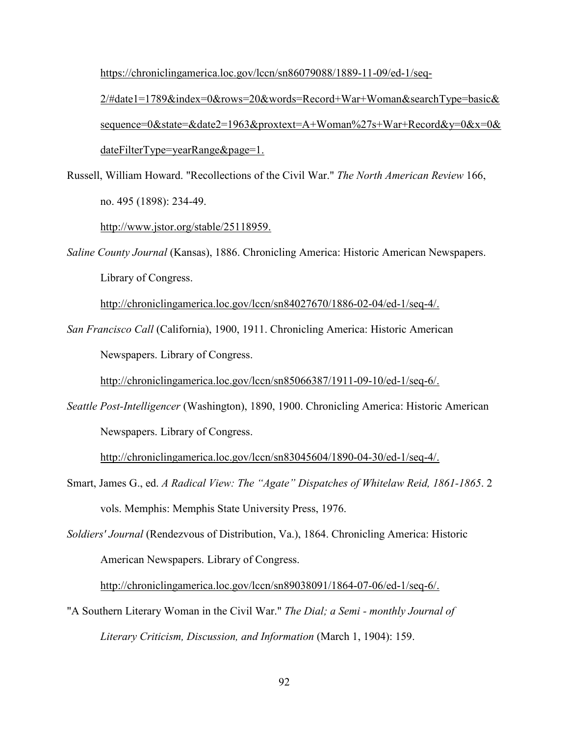https://chroniclingamerica.loc.gov/lccn/sn86079088/1889-11-09/ed-1/seq-2/#date1=1789&index=0&rows=20&words=Record+War+Woman&searchType=basic&sequence=0&state=&date2=1963&proxtext=A+Woman%27s+War+Record&y=0&x=0&dateFilterType=yearRange&page=1.

Russell, William Howard. "Recollections of the Civil War." *The North American Review* 166, no. 495 (1898): 234-49. http://www.jstor.org/stable/25118959.

*Saline County Journal* (Kansas), 1886. Chronicling America: Historic American Newspapers. Library of Congress. http://chroniclingamerica.loc.gov/lccn/sn84027670/1886-02-04/ed-1/seq-4/.

*San Francisco Call* (California), 1900, 1911. Chronicling America: Historic American Newspapers. Library of Congress. http://chroniclingamerica.loc.gov/lccn/sn85066387/1911-09-10/ed-1/seq-6/.

*Seattle Post-Intelligencer* (Washington), 1890, 1900. Chronicling America: Historic American Newspapers. Library of Congress. http://chroniclingamerica.loc.gov/lccn/sn83045604/1890-04-30/ed-1/seq-4/.

Smart, James G., ed. *A Radical View: The "Agate" Dispatches of Whitelaw Reid, 1861-1865*. 2 vols. Memphis: Memphis State University Press, 1976.

*Soldiers' Journal* (Rendezvous of Distribution, Va.), 1864. Chronicling America: Historic American Newspapers. Library of Congress. http://chroniclingamerica.loc.gov/lccn/sn89038091/1864-07-06/ed-1/seq-6/.

"A Southern Literary Woman in the Civil War." *The Dial; a Semi - monthly Journal of Literary Criticism, Discussion, and Information* (March 1, 1904): 159.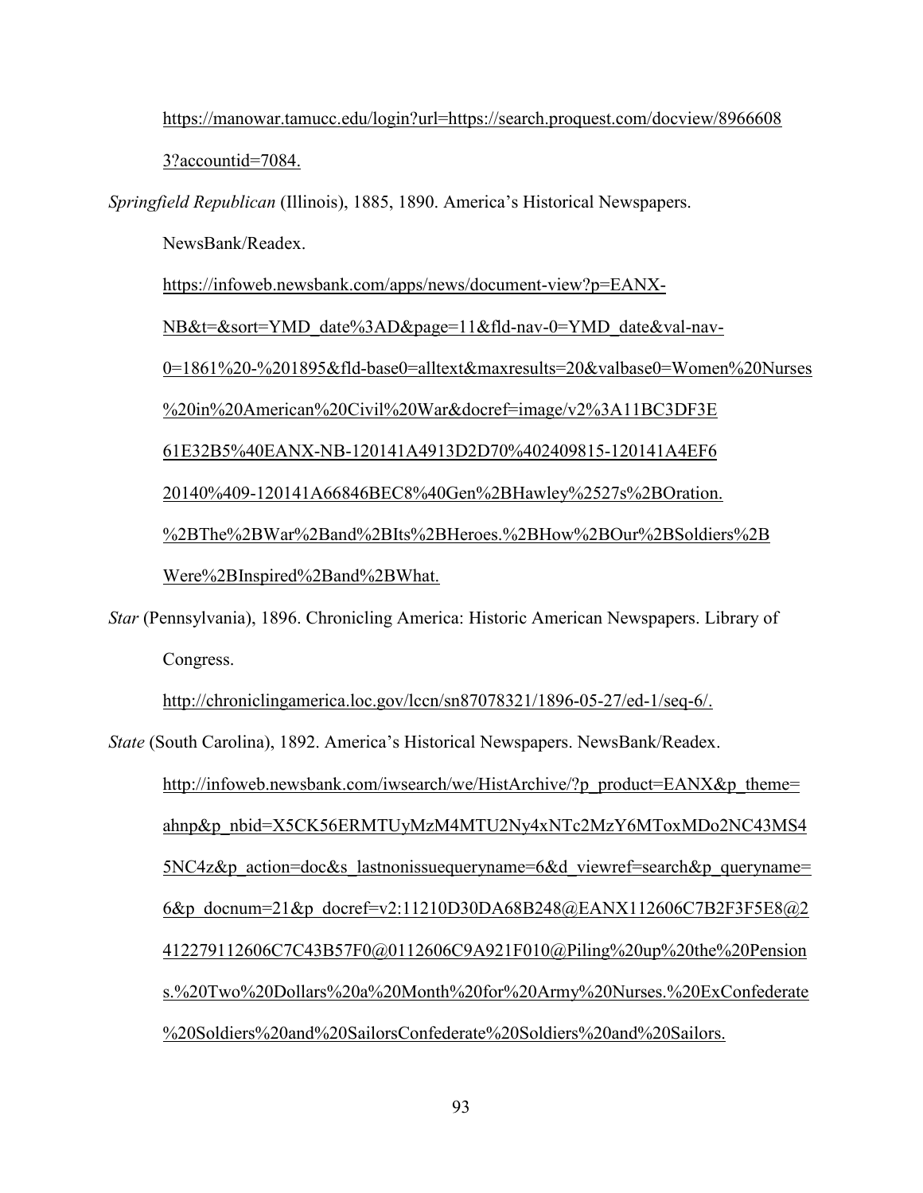https://manowar.tamucc.edu/login?url=https://search.proquest.com/docview/89666083?accountid=7084.

*Springfield Republican* (Illinois), 1885, 1890. America's Historical Newspapers. NewsBank/Readex. https://infoweb.newsbank.com/apps/news/document-view?p=EANX-NB&t=&sort=YMD_date%3AD&page=11&fld-nav-0=YMD_date&val-nav-0=1861%20-%201895&fld-base0=alltext&maxresults=20&valbase0=Women%20Nurses%20in%20American%20Civil%20War&docref=image/v2%3A11BC3DF3E61E32B5%40EANX-NB-120141A4913D2D70%402409815-120141A4EF620140%409-120141A66846BEC8%40Gen%2BHawley%2527s%2BOration.%2BThe%2BWar%2Band%2BIts%2BHeroes.%2BHow%2BOur%2BSoldiers%2BWere%2BInspired%2Band%2BWhat.

*Star* (Pennsylvania), 1896. Chronicling America: Historic American Newspapers. Library of Congress. http://chroniclingamerica.loc.gov/lccn/sn87078321/1896-05-27/ed-1/seq-6/.

*State* (South Carolina), 1892. America's Historical Newspapers. NewsBank/Readex. http://infoweb.newsbank.com/iwsearch/we/HistArchive/?p_product=EANX&p_theme=ahnp&p_nbid=X5CK56ERMTUyMzM4MTU2Ny4xNTc2MzY6MToxMDo2NC43MS45NC4z&p_action=doc&s_lastnonissuequeryname=6&d_viewref=search&p_queryname=6&p_docnum=21&p_docref=v2:11210D30DA68B248@EANX112606C7B2F3F5E8@2412279112606C7C43B57F0@0112606C9A921F010@Piling%20up%20the%20Pensions.%20Two%20Dollars%20a%20Month%20for%20Army%20Nurses.%20ExConfederate%20Soldiers%20and%20SailorsConfederate%20Soldiers%20and%20Sailors.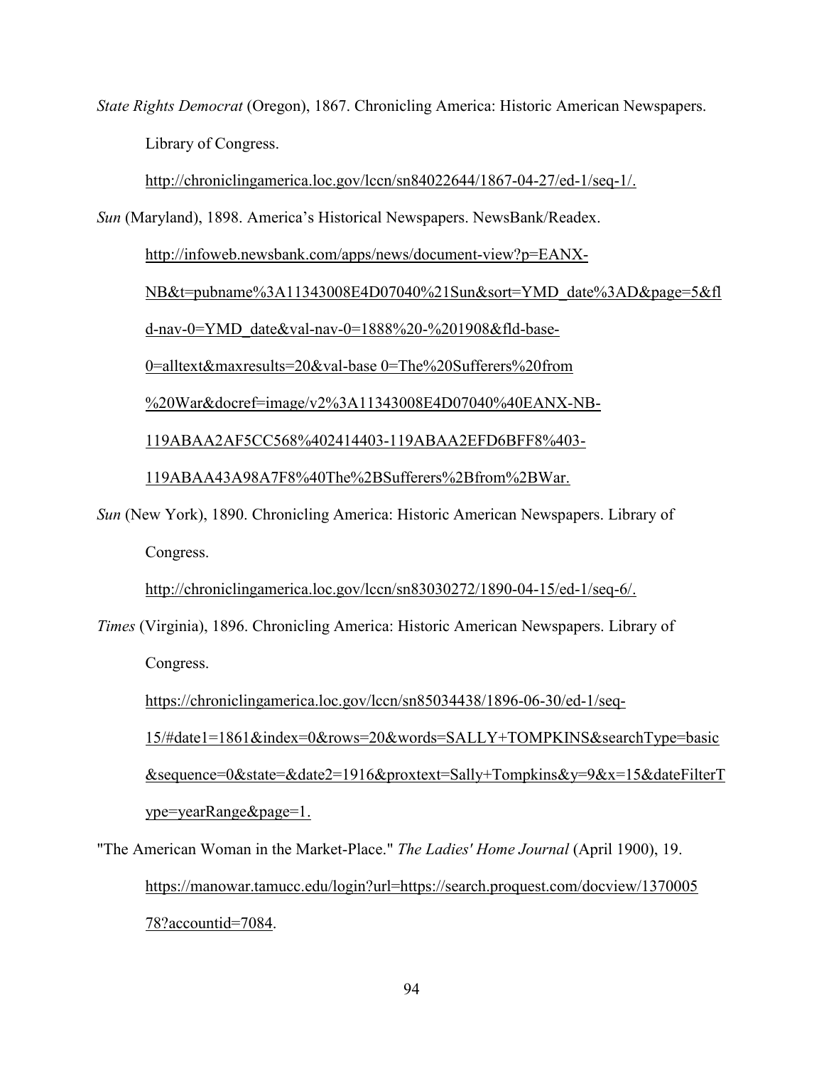*State Rights Democrat* (Oregon), 1867. Chronicling America: Historic American Newspapers. Library of Congress. http://chroniclingamerica.loc.gov/lccn/sn84022644/1867-04-27/ed-1/seq-1/.

*Sun* (Maryland), 1898. America's Historical Newspapers. NewsBank/Readex. http://infoweb.newsbank.com/apps/news/document-view?p=EANX-NB&t=pubname%3A11343008E4D07040%21Sun&sort=YMD_date%3AD&page=5&fld-nav-0=YMD_date&val-nav-0=1888%20-%201908&fld-base-0=alltext&maxresults=20&val-base 0=The%20Sufferers%20from %20War&docref=image/v2%3A11343008E4D07040%40EANX-NB-119ABAA2AF5CC568%402414403-119ABAA2EFD6BFF8%403-119ABAA43A98A7F8%40The%2BSufferers%2Bfrom%2BWar.

*Sun* (New York), 1890. Chronicling America: Historic American Newspapers. Library of Congress. http://chroniclingamerica.loc.gov/lccn/sn83030272/1890-04-15/ed-1/seq-6/.

*Times* (Virginia), 1896. Chronicling America: Historic American Newspapers. Library of Congress. https://chroniclingamerica.loc.gov/lccn/sn85034438/1896-06-30/ed-1/seq-15/#date1=1861&index=0&rows=20&words=SALLY+TOMPKINS&searchType=basic&sequence=0&state=&date2=1916&proxtext=Sally+Tompkins&y=9&x=15&dateFilterType=yearRange&page=1.

"The American Woman in the Market-Place." *The Ladies' Home Journal* (April 1900), 19. https://manowar.tamucc.edu/login?url=https://search.proquest.com/docview/137000578?accountid=7084.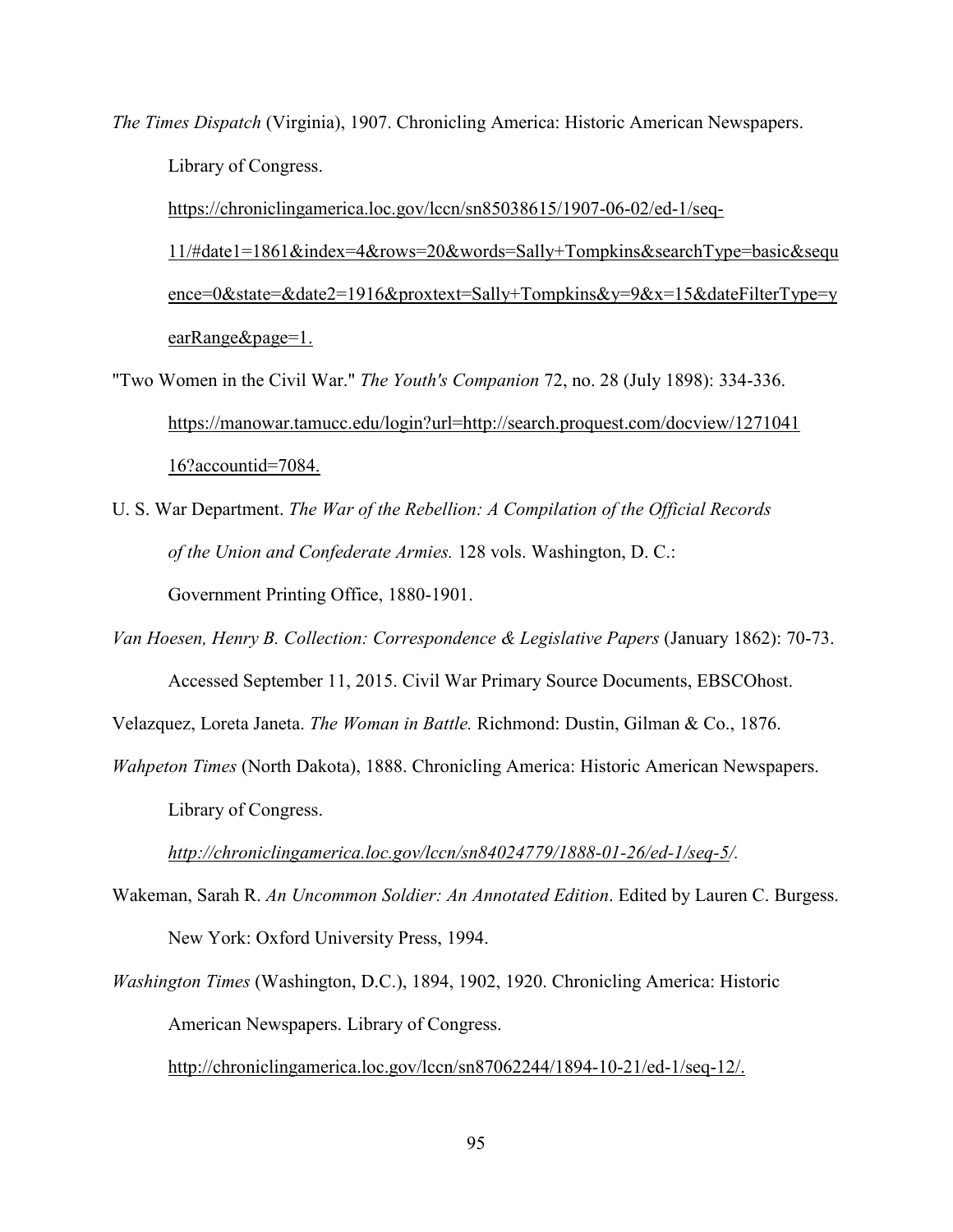*The Times Dispatch* (Virginia), 1907. Chronicling America: Historic American Newspapers. Library of Congress. https://chroniclingamerica.loc.gov/lccn/sn85038615/1907-06-02/ed-1/seq-11/#date1=1861&index=4&rows=20&words=Sally+Tompkins&searchType=basic&sequence=0&state=&date2=1916&proxtext=Sally+Tompkins&y=9&x=15&dateFilterType=yearRange&page=1.

"Two Women in the Civil War." *The Youth's Companion* 72, no. 28 (July 1898): 334-336. https://manowar.tamucc.edu/login?url=http://search.proquest.com/docview/127104116?accountid=7084.

U. S. War Department. *The War of the Rebellion: A Compilation of the Official Records of the Union and Confederate Armies.* 128 vols. Washington, D. C.: Government Printing Office, 1880-1901.

*Van Hoesen, Henry B. Collection: Correspondence & Legislative Papers* (January 1862): 70-73. Accessed September 11, 2015. Civil War Primary Source Documents, EBSCOhost.

Velazquez, Loreta Janeta. *The Woman in Battle.* Richmond: Dustin, Gilman & Co., 1876.

*Wahpeton Times* (North Dakota), 1888. Chronicling America: Historic American Newspapers. Library of Congress. *http://chroniclingamerica.loc.gov/lccn/sn84024779/1888-01-26/ed-1/seq-5/.*

Wakeman, Sarah R. *An Uncommon Soldier: An Annotated Edition*. Edited by Lauren C. Burgess. New York: Oxford University Press, 1994.

*Washington Times* (Washington, D.C.), 1894, 1902, 1920. Chronicling America: Historic American Newspapers. Library of Congress. http://chroniclingamerica.loc.gov/lccn/sn87062244/1894-10-21/ed-1/seq-12/.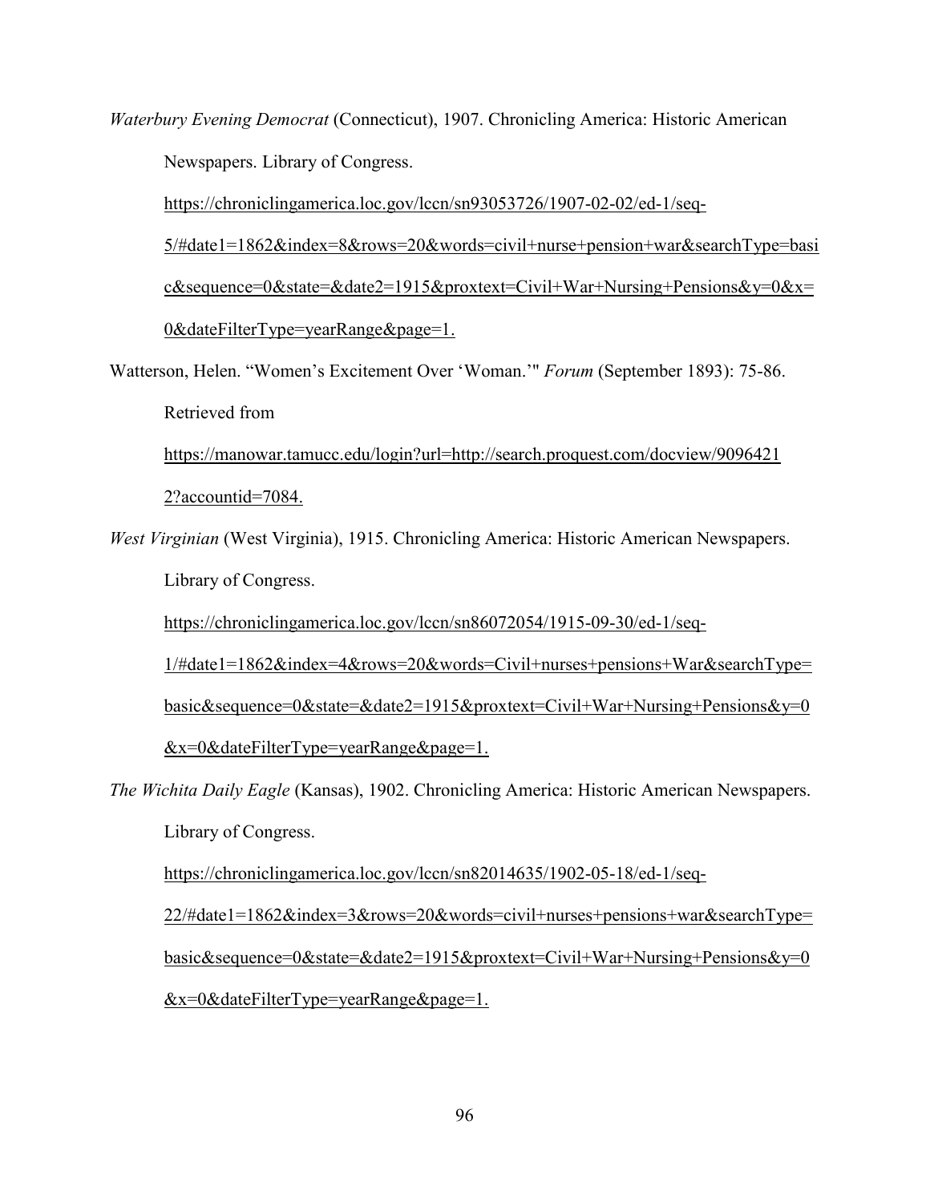*Waterbury Evening Democrat* (Connecticut), 1907. Chronicling America: Historic American Newspapers. Library of Congress. https://chroniclingamerica.loc.gov/lccn/sn93053726/1907-02-02/ed-1/seq-5/#date1=1862&index=8&rows=20&words=civil+nurse+pension+war&searchType=basic&sequence=0&state=&date2=1915&proxtext=Civil+War+Nursing+Pensions&y=0&x=0&dateFilterType=yearRange&page=1.

Watterson, Helen. "Women's Excitement Over 'Woman.'" *Forum* (September 1893): 75-86. Retrieved from https://manowar.tamucc.edu/login?url=http://search.proquest.com/docview/90964212?accountid=7084.

*West Virginian* (West Virginia), 1915. Chronicling America: Historic American Newspapers. Library of Congress. https://chroniclingamerica.loc.gov/lccn/sn86072054/1915-09-30/ed-1/seq-1/#date1=1862&index=4&rows=20&words=Civil+nurses+pensions+War&searchType=basic&sequence=0&state=&date2=1915&proxtext=Civil+War+Nursing+Pensions&y=0&x=0&dateFilterType=yearRange&page=1.

*The Wichita Daily Eagle* (Kansas), 1902. Chronicling America: Historic American Newspapers. Library of Congress. https://chroniclingamerica.loc.gov/lccn/sn82014635/1902-05-18/ed-1/seq-22/#date1=1862&index=3&rows=20&words=civil+nurses+pensions+war&searchType=basic&sequence=0&state=&date2=1915&proxtext=Civil+War+Nursing+Pensions&y=0&x=0&dateFilterType=yearRange&page=1.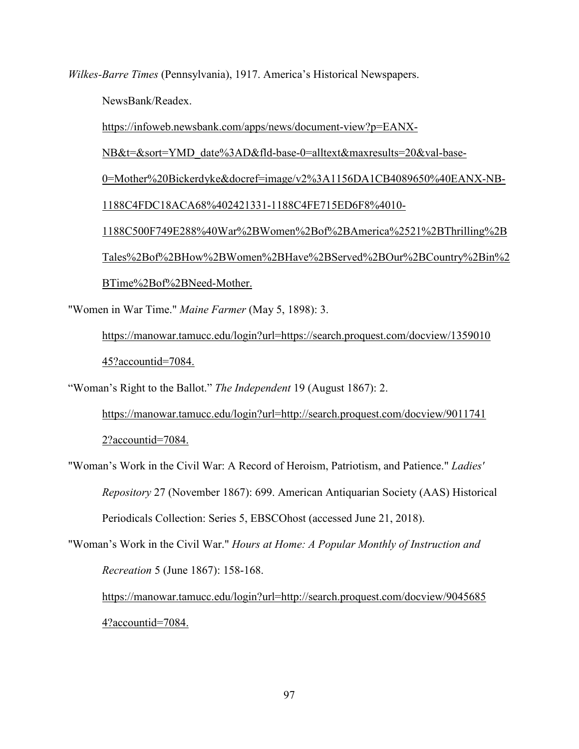*Wilkes-Barre Times* (Pennsylvania), 1917. America's Historical Newspapers. NewsBank/Readex. https://infoweb.newsbank.com/apps/news/document-view?p=EANX-NB&t=&sort=YMD_date%3AD&fld-base-0=alltext&maxresults=20&val-base-0=Mother%20Bickerdyke&docref=image/v2%3A1156DA1CB4089650%40EANX-NB-1188C4FDC18ACA68%402421331-1188C4FE715ED6F8%4010-1188C500F749E288%40War%2BWomen%2Bof%2BAmerica%2521%2BThrilling%2BTales%2Bof%2BHow%2BWomen%2BHave%2BServed%2BOur%2BCountry%2Bin%2BTime%2Bof%2BNeed-Mother.

"Women in War Time." *Maine Farmer* (May 5, 1898): 3. https://manowar.tamucc.edu/login?url=https://search.proquest.com/docview/135901045?accountid=7084.

"Woman's Right to the Ballot." *The Independent* 19 (August 1867): 2. https://manowar.tamucc.edu/login?url=http://search.proquest.com/docview/90117412?accountid=7084.

"Woman's Work in the Civil War: A Record of Heroism, Patriotism, and Patience." *Ladies' Repository* 27 (November 1867): 699. American Antiquarian Society (AAS) Historical Periodicals Collection: Series 5, EBSCOhost (accessed June 21, 2018).

"Woman's Work in the Civil War." *Hours at Home: A Popular Monthly of Instruction and Recreation* 5 (June 1867): 158-168. https://manowar.tamucc.edu/login?url=http://search.proquest.com/docview/90456854?accountid=7084.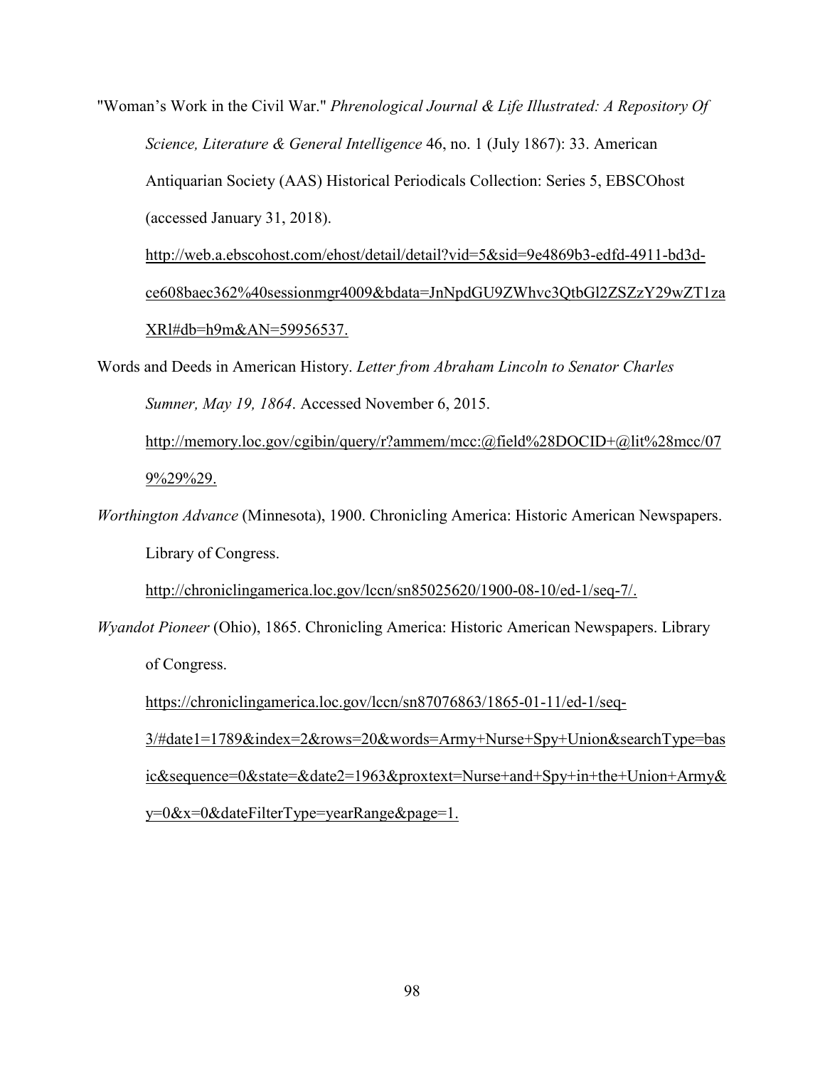"Woman's Work in the Civil War." *Phrenological Journal & Life Illustrated: A Repository Of Science, Literature & General Intelligence* 46, no. 1 (July 1867): 33. American Antiquarian Society (AAS) Historical Periodicals Collection: Series 5, EBSCOhost (accessed January 31, 2018). http://web.a.ebscohost.com/ehost/detail/detail?vid=5&sid=9e4869b3-edfd-4911-bd3d-ce608baec362%40sessionmgr4009&bdata=JnNpdGU9ZWhvc3QtbGl2ZSZzY29wZT1zaXRl#db=h9m&AN=59956537.

Words and Deeds in American History. *Letter from Abraham Lincoln to Senator Charles Sumner, May 19, 1864*. Accessed November 6, 2015. http://memory.loc.gov/cgibin/query/r?ammem/mcc:@field%28DOCID+@lit%28mcc/079%29%29.

*Worthington Advance* (Minnesota), 1900. Chronicling America: Historic American Newspapers. Library of Congress. http://chroniclingamerica.loc.gov/lccn/sn85025620/1900-08-10/ed-1/seq-7/.

*Wyandot Pioneer* (Ohio), 1865. Chronicling America: Historic American Newspapers. Library of Congress. https://chroniclingamerica.loc.gov/lccn/sn87076863/1865-01-11/ed-1/seq-3/#date1=1789&index=2&rows=20&words=Army+Nurse+Spy+Union&searchType=basic&sequence=0&state=&date2=1963&proxtext=Nurse+and+Spy+in+the+Union+Army&y=0&x=0&dateFilterType=yearRange&page=1.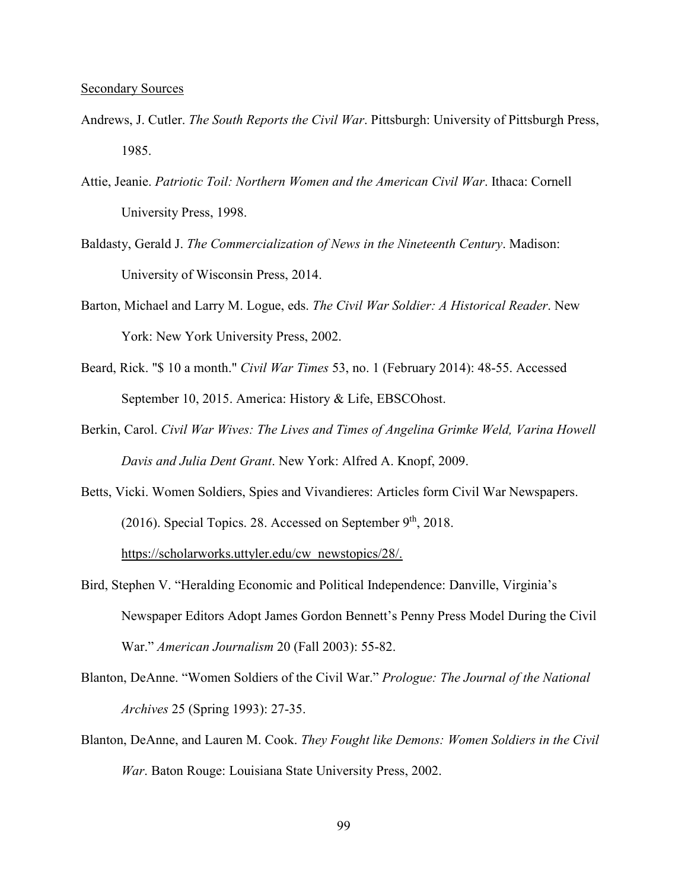Secondary Sources

Andrews, J. Cutler. *The South Reports the Civil War*. Pittsburgh: University of Pittsburgh Press, 1985.

Attie, Jeanie. *Patriotic Toil: Northern Women and the American Civil War*. Ithaca: Cornell University Press, 1998.

Baldasty, Gerald J. *The Commercialization of News in the Nineteenth Century*. Madison: University of Wisconsin Press, 2014.

Barton, Michael and Larry M. Logue, eds. *The Civil War Soldier: A Historical Reader*. New York: New York University Press, 2002.

Beard, Rick. "$ 10 a month." *Civil War Times* 53, no. 1 (February 2014): 48-55. Accessed September 10, 2015. America: History & Life, EBSCOhost.

Berkin, Carol. *Civil War Wives: The Lives and Times of Angelina Grimke Weld, Varina Howell Davis and Julia Dent Grant*. New York: Alfred A. Knopf, 2009.

Betts, Vicki. Women Soldiers, Spies and Vivandieres: Articles form Civil War Newspapers. (2016). Special Topics. 28. Accessed on September 9th, 2018. https://scholarworks.uttyler.edu/cw_newstopics/28/.

Bird, Stephen V. "Heralding Economic and Political Independence: Danville, Virginia's Newspaper Editors Adopt James Gordon Bennett's Penny Press Model During the Civil War." *American Journalism* 20 (Fall 2003): 55-82.

Blanton, DeAnne. "Women Soldiers of the Civil War." *Prologue: The Journal of the National Archives* 25 (Spring 1993): 27-35.

Blanton, DeAnne, and Lauren M. Cook. *They Fought like Demons: Women Soldiers in the Civil War*. Baton Rouge: Louisiana State University Press, 2002.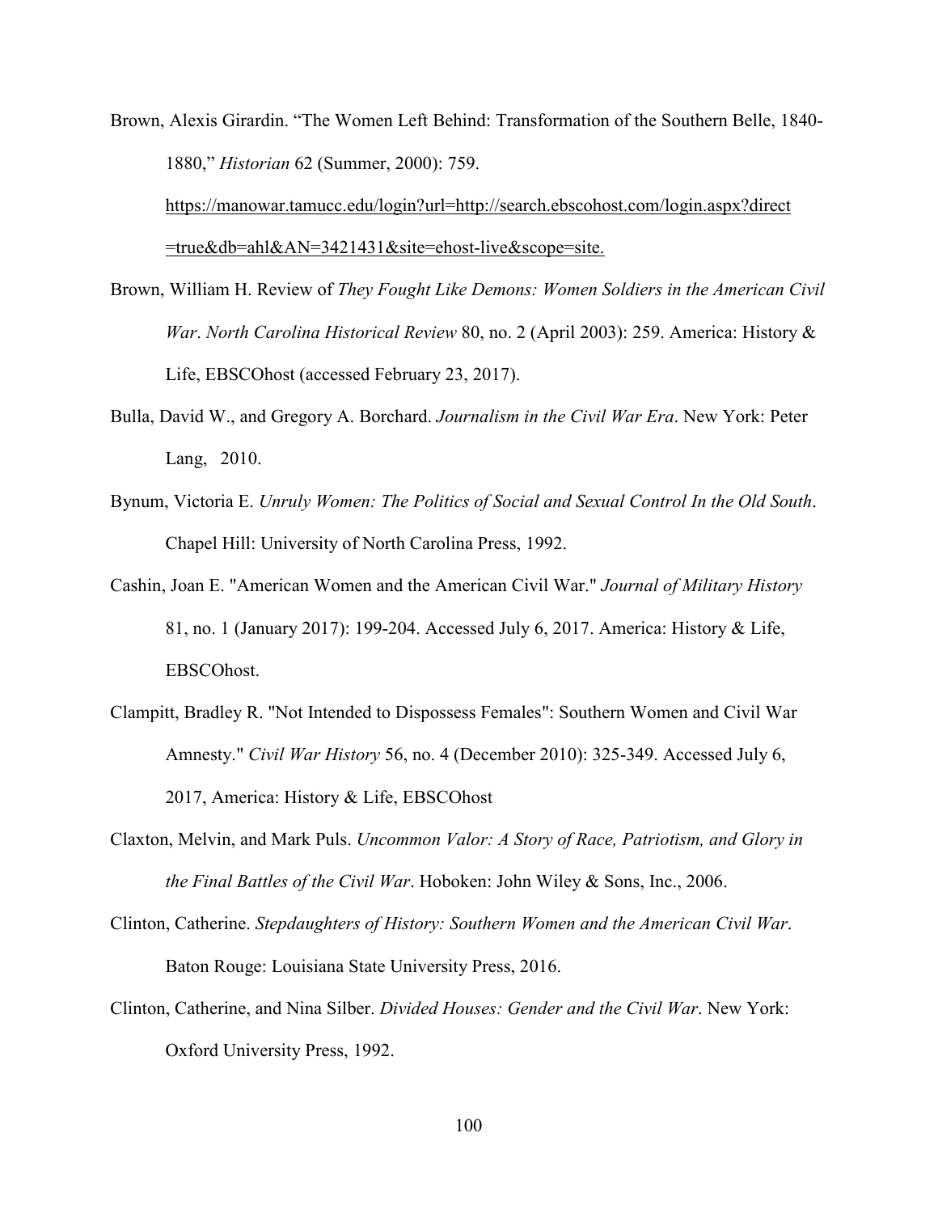Brown, Alexis Girardin. “The Women Left Behind: Transformation of the Southern Belle, 1840-1880,” *Historian* 62 (Summer, 2000): 759. https://manowar.tamucc.edu/login?url=http://search.ebscohost.com/login.aspx?direct=true&db=ahl&AN=3421431&site=ehost-live&scope=site.

Brown, William H. Review of *They Fought Like Demons: Women Soldiers in the American Civil War*. *North Carolina Historical Review* 80, no. 2 (April 2003): 259. America: History & Life, EBSCOhost (accessed February 23, 2017).

Bulla, David W., and Gregory A. Borchard. *Journalism in the Civil War Era*. New York: Peter Lang, 2010.

Bynum, Victoria E. *Unruly Women: The Politics of Social and Sexual Control In the Old South*. Chapel Hill: University of North Carolina Press, 1992.

Cashin, Joan E. "American Women and the American Civil War." *Journal of Military History* 81, no. 1 (January 2017): 199-204. Accessed July 6, 2017. America: History & Life, EBSCOhost.

Clampitt, Bradley R. "Not Intended to Dispossess Females": Southern Women and Civil War Amnesty." *Civil War History* 56, no. 4 (December 2010): 325-349. Accessed July 6, 2017, America: History & Life, EBSCOhost

Claxton, Melvin, and Mark Puls. *Uncommon Valor: A Story of Race, Patriotism, and Glory in the Final Battles of the Civil War*. Hoboken: John Wiley & Sons, Inc., 2006.

Clinton, Catherine. *Stepdaughters of History: Southern Women and the American Civil War*. Baton Rouge: Louisiana State University Press, 2016.

Clinton, Catherine, and Nina Silber. *Divided Houses: Gender and the Civil War*. New York: Oxford University Press, 1992.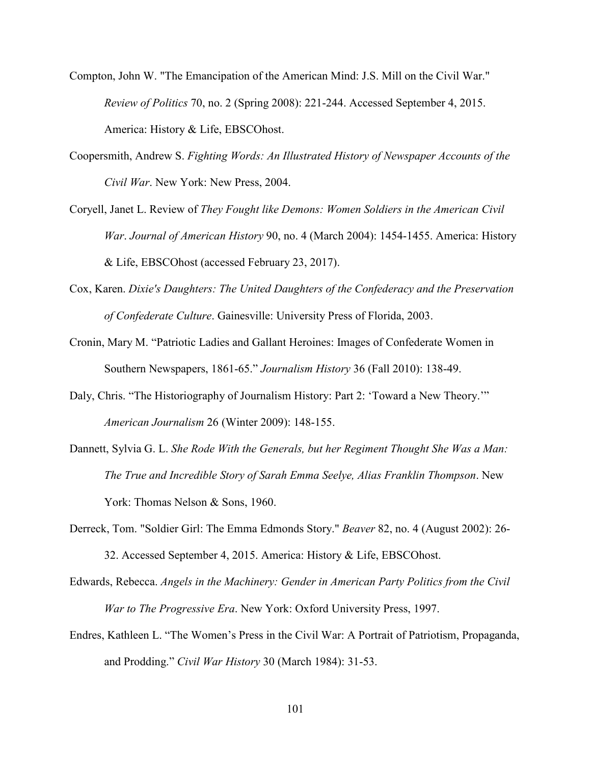Compton, John W. "The Emancipation of the American Mind: J.S. Mill on the Civil War." *Review of Politics* 70, no. 2 (Spring 2008): 221-244. Accessed September 4, 2015. America: History & Life, EBSCOhost.

Coopersmith, Andrew S. *Fighting Words: An Illustrated History of Newspaper Accounts of the Civil War*. New York: New Press, 2004.

Coryell, Janet L. Review of *They Fought like Demons: Women Soldiers in the American Civil War*. *Journal of American History* 90, no. 4 (March 2004): 1454-1455. America: History & Life, EBSCOhost (accessed February 23, 2017).

Cox, Karen. *Dixie's Daughters: The United Daughters of the Confederacy and the Preservation of Confederate Culture*. Gainesville: University Press of Florida, 2003.

Cronin, Mary M. "Patriotic Ladies and Gallant Heroines: Images of Confederate Women in Southern Newspapers, 1861-65." *Journalism History* 36 (Fall 2010): 138-49.

Daly, Chris. "The Historiography of Journalism History: Part 2: 'Toward a New Theory.'" *American Journalism* 26 (Winter 2009): 148-155.

Dannett, Sylvia G. L. *She Rode With the Generals, but her Regiment Thought She Was a Man: The True and Incredible Story of Sarah Emma Seelye, Alias Franklin Thompson*. New York: Thomas Nelson & Sons, 1960.

Derreck, Tom. "Soldier Girl: The Emma Edmonds Story." *Beaver* 82, no. 4 (August 2002): 26-32. Accessed September 4, 2015. America: History & Life, EBSCOhost.

Edwards, Rebecca. *Angels in the Machinery: Gender in American Party Politics from the Civil War to The Progressive Era*. New York: Oxford University Press, 1997.

Endres, Kathleen L. "The Women's Press in the Civil War: A Portrait of Patriotism, Propaganda, and Prodding." *Civil War History* 30 (March 1984): 31-53.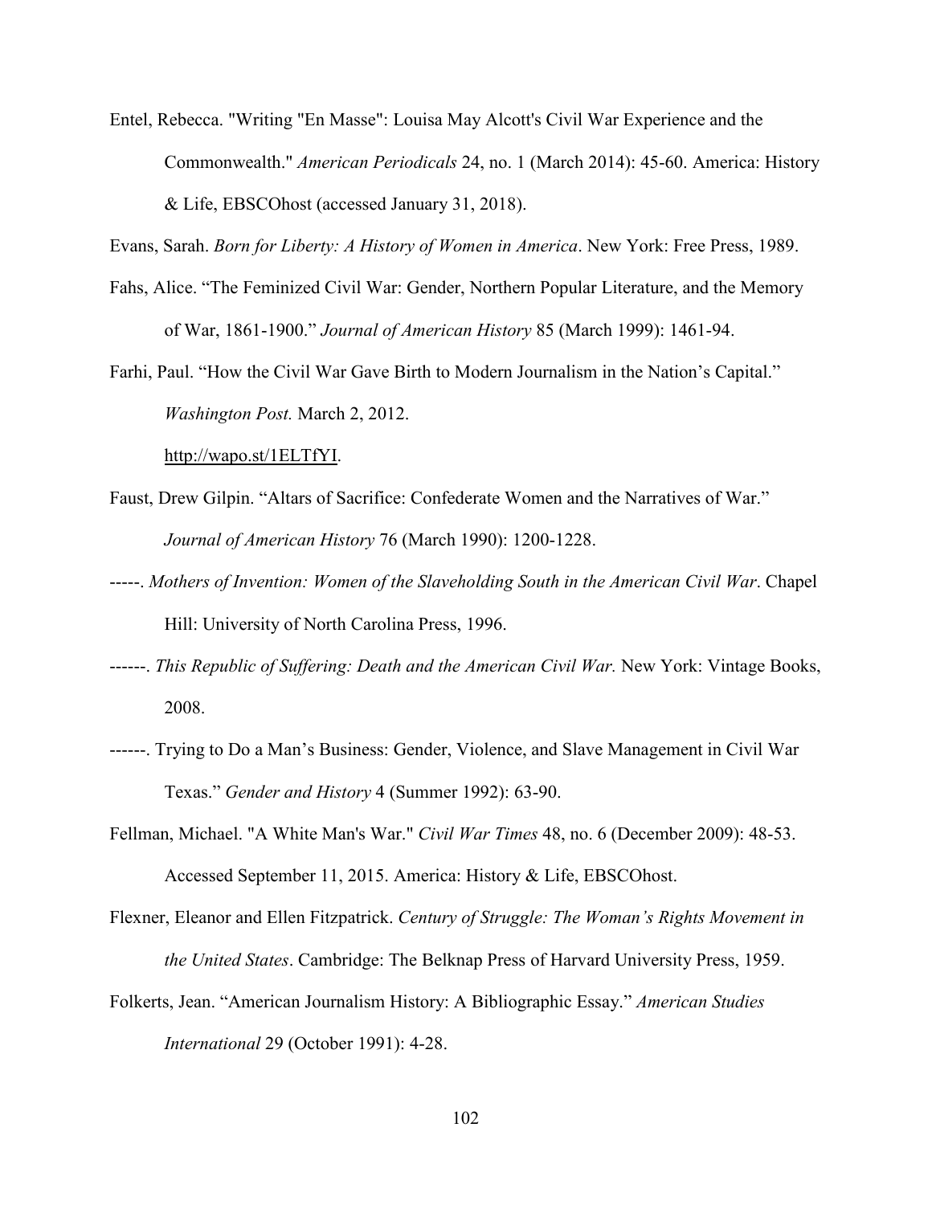Entel, Rebecca. "Writing "En Masse": Louisa May Alcott's Civil War Experience and the Commonwealth." *American Periodicals* 24, no. 1 (March 2014): 45-60. America: History & Life, EBSCOhost (accessed January 31, 2018).

Evans, Sarah. *Born for Liberty: A History of Women in America*. New York: Free Press, 1989.

Fahs, Alice. "The Feminized Civil War: Gender, Northern Popular Literature, and the Memory of War, 1861-1900." *Journal of American History* 85 (March 1999): 1461-94.

Farhi, Paul. "How the Civil War Gave Birth to Modern Journalism in the Nation's Capital." *Washington Post.* March 2, 2012. http://wapo.st/1ELTfYI.

Faust, Drew Gilpin. "Altars of Sacrifice: Confederate Women and the Narratives of War." *Journal of American History* 76 (March 1990): 1200-1228.

-----. *Mothers of Invention: Women of the Slaveholding South in the American Civil War*. Chapel Hill: University of North Carolina Press, 1996.

------. *This Republic of Suffering: Death and the American Civil War.* New York: Vintage Books, 2008.

------. Trying to Do a Man's Business: Gender, Violence, and Slave Management in Civil War Texas." *Gender and History* 4 (Summer 1992): 63-90.

Fellman, Michael. "A White Man's War." *Civil War Times* 48, no. 6 (December 2009): 48-53. Accessed September 11, 2015. America: History & Life, EBSCOhost.

Flexner, Eleanor and Ellen Fitzpatrick. *Century of Struggle: The Woman's Rights Movement in the United States*. Cambridge: The Belknap Press of Harvard University Press, 1959.

Folkerts, Jean. "American Journalism History: A Bibliographic Essay." *American Studies International* 29 (October 1991): 4-28.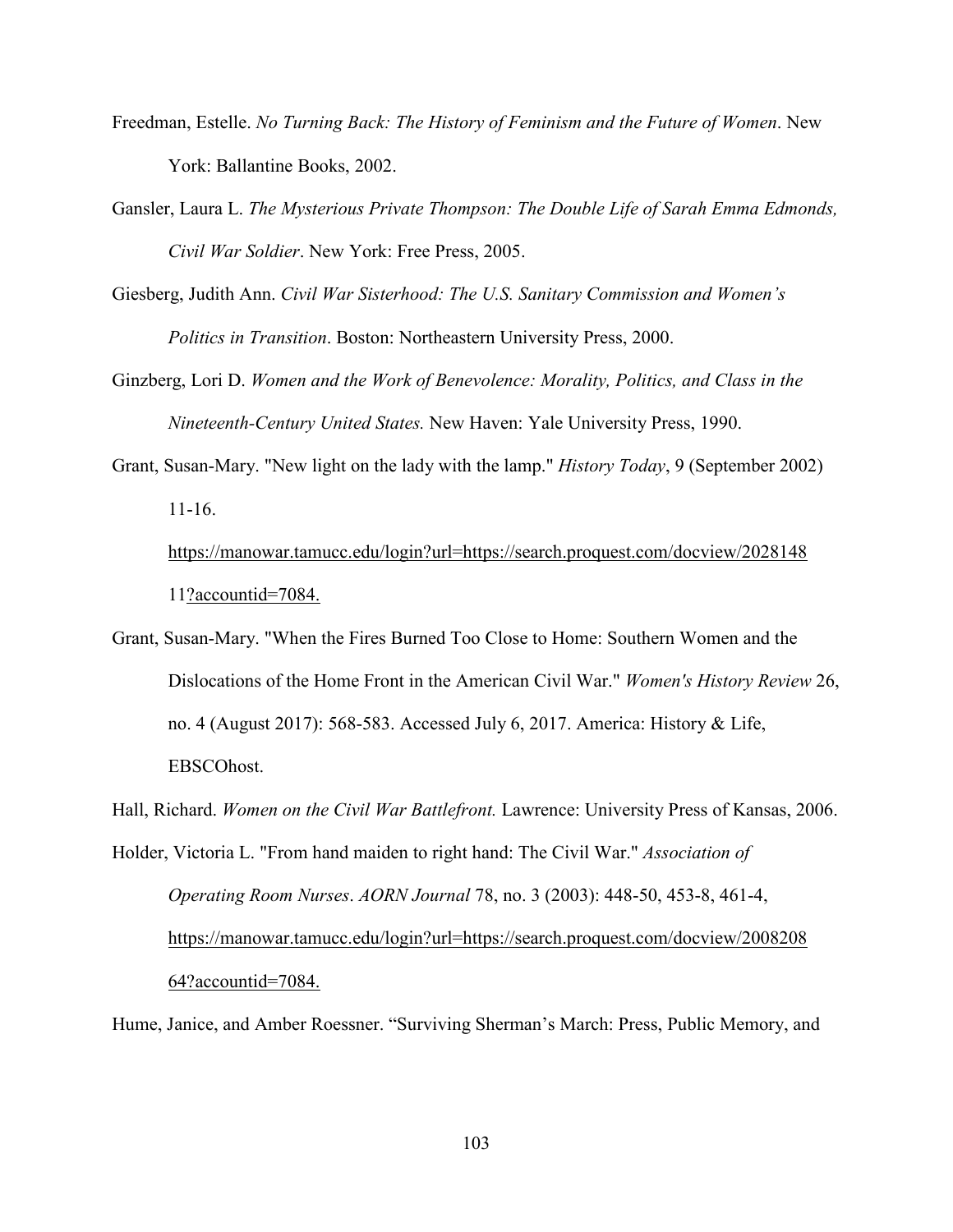Freedman, Estelle. *No Turning Back: The History of Feminism and the Future of Women*. New York: Ballantine Books, 2002.

Gansler, Laura L. *The Mysterious Private Thompson: The Double Life of Sarah Emma Edmonds, Civil War Soldier*. New York: Free Press, 2005.

Giesberg, Judith Ann. *Civil War Sisterhood: The U.S. Sanitary Commission and Women's Politics in Transition*. Boston: Northeastern University Press, 2000.

Ginzberg, Lori D. *Women and the Work of Benevolence: Morality, Politics, and Class in the Nineteenth-Century United States.* New Haven: Yale University Press, 1990.

Grant, Susan-Mary. "New light on the lady with the lamp." *History Today*, 9 (September 2002) 11-16. https://manowar.tamucc.edu/login?url=https://search.proquest.com/docview/202814811?accountid=7084.

Grant, Susan-Mary. "When the Fires Burned Too Close to Home: Southern Women and the Dislocations of the Home Front in the American Civil War." *Women's History Review* 26, no. 4 (August 2017): 568-583. Accessed July 6, 2017. America: History & Life, EBSCOhost.

Hall, Richard. *Women on the Civil War Battlefront.* Lawrence: University Press of Kansas, 2006.

Holder, Victoria L. "From hand maiden to right hand: The Civil War." *Association of Operating Room Nurses*. *AORN Journal* 78, no. 3 (2003): 448-50, 453-8, 461-4, https://manowar.tamucc.edu/login?url=https://search.proquest.com/docview/200820864?accountid=7084.

Hume, Janice, and Amber Roessner. "Surviving Sherman's March: Press, Public Memory, and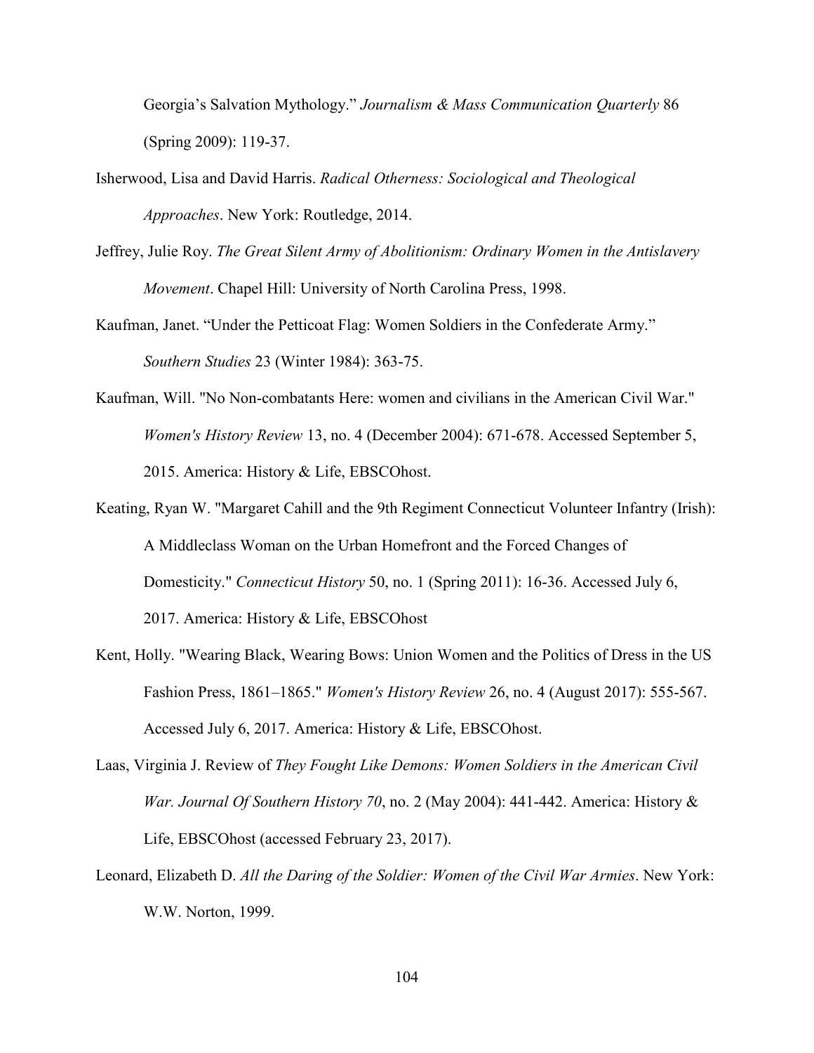Georgia's Salvation Mythology." *Journalism & Mass Communication Quarterly* 86 (Spring 2009): 119-37.

Isherwood, Lisa and David Harris. *Radical Otherness: Sociological and Theological Approaches*. New York: Routledge, 2014.

Jeffrey, Julie Roy. *The Great Silent Army of Abolitionism: Ordinary Women in the Antislavery Movement*. Chapel Hill: University of North Carolina Press, 1998.

Kaufman, Janet. "Under the Petticoat Flag: Women Soldiers in the Confederate Army." *Southern Studies* 23 (Winter 1984): 363-75.

Kaufman, Will. "No Non-combatants Here: women and civilians in the American Civil War." *Women's History Review* 13, no. 4 (December 2004): 671-678. Accessed September 5, 2015. America: History & Life, EBSCOhost.

Keating, Ryan W. "Margaret Cahill and the 9th Regiment Connecticut Volunteer Infantry (Irish): A Middleclass Woman on the Urban Homefront and the Forced Changes of Domesticity." *Connecticut History* 50, no. 1 (Spring 2011): 16-36. Accessed July 6, 2017. America: History & Life, EBSCOhost

Kent, Holly. "Wearing Black, Wearing Bows: Union Women and the Politics of Dress in the US Fashion Press, 1861–1865." *Women's History Review* 26, no. 4 (August 2017): 555-567. Accessed July 6, 2017. America: History & Life, EBSCOhost.

Laas, Virginia J. Review of *They Fought Like Demons: Women Soldiers in the American Civil War. Journal Of Southern History 70*, no. 2 (May 2004): 441-442. America: History & Life, EBSCOhost (accessed February 23, 2017).

Leonard, Elizabeth D. *All the Daring of the Soldier: Women of the Civil War Armies*. New York: W.W. Norton, 1999.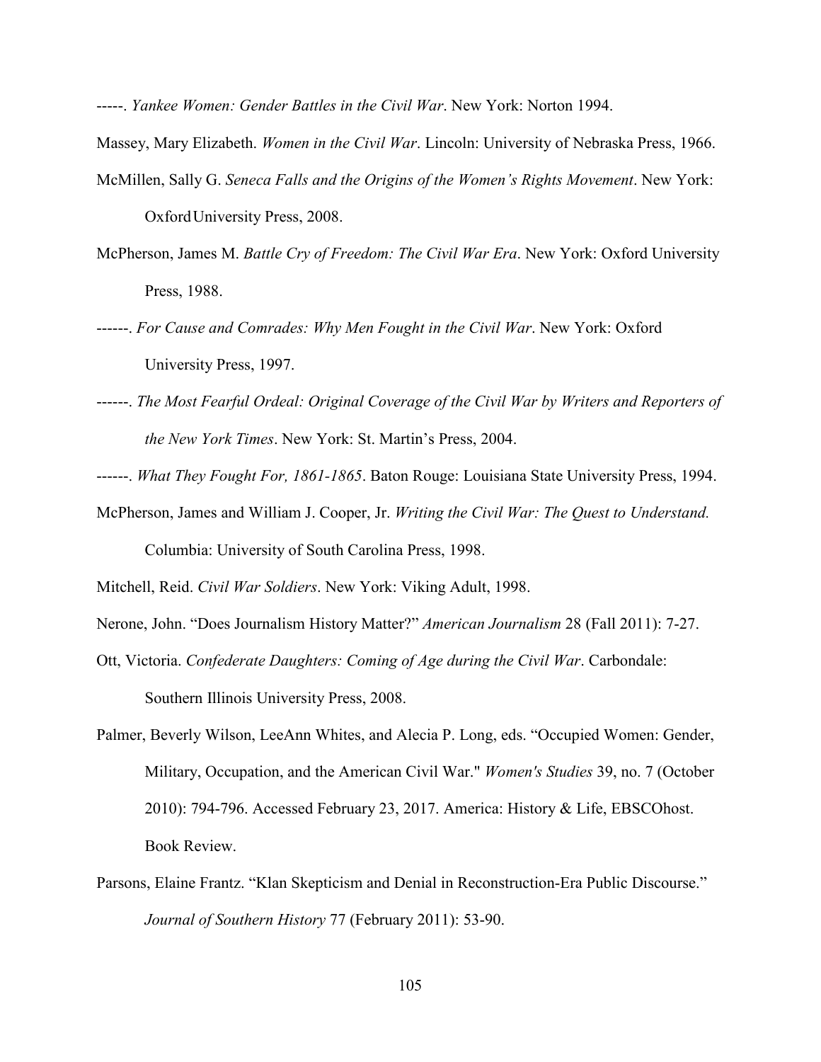-----. *Yankee Women: Gender Battles in the Civil War*. New York: Norton 1994.

Massey, Mary Elizabeth. *Women in the Civil War*. Lincoln: University of Nebraska Press, 1966.

McMillen, Sally G. *Seneca Falls and the Origins of the Women's Rights Movement*. New York: Oxford University Press, 2008.

McPherson, James M. *Battle Cry of Freedom: The Civil War Era*. New York: Oxford University Press, 1988.

------. *For Cause and Comrades: Why Men Fought in the Civil War*. New York: Oxford University Press, 1997.

------. *The Most Fearful Ordeal: Original Coverage of the Civil War by Writers and Reporters of the New York Times*. New York: St. Martin's Press, 2004.

------. *What They Fought For, 1861-1865*. Baton Rouge: Louisiana State University Press, 1994.

McPherson, James and William J. Cooper, Jr. *Writing the Civil War: The Quest to Understand.* Columbia: University of South Carolina Press, 1998.

Mitchell, Reid. *Civil War Soldiers*. New York: Viking Adult, 1998.

Nerone, John. "Does Journalism History Matter?" *American Journalism* 28 (Fall 2011): 7-27.

Ott, Victoria. *Confederate Daughters: Coming of Age during the Civil War*. Carbondale: Southern Illinois University Press, 2008.

Palmer, Beverly Wilson, LeeAnn Whites, and Alecia P. Long, eds. "Occupied Women: Gender, Military, Occupation, and the American Civil War." *Women's Studies* 39, no. 7 (October 2010): 794-796. Accessed February 23, 2017. America: History & Life, EBSCOhost. Book Review.

Parsons, Elaine Frantz. "Klan Skepticism and Denial in Reconstruction-Era Public Discourse." *Journal of Southern History* 77 (February 2011): 53-90.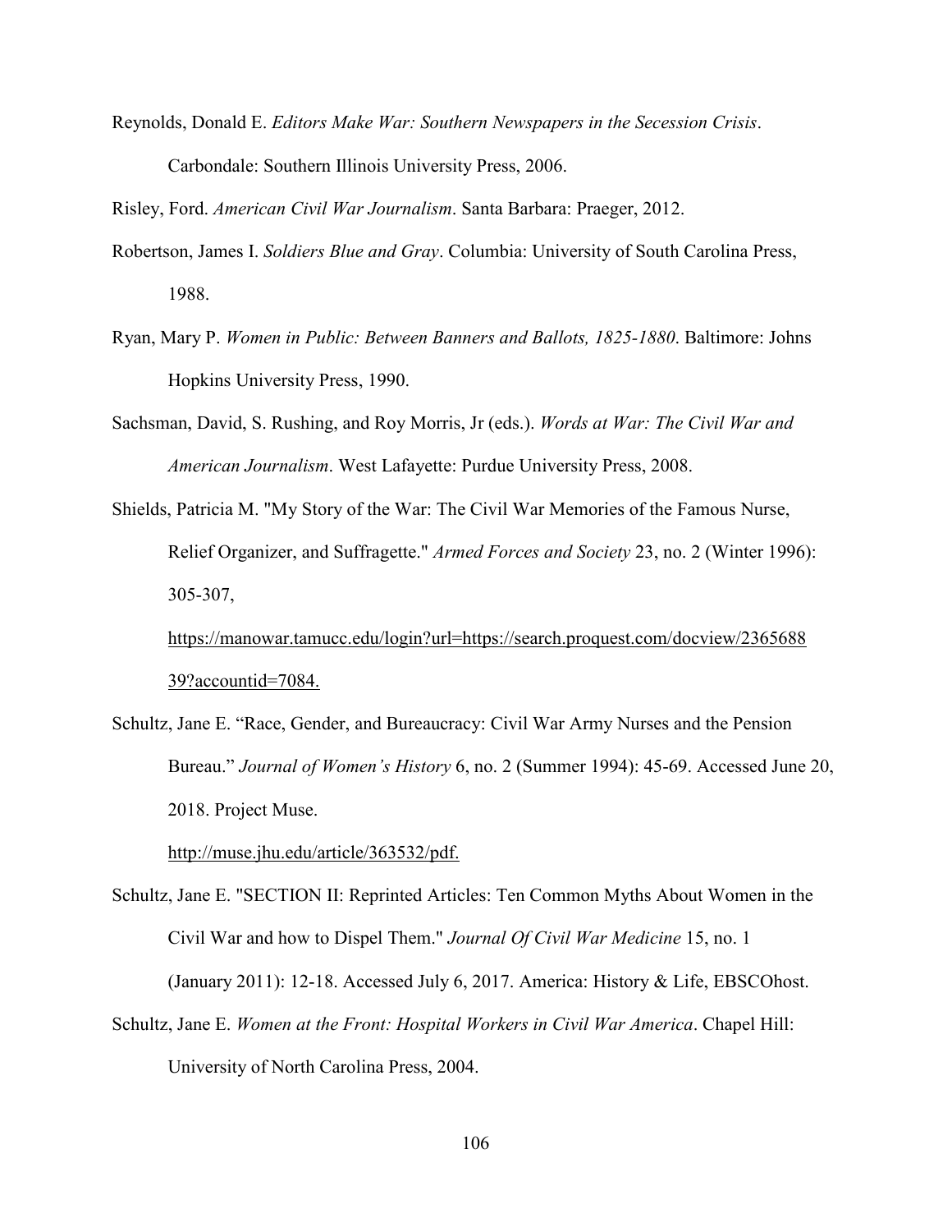Reynolds, Donald E. *Editors Make War: Southern Newspapers in the Secession Crisis*. Carbondale: Southern Illinois University Press, 2006.

Risley, Ford. *American Civil War Journalism*. Santa Barbara: Praeger, 2012.

Robertson, James I. *Soldiers Blue and Gray*. Columbia: University of South Carolina Press, 1988.

Ryan, Mary P. *Women in Public: Between Banners and Ballots, 1825-1880*. Baltimore: Johns Hopkins University Press, 1990.

Sachsman, David, S. Rushing, and Roy Morris, Jr (eds.). *Words at War: The Civil War and American Journalism*. West Lafayette: Purdue University Press, 2008.

Shields, Patricia M. "My Story of the War: The Civil War Memories of the Famous Nurse, Relief Organizer, and Suffragette." *Armed Forces and Society* 23, no. 2 (Winter 1996): 305-307, https://manowar.tamucc.edu/login?url=https://search.proquest.com/docview/236568839?accountid=7084.

Schultz, Jane E. "Race, Gender, and Bureaucracy: Civil War Army Nurses and the Pension Bureau." *Journal of Women's History* 6, no. 2 (Summer 1994): 45-69. Accessed June 20, 2018. Project Muse. http://muse.jhu.edu/article/363532/pdf.

Schultz, Jane E. "SECTION II: Reprinted Articles: Ten Common Myths About Women in the Civil War and how to Dispel Them." *Journal Of Civil War Medicine* 15, no. 1 (January 2011): 12-18. Accessed July 6, 2017. America: History & Life, EBSCOhost.

Schultz, Jane E. *Women at the Front: Hospital Workers in Civil War America*. Chapel Hill: University of North Carolina Press, 2004.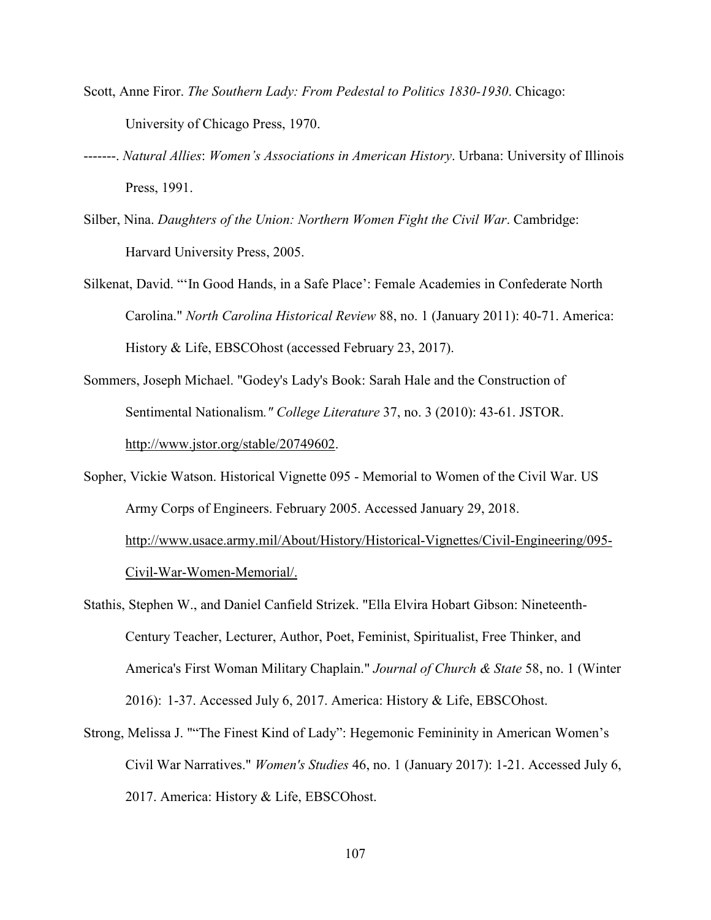Scott, Anne Firor. *The Southern Lady: From Pedestal to Politics 1830-1930*. Chicago: University of Chicago Press, 1970.

-------. *Natural Allies*: *Women's Associations in American History*. Urbana: University of Illinois Press, 1991.

Silber, Nina. *Daughters of the Union: Northern Women Fight the Civil War*. Cambridge: Harvard University Press, 2005.

Silkenat, David. "'In Good Hands, in a Safe Place': Female Academies in Confederate North Carolina." *North Carolina Historical Review* 88, no. 1 (January 2011): 40-71. America: History & Life, EBSCOhost (accessed February 23, 2017).

Sommers, Joseph Michael. "Godey's Lady's Book: Sarah Hale and the Construction of Sentimental Nationalism*." College Literature* 37, no. 3 (2010): 43-61. JSTOR. http://www.jstor.org/stable/20749602.

Sopher, Vickie Watson. Historical Vignette 095 - Memorial to Women of the Civil War. US Army Corps of Engineers. February 2005. Accessed January 29, 2018. http://www.usace.army.mil/About/History/Historical-Vignettes/Civil-Engineering/095-Civil-War-Women-Memorial/.

Stathis, Stephen W., and Daniel Canfield Strizek. "Ella Elvira Hobart Gibson: Nineteenth-Century Teacher, Lecturer, Author, Poet, Feminist, Spiritualist, Free Thinker, and America's First Woman Military Chaplain." *Journal of Church & State* 58, no. 1 (Winter 2016): 1-37. Accessed July 6, 2017. America: History & Life, EBSCOhost.

Strong, Melissa J. ""The Finest Kind of Lady": Hegemonic Femininity in American Women's Civil War Narratives." *Women's Studies* 46, no. 1 (January 2017): 1-21. Accessed July 6, 2017. America: History & Life, EBSCOhost.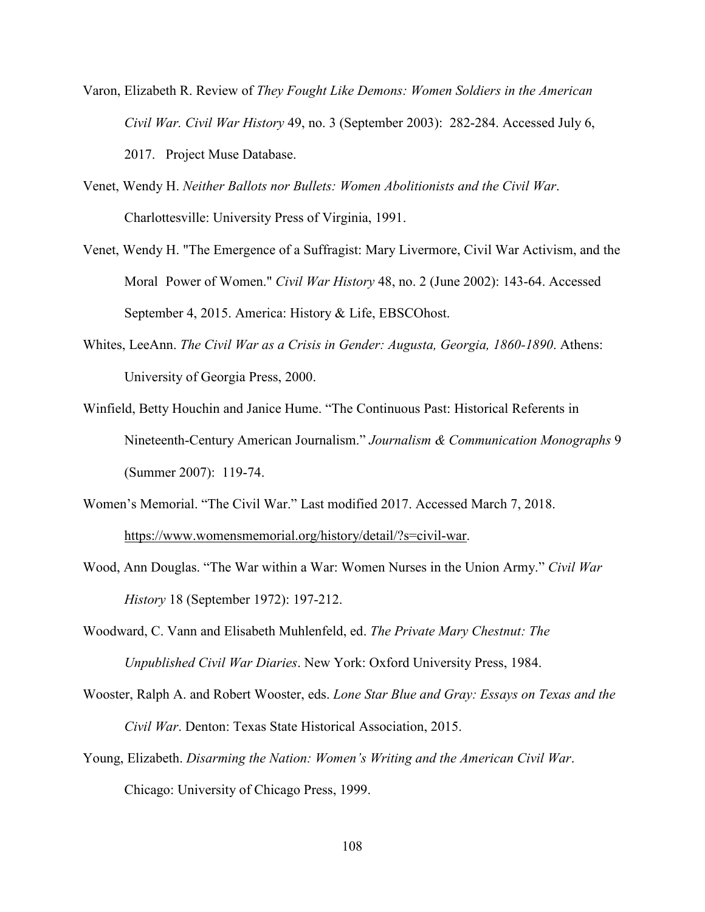Varon, Elizabeth R. Review of *They Fought Like Demons: Women Soldiers in the American Civil War. Civil War History* 49, no. 3 (September 2003): 282-284. Accessed July 6, 2017. Project Muse Database.

Venet, Wendy H. *Neither Ballots nor Bullets: Women Abolitionists and the Civil War*. Charlottesville: University Press of Virginia, 1991.

Venet, Wendy H. "The Emergence of a Suffragist: Mary Livermore, Civil War Activism, and the Moral Power of Women." *Civil War History* 48, no. 2 (June 2002): 143-64. Accessed September 4, 2015. America: History & Life, EBSCOhost.

Whites, LeeAnn. *The Civil War as a Crisis in Gender: Augusta, Georgia, 1860-1890*. Athens: University of Georgia Press, 2000.

Winfield, Betty Houchin and Janice Hume. "The Continuous Past: Historical Referents in Nineteenth-Century American Journalism." *Journalism & Communication Monographs* 9 (Summer 2007): 119-74.

Women's Memorial. "The Civil War." Last modified 2017. Accessed March 7, 2018. https://www.womensmemorial.org/history/detail/?s=civil-war.

Wood, Ann Douglas. "The War within a War: Women Nurses in the Union Army." *Civil War History* 18 (September 1972): 197-212.

Woodward, C. Vann and Elisabeth Muhlenfeld, ed. *The Private Mary Chestnut: The Unpublished Civil War Diaries*. New York: Oxford University Press, 1984.

Wooster, Ralph A. and Robert Wooster, eds. *Lone Star Blue and Gray: Essays on Texas and the Civil War*. Denton: Texas State Historical Association, 2015.

Young, Elizabeth. *Disarming the Nation: Women's Writing and the American Civil War*. Chicago: University of Chicago Press, 1999.